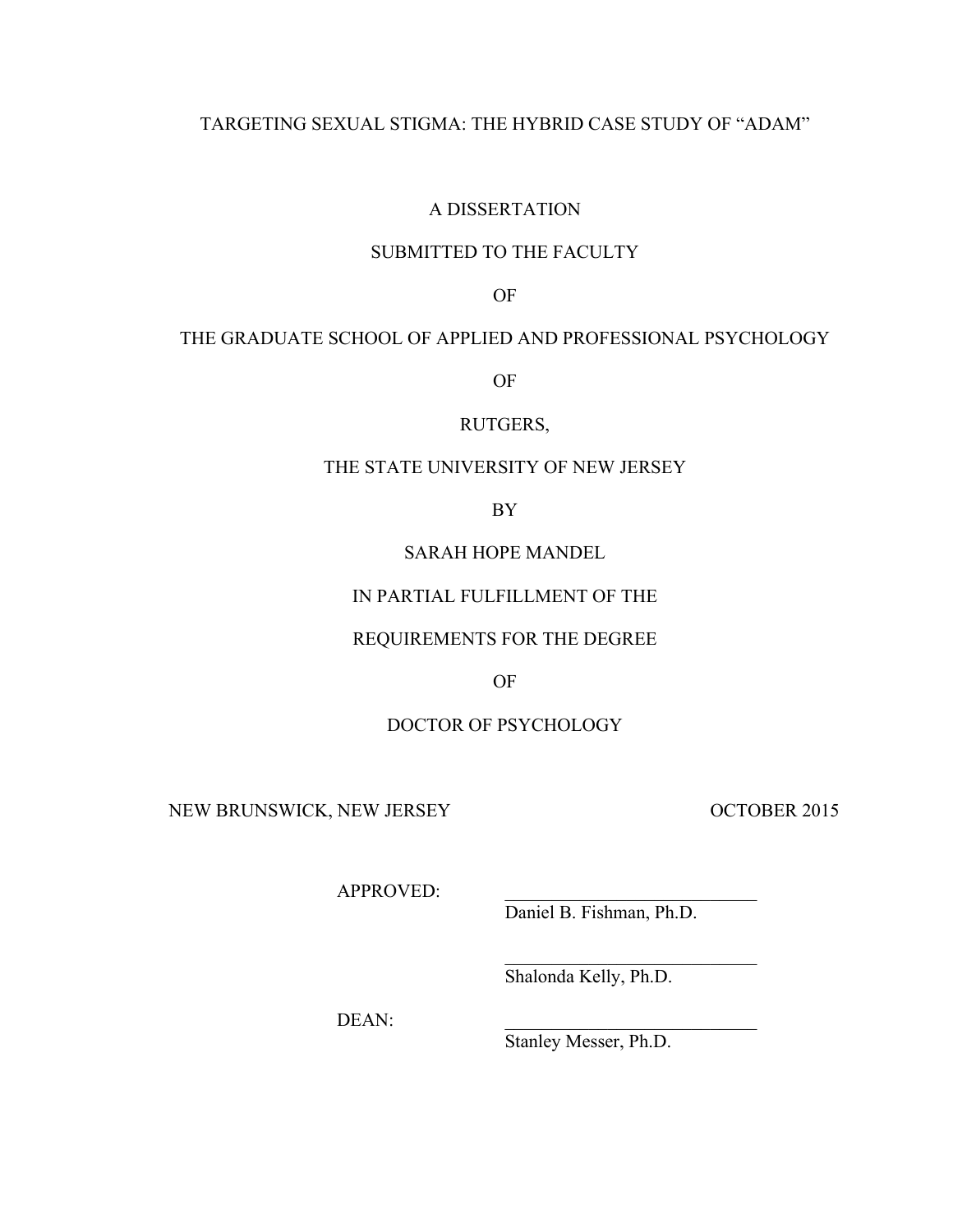# TARGETING SEXUAL STIGMA: THE HYBRID CASE STUDY OF "ADAM"

A DISSERTATION

SUBMITTED TO THE FACULTY

OF

THE GRADUATE SCHOOL OF APPLIED AND PROFESSIONAL PSYCHOLOGY

OF

RUTGERS,

THE STATE UNIVERSITY OF NEW JERSEY

BY

SARAH HOPE MANDEL

IN PARTIAL FULFILLMENT OF THE

REQUIREMENTS FOR THE DEGREE

OF

DOCTOR OF PSYCHOLOGY

NEW BRUNSWICK, NEW JERSEY                                                                 OCTOBER 2015

APPROVED: \_\_\_\_\_\_\_\_\_\_\_\_\_\_\_\_\_\_\_\_\_\_\_\_\_\_\_\_
Daniel B. Fishman, Ph.D.

\_\_\_\_\_\_\_\_\_\_\_\_\_\_\_\_\_\_\_\_\_\_\_\_\_\_\_\_
Shalonda Kelly, Ph.D.

DEAN: \_\_\_\_\_\_\_\_\_\_\_\_\_\_\_\_\_\_\_\_\_\_\_\_\_\_\_\_
Stanley Messer, Ph.D.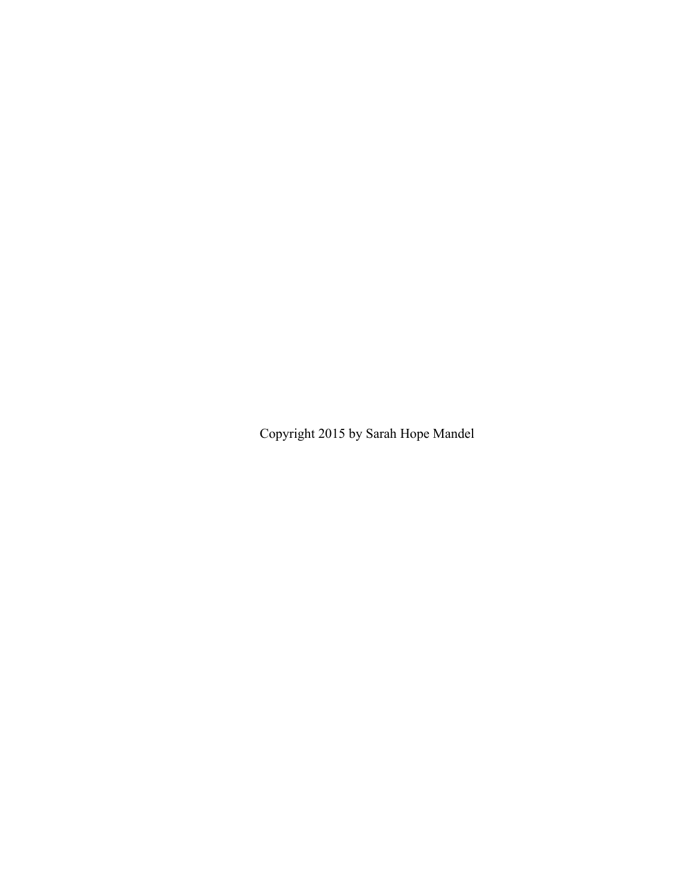Copyright 2015 by Sarah Hope Mandel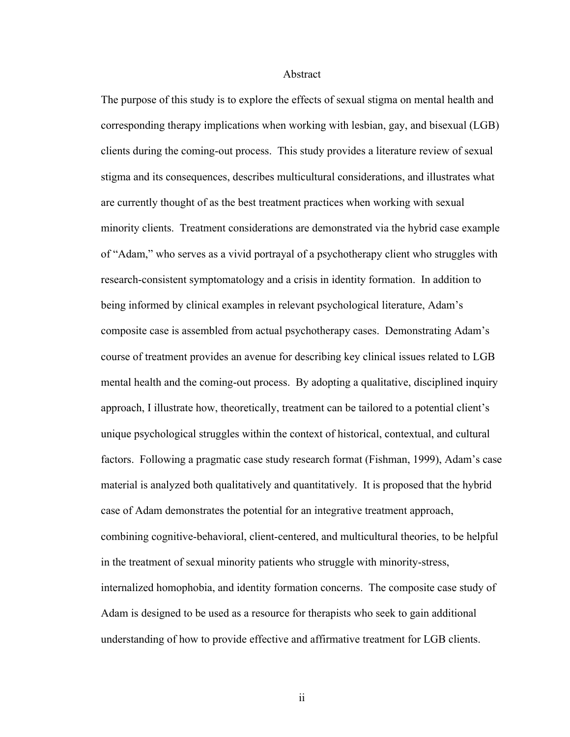# Abstract

The purpose of this study is to explore the effects of sexual stigma on mental health and corresponding therapy implications when working with lesbian, gay, and bisexual (LGB) clients during the coming-out process. This study provides a literature review of sexual stigma and its consequences, describes multicultural considerations, and illustrates what are currently thought of as the best treatment practices when working with sexual minority clients. Treatment considerations are demonstrated via the hybrid case example of "Adam," who serves as a vivid portrayal of a psychotherapy client who struggles with research-consistent symptomatology and a crisis in identity formation. In addition to being informed by clinical examples in relevant psychological literature, Adam's composite case is assembled from actual psychotherapy cases. Demonstrating Adam's course of treatment provides an avenue for describing key clinical issues related to LGB mental health and the coming-out process. By adopting a qualitative, disciplined inquiry approach, I illustrate how, theoretically, treatment can be tailored to a potential client's unique psychological struggles within the context of historical, contextual, and cultural factors. Following a pragmatic case study research format (Fishman, 1999), Adam's case material is analyzed both qualitatively and quantitatively. It is proposed that the hybrid case of Adam demonstrates the potential for an integrative treatment approach, combining cognitive-behavioral, client-centered, and multicultural theories, to be helpful in the treatment of sexual minority patients who struggle with minority-stress, internalized homophobia, and identity formation concerns. The composite case study of Adam is designed to be used as a resource for therapists who seek to gain additional understanding of how to provide effective and affirmative treatment for LGB clients.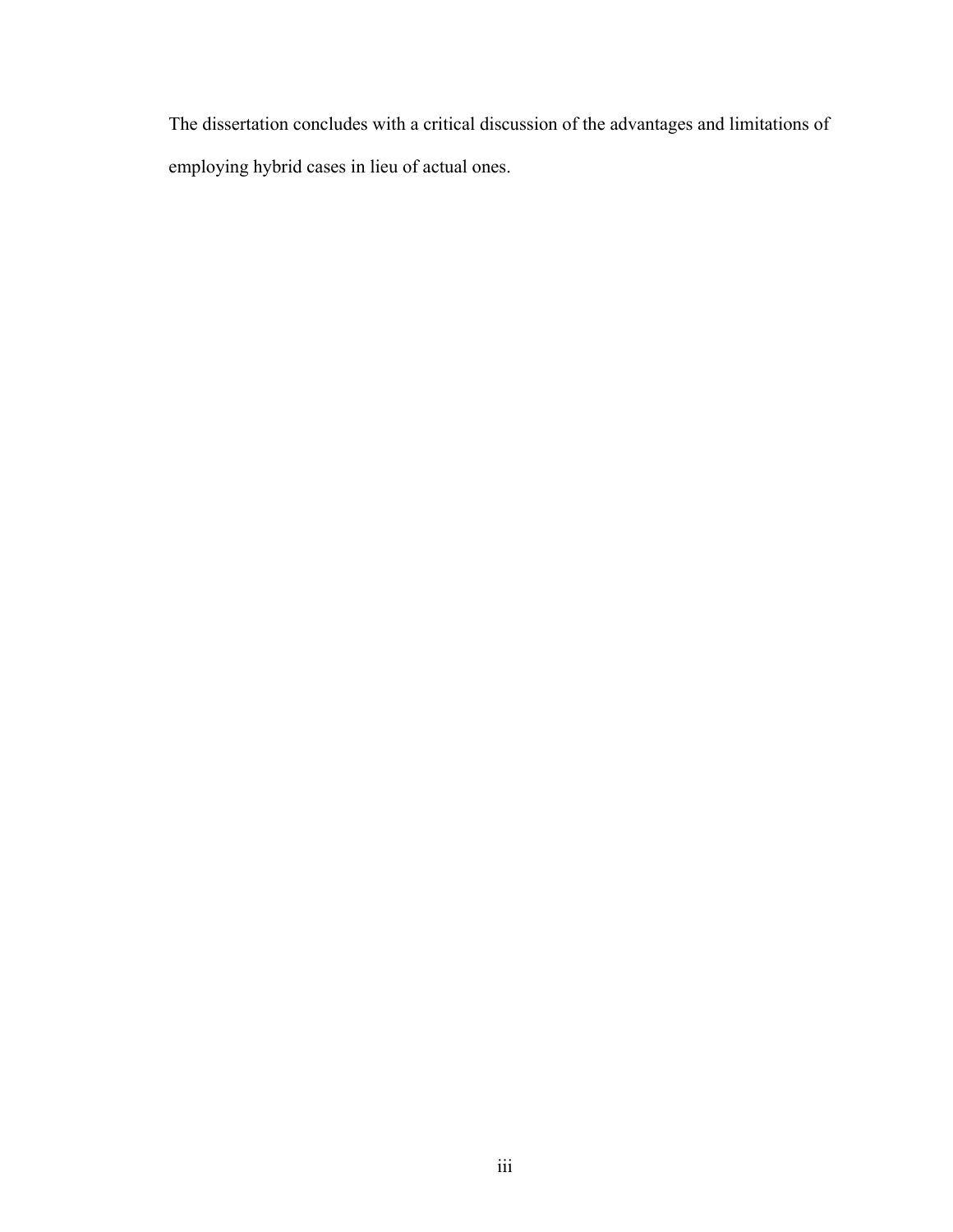The dissertation concludes with a critical discussion of the advantages and limitations of employing hybrid cases in lieu of actual ones.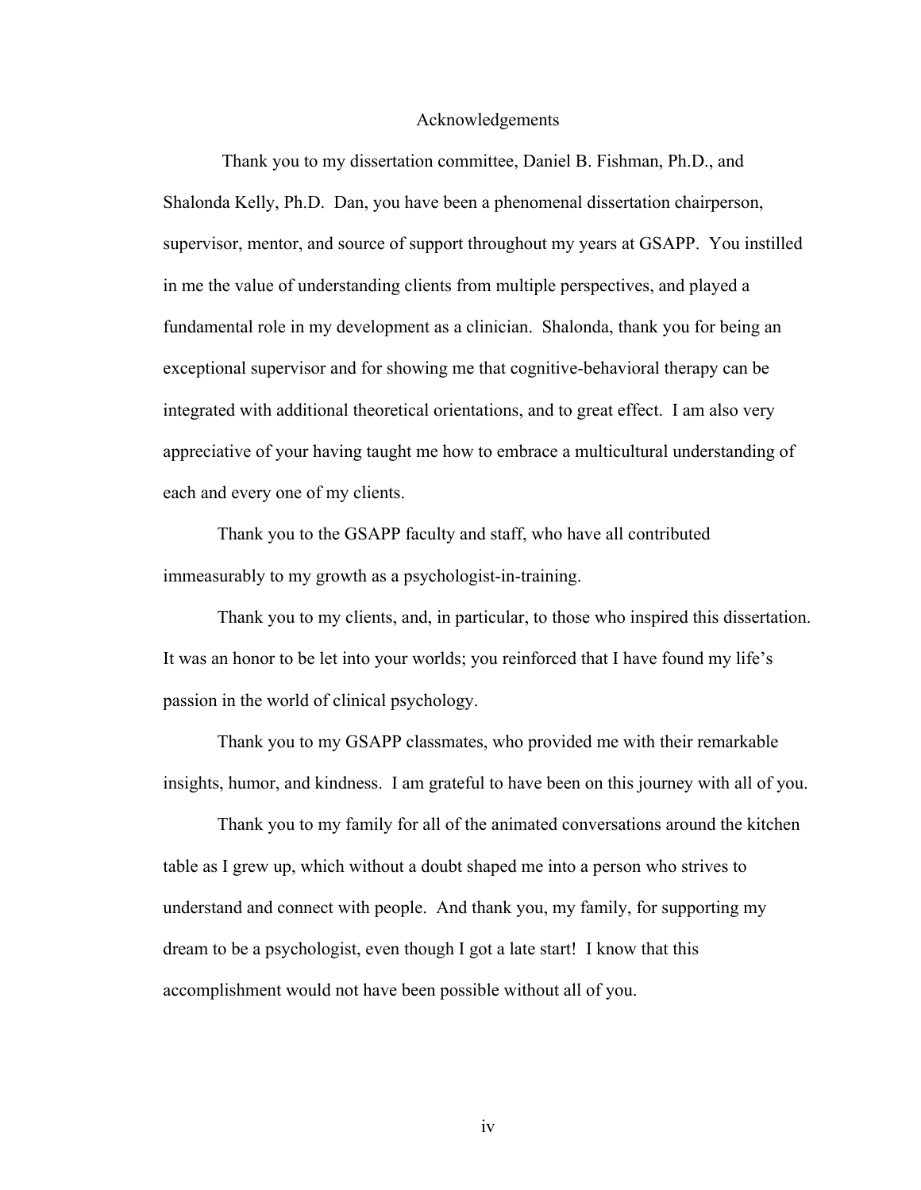# Acknowledgements

Thank you to my dissertation committee, Daniel B. Fishman, Ph.D., and Shalonda Kelly, Ph.D. Dan, you have been a phenomenal dissertation chairperson, supervisor, mentor, and source of support throughout my years at GSAPP. You instilled in me the value of understanding clients from multiple perspectives, and played a fundamental role in my development as a clinician. Shalonda, thank you for being an exceptional supervisor and for showing me that cognitive-behavioral therapy can be integrated with additional theoretical orientations, and to great effect. I am also very appreciative of your having taught me how to embrace a multicultural understanding of each and every one of my clients.

Thank you to the GSAPP faculty and staff, who have all contributed immeasurably to my growth as a psychologist-in-training.

Thank you to my clients, and, in particular, to those who inspired this dissertation. It was an honor to be let into your worlds; you reinforced that I have found my life's passion in the world of clinical psychology.

Thank you to my GSAPP classmates, who provided me with their remarkable insights, humor, and kindness. I am grateful to have been on this journey with all of you.

Thank you to my family for all of the animated conversations around the kitchen table as I grew up, which without a doubt shaped me into a person who strives to understand and connect with people. And thank you, my family, for supporting my dream to be a psychologist, even though I got a late start! I know that this accomplishment would not have been possible without all of you.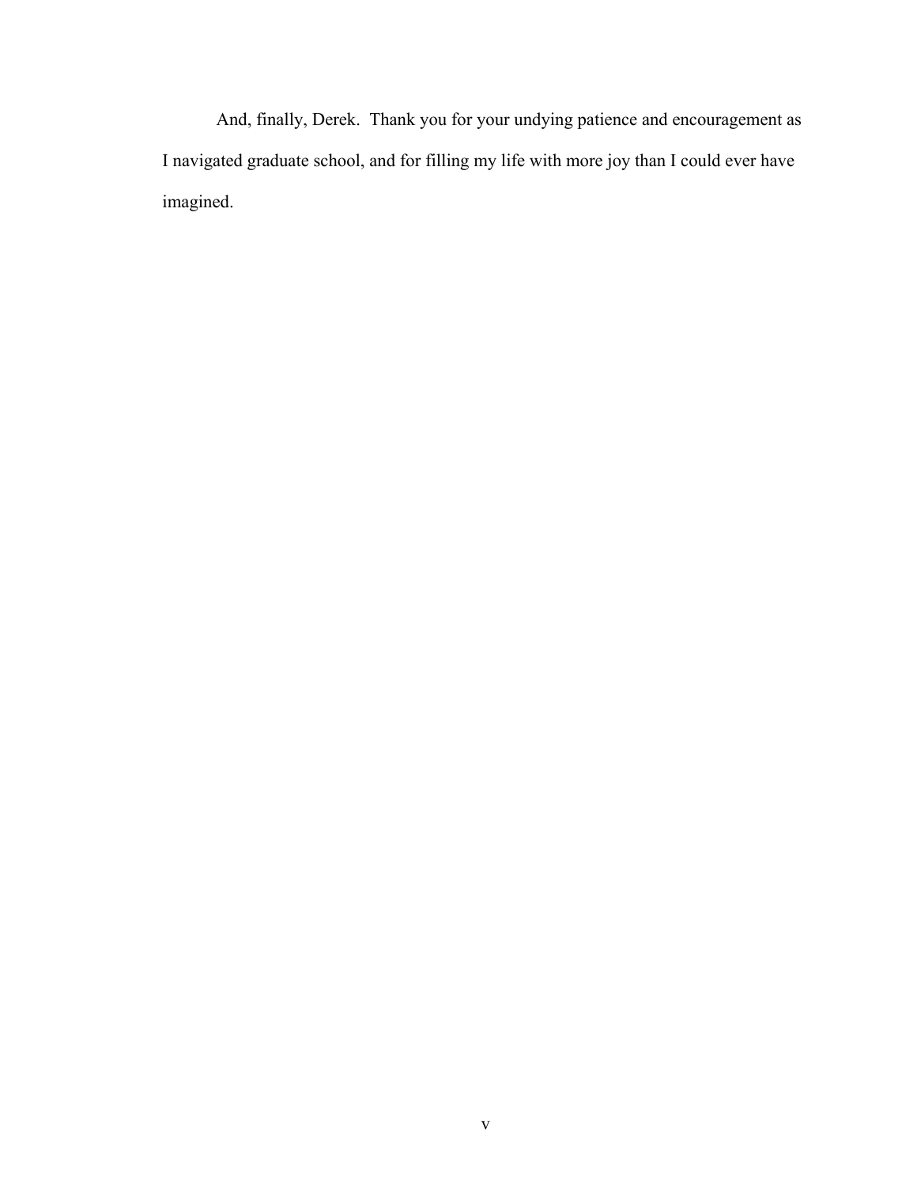And, finally, Derek.  Thank you for your undying patience and encouragement as I navigated graduate school, and for filling my life with more joy than I could ever have imagined.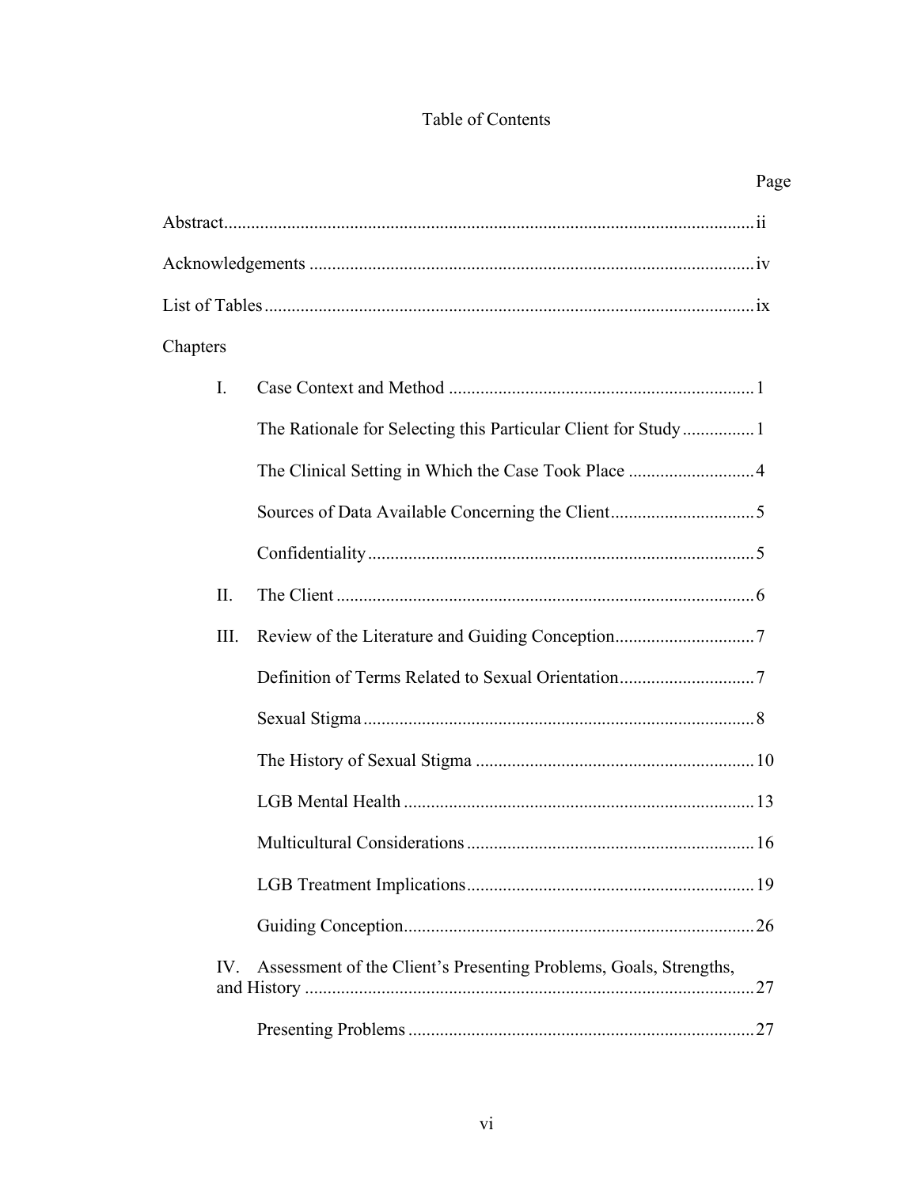# Table of Contents

Page

Abstract ..................................................................................................... ii

Acknowledgements .................................................................................. iv

List of Tables ............................................................................................ ix

Chapters

I. Case Context and Method ................................................................... 1

The Rationale for Selecting this Particular Client for Study ................ 1

The Clinical Setting in Which the Case Took Place ............................ 4

Sources of Data Available Concerning the Client ................................ 5

Confidentiality ..................................................................................... 5

II. The Client ............................................................................................ 6

III. Review of the Literature and Guiding Conception ............................... 7

Definition of Terms Related to Sexual Orientation .............................. 7

Sexual Stigma ...................................................................................... 8

The History of Sexual Stigma ............................................................. 10

LGB Mental Health ............................................................................. 13

Multicultural Considerations ............................................................... 16

LGB Treatment Implications ............................................................... 19

Guiding Conception ............................................................................. 26

IV. Assessment of the Client's Presenting Problems, Goals, Strengths, and History .................................................................................................... 27

Presenting Problems ............................................................................ 27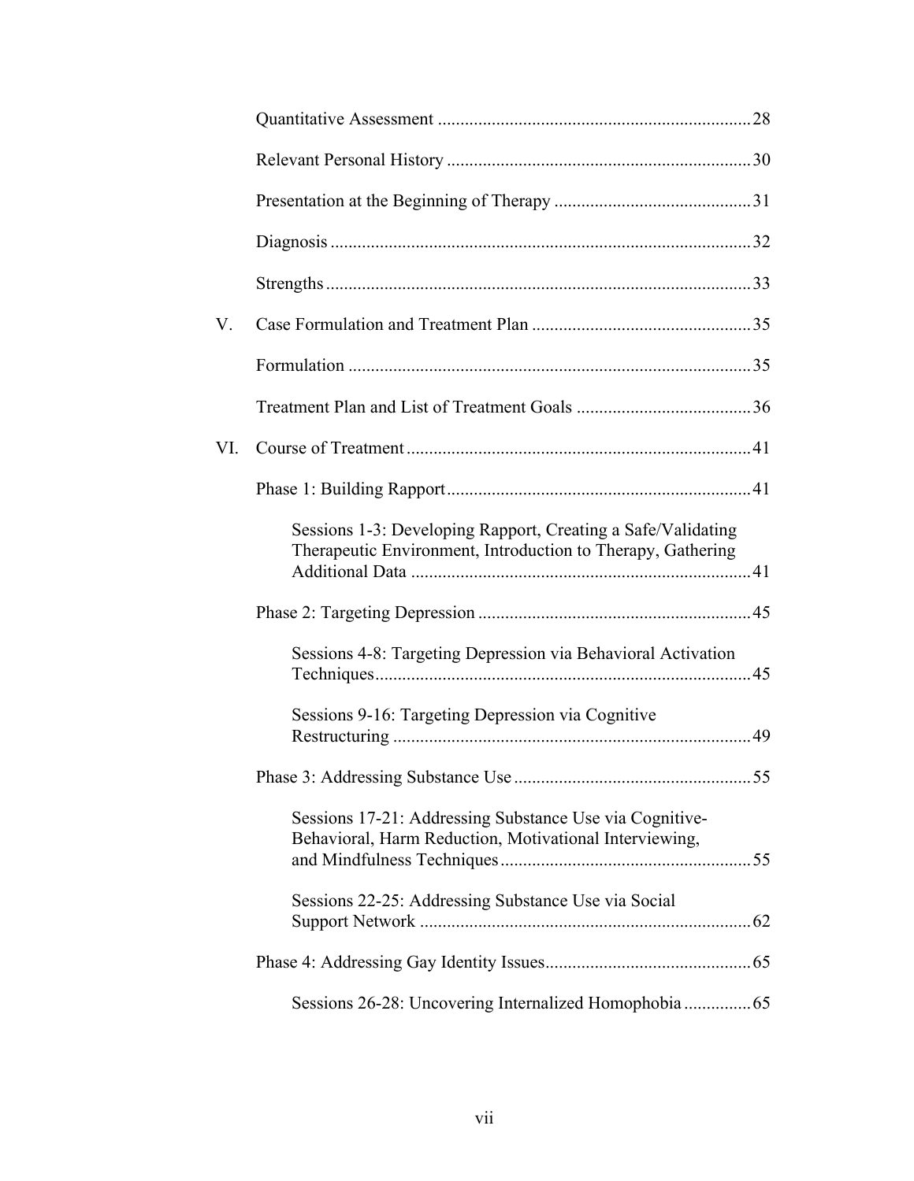Quantitative Assessment ..................................................................... 28

Relevant Personal History ................................................................... 30

Presentation at the Beginning of Therapy ............................................ 31

Diagnosis ............................................................................................. 32

Strengths .............................................................................................. 33

V. Case Formulation and Treatment Plan ................................................. 35

Formulation ......................................................................................... 35

Treatment Plan and List of Treatment Goals ....................................... 36

VI. Course of Treatment ............................................................................. 41

Phase 1: Building Rapport .................................................................... 41

Sessions 1-3: Developing Rapport, Creating a Safe/Validating Therapeutic Environment, Introduction to Therapy, Gathering Additional Data ............................................................................ 41

Phase 2: Targeting Depression ............................................................. 45

Sessions 4-8: Targeting Depression via Behavioral Activation Techniques .................................................................................... 45

Sessions 9-16: Targeting Depression via Cognitive Restructuring ............................................................................... 49

Phase 3: Addressing Substance Use ..................................................... 55

Sessions 17-21: Addressing Substance Use via Cognitive-Behavioral, Harm Reduction, Motivational Interviewing, and Mindfulness Techniques ........................................................ 55

Sessions 22-25: Addressing Substance Use via Social Support Network .......................................................................... 62

Phase 4: Addressing Gay Identity Issues .............................................. 65

Sessions 26-28: Uncovering Internalized Homophobia ............... 65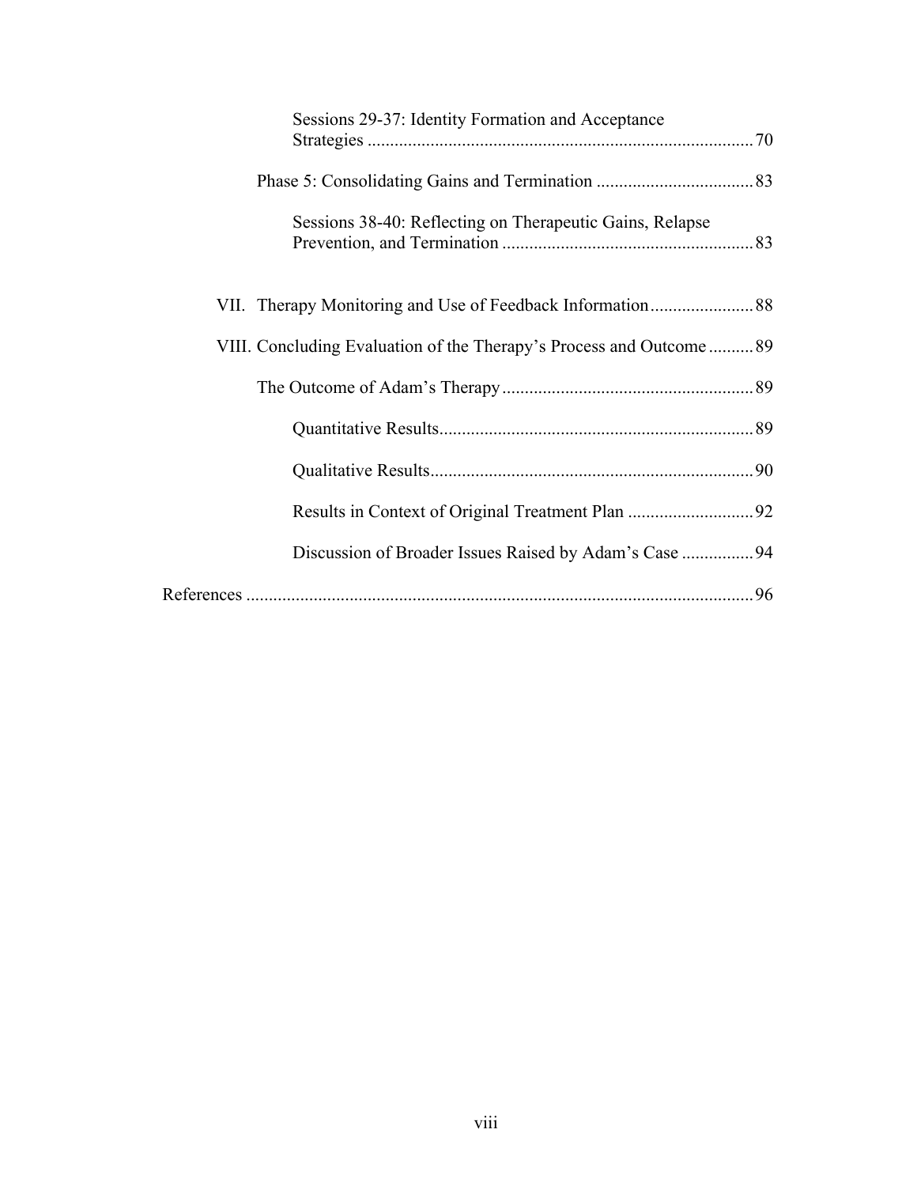Sessions 29-37: Identity Formation and Acceptance Strategies ..................................................................................... 70

Phase 5: Consolidating Gains and Termination .................................. 83

Sessions 38-40: Reflecting on Therapeutic Gains, Relapse Prevention, and Termination ....................................................... 83

VII. Therapy Monitoring and Use of Feedback Information ....................... 88

VIII. Concluding Evaluation of the Therapy's Process and Outcome .......... 89

The Outcome of Adam's Therapy ....................................................... 89

Quantitative Results ..................................................................... 89

Qualitative Results ....................................................................... 90

Results in Context of Original Treatment Plan ............................ 92

Discussion of Broader Issues Raised by Adam's Case ................ 94

References ................................................................................................ 96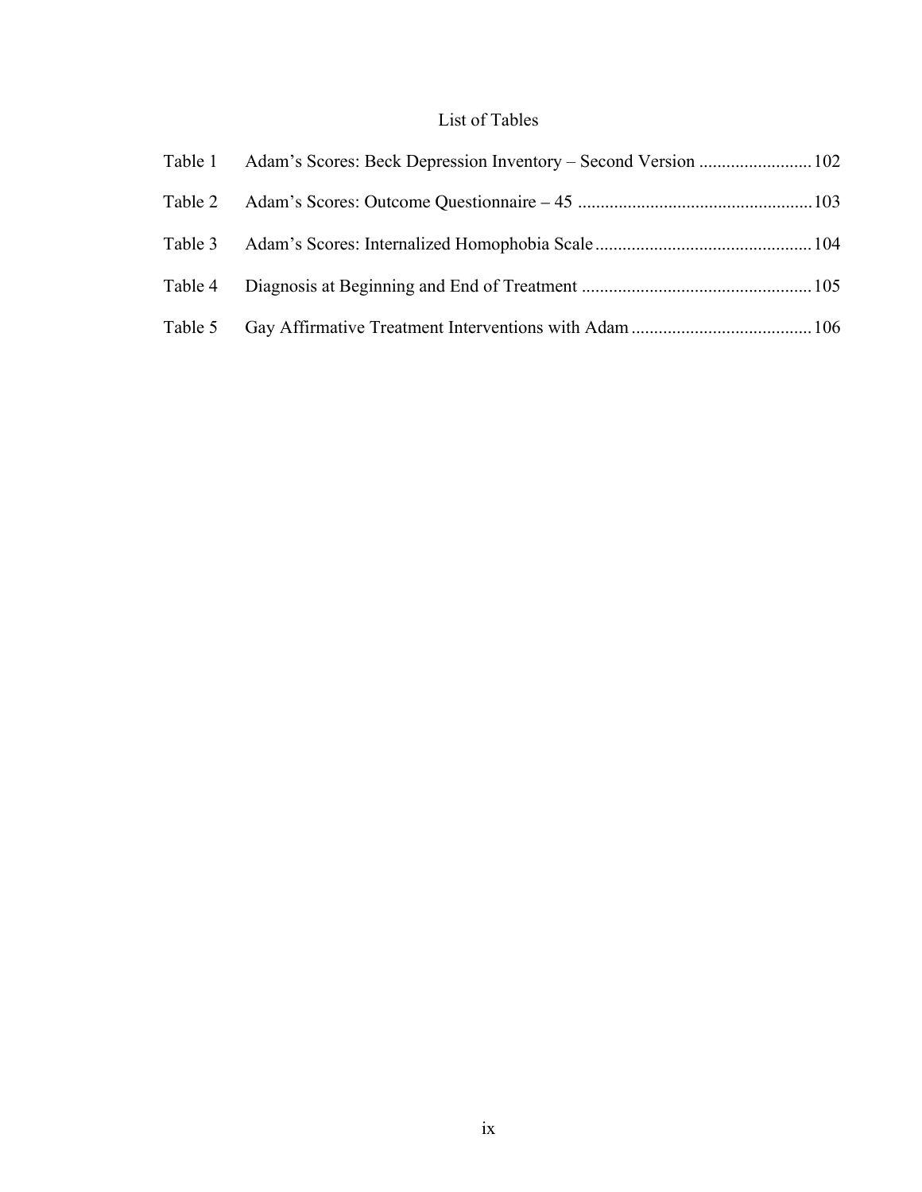# List of Tables

Table 1 Adam's Scores: Beck Depression Inventory – Second Version ........................ 102

Table 2 Adam's Scores: Outcome Questionnaire – 45 ................................................... 103

Table 3 Adam's Scores: Internalized Homophobia Scale ............................................... 104

Table 4 Diagnosis at Beginning and End of Treatment .................................................. 105

Table 5 Gay Affirmative Treatment Interventions with Adam ....................................... 106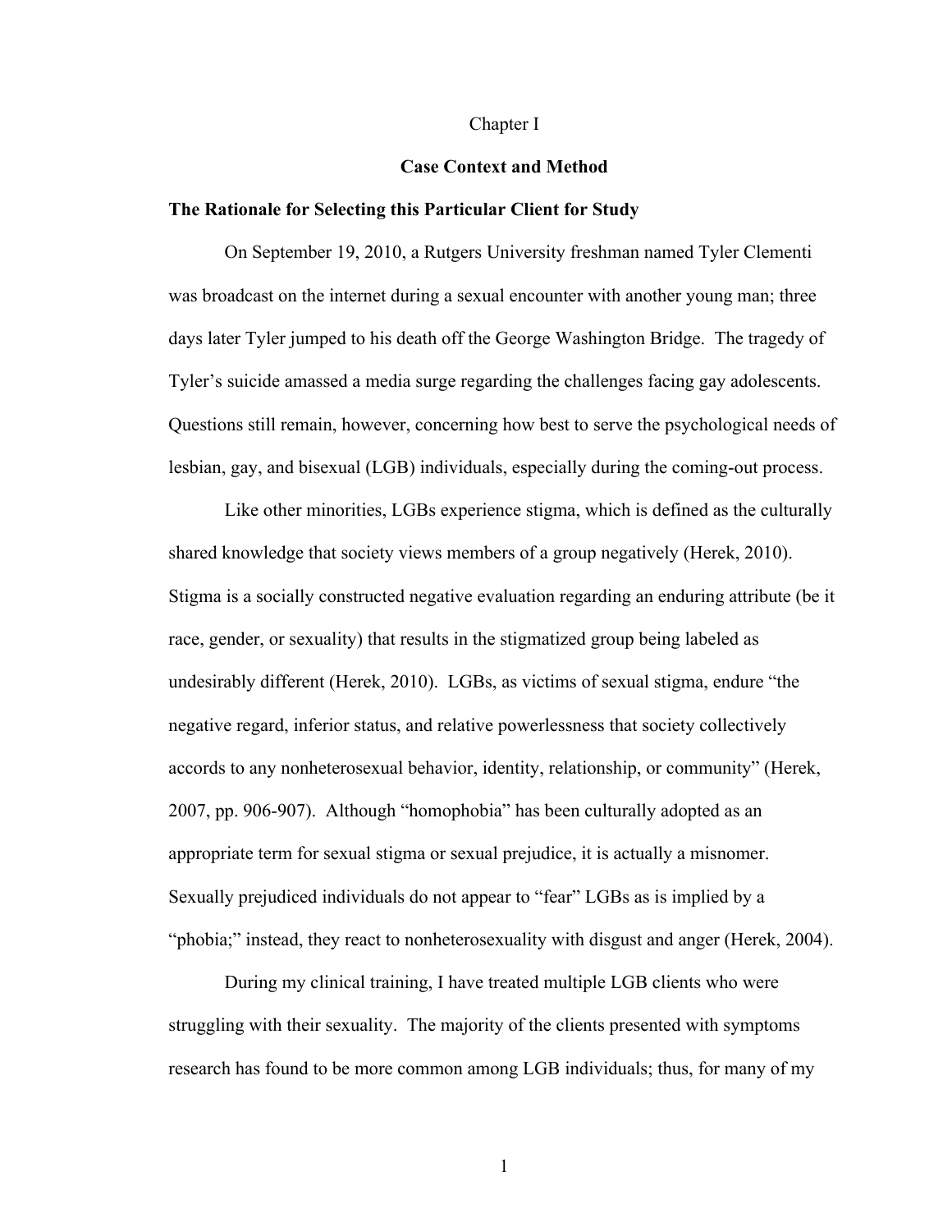# Chapter I

## Case Context and Method

### The Rationale for Selecting this Particular Client for Study

On September 19, 2010, a Rutgers University freshman named Tyler Clementi was broadcast on the internet during a sexual encounter with another young man; three days later Tyler jumped to his death off the George Washington Bridge. The tragedy of Tyler's suicide amassed a media surge regarding the challenges facing gay adolescents. Questions still remain, however, concerning how best to serve the psychological needs of lesbian, gay, and bisexual (LGB) individuals, especially during the coming-out process.

Like other minorities, LGBs experience stigma, which is defined as the culturally shared knowledge that society views members of a group negatively (Herek, 2010). Stigma is a socially constructed negative evaluation regarding an enduring attribute (be it race, gender, or sexuality) that results in the stigmatized group being labeled as undesirably different (Herek, 2010). LGBs, as victims of sexual stigma, endure "the negative regard, inferior status, and relative powerlessness that society collectively accords to any nonheterosexual behavior, identity, relationship, or community" (Herek, 2007, pp. 906-907). Although "homophobia" has been culturally adopted as an appropriate term for sexual stigma or sexual prejudice, it is actually a misnomer. Sexually prejudiced individuals do not appear to "fear" LGBs as is implied by a "phobia;" instead, they react to nonheterosexuality with disgust and anger (Herek, 2004).

During my clinical training, I have treated multiple LGB clients who were struggling with their sexuality. The majority of the clients presented with symptoms research has found to be more common among LGB individuals; thus, for many of my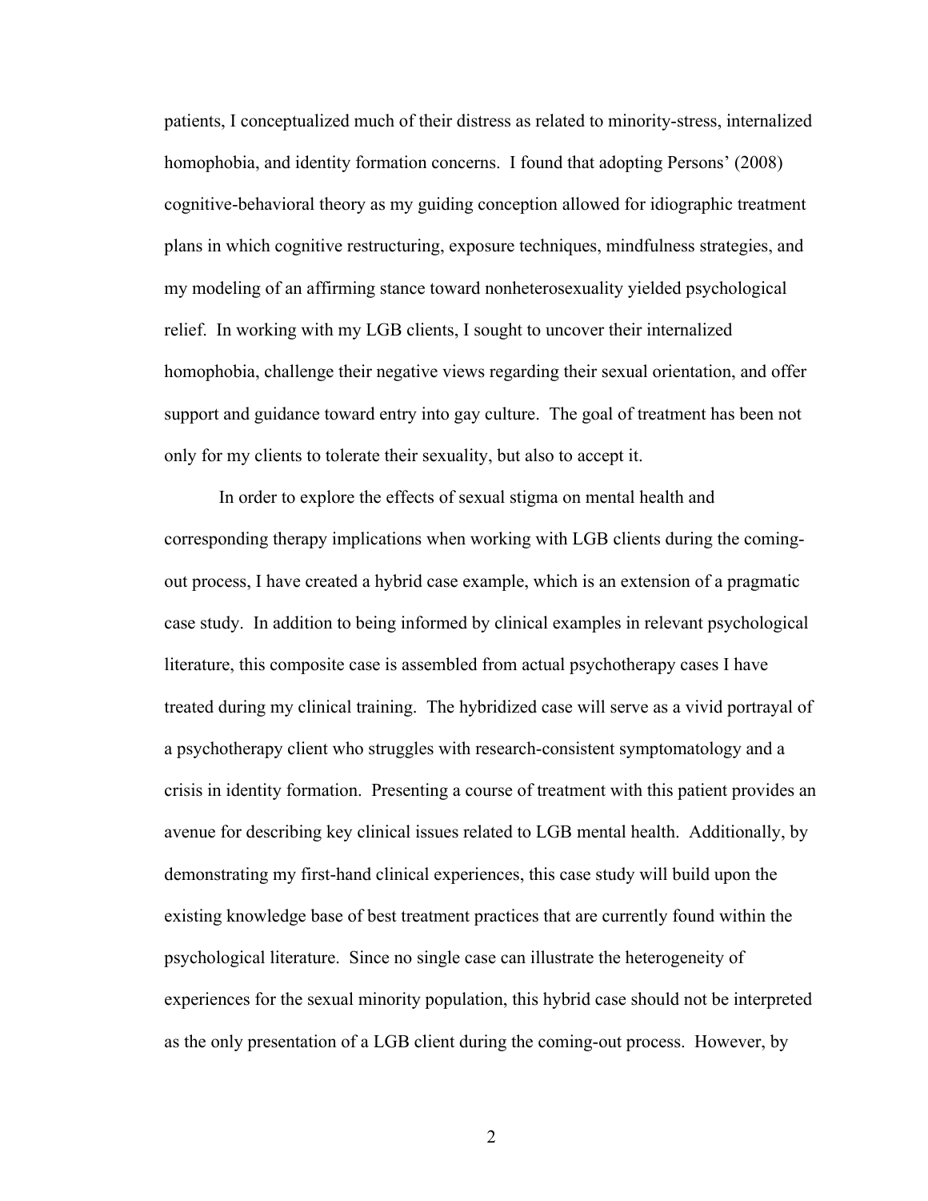patients, I conceptualized much of their distress as related to minority-stress, internalized homophobia, and identity formation concerns. I found that adopting Persons' (2008) cognitive-behavioral theory as my guiding conception allowed for idiographic treatment plans in which cognitive restructuring, exposure techniques, mindfulness strategies, and my modeling of an affirming stance toward nonheterosexuality yielded psychological relief. In working with my LGB clients, I sought to uncover their internalized homophobia, challenge their negative views regarding their sexual orientation, and offer support and guidance toward entry into gay culture. The goal of treatment has been not only for my clients to tolerate their sexuality, but also to accept it.

In order to explore the effects of sexual stigma on mental health and corresponding therapy implications when working with LGB clients during the coming-out process, I have created a hybrid case example, which is an extension of a pragmatic case study. In addition to being informed by clinical examples in relevant psychological literature, this composite case is assembled from actual psychotherapy cases I have treated during my clinical training. The hybridized case will serve as a vivid portrayal of a psychotherapy client who struggles with research-consistent symptomatology and a crisis in identity formation. Presenting a course of treatment with this patient provides an avenue for describing key clinical issues related to LGB mental health. Additionally, by demonstrating my first-hand clinical experiences, this case study will build upon the existing knowledge base of best treatment practices that are currently found within the psychological literature. Since no single case can illustrate the heterogeneity of experiences for the sexual minority population, this hybrid case should not be interpreted as the only presentation of a LGB client during the coming-out process. However, by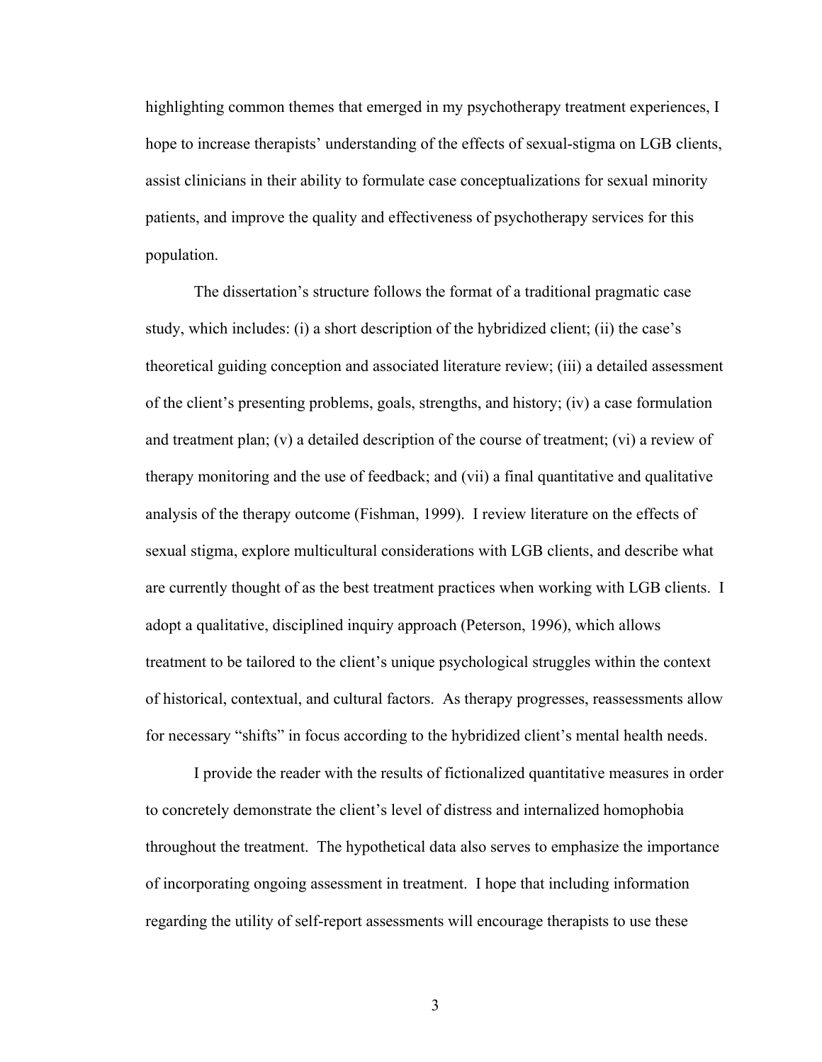highlighting common themes that emerged in my psychotherapy treatment experiences, I hope to increase therapists' understanding of the effects of sexual-stigma on LGB clients, assist clinicians in their ability to formulate case conceptualizations for sexual minority patients, and improve the quality and effectiveness of psychotherapy services for this population.

The dissertation's structure follows the format of a traditional pragmatic case study, which includes: (i) a short description of the hybridized client; (ii) the case's theoretical guiding conception and associated literature review; (iii) a detailed assessment of the client's presenting problems, goals, strengths, and history; (iv) a case formulation and treatment plan; (v) a detailed description of the course of treatment; (vi) a review of therapy monitoring and the use of feedback; and (vii) a final quantitative and qualitative analysis of the therapy outcome (Fishman, 1999). I review literature on the effects of sexual stigma, explore multicultural considerations with LGB clients, and describe what are currently thought of as the best treatment practices when working with LGB clients. I adopt a qualitative, disciplined inquiry approach (Peterson, 1996), which allows treatment to be tailored to the client's unique psychological struggles within the context of historical, contextual, and cultural factors. As therapy progresses, reassessments allow for necessary "shifts" in focus according to the hybridized client's mental health needs.

I provide the reader with the results of fictionalized quantitative measures in order to concretely demonstrate the client's level of distress and internalized homophobia throughout the treatment. The hypothetical data also serves to emphasize the importance of incorporating ongoing assessment in treatment. I hope that including information regarding the utility of self-report assessments will encourage therapists to use these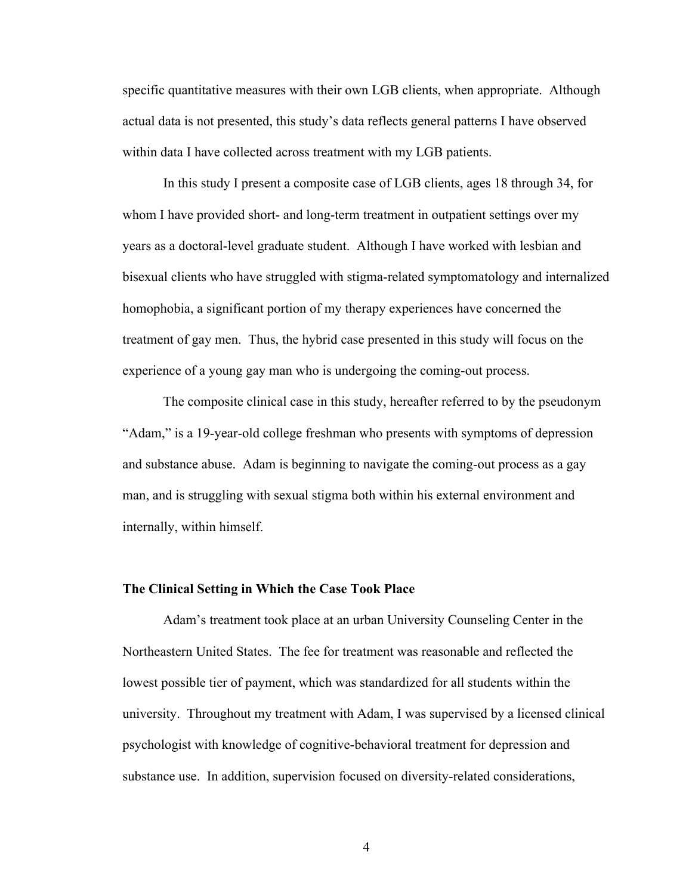specific quantitative measures with their own LGB clients, when appropriate. Although actual data is not presented, this study's data reflects general patterns I have observed within data I have collected across treatment with my LGB patients.

In this study I present a composite case of LGB clients, ages 18 through 34, for whom I have provided short- and long-term treatment in outpatient settings over my years as a doctoral-level graduate student. Although I have worked with lesbian and bisexual clients who have struggled with stigma-related symptomatology and internalized homophobia, a significant portion of my therapy experiences have concerned the treatment of gay men. Thus, the hybrid case presented in this study will focus on the experience of a young gay man who is undergoing the coming-out process.

The composite clinical case in this study, hereafter referred to by the pseudonym "Adam," is a 19-year-old college freshman who presents with symptoms of depression and substance abuse. Adam is beginning to navigate the coming-out process as a gay man, and is struggling with sexual stigma both within his external environment and internally, within himself.

### The Clinical Setting in Which the Case Took Place

Adam's treatment took place at an urban University Counseling Center in the Northeastern United States. The fee for treatment was reasonable and reflected the lowest possible tier of payment, which was standardized for all students within the university. Throughout my treatment with Adam, I was supervised by a licensed clinical psychologist with knowledge of cognitive-behavioral treatment for depression and substance use. In addition, supervision focused on diversity-related considerations,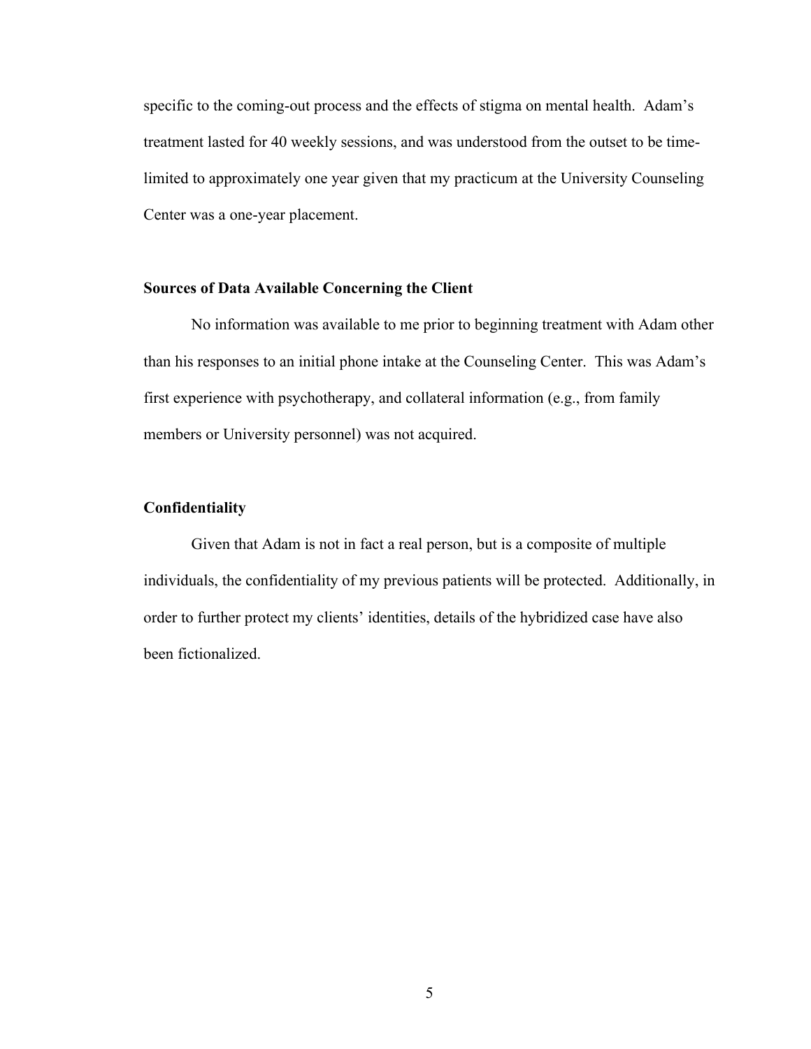specific to the coming-out process and the effects of stigma on mental health. Adam's treatment lasted for 40 weekly sessions, and was understood from the outset to be time-limited to approximately one year given that my practicum at the University Counseling Center was a one-year placement.

### Sources of Data Available Concerning the Client

No information was available to me prior to beginning treatment with Adam other than his responses to an initial phone intake at the Counseling Center. This was Adam's first experience with psychotherapy, and collateral information (e.g., from family members or University personnel) was not acquired.

### Confidentiality

Given that Adam is not in fact a real person, but is a composite of multiple individuals, the confidentiality of my previous patients will be protected. Additionally, in order to further protect my clients' identities, details of the hybridized case have also been fictionalized.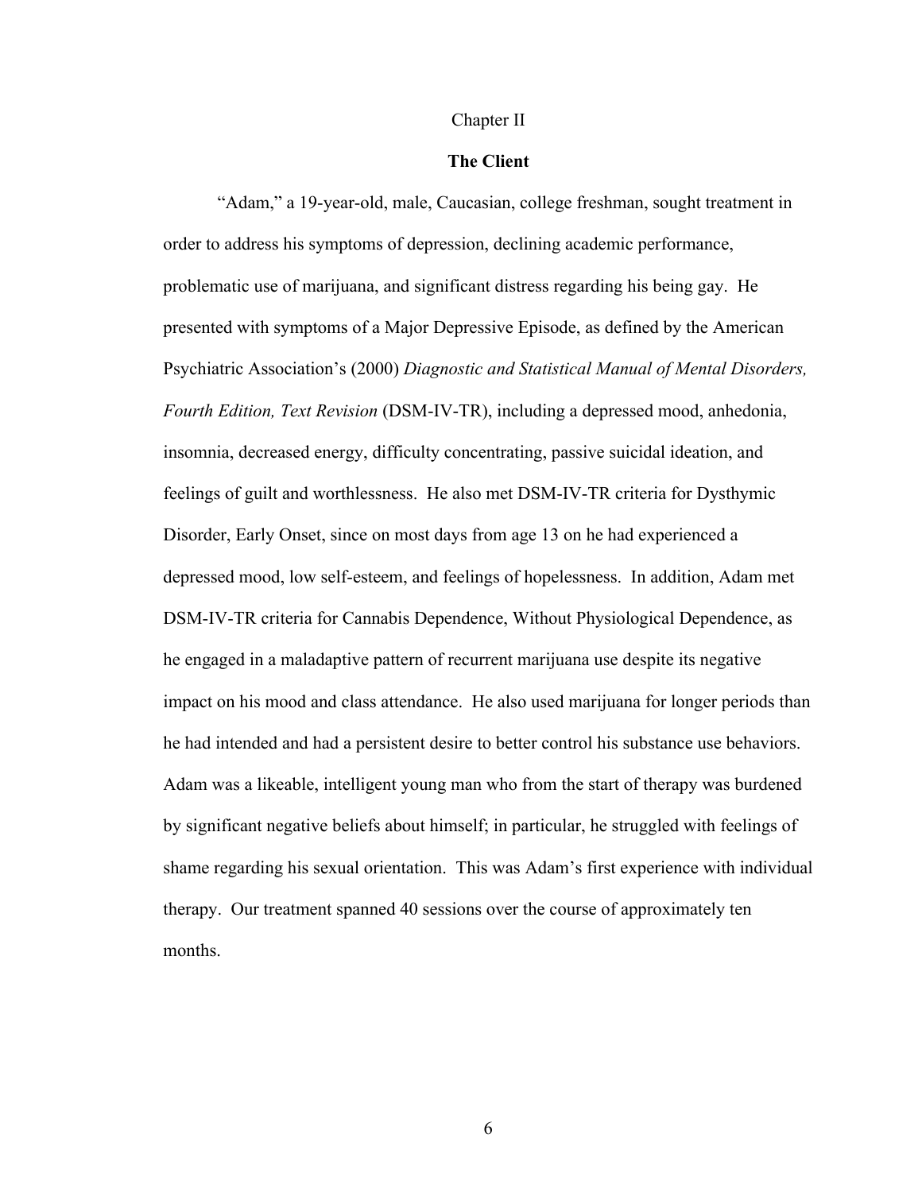# Chapter II

## The Client

"Adam," a 19-year-old, male, Caucasian, college freshman, sought treatment in order to address his symptoms of depression, declining academic performance, problematic use of marijuana, and significant distress regarding his being gay. He presented with symptoms of a Major Depressive Episode, as defined by the American Psychiatric Association's (2000) *Diagnostic and Statistical Manual of Mental Disorders, Fourth Edition, Text Revision* (DSM-IV-TR), including a depressed mood, anhedonia, insomnia, decreased energy, difficulty concentrating, passive suicidal ideation, and feelings of guilt and worthlessness. He also met DSM-IV-TR criteria for Dysthymic Disorder, Early Onset, since on most days from age 13 on he had experienced a depressed mood, low self-esteem, and feelings of hopelessness. In addition, Adam met DSM-IV-TR criteria for Cannabis Dependence, Without Physiological Dependence, as he engaged in a maladaptive pattern of recurrent marijuana use despite its negative impact on his mood and class attendance. He also used marijuana for longer periods than he had intended and had a persistent desire to better control his substance use behaviors. Adam was a likeable, intelligent young man who from the start of therapy was burdened by significant negative beliefs about himself; in particular, he struggled with feelings of shame regarding his sexual orientation. This was Adam's first experience with individual therapy. Our treatment spanned 40 sessions over the course of approximately ten months.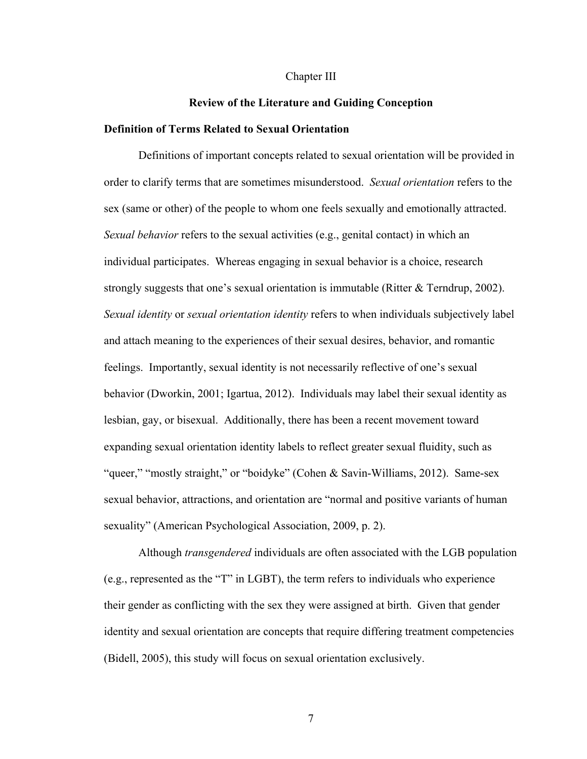# Chapter III

## Review of the Literature and Guiding Conception

### Definition of Terms Related to Sexual Orientation

Definitions of important concepts related to sexual orientation will be provided in order to clarify terms that are sometimes misunderstood. *Sexual orientation* refers to the sex (same or other) of the people to whom one feels sexually and emotionally attracted. *Sexual behavior* refers to the sexual activities (e.g., genital contact) in which an individual participates. Whereas engaging in sexual behavior is a choice, research strongly suggests that one's sexual orientation is immutable (Ritter & Terndrup, 2002). *Sexual identity* or *sexual orientation identity* refers to when individuals subjectively label and attach meaning to the experiences of their sexual desires, behavior, and romantic feelings. Importantly, sexual identity is not necessarily reflective of one's sexual behavior (Dworkin, 2001; Igartua, 2012). Individuals may label their sexual identity as lesbian, gay, or bisexual. Additionally, there has been a recent movement toward expanding sexual orientation identity labels to reflect greater sexual fluidity, such as "queer," "mostly straight," or "boidyke" (Cohen & Savin-Williams, 2012). Same-sex sexual behavior, attractions, and orientation are "normal and positive variants of human sexuality" (American Psychological Association, 2009, p. 2).

Although *transgendered* individuals are often associated with the LGB population (e.g., represented as the "T" in LGBT), the term refers to individuals who experience their gender as conflicting with the sex they were assigned at birth. Given that gender identity and sexual orientation are concepts that require differing treatment competencies (Bidell, 2005), this study will focus on sexual orientation exclusively.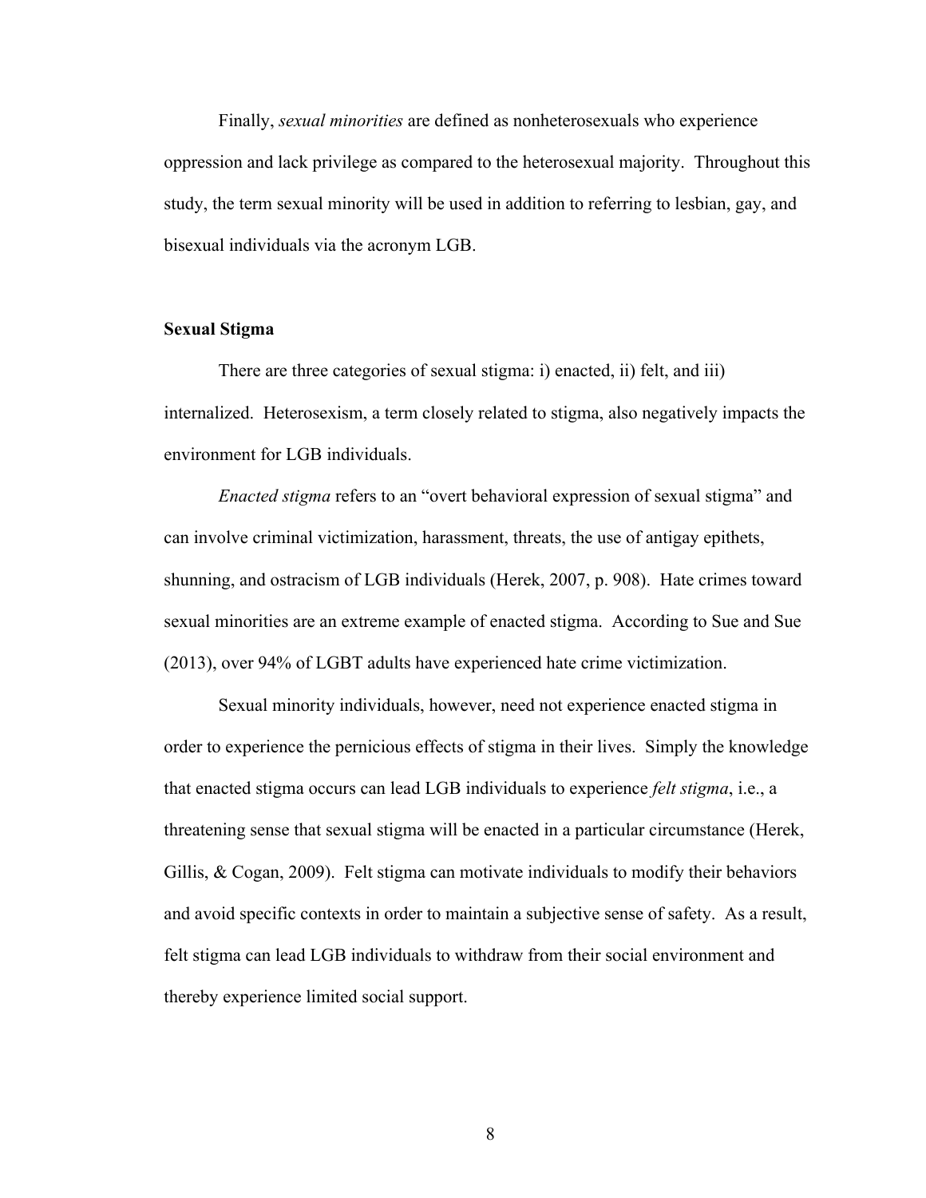Finally, *sexual minorities* are defined as nonheterosexuals who experience oppression and lack privilege as compared to the heterosexual majority. Throughout this study, the term sexual minority will be used in addition to referring to lesbian, gay, and bisexual individuals via the acronym LGB.

## Sexual Stigma

There are three categories of sexual stigma: i) enacted, ii) felt, and iii) internalized. Heterosexism, a term closely related to stigma, also negatively impacts the environment for LGB individuals.

*Enacted stigma* refers to an "overt behavioral expression of sexual stigma" and can involve criminal victimization, harassment, threats, the use of antigay epithets, shunning, and ostracism of LGB individuals (Herek, 2007, p. 908). Hate crimes toward sexual minorities are an extreme example of enacted stigma. According to Sue and Sue (2013), over 94% of LGBT adults have experienced hate crime victimization.

Sexual minority individuals, however, need not experience enacted stigma in order to experience the pernicious effects of stigma in their lives. Simply the knowledge that enacted stigma occurs can lead LGB individuals to experience *felt stigma*, i.e., a threatening sense that sexual stigma will be enacted in a particular circumstance (Herek, Gillis, & Cogan, 2009). Felt stigma can motivate individuals to modify their behaviors and avoid specific contexts in order to maintain a subjective sense of safety. As a result, felt stigma can lead LGB individuals to withdraw from their social environment and thereby experience limited social support.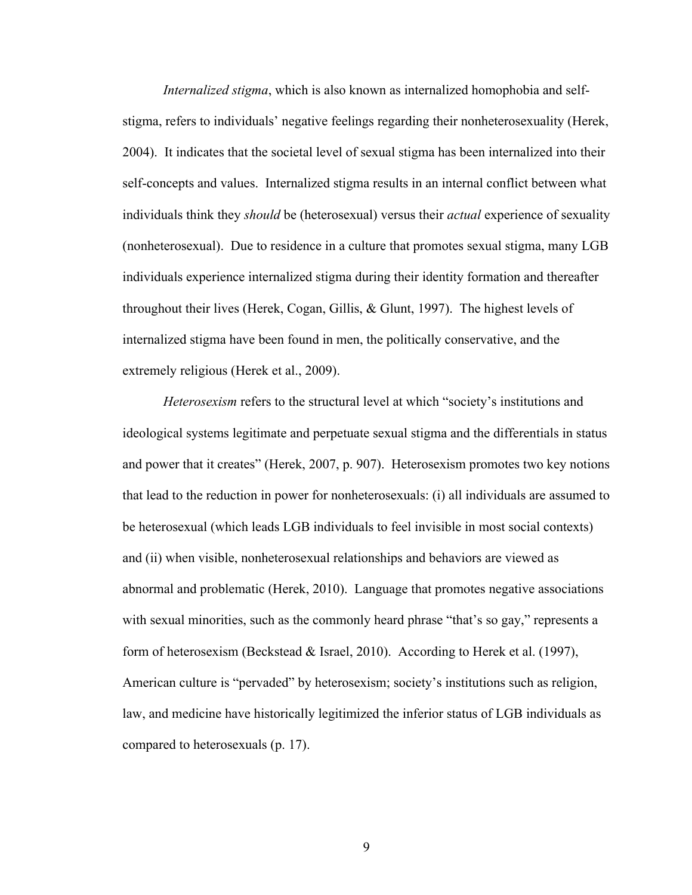*Internalized stigma*, which is also known as internalized homophobia and self-stigma, refers to individuals' negative feelings regarding their nonheterosexuality (Herek, 2004). It indicates that the societal level of sexual stigma has been internalized into their self-concepts and values. Internalized stigma results in an internal conflict between what individuals think they *should* be (heterosexual) versus their *actual* experience of sexuality (nonheterosexual). Due to residence in a culture that promotes sexual stigma, many LGB individuals experience internalized stigma during their identity formation and thereafter throughout their lives (Herek, Cogan, Gillis, & Glunt, 1997). The highest levels of internalized stigma have been found in men, the politically conservative, and the extremely religious (Herek et al., 2009).

*Heterosexism* refers to the structural level at which "society's institutions and ideological systems legitimate and perpetuate sexual stigma and the differentials in status and power that it creates" (Herek, 2007, p. 907). Heterosexism promotes two key notions that lead to the reduction in power for nonheterosexuals: (i) all individuals are assumed to be heterosexual (which leads LGB individuals to feel invisible in most social contexts) and (ii) when visible, nonheterosexual relationships and behaviors are viewed as abnormal and problematic (Herek, 2010). Language that promotes negative associations with sexual minorities, such as the commonly heard phrase "that's so gay," represents a form of heterosexism (Beckstead & Israel, 2010). According to Herek et al. (1997), American culture is "pervaded" by heterosexism; society's institutions such as religion, law, and medicine have historically legitimized the inferior status of LGB individuals as compared to heterosexuals (p. 17).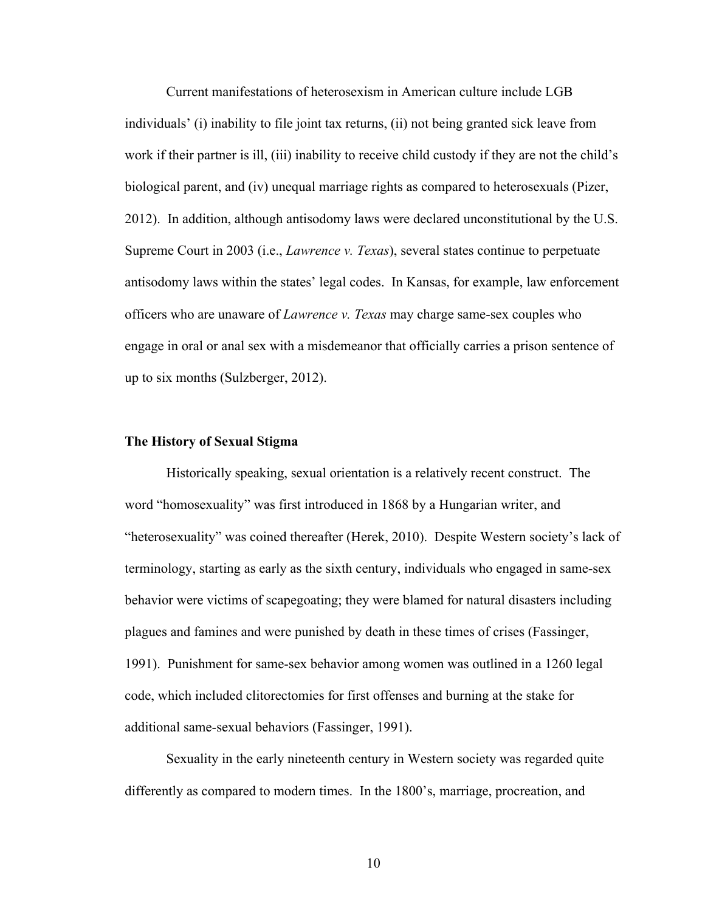Current manifestations of heterosexism in American culture include LGB individuals' (i) inability to file joint tax returns, (ii) not being granted sick leave from work if their partner is ill, (iii) inability to receive child custody if they are not the child's biological parent, and (iv) unequal marriage rights as compared to heterosexuals (Pizer, 2012). In addition, although antisodomy laws were declared unconstitutional by the U.S. Supreme Court in 2003 (i.e., *Lawrence v. Texas*), several states continue to perpetuate antisodomy laws within the states' legal codes. In Kansas, for example, law enforcement officers who are unaware of *Lawrence v. Texas* may charge same-sex couples who engage in oral or anal sex with a misdemeanor that officially carries a prison sentence of up to six months (Sulzberger, 2012).

**The History of Sexual Stigma**

Historically speaking, sexual orientation is a relatively recent construct. The word "homosexuality" was first introduced in 1868 by a Hungarian writer, and "heterosexuality" was coined thereafter (Herek, 2010). Despite Western society's lack of terminology, starting as early as the sixth century, individuals who engaged in same-sex behavior were victims of scapegoating; they were blamed for natural disasters including plagues and famines and were punished by death in these times of crises (Fassinger, 1991). Punishment for same-sex behavior among women was outlined in a 1260 legal code, which included clitorectomies for first offenses and burning at the stake for additional same-sexual behaviors (Fassinger, 1991).

Sexuality in the early nineteenth century in Western society was regarded quite differently as compared to modern times. In the 1800's, marriage, procreation, and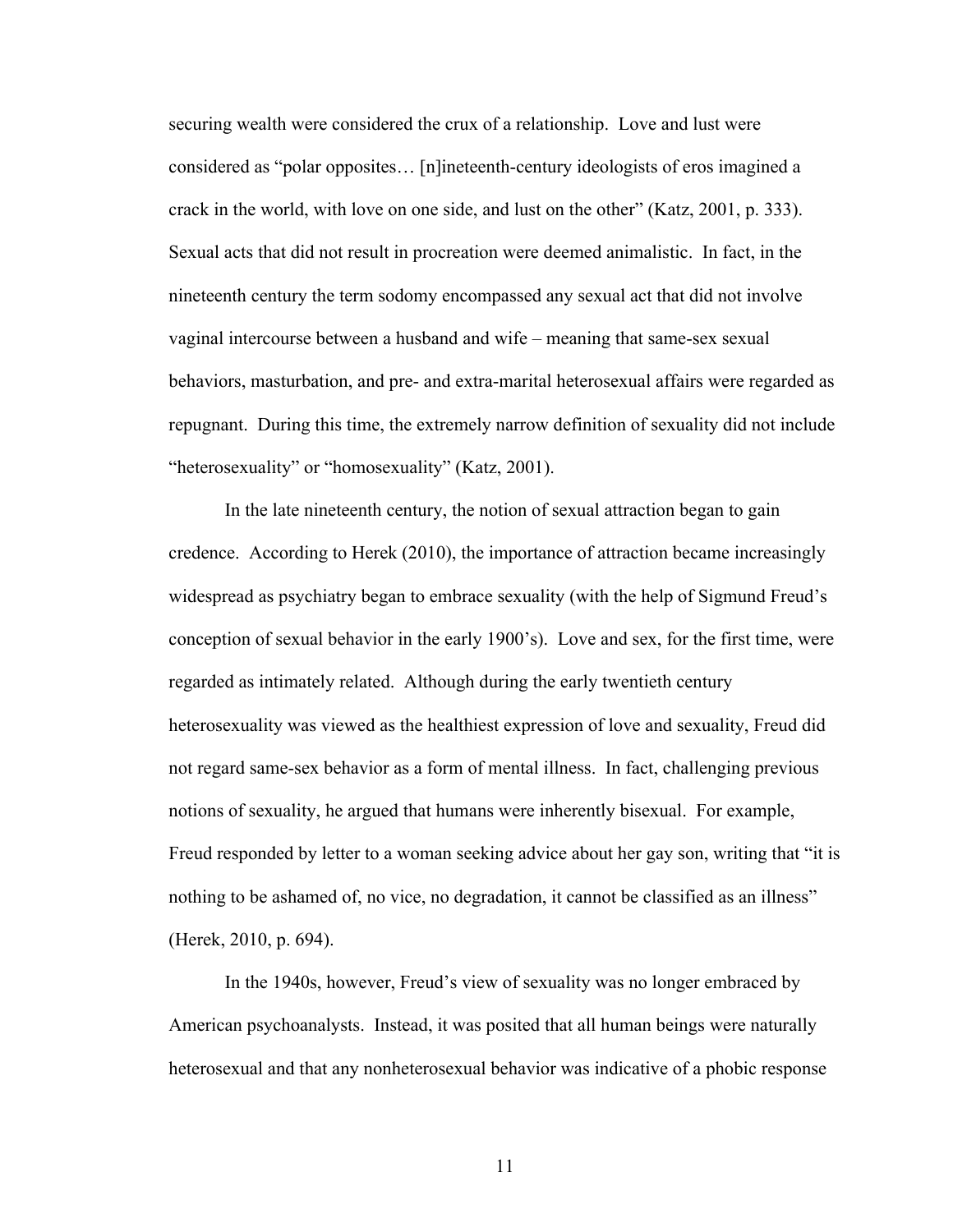securing wealth were considered the crux of a relationship. Love and lust were considered as "polar opposites… [n]ineteenth-century ideologists of eros imagined a crack in the world, with love on one side, and lust on the other" (Katz, 2001, p. 333). Sexual acts that did not result in procreation were deemed animalistic. In fact, in the nineteenth century the term sodomy encompassed any sexual act that did not involve vaginal intercourse between a husband and wife – meaning that same-sex sexual behaviors, masturbation, and pre- and extra-marital heterosexual affairs were regarded as repugnant. During this time, the extremely narrow definition of sexuality did not include "heterosexuality" or "homosexuality" (Katz, 2001).

In the late nineteenth century, the notion of sexual attraction began to gain credence. According to Herek (2010), the importance of attraction became increasingly widespread as psychiatry began to embrace sexuality (with the help of Sigmund Freud's conception of sexual behavior in the early 1900's). Love and sex, for the first time, were regarded as intimately related. Although during the early twentieth century heterosexuality was viewed as the healthiest expression of love and sexuality, Freud did not regard same-sex behavior as a form of mental illness. In fact, challenging previous notions of sexuality, he argued that humans were inherently bisexual. For example, Freud responded by letter to a woman seeking advice about her gay son, writing that "it is nothing to be ashamed of, no vice, no degradation, it cannot be classified as an illness" (Herek, 2010, p. 694).

In the 1940s, however, Freud's view of sexuality was no longer embraced by American psychoanalysts. Instead, it was posited that all human beings were naturally heterosexual and that any nonheterosexual behavior was indicative of a phobic response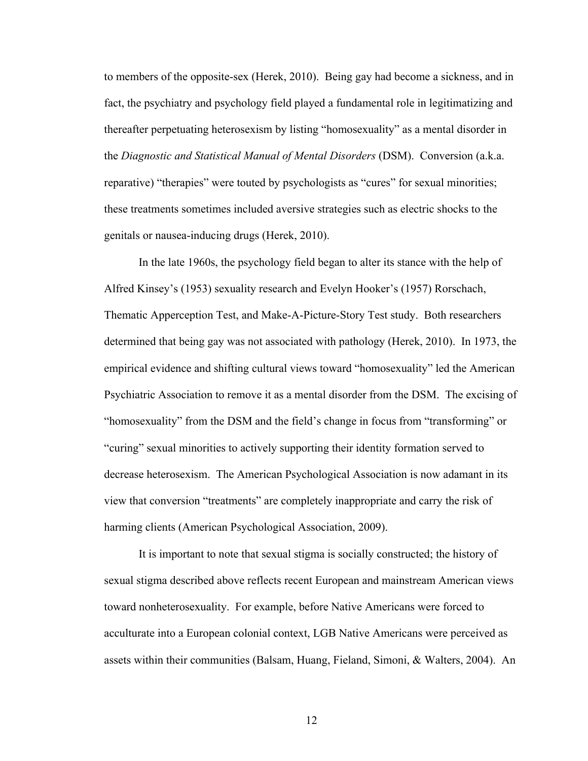to members of the opposite-sex (Herek, 2010). Being gay had become a sickness, and in fact, the psychiatry and psychology field played a fundamental role in legitimatizing and thereafter perpetuating heterosexism by listing "homosexuality" as a mental disorder in the *Diagnostic and Statistical Manual of Mental Disorders* (DSM). Conversion (a.k.a. reparative) "therapies" were touted by psychologists as "cures" for sexual minorities; these treatments sometimes included aversive strategies such as electric shocks to the genitals or nausea-inducing drugs (Herek, 2010).

In the late 1960s, the psychology field began to alter its stance with the help of Alfred Kinsey's (1953) sexuality research and Evelyn Hooker's (1957) Rorschach, Thematic Apperception Test, and Make-A-Picture-Story Test study. Both researchers determined that being gay was not associated with pathology (Herek, 2010). In 1973, the empirical evidence and shifting cultural views toward "homosexuality" led the American Psychiatric Association to remove it as a mental disorder from the DSM. The excising of "homosexuality" from the DSM and the field's change in focus from "transforming" or "curing" sexual minorities to actively supporting their identity formation served to decrease heterosexism. The American Psychological Association is now adamant in its view that conversion "treatments" are completely inappropriate and carry the risk of harming clients (American Psychological Association, 2009).

It is important to note that sexual stigma is socially constructed; the history of sexual stigma described above reflects recent European and mainstream American views toward nonheterosexuality. For example, before Native Americans were forced to acculturate into a European colonial context, LGB Native Americans were perceived as assets within their communities (Balsam, Huang, Fieland, Simoni, & Walters, 2004). An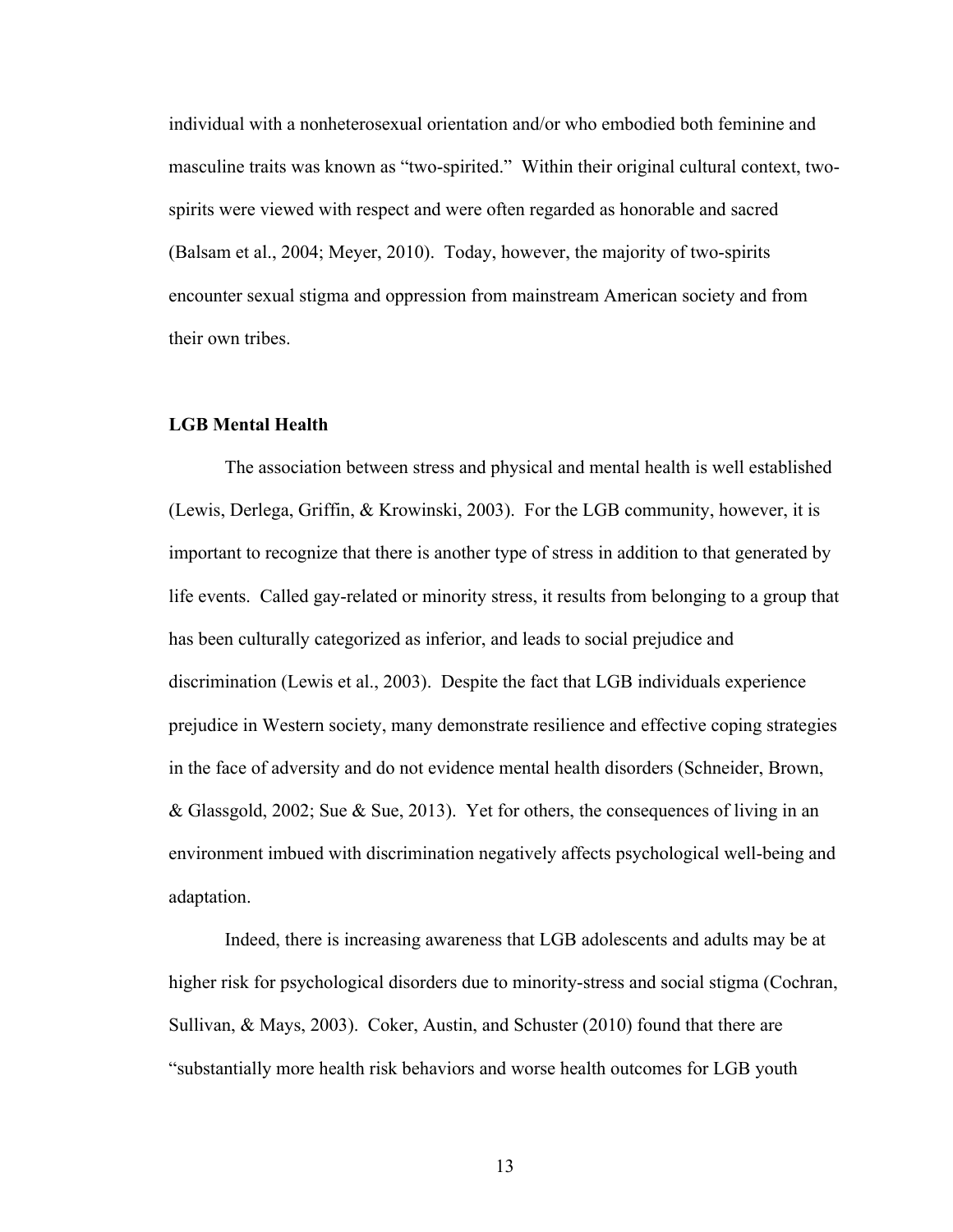individual with a nonheterosexual orientation and/or who embodied both feminine and masculine traits was known as "two-spirited." Within their original cultural context, two-spirits were viewed with respect and were often regarded as honorable and sacred (Balsam et al., 2004; Meyer, 2010). Today, however, the majority of two-spirits encounter sexual stigma and oppression from mainstream American society and from their own tribes.

### LGB Mental Health

The association between stress and physical and mental health is well established (Lewis, Derlega, Griffin, & Krowinski, 2003). For the LGB community, however, it is important to recognize that there is another type of stress in addition to that generated by life events. Called gay-related or minority stress, it results from belonging to a group that has been culturally categorized as inferior, and leads to social prejudice and discrimination (Lewis et al., 2003). Despite the fact that LGB individuals experience prejudice in Western society, many demonstrate resilience and effective coping strategies in the face of adversity and do not evidence mental health disorders (Schneider, Brown, & Glassgold, 2002; Sue & Sue, 2013). Yet for others, the consequences of living in an environment imbued with discrimination negatively affects psychological well-being and adaptation.

Indeed, there is increasing awareness that LGB adolescents and adults may be at higher risk for psychological disorders due to minority-stress and social stigma (Cochran, Sullivan, & Mays, 2003). Coker, Austin, and Schuster (2010) found that there are "substantially more health risk behaviors and worse health outcomes for LGB youth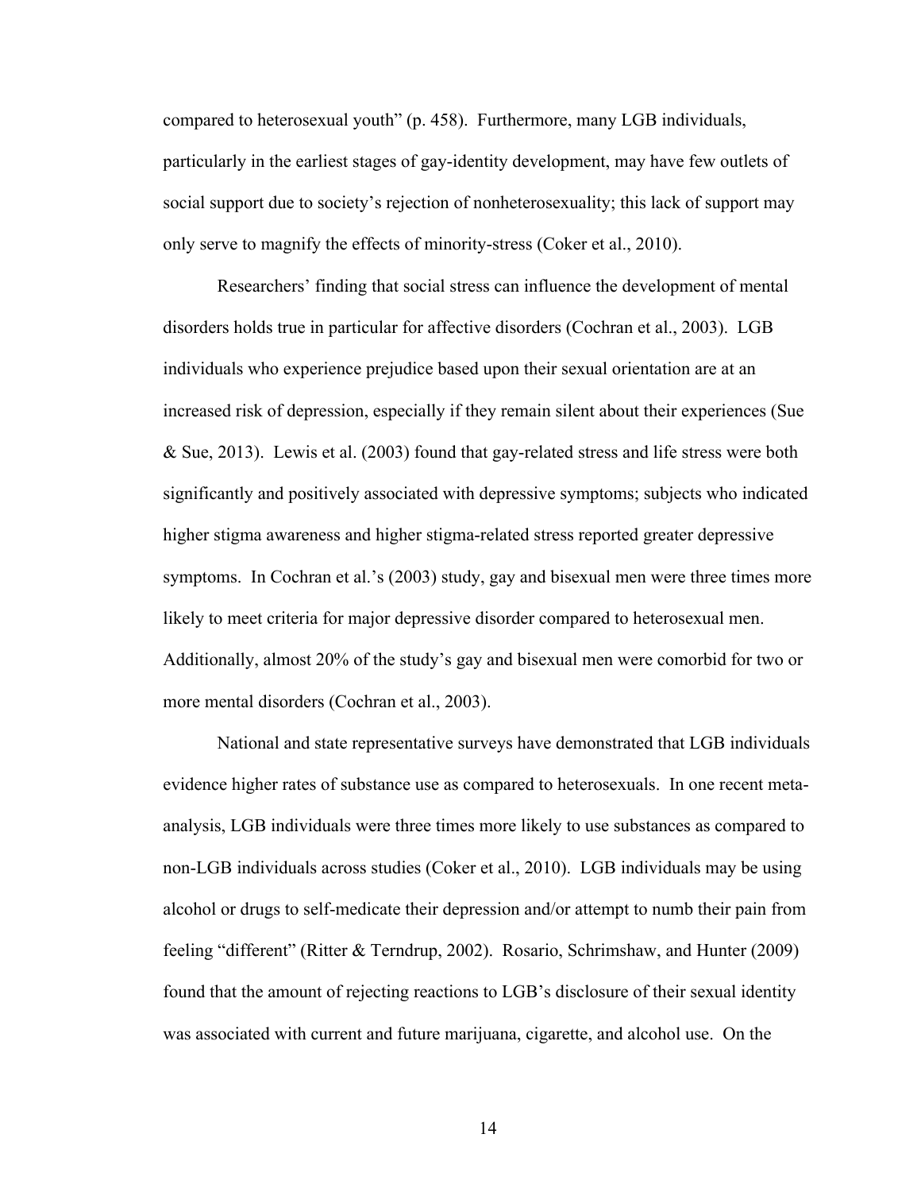compared to heterosexual youth" (p. 458). Furthermore, many LGB individuals, particularly in the earliest stages of gay-identity development, may have few outlets of social support due to society's rejection of nonheterosexuality; this lack of support may only serve to magnify the effects of minority-stress (Coker et al., 2010).

Researchers' finding that social stress can influence the development of mental disorders holds true in particular for affective disorders (Cochran et al., 2003). LGB individuals who experience prejudice based upon their sexual orientation are at an increased risk of depression, especially if they remain silent about their experiences (Sue & Sue, 2013). Lewis et al. (2003) found that gay-related stress and life stress were both significantly and positively associated with depressive symptoms; subjects who indicated higher stigma awareness and higher stigma-related stress reported greater depressive symptoms. In Cochran et al.'s (2003) study, gay and bisexual men were three times more likely to meet criteria for major depressive disorder compared to heterosexual men. Additionally, almost 20% of the study's gay and bisexual men were comorbid for two or more mental disorders (Cochran et al., 2003).

National and state representative surveys have demonstrated that LGB individuals evidence higher rates of substance use as compared to heterosexuals. In one recent meta-analysis, LGB individuals were three times more likely to use substances as compared to non-LGB individuals across studies (Coker et al., 2010). LGB individuals may be using alcohol or drugs to self-medicate their depression and/or attempt to numb their pain from feeling "different" (Ritter & Terndrup, 2002). Rosario, Schrimshaw, and Hunter (2009) found that the amount of rejecting reactions to LGB's disclosure of their sexual identity was associated with current and future marijuana, cigarette, and alcohol use. On the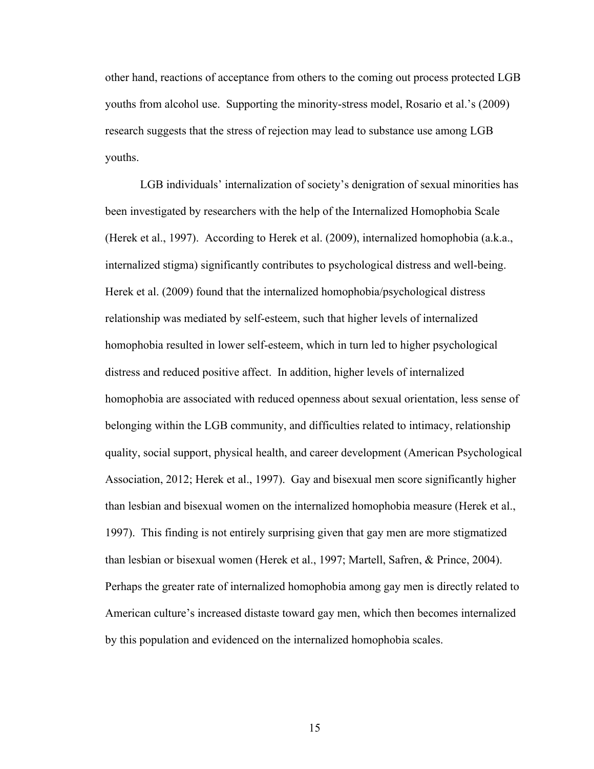other hand, reactions of acceptance from others to the coming out process protected LGB youths from alcohol use. Supporting the minority-stress model, Rosario et al.'s (2009) research suggests that the stress of rejection may lead to substance use among LGB youths.

LGB individuals' internalization of society's denigration of sexual minorities has been investigated by researchers with the help of the Internalized Homophobia Scale (Herek et al., 1997). According to Herek et al. (2009), internalized homophobia (a.k.a., internalized stigma) significantly contributes to psychological distress and well-being. Herek et al. (2009) found that the internalized homophobia/psychological distress relationship was mediated by self-esteem, such that higher levels of internalized homophobia resulted in lower self-esteem, which in turn led to higher psychological distress and reduced positive affect. In addition, higher levels of internalized homophobia are associated with reduced openness about sexual orientation, less sense of belonging within the LGB community, and difficulties related to intimacy, relationship quality, social support, physical health, and career development (American Psychological Association, 2012; Herek et al., 1997). Gay and bisexual men score significantly higher than lesbian and bisexual women on the internalized homophobia measure (Herek et al., 1997). This finding is not entirely surprising given that gay men are more stigmatized than lesbian or bisexual women (Herek et al., 1997; Martell, Safren, & Prince, 2004). Perhaps the greater rate of internalized homophobia among gay men is directly related to American culture's increased distaste toward gay men, which then becomes internalized by this population and evidenced on the internalized homophobia scales.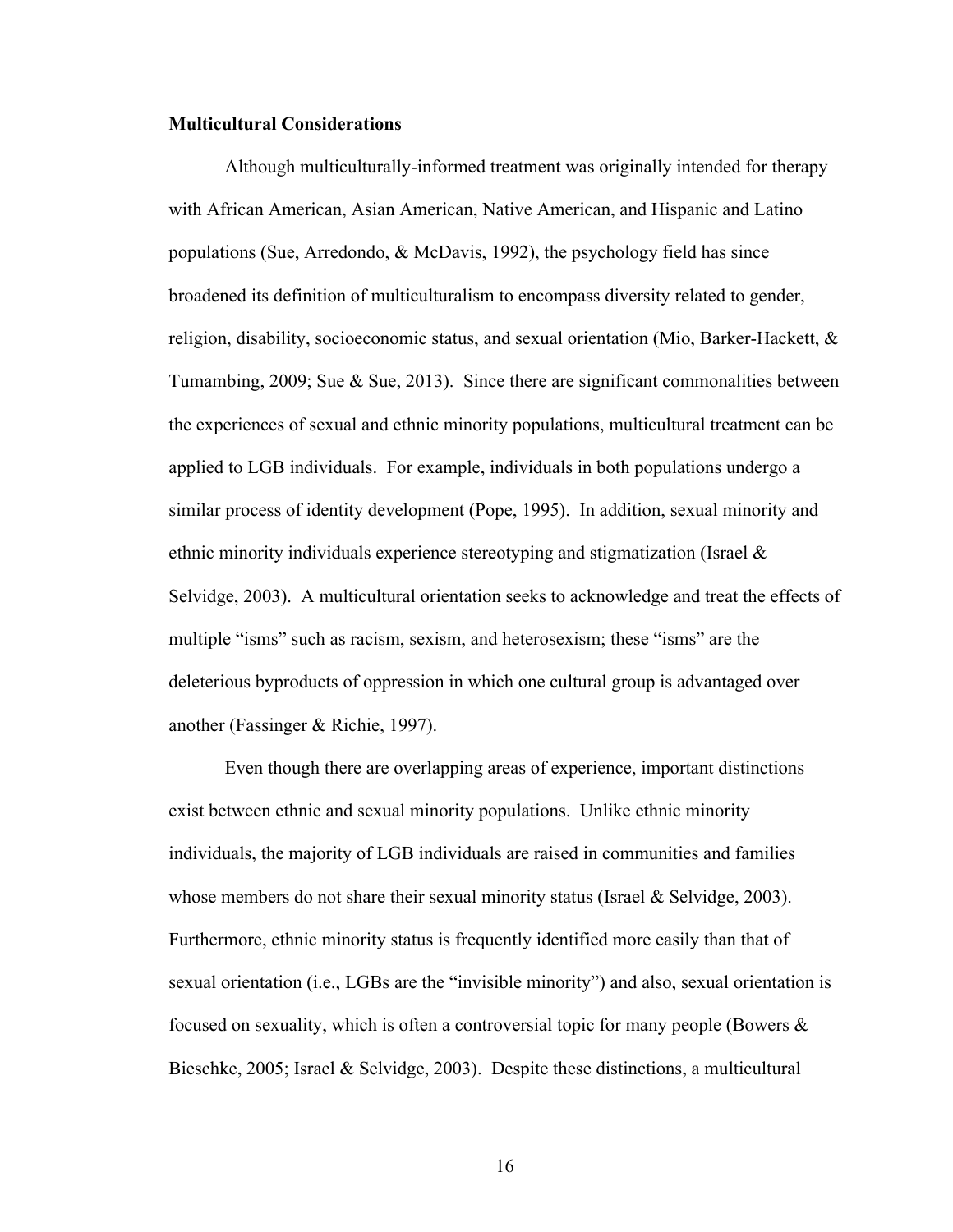**Multicultural Considerations**

Although multiculturally-informed treatment was originally intended for therapy with African American, Asian American, Native American, and Hispanic and Latino populations (Sue, Arredondo, & McDavis, 1992), the psychology field has since broadened its definition of multiculturalism to encompass diversity related to gender, religion, disability, socioeconomic status, and sexual orientation (Mio, Barker-Hackett, & Tumambing, 2009; Sue & Sue, 2013). Since there are significant commonalities between the experiences of sexual and ethnic minority populations, multicultural treatment can be applied to LGB individuals. For example, individuals in both populations undergo a similar process of identity development (Pope, 1995). In addition, sexual minority and ethnic minority individuals experience stereotyping and stigmatization (Israel & Selvidge, 2003). A multicultural orientation seeks to acknowledge and treat the effects of multiple "isms" such as racism, sexism, and heterosexism; these "isms" are the deleterious byproducts of oppression in which one cultural group is advantaged over another (Fassinger & Richie, 1997).

Even though there are overlapping areas of experience, important distinctions exist between ethnic and sexual minority populations. Unlike ethnic minority individuals, the majority of LGB individuals are raised in communities and families whose members do not share their sexual minority status (Israel & Selvidge, 2003). Furthermore, ethnic minority status is frequently identified more easily than that of sexual orientation (i.e., LGBs are the "invisible minority") and also, sexual orientation is focused on sexuality, which is often a controversial topic for many people (Bowers & Bieschke, 2005; Israel & Selvidge, 2003). Despite these distinctions, a multicultural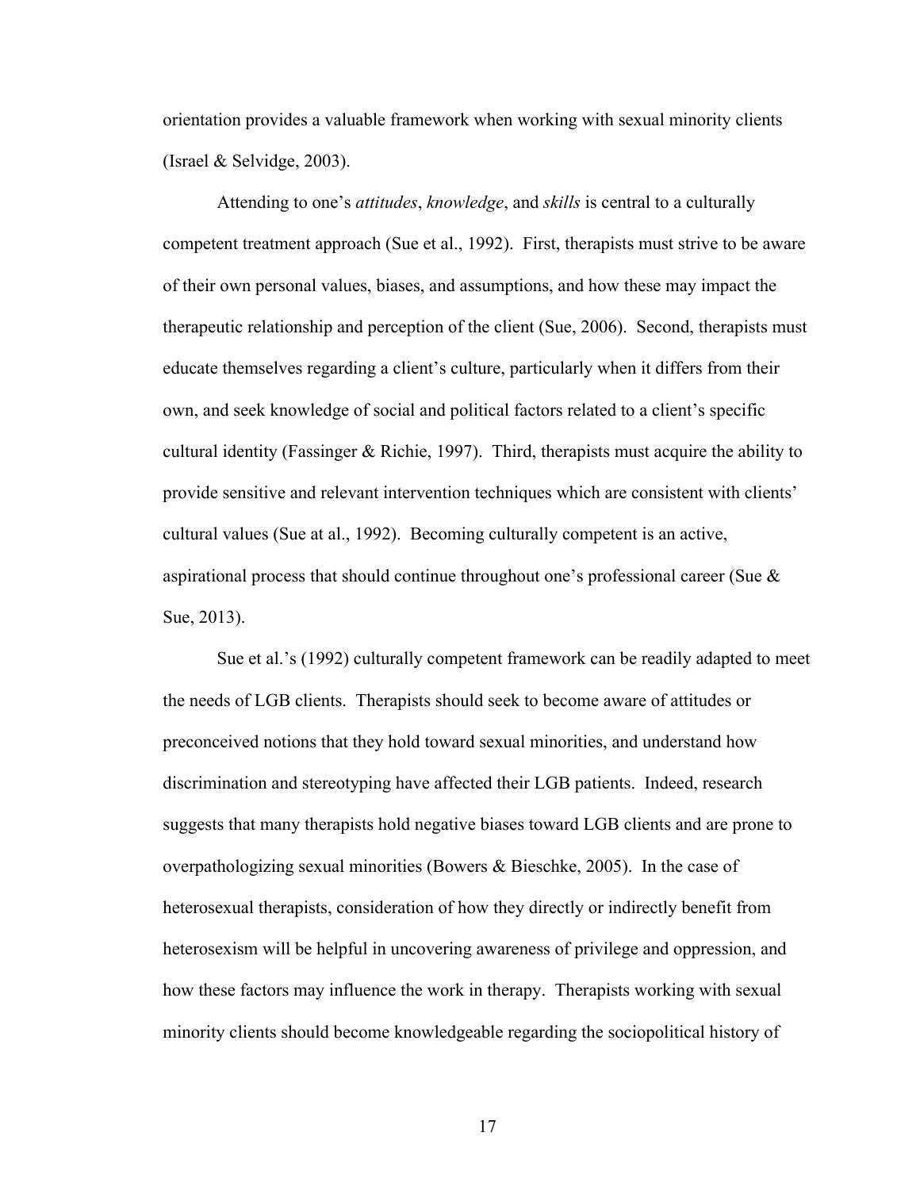orientation provides a valuable framework when working with sexual minority clients (Israel & Selvidge, 2003).

Attending to one's *attitudes*, *knowledge*, and *skills* is central to a culturally competent treatment approach (Sue et al., 1992). First, therapists must strive to be aware of their own personal values, biases, and assumptions, and how these may impact the therapeutic relationship and perception of the client (Sue, 2006). Second, therapists must educate themselves regarding a client's culture, particularly when it differs from their own, and seek knowledge of social and political factors related to a client's specific cultural identity (Fassinger & Richie, 1997). Third, therapists must acquire the ability to provide sensitive and relevant intervention techniques which are consistent with clients' cultural values (Sue at al., 1992). Becoming culturally competent is an active, aspirational process that should continue throughout one's professional career (Sue & Sue, 2013).

Sue et al.'s (1992) culturally competent framework can be readily adapted to meet the needs of LGB clients. Therapists should seek to become aware of attitudes or preconceived notions that they hold toward sexual minorities, and understand how discrimination and stereotyping have affected their LGB patients. Indeed, research suggests that many therapists hold negative biases toward LGB clients and are prone to overpathologizing sexual minorities (Bowers & Bieschke, 2005). In the case of heterosexual therapists, consideration of how they directly or indirectly benefit from heterosexism will be helpful in uncovering awareness of privilege and oppression, and how these factors may influence the work in therapy. Therapists working with sexual minority clients should become knowledgeable regarding the sociopolitical history of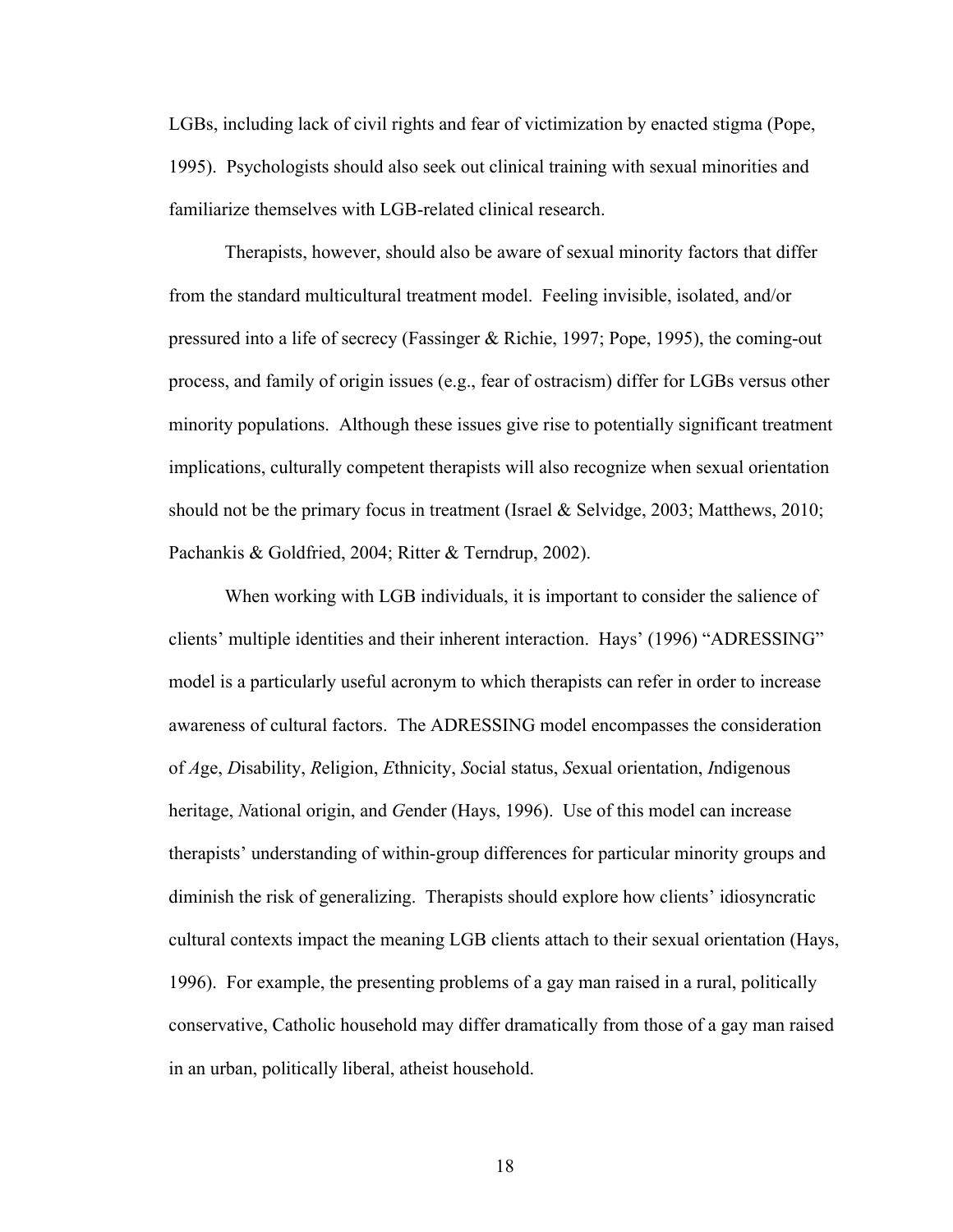LGBs, including lack of civil rights and fear of victimization by enacted stigma (Pope, 1995). Psychologists should also seek out clinical training with sexual minorities and familiarize themselves with LGB-related clinical research.

Therapists, however, should also be aware of sexual minority factors that differ from the standard multicultural treatment model. Feeling invisible, isolated, and/or pressured into a life of secrecy (Fassinger & Richie, 1997; Pope, 1995), the coming-out process, and family of origin issues (e.g., fear of ostracism) differ for LGBs versus other minority populations. Although these issues give rise to potentially significant treatment implications, culturally competent therapists will also recognize when sexual orientation should not be the primary focus in treatment (Israel & Selvidge, 2003; Matthews, 2010; Pachankis & Goldfried, 2004; Ritter & Terndrup, 2002).

When working with LGB individuals, it is important to consider the salience of clients' multiple identities and their inherent interaction. Hays' (1996) "ADRESSING" model is a particularly useful acronym to which therapists can refer in order to increase awareness of cultural factors. The ADRESSING model encompasses the consideration of *A*ge, *D*isability, *R*eligion, *E*thnicity, *S*ocial status, *S*exual orientation, *I*ndigenous heritage, *N*ational origin, and *G*ender (Hays, 1996). Use of this model can increase therapists' understanding of within-group differences for particular minority groups and diminish the risk of generalizing. Therapists should explore how clients' idiosyncratic cultural contexts impact the meaning LGB clients attach to their sexual orientation (Hays, 1996). For example, the presenting problems of a gay man raised in a rural, politically conservative, Catholic household may differ dramatically from those of a gay man raised in an urban, politically liberal, atheist household.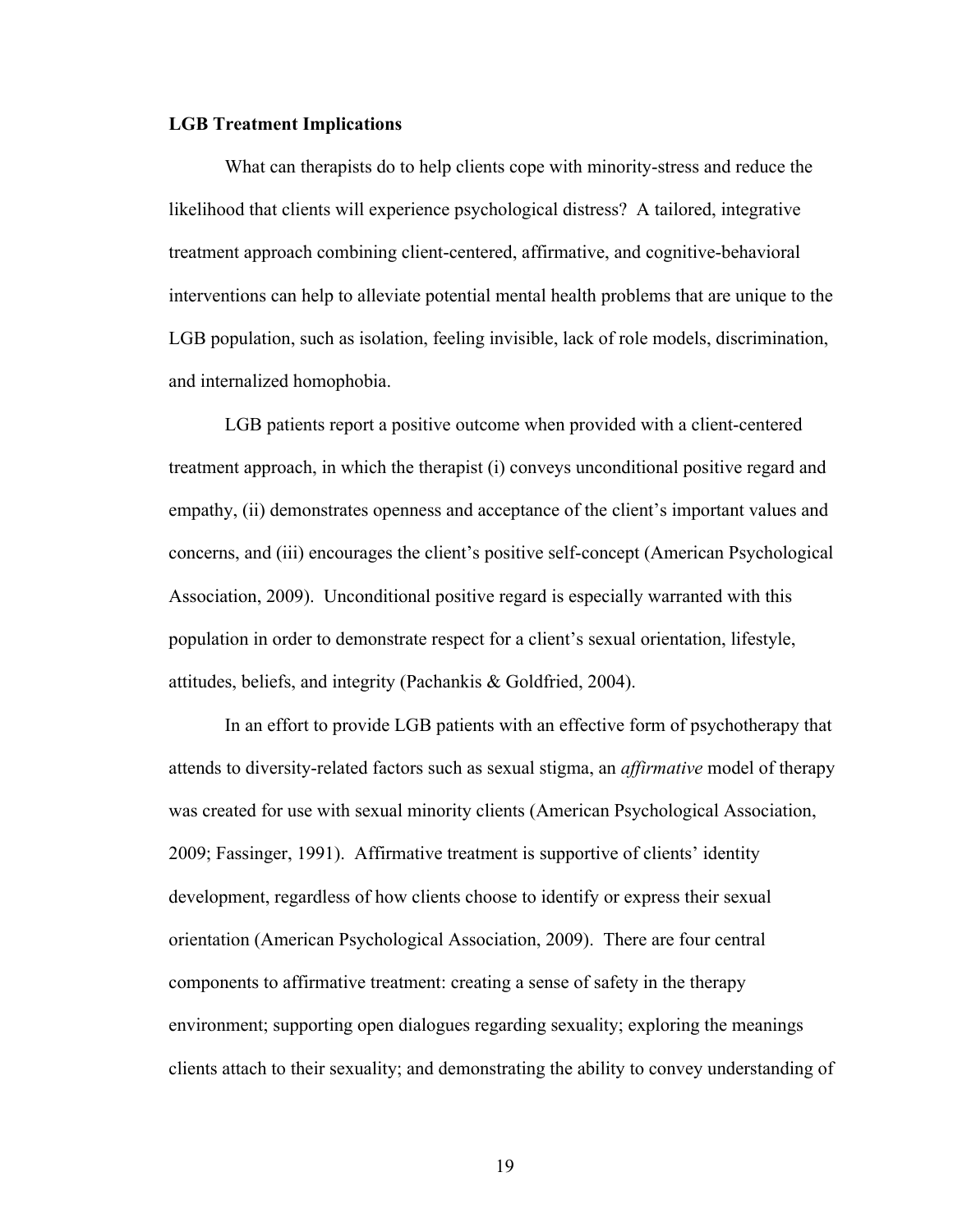**LGB Treatment Implications**

What can therapists do to help clients cope with minority-stress and reduce the likelihood that clients will experience psychological distress? A tailored, integrative treatment approach combining client-centered, affirmative, and cognitive-behavioral interventions can help to alleviate potential mental health problems that are unique to the LGB population, such as isolation, feeling invisible, lack of role models, discrimination, and internalized homophobia.

LGB patients report a positive outcome when provided with a client-centered treatment approach, in which the therapist (i) conveys unconditional positive regard and empathy, (ii) demonstrates openness and acceptance of the client's important values and concerns, and (iii) encourages the client's positive self-concept (American Psychological Association, 2009). Unconditional positive regard is especially warranted with this population in order to demonstrate respect for a client's sexual orientation, lifestyle, attitudes, beliefs, and integrity (Pachankis & Goldfried, 2004).

In an effort to provide LGB patients with an effective form of psychotherapy that attends to diversity-related factors such as sexual stigma, an *affirmative* model of therapy was created for use with sexual minority clients (American Psychological Association, 2009; Fassinger, 1991). Affirmative treatment is supportive of clients' identity development, regardless of how clients choose to identify or express their sexual orientation (American Psychological Association, 2009). There are four central components to affirmative treatment: creating a sense of safety in the therapy environment; supporting open dialogues regarding sexuality; exploring the meanings clients attach to their sexuality; and demonstrating the ability to convey understanding of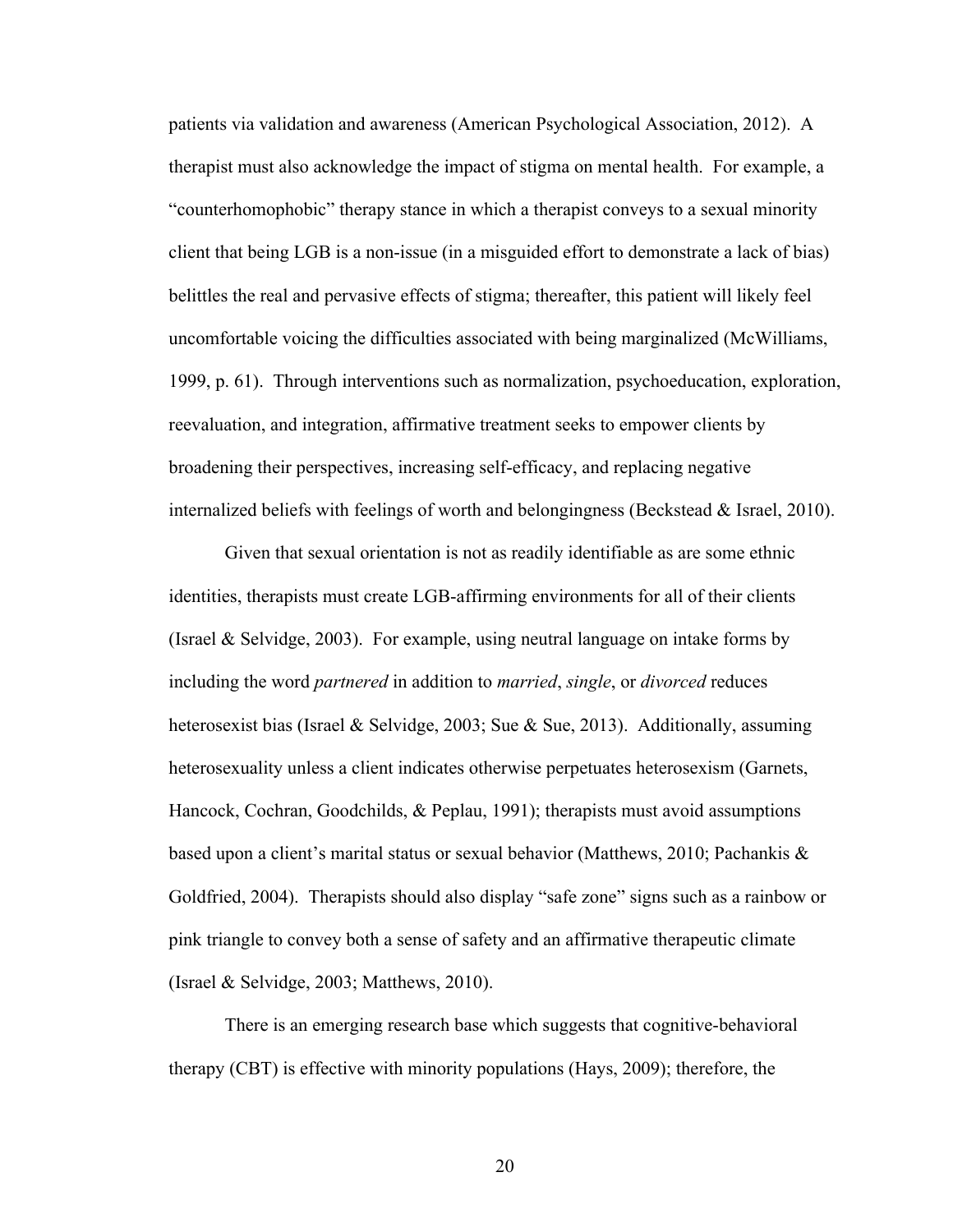patients via validation and awareness (American Psychological Association, 2012). A therapist must also acknowledge the impact of stigma on mental health. For example, a "counterhomophobic" therapy stance in which a therapist conveys to a sexual minority client that being LGB is a non-issue (in a misguided effort to demonstrate a lack of bias) belittles the real and pervasive effects of stigma; thereafter, this patient will likely feel uncomfortable voicing the difficulties associated with being marginalized (McWilliams, 1999, p. 61). Through interventions such as normalization, psychoeducation, exploration, reevaluation, and integration, affirmative treatment seeks to empower clients by broadening their perspectives, increasing self-efficacy, and replacing negative internalized beliefs with feelings of worth and belongingness (Beckstead & Israel, 2010).

Given that sexual orientation is not as readily identifiable as are some ethnic identities, therapists must create LGB-affirming environments for all of their clients (Israel & Selvidge, 2003). For example, using neutral language on intake forms by including the word *partnered* in addition to *married*, *single*, or *divorced* reduces heterosexist bias (Israel & Selvidge, 2003; Sue & Sue, 2013). Additionally, assuming heterosexuality unless a client indicates otherwise perpetuates heterosexism (Garnets, Hancock, Cochran, Goodchilds, & Peplau, 1991); therapists must avoid assumptions based upon a client's marital status or sexual behavior (Matthews, 2010; Pachankis & Goldfried, 2004). Therapists should also display "safe zone" signs such as a rainbow or pink triangle to convey both a sense of safety and an affirmative therapeutic climate (Israel & Selvidge, 2003; Matthews, 2010).

There is an emerging research base which suggests that cognitive-behavioral therapy (CBT) is effective with minority populations (Hays, 2009); therefore, the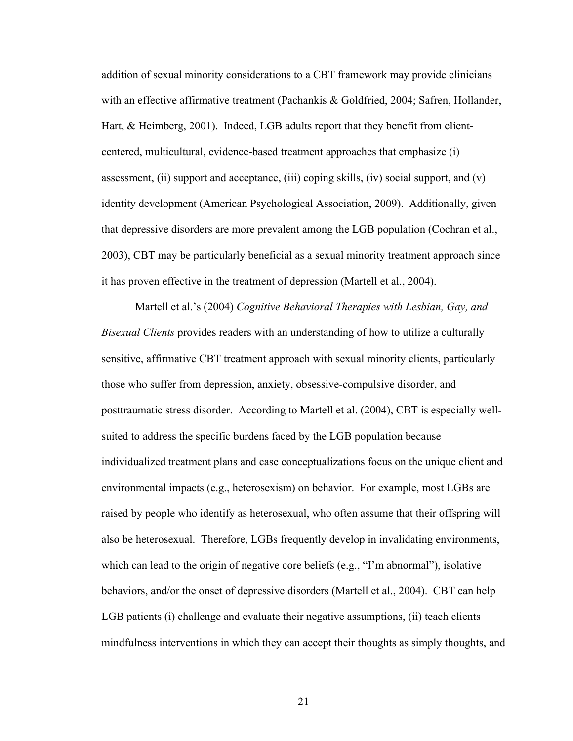addition of sexual minority considerations to a CBT framework may provide clinicians with an effective affirmative treatment (Pachankis & Goldfried, 2004; Safren, Hollander, Hart, & Heimberg, 2001). Indeed, LGB adults report that they benefit from client-centered, multicultural, evidence-based treatment approaches that emphasize (i) assessment, (ii) support and acceptance, (iii) coping skills, (iv) social support, and (v) identity development (American Psychological Association, 2009). Additionally, given that depressive disorders are more prevalent among the LGB population (Cochran et al., 2003), CBT may be particularly beneficial as a sexual minority treatment approach since it has proven effective in the treatment of depression (Martell et al., 2004).

Martell et al.'s (2004) *Cognitive Behavioral Therapies with Lesbian, Gay, and Bisexual Clients* provides readers with an understanding of how to utilize a culturally sensitive, affirmative CBT treatment approach with sexual minority clients, particularly those who suffer from depression, anxiety, obsessive-compulsive disorder, and posttraumatic stress disorder. According to Martell et al. (2004), CBT is especially well-suited to address the specific burdens faced by the LGB population because individualized treatment plans and case conceptualizations focus on the unique client and environmental impacts (e.g., heterosexism) on behavior. For example, most LGBs are raised by people who identify as heterosexual, who often assume that their offspring will also be heterosexual. Therefore, LGBs frequently develop in invalidating environments, which can lead to the origin of negative core beliefs (e.g., "I'm abnormal"), isolative behaviors, and/or the onset of depressive disorders (Martell et al., 2004). CBT can help LGB patients (i) challenge and evaluate their negative assumptions, (ii) teach clients mindfulness interventions in which they can accept their thoughts as simply thoughts, and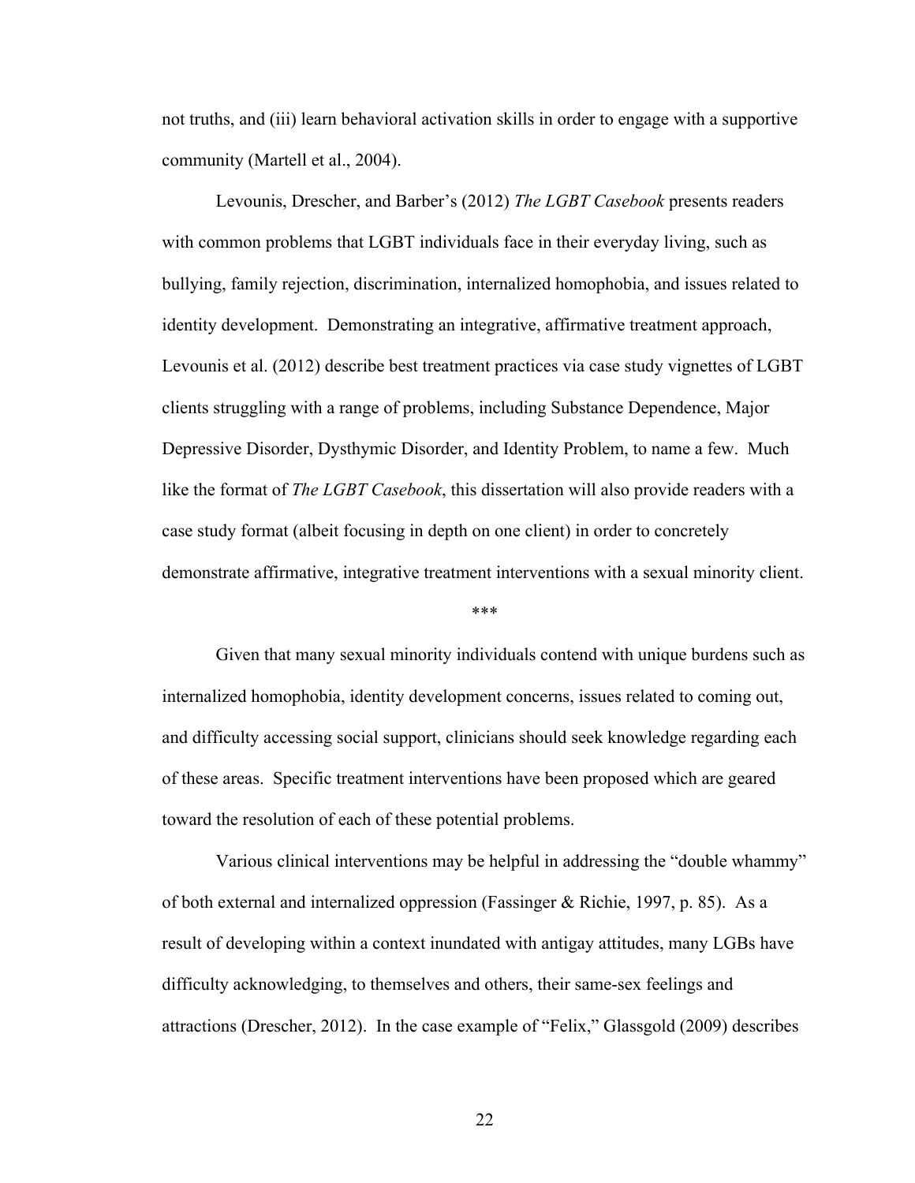not truths, and (iii) learn behavioral activation skills in order to engage with a supportive community (Martell et al., 2004).

Levounis, Drescher, and Barber's (2012) *The LGBT Casebook* presents readers with common problems that LGBT individuals face in their everyday living, such as bullying, family rejection, discrimination, internalized homophobia, and issues related to identity development. Demonstrating an integrative, affirmative treatment approach, Levounis et al. (2012) describe best treatment practices via case study vignettes of LGBT clients struggling with a range of problems, including Substance Dependence, Major Depressive Disorder, Dysthymic Disorder, and Identity Problem, to name a few. Much like the format of *The LGBT Casebook*, this dissertation will also provide readers with a case study format (albeit focusing in depth on one client) in order to concretely demonstrate affirmative, integrative treatment interventions with a sexual minority client.

***

Given that many sexual minority individuals contend with unique burdens such as internalized homophobia, identity development concerns, issues related to coming out, and difficulty accessing social support, clinicians should seek knowledge regarding each of these areas. Specific treatment interventions have been proposed which are geared toward the resolution of each of these potential problems.

Various clinical interventions may be helpful in addressing the "double whammy" of both external and internalized oppression (Fassinger & Richie, 1997, p. 85). As a result of developing within a context inundated with antigay attitudes, many LGBs have difficulty acknowledging, to themselves and others, their same-sex feelings and attractions (Drescher, 2012). In the case example of "Felix," Glassgold (2009) describes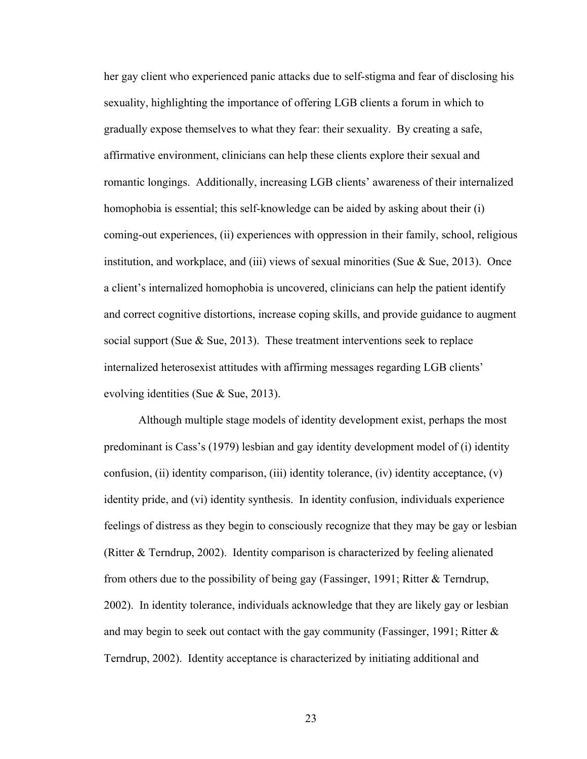her gay client who experienced panic attacks due to self-stigma and fear of disclosing his sexuality, highlighting the importance of offering LGB clients a forum in which to gradually expose themselves to what they fear: their sexuality. By creating a safe, affirmative environment, clinicians can help these clients explore their sexual and romantic longings. Additionally, increasing LGB clients' awareness of their internalized homophobia is essential; this self-knowledge can be aided by asking about their (i) coming-out experiences, (ii) experiences with oppression in their family, school, religious institution, and workplace, and (iii) views of sexual minorities (Sue & Sue, 2013). Once a client's internalized homophobia is uncovered, clinicians can help the patient identify and correct cognitive distortions, increase coping skills, and provide guidance to augment social support (Sue & Sue, 2013). These treatment interventions seek to replace internalized heterosexist attitudes with affirming messages regarding LGB clients' evolving identities (Sue & Sue, 2013).

Although multiple stage models of identity development exist, perhaps the most predominant is Cass's (1979) lesbian and gay identity development model of (i) identity confusion, (ii) identity comparison, (iii) identity tolerance, (iv) identity acceptance, (v) identity pride, and (vi) identity synthesis. In identity confusion, individuals experience feelings of distress as they begin to consciously recognize that they may be gay or lesbian (Ritter & Terndrup, 2002). Identity comparison is characterized by feeling alienated from others due to the possibility of being gay (Fassinger, 1991; Ritter & Terndrup, 2002). In identity tolerance, individuals acknowledge that they are likely gay or lesbian and may begin to seek out contact with the gay community (Fassinger, 1991; Ritter & Terndrup, 2002). Identity acceptance is characterized by initiating additional and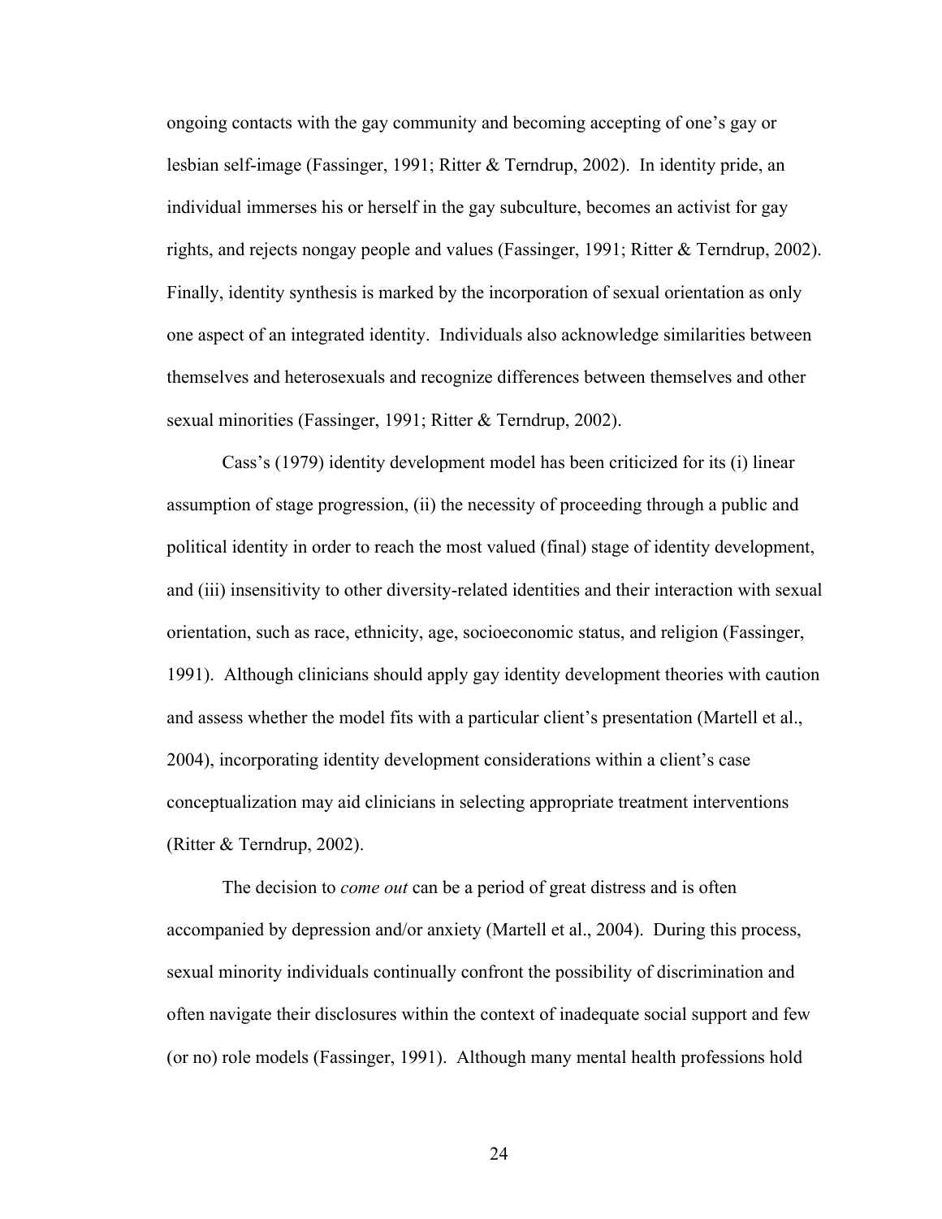ongoing contacts with the gay community and becoming accepting of one's gay or lesbian self-image (Fassinger, 1991; Ritter & Terndrup, 2002). In identity pride, an individual immerses his or herself in the gay subculture, becomes an activist for gay rights, and rejects nongay people and values (Fassinger, 1991; Ritter & Terndrup, 2002). Finally, identity synthesis is marked by the incorporation of sexual orientation as only one aspect of an integrated identity. Individuals also acknowledge similarities between themselves and heterosexuals and recognize differences between themselves and other sexual minorities (Fassinger, 1991; Ritter & Terndrup, 2002).

Cass's (1979) identity development model has been criticized for its (i) linear assumption of stage progression, (ii) the necessity of proceeding through a public and political identity in order to reach the most valued (final) stage of identity development, and (iii) insensitivity to other diversity-related identities and their interaction with sexual orientation, such as race, ethnicity, age, socioeconomic status, and religion (Fassinger, 1991). Although clinicians should apply gay identity development theories with caution and assess whether the model fits with a particular client's presentation (Martell et al., 2004), incorporating identity development considerations within a client's case conceptualization may aid clinicians in selecting appropriate treatment interventions (Ritter & Terndrup, 2002).

The decision to *come out* can be a period of great distress and is often accompanied by depression and/or anxiety (Martell et al., 2004). During this process, sexual minority individuals continually confront the possibility of discrimination and often navigate their disclosures within the context of inadequate social support and few (or no) role models (Fassinger, 1991). Although many mental health professions hold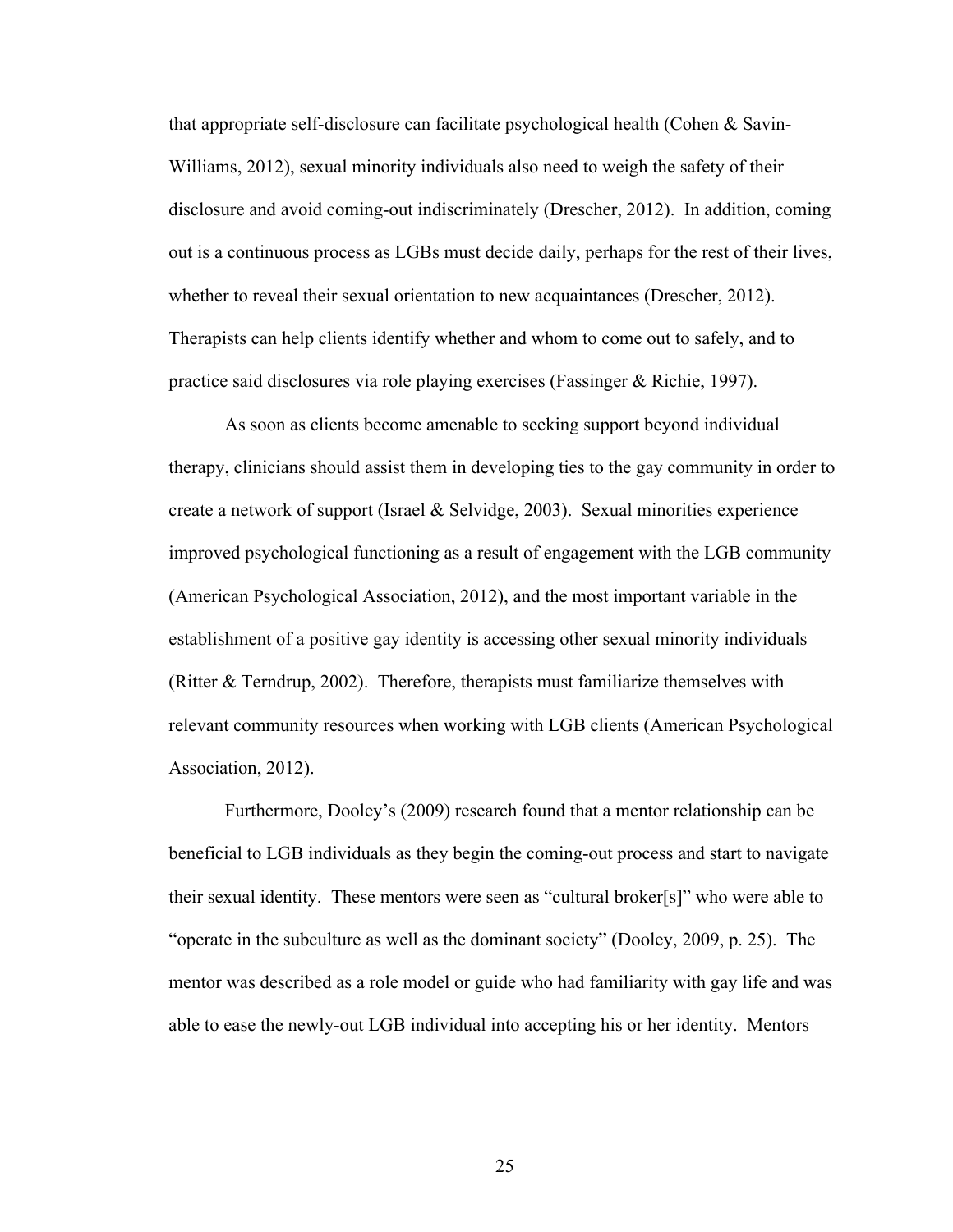that appropriate self-disclosure can facilitate psychological health (Cohen & Savin-Williams, 2012), sexual minority individuals also need to weigh the safety of their disclosure and avoid coming-out indiscriminately (Drescher, 2012). In addition, coming out is a continuous process as LGBs must decide daily, perhaps for the rest of their lives, whether to reveal their sexual orientation to new acquaintances (Drescher, 2012). Therapists can help clients identify whether and whom to come out to safely, and to practice said disclosures via role playing exercises (Fassinger & Richie, 1997).

As soon as clients become amenable to seeking support beyond individual therapy, clinicians should assist them in developing ties to the gay community in order to create a network of support (Israel & Selvidge, 2003). Sexual minorities experience improved psychological functioning as a result of engagement with the LGB community (American Psychological Association, 2012), and the most important variable in the establishment of a positive gay identity is accessing other sexual minority individuals (Ritter & Terndrup, 2002). Therefore, therapists must familiarize themselves with relevant community resources when working with LGB clients (American Psychological Association, 2012).

Furthermore, Dooley's (2009) research found that a mentor relationship can be beneficial to LGB individuals as they begin the coming-out process and start to navigate their sexual identity. These mentors were seen as "cultural broker[s]" who were able to "operate in the subculture as well as the dominant society" (Dooley, 2009, p. 25). The mentor was described as a role model or guide who had familiarity with gay life and was able to ease the newly-out LGB individual into accepting his or her identity. Mentors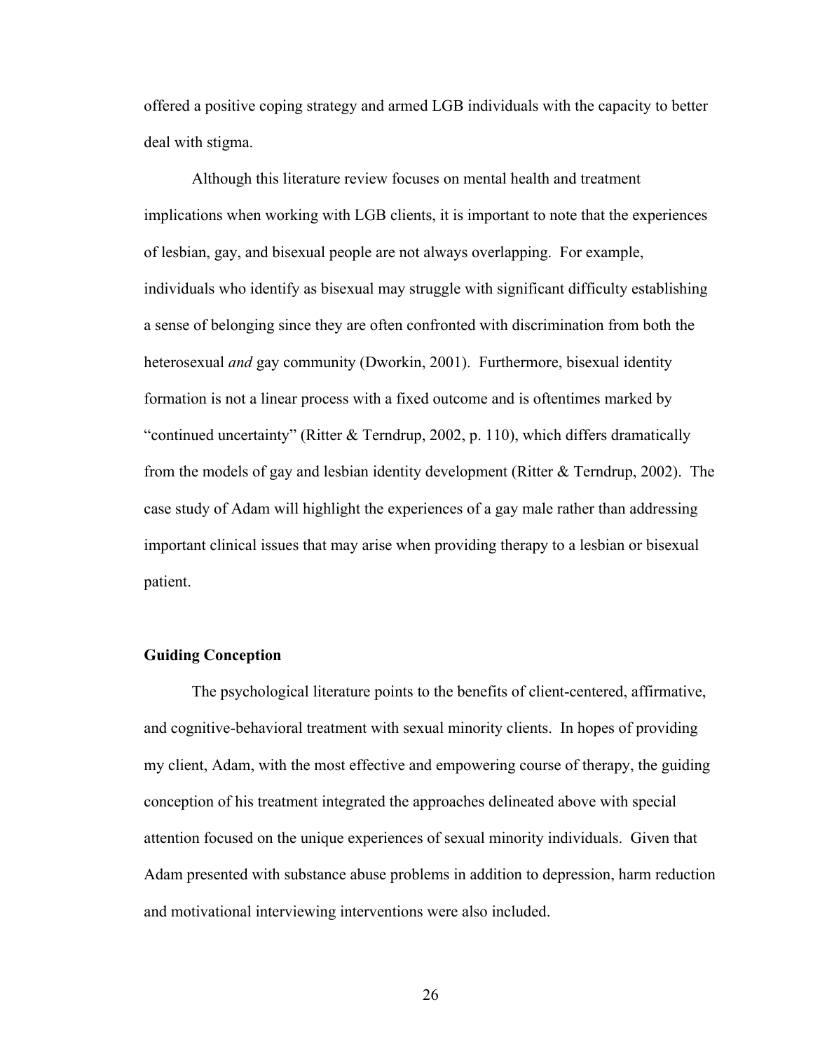offered a positive coping strategy and armed LGB individuals with the capacity to better deal with stigma.

Although this literature review focuses on mental health and treatment implications when working with LGB clients, it is important to note that the experiences of lesbian, gay, and bisexual people are not always overlapping. For example, individuals who identify as bisexual may struggle with significant difficulty establishing a sense of belonging since they are often confronted with discrimination from both the heterosexual *and* gay community (Dworkin, 2001). Furthermore, bisexual identity formation is not a linear process with a fixed outcome and is oftentimes marked by "continued uncertainty" (Ritter & Terndrup, 2002, p. 110), which differs dramatically from the models of gay and lesbian identity development (Ritter & Terndrup, 2002). The case study of Adam will highlight the experiences of a gay male rather than addressing important clinical issues that may arise when providing therapy to a lesbian or bisexual patient.

## Guiding Conception

The psychological literature points to the benefits of client-centered, affirmative, and cognitive-behavioral treatment with sexual minority clients. In hopes of providing my client, Adam, with the most effective and empowering course of therapy, the guiding conception of his treatment integrated the approaches delineated above with special attention focused on the unique experiences of sexual minority individuals. Given that Adam presented with substance abuse problems in addition to depression, harm reduction and motivational interviewing interventions were also included.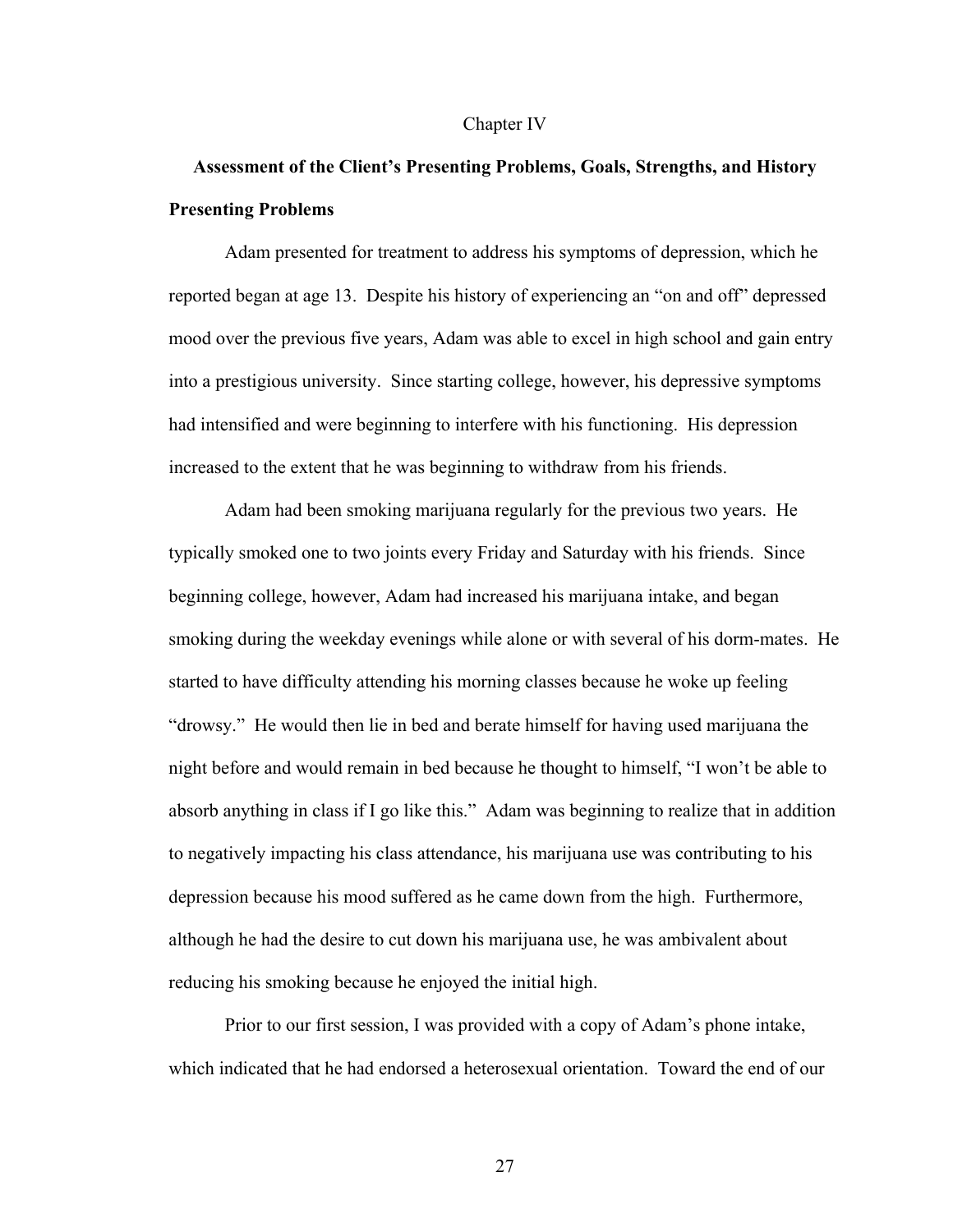Chapter IV

## Assessment of the Client's Presenting Problems, Goals, Strengths, and History

### Presenting Problems

Adam presented for treatment to address his symptoms of depression, which he reported began at age 13. Despite his history of experiencing an "on and off" depressed mood over the previous five years, Adam was able to excel in high school and gain entry into a prestigious university. Since starting college, however, his depressive symptoms had intensified and were beginning to interfere with his functioning. His depression increased to the extent that he was beginning to withdraw from his friends.

Adam had been smoking marijuana regularly for the previous two years. He typically smoked one to two joints every Friday and Saturday with his friends. Since beginning college, however, Adam had increased his marijuana intake, and began smoking during the weekday evenings while alone or with several of his dorm-mates. He started to have difficulty attending his morning classes because he woke up feeling "drowsy." He would then lie in bed and berate himself for having used marijuana the night before and would remain in bed because he thought to himself, "I won't be able to absorb anything in class if I go like this." Adam was beginning to realize that in addition to negatively impacting his class attendance, his marijuana use was contributing to his depression because his mood suffered as he came down from the high. Furthermore, although he had the desire to cut down his marijuana use, he was ambivalent about reducing his smoking because he enjoyed the initial high.

Prior to our first session, I was provided with a copy of Adam's phone intake, which indicated that he had endorsed a heterosexual orientation. Toward the end of our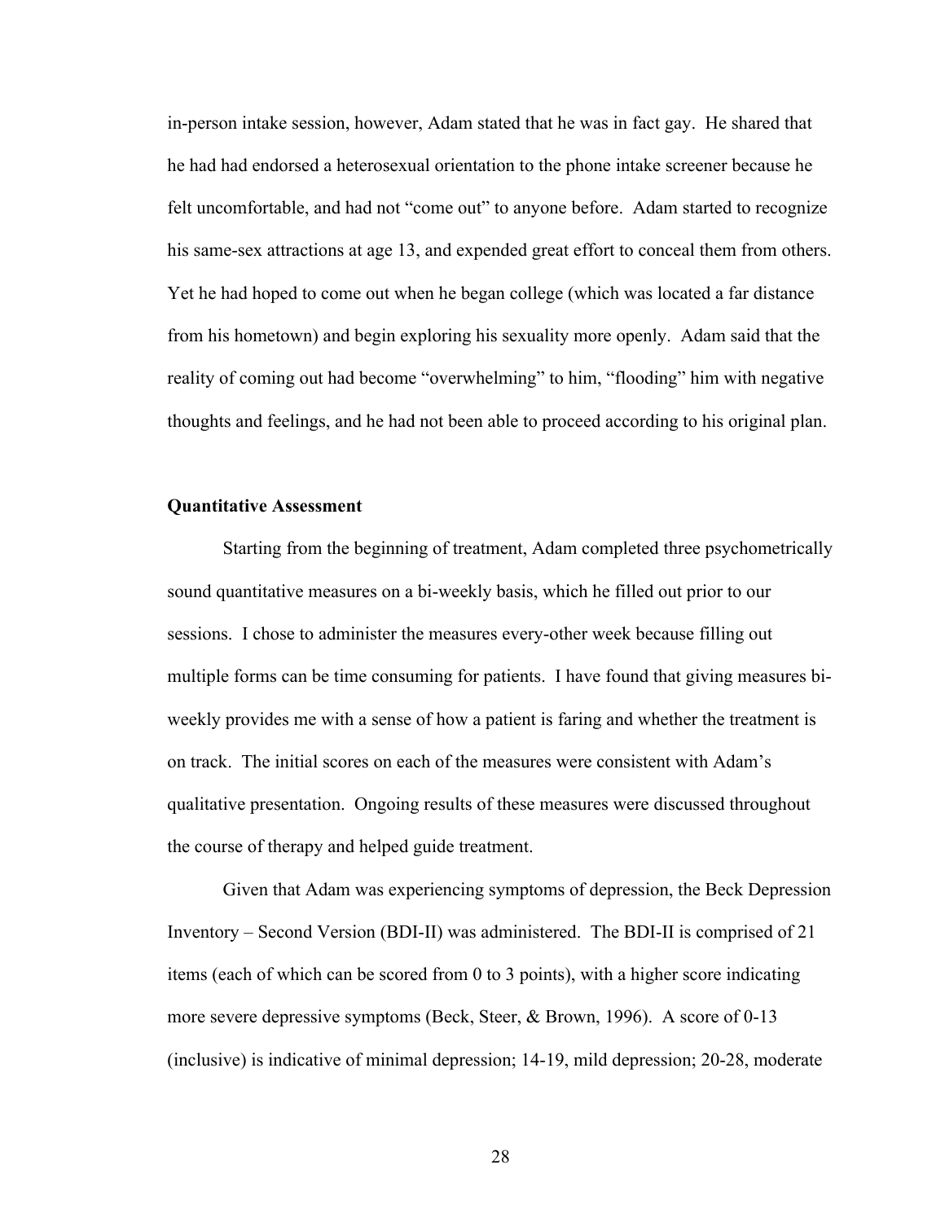in-person intake session, however, Adam stated that he was in fact gay. He shared that he had had endorsed a heterosexual orientation to the phone intake screener because he felt uncomfortable, and had not "come out" to anyone before. Adam started to recognize his same-sex attractions at age 13, and expended great effort to conceal them from others. Yet he had hoped to come out when he began college (which was located a far distance from his hometown) and begin exploring his sexuality more openly. Adam said that the reality of coming out had become "overwhelming" to him, "flooding" him with negative thoughts and feelings, and he had not been able to proceed according to his original plan.

**Quantitative Assessment**

Starting from the beginning of treatment, Adam completed three psychometrically sound quantitative measures on a bi-weekly basis, which he filled out prior to our sessions. I chose to administer the measures every-other week because filling out multiple forms can be time consuming for patients. I have found that giving measures bi-weekly provides me with a sense of how a patient is faring and whether the treatment is on track. The initial scores on each of the measures were consistent with Adam's qualitative presentation. Ongoing results of these measures were discussed throughout the course of therapy and helped guide treatment.

Given that Adam was experiencing symptoms of depression, the Beck Depression Inventory – Second Version (BDI-II) was administered. The BDI-II is comprised of 21 items (each of which can be scored from 0 to 3 points), with a higher score indicating more severe depressive symptoms (Beck, Steer, & Brown, 1996). A score of 0-13 (inclusive) is indicative of minimal depression; 14-19, mild depression; 20-28, moderate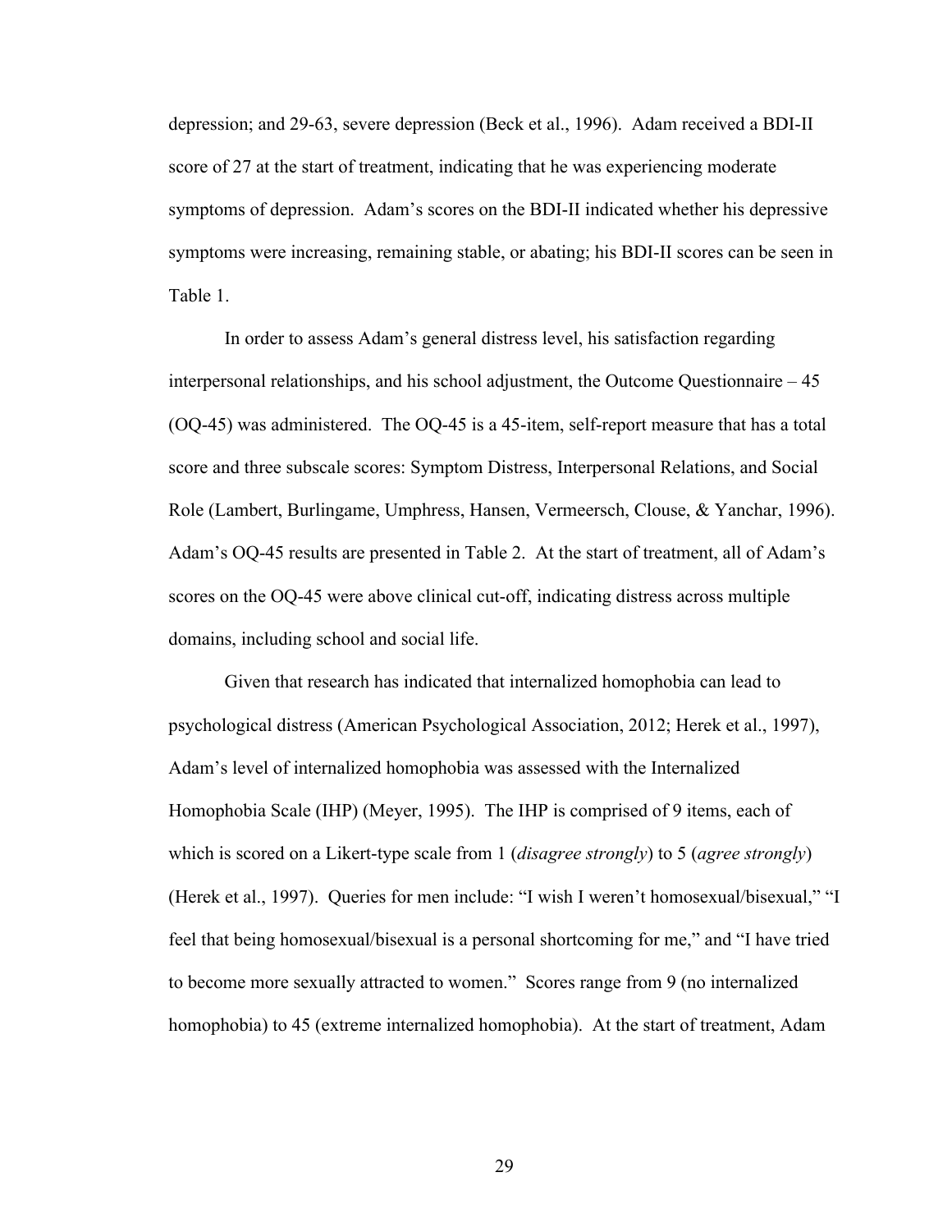depression; and 29-63, severe depression (Beck et al., 1996). Adam received a BDI-II score of 27 at the start of treatment, indicating that he was experiencing moderate symptoms of depression. Adam's scores on the BDI-II indicated whether his depressive symptoms were increasing, remaining stable, or abating; his BDI-II scores can be seen in Table 1.

In order to assess Adam's general distress level, his satisfaction regarding interpersonal relationships, and his school adjustment, the Outcome Questionnaire – 45 (OQ-45) was administered. The OQ-45 is a 45-item, self-report measure that has a total score and three subscale scores: Symptom Distress, Interpersonal Relations, and Social Role (Lambert, Burlingame, Umphress, Hansen, Vermeersch, Clouse, & Yanchar, 1996). Adam's OQ-45 results are presented in Table 2. At the start of treatment, all of Adam's scores on the OQ-45 were above clinical cut-off, indicating distress across multiple domains, including school and social life.

Given that research has indicated that internalized homophobia can lead to psychological distress (American Psychological Association, 2012; Herek et al., 1997), Adam's level of internalized homophobia was assessed with the Internalized Homophobia Scale (IHP) (Meyer, 1995). The IHP is comprised of 9 items, each of which is scored on a Likert-type scale from 1 (*disagree strongly*) to 5 (*agree strongly*) (Herek et al., 1997). Queries for men include: "I wish I weren't homosexual/bisexual," "I feel that being homosexual/bisexual is a personal shortcoming for me," and "I have tried to become more sexually attracted to women." Scores range from 9 (no internalized homophobia) to 45 (extreme internalized homophobia). At the start of treatment, Adam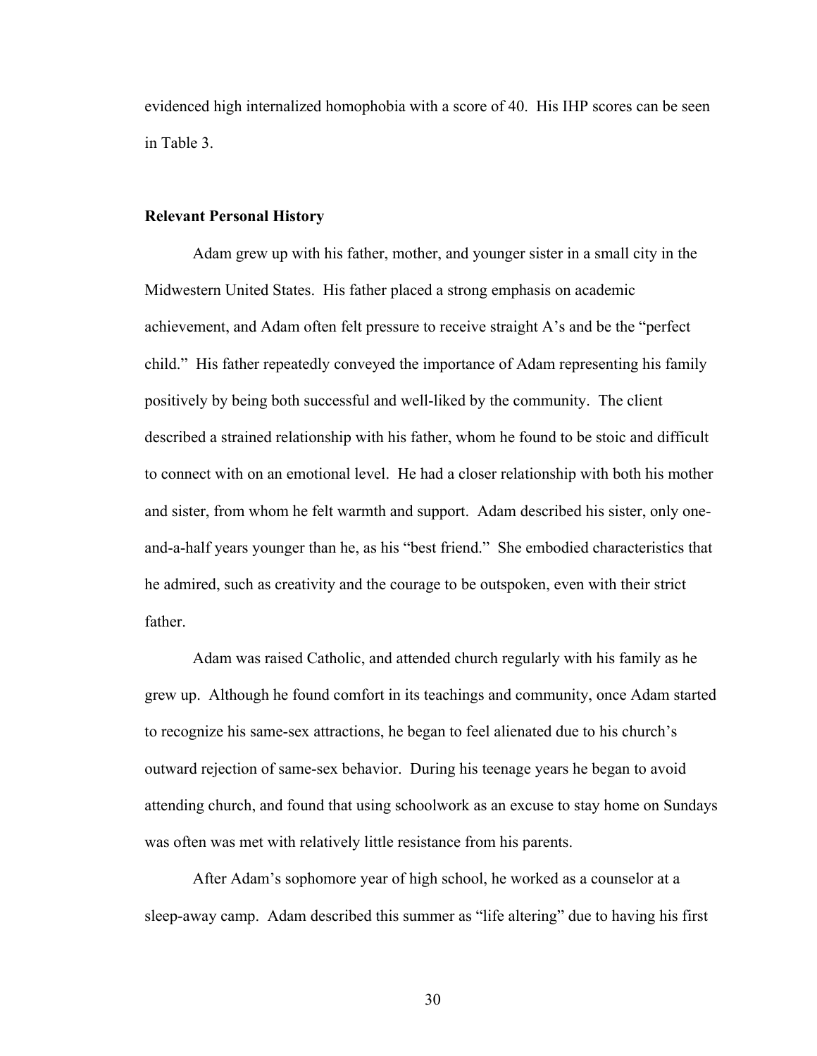evidenced high internalized homophobia with a score of 40. His IHP scores can be seen in Table 3.

### Relevant Personal History

Adam grew up with his father, mother, and younger sister in a small city in the Midwestern United States. His father placed a strong emphasis on academic achievement, and Adam often felt pressure to receive straight A's and be the "perfect child." His father repeatedly conveyed the importance of Adam representing his family positively by being both successful and well-liked by the community. The client described a strained relationship with his father, whom he found to be stoic and difficult to connect with on an emotional level. He had a closer relationship with both his mother and sister, from whom he felt warmth and support. Adam described his sister, only one-and-a-half years younger than he, as his "best friend." She embodied characteristics that he admired, such as creativity and the courage to be outspoken, even with their strict father.

Adam was raised Catholic, and attended church regularly with his family as he grew up. Although he found comfort in its teachings and community, once Adam started to recognize his same-sex attractions, he began to feel alienated due to his church's outward rejection of same-sex behavior. During his teenage years he began to avoid attending church, and found that using schoolwork as an excuse to stay home on Sundays was often was met with relatively little resistance from his parents.

After Adam's sophomore year of high school, he worked as a counselor at a sleep-away camp. Adam described this summer as "life altering" due to having his first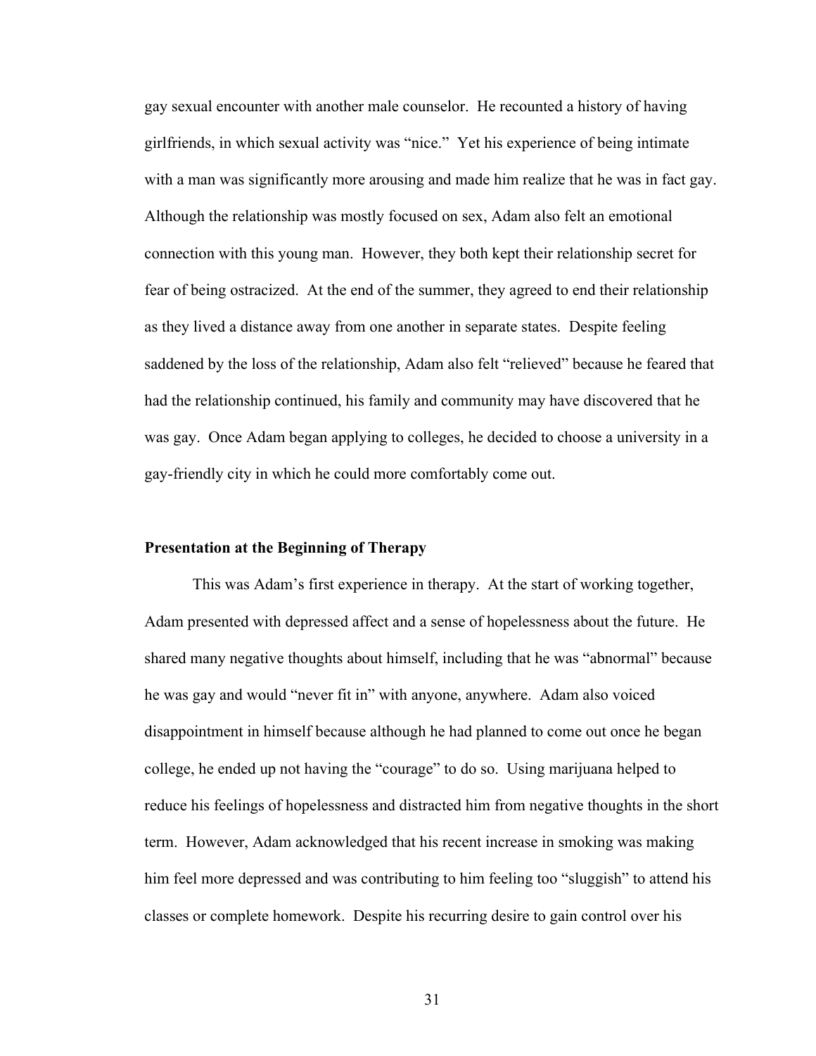gay sexual encounter with another male counselor. He recounted a history of having girlfriends, in which sexual activity was "nice." Yet his experience of being intimate with a man was significantly more arousing and made him realize that he was in fact gay. Although the relationship was mostly focused on sex, Adam also felt an emotional connection with this young man. However, they both kept their relationship secret for fear of being ostracized. At the end of the summer, they agreed to end their relationship as they lived a distance away from one another in separate states. Despite feeling saddened by the loss of the relationship, Adam also felt "relieved" because he feared that had the relationship continued, his family and community may have discovered that he was gay. Once Adam began applying to colleges, he decided to choose a university in a gay-friendly city in which he could more comfortably come out.

**Presentation at the Beginning of Therapy**

This was Adam's first experience in therapy. At the start of working together, Adam presented with depressed affect and a sense of hopelessness about the future. He shared many negative thoughts about himself, including that he was "abnormal" because he was gay and would "never fit in" with anyone, anywhere. Adam also voiced disappointment in himself because although he had planned to come out once he began college, he ended up not having the "courage" to do so. Using marijuana helped to reduce his feelings of hopelessness and distracted him from negative thoughts in the short term. However, Adam acknowledged that his recent increase in smoking was making him feel more depressed and was contributing to him feeling too "sluggish" to attend his classes or complete homework. Despite his recurring desire to gain control over his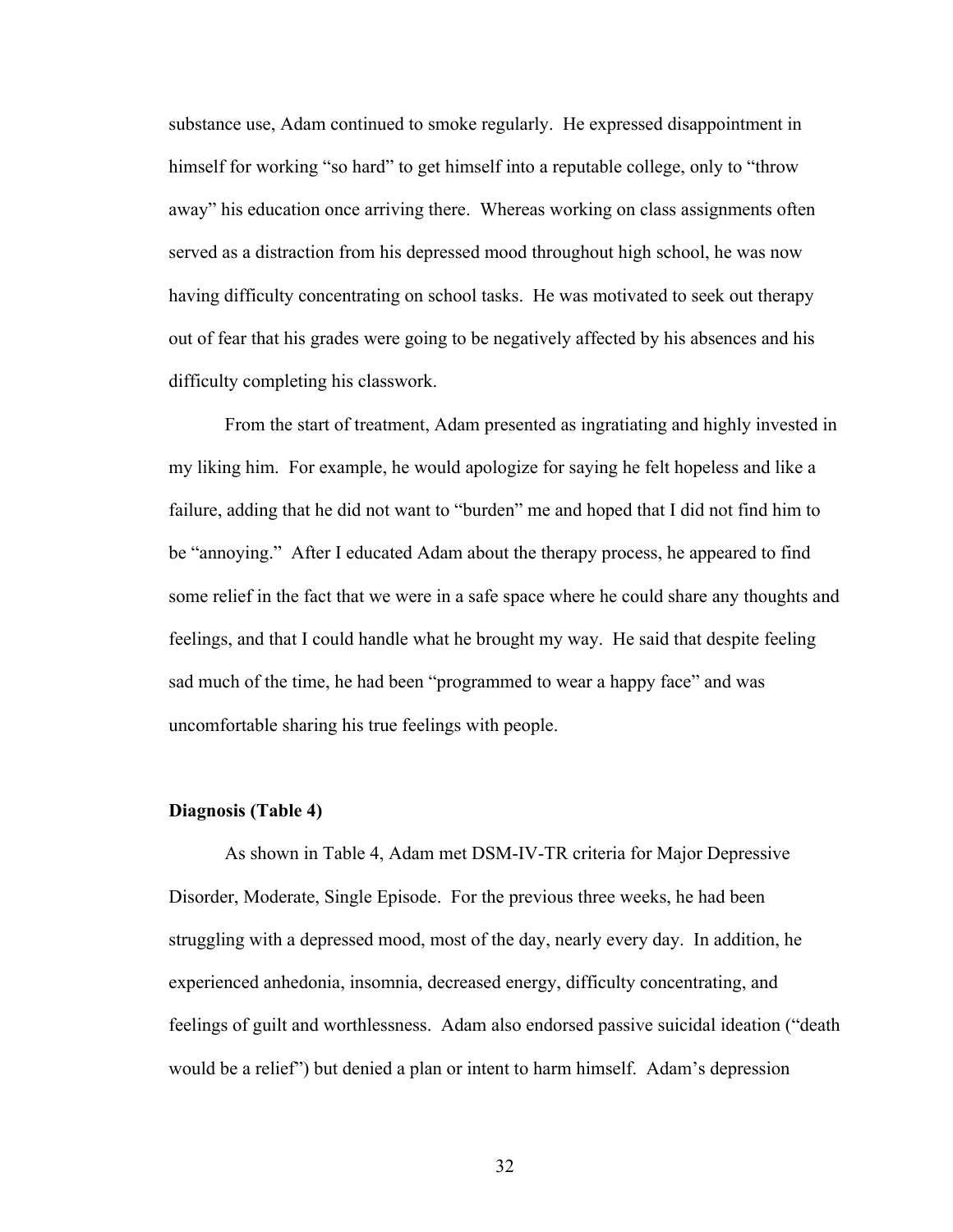substance use, Adam continued to smoke regularly. He expressed disappointment in himself for working "so hard" to get himself into a reputable college, only to "throw away" his education once arriving there. Whereas working on class assignments often served as a distraction from his depressed mood throughout high school, he was now having difficulty concentrating on school tasks. He was motivated to seek out therapy out of fear that his grades were going to be negatively affected by his absences and his difficulty completing his classwork.

From the start of treatment, Adam presented as ingratiating and highly invested in my liking him. For example, he would apologize for saying he felt hopeless and like a failure, adding that he did not want to "burden" me and hoped that I did not find him to be "annoying." After I educated Adam about the therapy process, he appeared to find some relief in the fact that we were in a safe space where he could share any thoughts and feelings, and that I could handle what he brought my way. He said that despite feeling sad much of the time, he had been "programmed to wear a happy face" and was uncomfortable sharing his true feelings with people.

**Diagnosis (Table 4)**

As shown in Table 4, Adam met DSM-IV-TR criteria for Major Depressive Disorder, Moderate, Single Episode. For the previous three weeks, he had been struggling with a depressed mood, most of the day, nearly every day. In addition, he experienced anhedonia, insomnia, decreased energy, difficulty concentrating, and feelings of guilt and worthlessness. Adam also endorsed passive suicidal ideation ("death would be a relief") but denied a plan or intent to harm himself. Adam's depression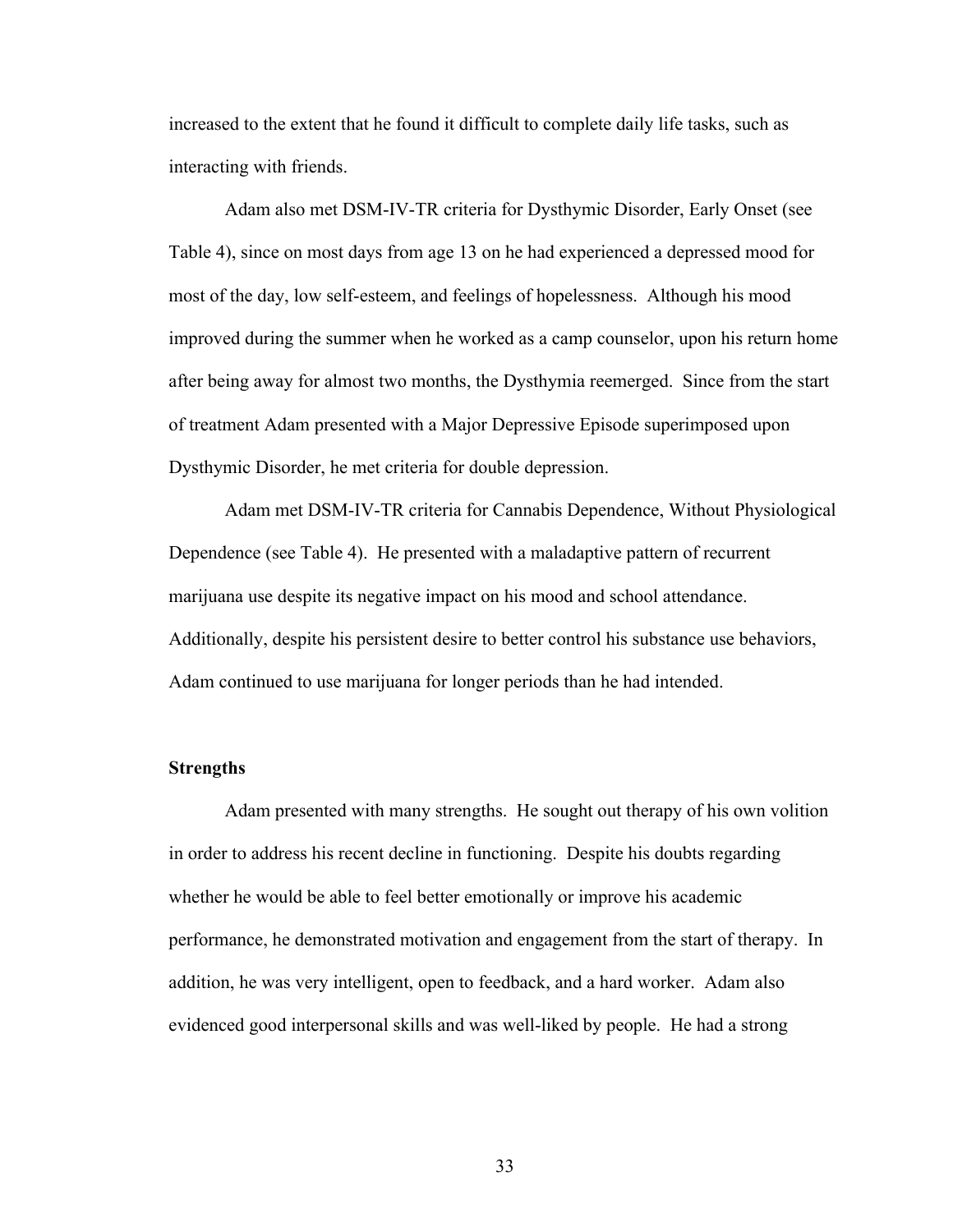increased to the extent that he found it difficult to complete daily life tasks, such as interacting with friends.

Adam also met DSM-IV-TR criteria for Dysthymic Disorder, Early Onset (see Table 4), since on most days from age 13 on he had experienced a depressed mood for most of the day, low self-esteem, and feelings of hopelessness. Although his mood improved during the summer when he worked as a camp counselor, upon his return home after being away for almost two months, the Dysthymia reemerged. Since from the start of treatment Adam presented with a Major Depressive Episode superimposed upon Dysthymic Disorder, he met criteria for double depression.

Adam met DSM-IV-TR criteria for Cannabis Dependence, Without Physiological Dependence (see Table 4). He presented with a maladaptive pattern of recurrent marijuana use despite its negative impact on his mood and school attendance. Additionally, despite his persistent desire to better control his substance use behaviors, Adam continued to use marijuana for longer periods than he had intended.

**Strengths**

Adam presented with many strengths. He sought out therapy of his own volition in order to address his recent decline in functioning. Despite his doubts regarding whether he would be able to feel better emotionally or improve his academic performance, he demonstrated motivation and engagement from the start of therapy. In addition, he was very intelligent, open to feedback, and a hard worker. Adam also evidenced good interpersonal skills and was well-liked by people. He had a strong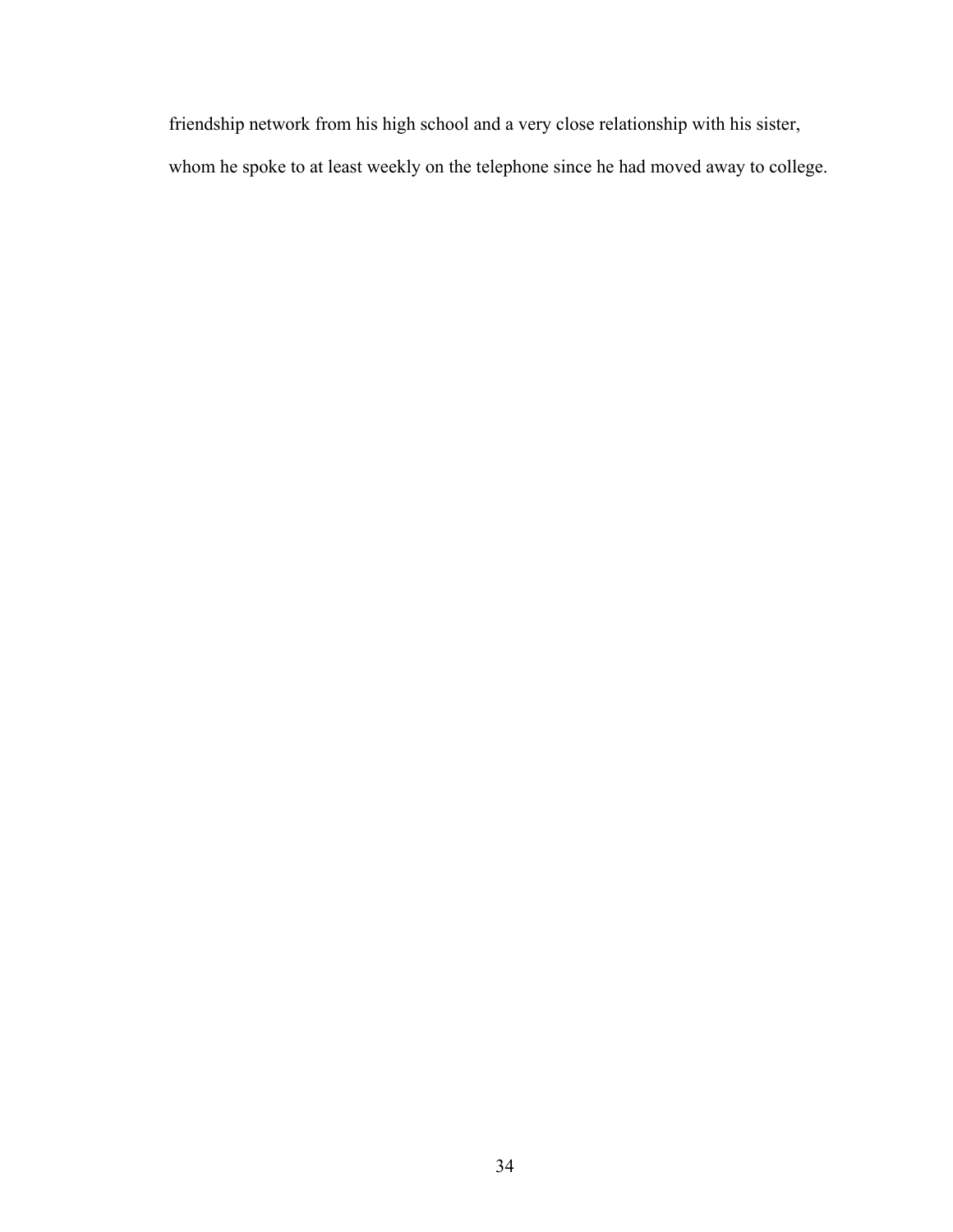friendship network from his high school and a very close relationship with his sister, whom he spoke to at least weekly on the telephone since he had moved away to college.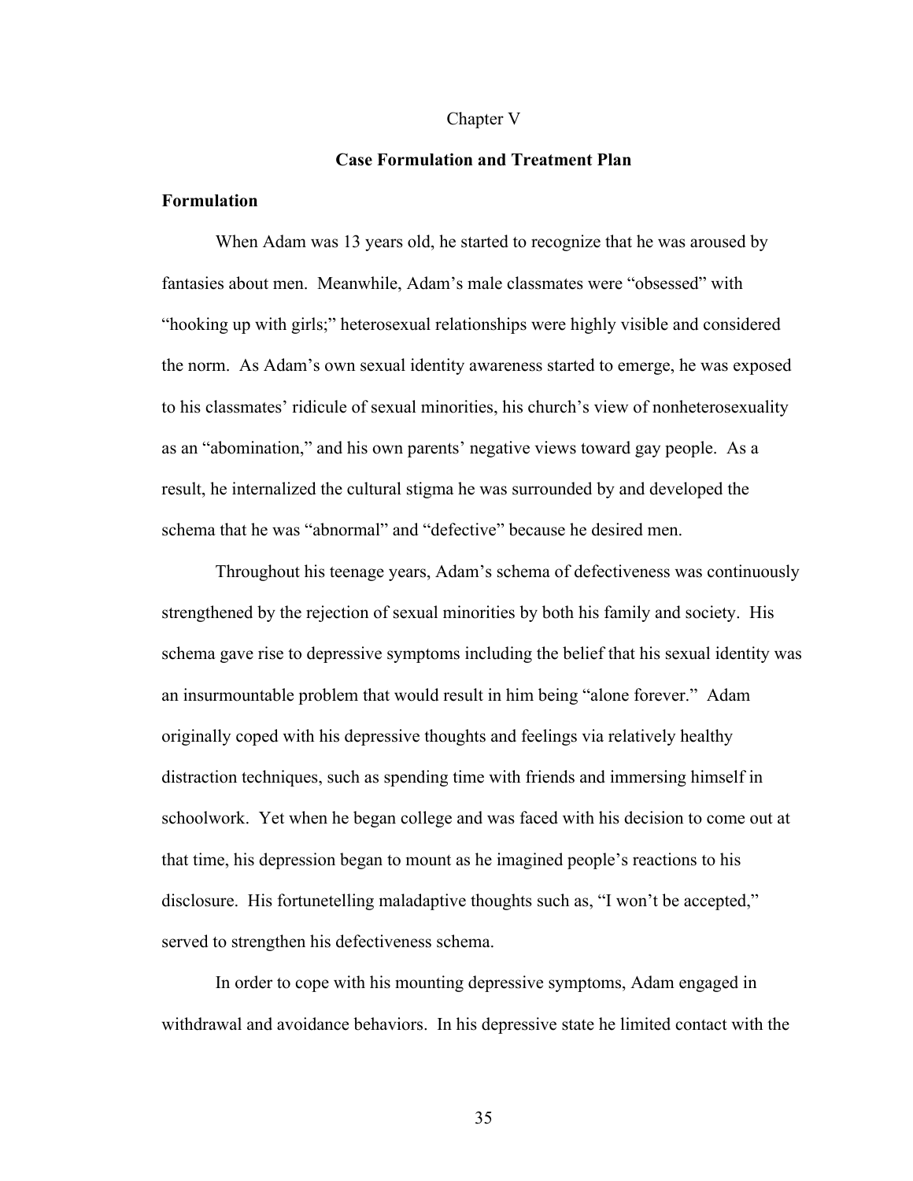# Chapter V

## Case Formulation and Treatment Plan

### Formulation

When Adam was 13 years old, he started to recognize that he was aroused by fantasies about men. Meanwhile, Adam's male classmates were "obsessed" with "hooking up with girls;" heterosexual relationships were highly visible and considered the norm. As Adam's own sexual identity awareness started to emerge, he was exposed to his classmates' ridicule of sexual minorities, his church's view of nonheterosexuality as an "abomination," and his own parents' negative views toward gay people. As a result, he internalized the cultural stigma he was surrounded by and developed the schema that he was "abnormal" and "defective" because he desired men.

Throughout his teenage years, Adam's schema of defectiveness was continuously strengthened by the rejection of sexual minorities by both his family and society. His schema gave rise to depressive symptoms including the belief that his sexual identity was an insurmountable problem that would result in him being "alone forever." Adam originally coped with his depressive thoughts and feelings via relatively healthy distraction techniques, such as spending time with friends and immersing himself in schoolwork. Yet when he began college and was faced with his decision to come out at that time, his depression began to mount as he imagined people's reactions to his disclosure. His fortunetelling maladaptive thoughts such as, "I won't be accepted," served to strengthen his defectiveness schema.

In order to cope with his mounting depressive symptoms, Adam engaged in withdrawal and avoidance behaviors. In his depressive state he limited contact with the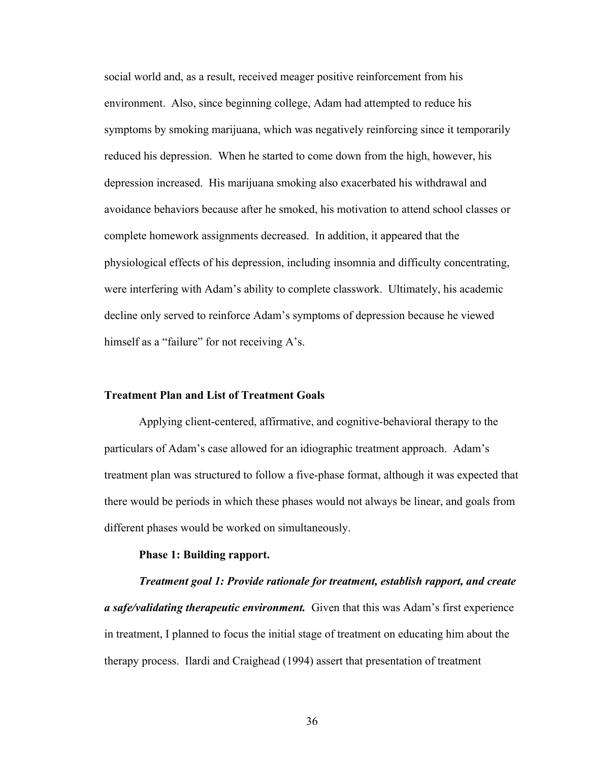social world and, as a result, received meager positive reinforcement from his environment. Also, since beginning college, Adam had attempted to reduce his symptoms by smoking marijuana, which was negatively reinforcing since it temporarily reduced his depression. When he started to come down from the high, however, his depression increased. His marijuana smoking also exacerbated his withdrawal and avoidance behaviors because after he smoked, his motivation to attend school classes or complete homework assignments decreased. In addition, it appeared that the physiological effects of his depression, including insomnia and difficulty concentrating, were interfering with Adam's ability to complete classwork. Ultimately, his academic decline only served to reinforce Adam's symptoms of depression because he viewed himself as a "failure" for not receiving A's.

## Treatment Plan and List of Treatment Goals

Applying client-centered, affirmative, and cognitive-behavioral therapy to the particulars of Adam's case allowed for an idiographic treatment approach. Adam's treatment plan was structured to follow a five-phase format, although it was expected that there would be periods in which these phases would not always be linear, and goals from different phases would be worked on simultaneously.

### Phase 1: Building rapport.

***Treatment goal 1: Provide rationale for treatment, establish rapport, and create a safe/validating therapeutic environment.*** Given that this was Adam's first experience in treatment, I planned to focus the initial stage of treatment on educating him about the therapy process. Ilardi and Craighead (1994) assert that presentation of treatment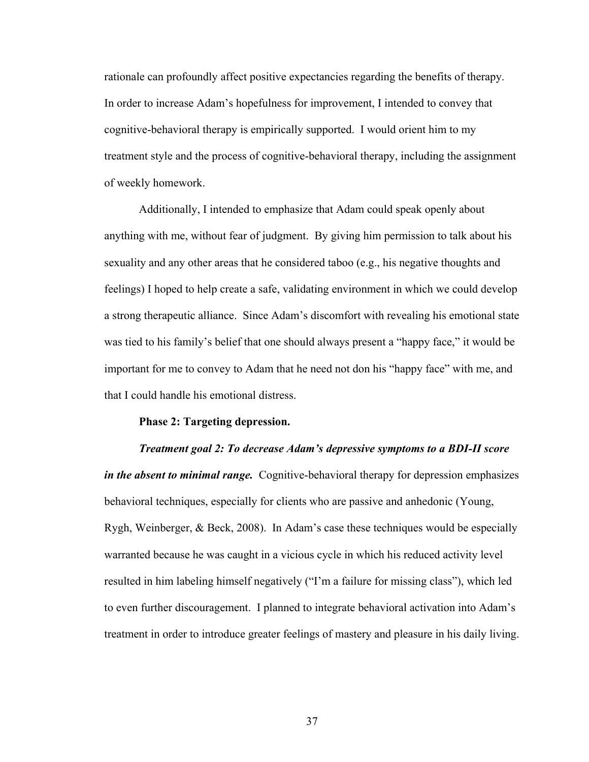rationale can profoundly affect positive expectancies regarding the benefits of therapy. In order to increase Adam's hopefulness for improvement, I intended to convey that cognitive-behavioral therapy is empirically supported. I would orient him to my treatment style and the process of cognitive-behavioral therapy, including the assignment of weekly homework.

Additionally, I intended to emphasize that Adam could speak openly about anything with me, without fear of judgment. By giving him permission to talk about his sexuality and any other areas that he considered taboo (e.g., his negative thoughts and feelings) I hoped to help create a safe, validating environment in which we could develop a strong therapeutic alliance. Since Adam's discomfort with revealing his emotional state was tied to his family's belief that one should always present a "happy face," it would be important for me to convey to Adam that he need not don his "happy face" with me, and that I could handle his emotional distress.

**Phase 2: Targeting depression.**

***Treatment goal 2: To decrease Adam's depressive symptoms to a BDI-II score in the absent to minimal range.*** Cognitive-behavioral therapy for depression emphasizes behavioral techniques, especially for clients who are passive and anhedonic (Young, Rygh, Weinberger, & Beck, 2008). In Adam's case these techniques would be especially warranted because he was caught in a vicious cycle in which his reduced activity level resulted in him labeling himself negatively ("I'm a failure for missing class"), which led to even further discouragement. I planned to integrate behavioral activation into Adam's treatment in order to introduce greater feelings of mastery and pleasure in his daily living.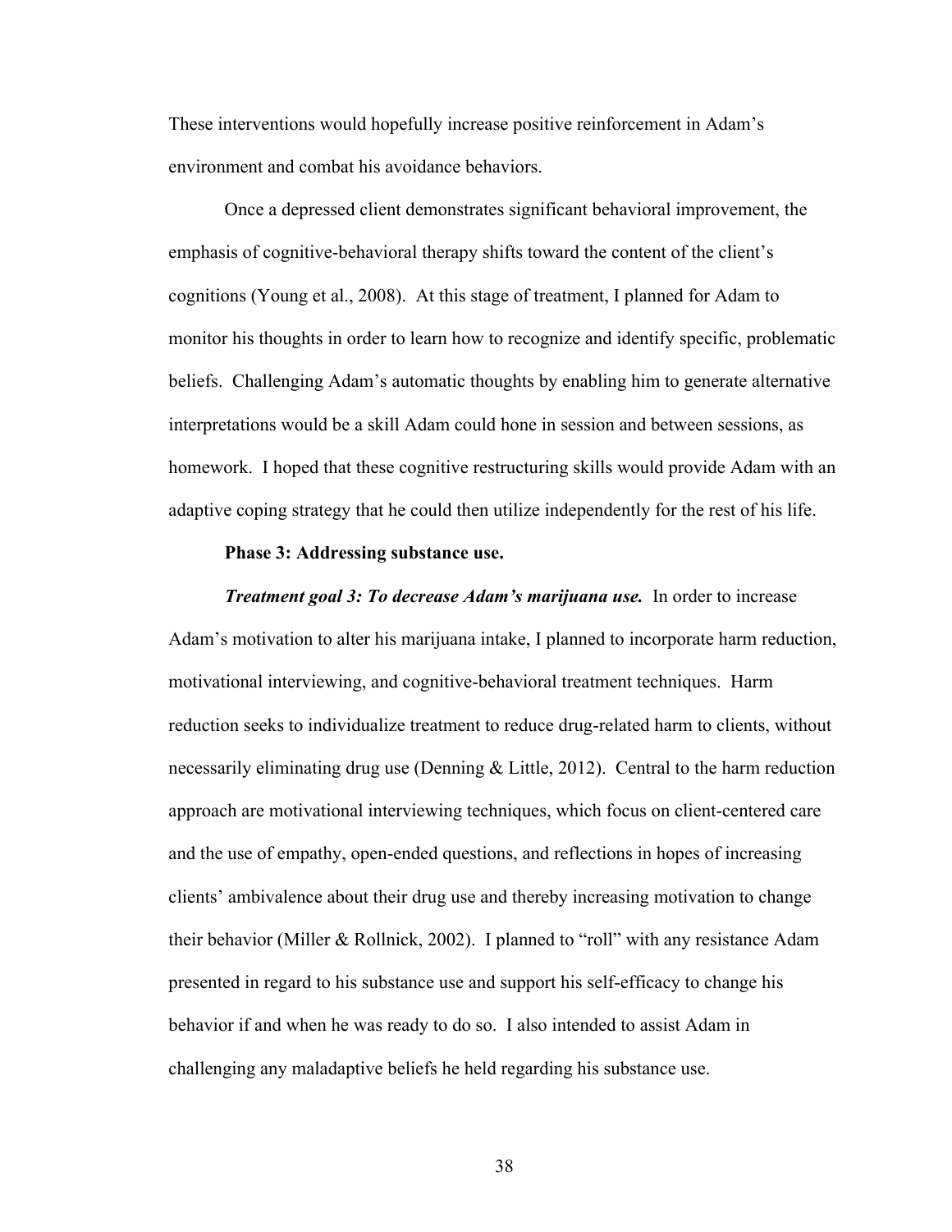These interventions would hopefully increase positive reinforcement in Adam's environment and combat his avoidance behaviors.

Once a depressed client demonstrates significant behavioral improvement, the emphasis of cognitive-behavioral therapy shifts toward the content of the client's cognitions (Young et al., 2008). At this stage of treatment, I planned for Adam to monitor his thoughts in order to learn how to recognize and identify specific, problematic beliefs. Challenging Adam's automatic thoughts by enabling him to generate alternative interpretations would be a skill Adam could hone in session and between sessions, as homework. I hoped that these cognitive restructuring skills would provide Adam with an adaptive coping strategy that he could then utilize independently for the rest of his life.

**Phase 3: Addressing substance use.**

***Treatment goal 3: To decrease Adam's marijuana use.*** In order to increase Adam's motivation to alter his marijuana intake, I planned to incorporate harm reduction, motivational interviewing, and cognitive-behavioral treatment techniques. Harm reduction seeks to individualize treatment to reduce drug-related harm to clients, without necessarily eliminating drug use (Denning & Little, 2012). Central to the harm reduction approach are motivational interviewing techniques, which focus on client-centered care and the use of empathy, open-ended questions, and reflections in hopes of increasing clients' ambivalence about their drug use and thereby increasing motivation to change their behavior (Miller & Rollnick, 2002). I planned to "roll" with any resistance Adam presented in regard to his substance use and support his self-efficacy to change his behavior if and when he was ready to do so. I also intended to assist Adam in challenging any maladaptive beliefs he held regarding his substance use.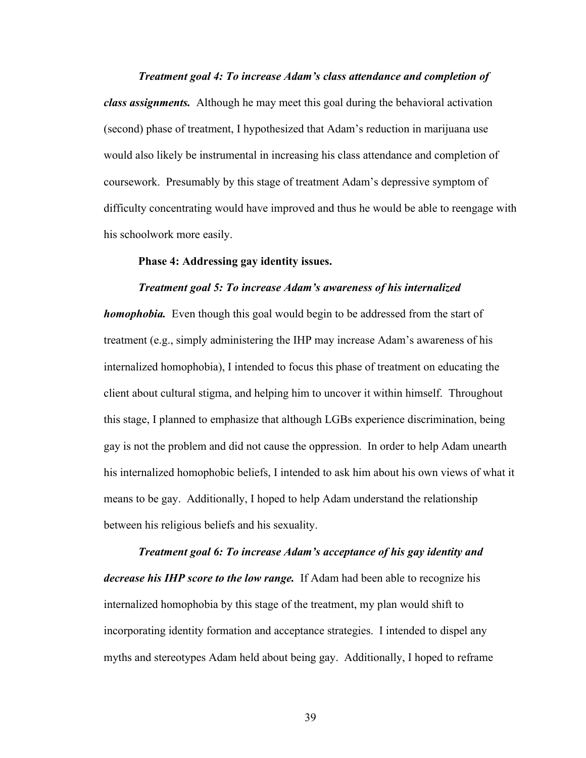***Treatment goal 4: To increase Adam's class attendance and completion of class assignments.*** Although he may meet this goal during the behavioral activation (second) phase of treatment, I hypothesized that Adam's reduction in marijuana use would also likely be instrumental in increasing his class attendance and completion of coursework. Presumably by this stage of treatment Adam's depressive symptom of difficulty concentrating would have improved and thus he would be able to reengage with his schoolwork more easily.

**Phase 4: Addressing gay identity issues.**

***Treatment goal 5: To increase Adam's awareness of his internalized homophobia.*** Even though this goal would begin to be addressed from the start of treatment (e.g., simply administering the IHP may increase Adam's awareness of his internalized homophobia), I intended to focus this phase of treatment on educating the client about cultural stigma, and helping him to uncover it within himself. Throughout this stage, I planned to emphasize that although LGBs experience discrimination, being gay is not the problem and did not cause the oppression. In order to help Adam unearth his internalized homophobic beliefs, I intended to ask him about his own views of what it means to be gay. Additionally, I hoped to help Adam understand the relationship between his religious beliefs and his sexuality.

***Treatment goal 6: To increase Adam's acceptance of his gay identity and decrease his IHP score to the low range.*** If Adam had been able to recognize his internalized homophobia by this stage of the treatment, my plan would shift to incorporating identity formation and acceptance strategies. I intended to dispel any myths and stereotypes Adam held about being gay. Additionally, I hoped to reframe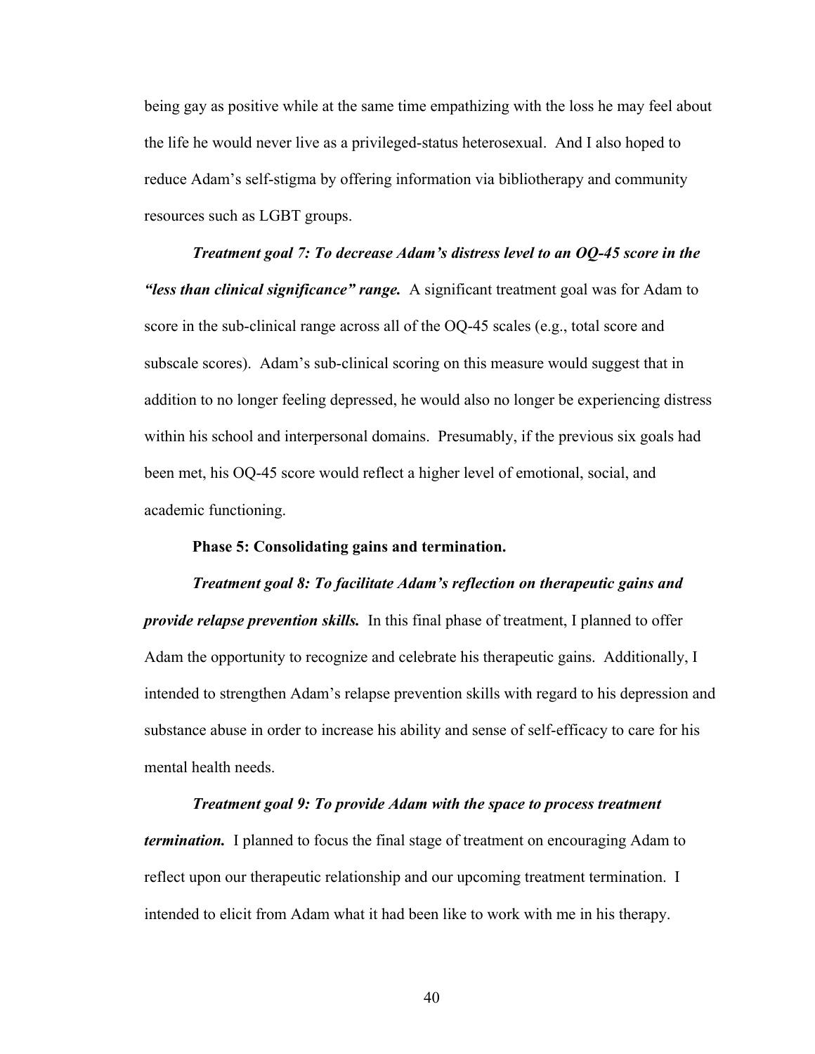being gay as positive while at the same time empathizing with the loss he may feel about the life he would never live as a privileged-status heterosexual. And I also hoped to reduce Adam's self-stigma by offering information via bibliotherapy and community resources such as LGBT groups.

***Treatment goal 7: To decrease Adam's distress level to an OQ-45 score in the "less than clinical significance" range.*** A significant treatment goal was for Adam to score in the sub-clinical range across all of the OQ-45 scales (e.g., total score and subscale scores). Adam's sub-clinical scoring on this measure would suggest that in addition to no longer feeling depressed, he would also no longer be experiencing distress within his school and interpersonal domains. Presumably, if the previous six goals had been met, his OQ-45 score would reflect a higher level of emotional, social, and academic functioning.

**Phase 5: Consolidating gains and termination.**

***Treatment goal 8: To facilitate Adam's reflection on therapeutic gains and provide relapse prevention skills.*** In this final phase of treatment, I planned to offer Adam the opportunity to recognize and celebrate his therapeutic gains. Additionally, I intended to strengthen Adam's relapse prevention skills with regard to his depression and substance abuse in order to increase his ability and sense of self-efficacy to care for his mental health needs.

***Treatment goal 9: To provide Adam with the space to process treatment termination.*** I planned to focus the final stage of treatment on encouraging Adam to reflect upon our therapeutic relationship and our upcoming treatment termination. I intended to elicit from Adam what it had been like to work with me in his therapy.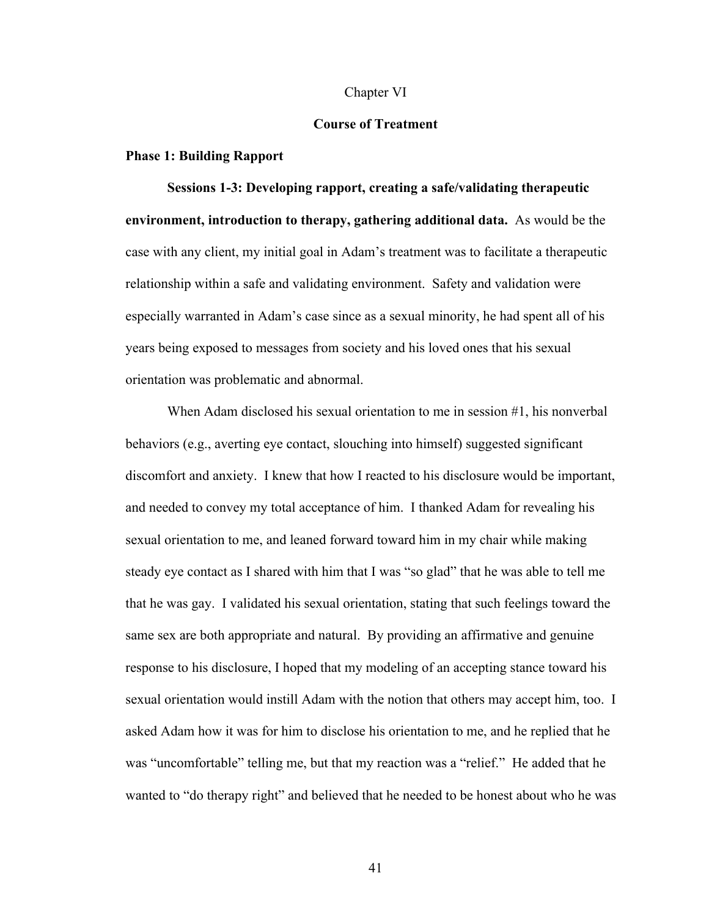# Chapter VI

## Course of Treatment

### Phase 1: Building Rapport

**Sessions 1-3: Developing rapport, creating a safe/validating therapeutic environment, introduction to therapy, gathering additional data.** As would be the case with any client, my initial goal in Adam's treatment was to facilitate a therapeutic relationship within a safe and validating environment. Safety and validation were especially warranted in Adam's case since as a sexual minority, he had spent all of his years being exposed to messages from society and his loved ones that his sexual orientation was problematic and abnormal.

When Adam disclosed his sexual orientation to me in session #1, his nonverbal behaviors (e.g., averting eye contact, slouching into himself) suggested significant discomfort and anxiety. I knew that how I reacted to his disclosure would be important, and needed to convey my total acceptance of him. I thanked Adam for revealing his sexual orientation to me, and leaned forward toward him in my chair while making steady eye contact as I shared with him that I was "so glad" that he was able to tell me that he was gay. I validated his sexual orientation, stating that such feelings toward the same sex are both appropriate and natural. By providing an affirmative and genuine response to his disclosure, I hoped that my modeling of an accepting stance toward his sexual orientation would instill Adam with the notion that others may accept him, too. I asked Adam how it was for him to disclose his orientation to me, and he replied that he was "uncomfortable" telling me, but that my reaction was a "relief." He added that he wanted to "do therapy right" and believed that he needed to be honest about who he was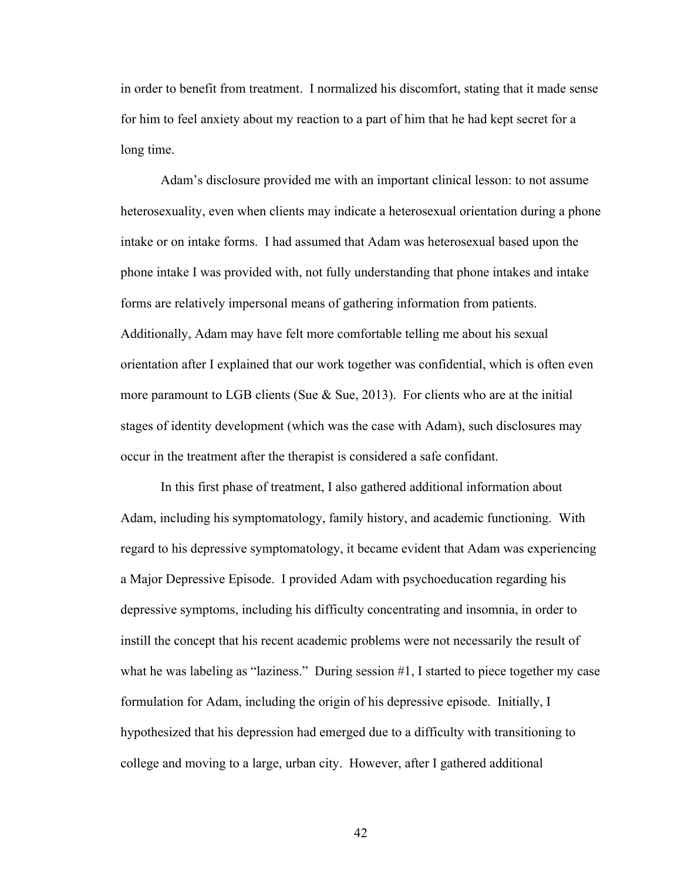in order to benefit from treatment. I normalized his discomfort, stating that it made sense for him to feel anxiety about my reaction to a part of him that he had kept secret for a long time.

Adam's disclosure provided me with an important clinical lesson: to not assume heterosexuality, even when clients may indicate a heterosexual orientation during a phone intake or on intake forms. I had assumed that Adam was heterosexual based upon the phone intake I was provided with, not fully understanding that phone intakes and intake forms are relatively impersonal means of gathering information from patients. Additionally, Adam may have felt more comfortable telling me about his sexual orientation after I explained that our work together was confidential, which is often even more paramount to LGB clients (Sue & Sue, 2013). For clients who are at the initial stages of identity development (which was the case with Adam), such disclosures may occur in the treatment after the therapist is considered a safe confidant.

In this first phase of treatment, I also gathered additional information about Adam, including his symptomatology, family history, and academic functioning. With regard to his depressive symptomatology, it became evident that Adam was experiencing a Major Depressive Episode. I provided Adam with psychoeducation regarding his depressive symptoms, including his difficulty concentrating and insomnia, in order to instill the concept that his recent academic problems were not necessarily the result of what he was labeling as "laziness." During session #1, I started to piece together my case formulation for Adam, including the origin of his depressive episode. Initially, I hypothesized that his depression had emerged due to a difficulty with transitioning to college and moving to a large, urban city. However, after I gathered additional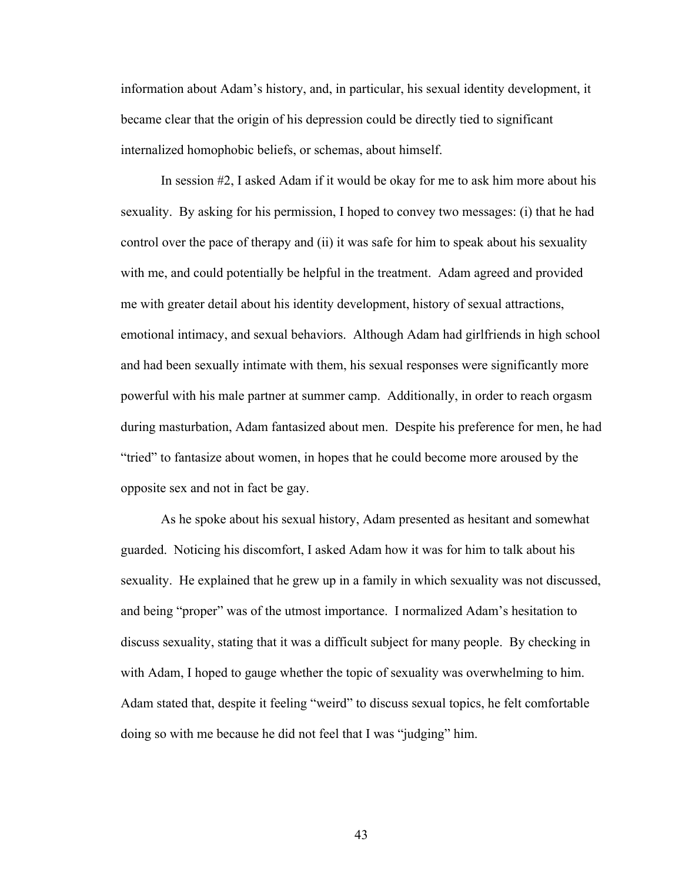information about Adam's history, and, in particular, his sexual identity development, it became clear that the origin of his depression could be directly tied to significant internalized homophobic beliefs, or schemas, about himself.

In session #2, I asked Adam if it would be okay for me to ask him more about his sexuality. By asking for his permission, I hoped to convey two messages: (i) that he had control over the pace of therapy and (ii) it was safe for him to speak about his sexuality with me, and could potentially be helpful in the treatment. Adam agreed and provided me with greater detail about his identity development, history of sexual attractions, emotional intimacy, and sexual behaviors. Although Adam had girlfriends in high school and had been sexually intimate with them, his sexual responses were significantly more powerful with his male partner at summer camp. Additionally, in order to reach orgasm during masturbation, Adam fantasized about men. Despite his preference for men, he had "tried" to fantasize about women, in hopes that he could become more aroused by the opposite sex and not in fact be gay.

As he spoke about his sexual history, Adam presented as hesitant and somewhat guarded. Noticing his discomfort, I asked Adam how it was for him to talk about his sexuality. He explained that he grew up in a family in which sexuality was not discussed, and being "proper" was of the utmost importance. I normalized Adam's hesitation to discuss sexuality, stating that it was a difficult subject for many people. By checking in with Adam, I hoped to gauge whether the topic of sexuality was overwhelming to him. Adam stated that, despite it feeling "weird" to discuss sexual topics, he felt comfortable doing so with me because he did not feel that I was "judging" him.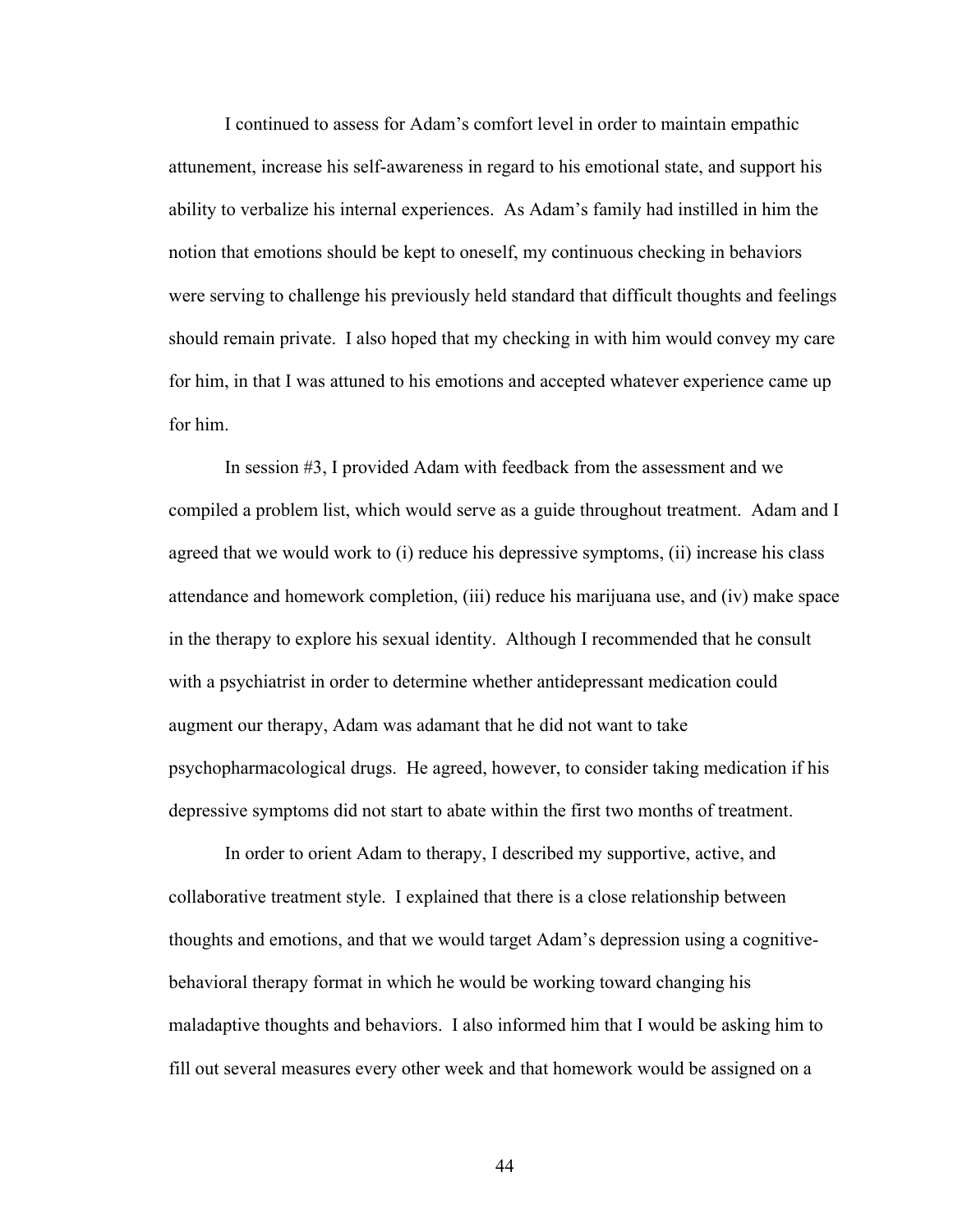I continued to assess for Adam's comfort level in order to maintain empathic attunement, increase his self-awareness in regard to his emotional state, and support his ability to verbalize his internal experiences. As Adam's family had instilled in him the notion that emotions should be kept to oneself, my continuous checking in behaviors were serving to challenge his previously held standard that difficult thoughts and feelings should remain private. I also hoped that my checking in with him would convey my care for him, in that I was attuned to his emotions and accepted whatever experience came up for him.

In session #3, I provided Adam with feedback from the assessment and we compiled a problem list, which would serve as a guide throughout treatment. Adam and I agreed that we would work to (i) reduce his depressive symptoms, (ii) increase his class attendance and homework completion, (iii) reduce his marijuana use, and (iv) make space in the therapy to explore his sexual identity. Although I recommended that he consult with a psychiatrist in order to determine whether antidepressant medication could augment our therapy, Adam was adamant that he did not want to take psychopharmacological drugs. He agreed, however, to consider taking medication if his depressive symptoms did not start to abate within the first two months of treatment.

In order to orient Adam to therapy, I described my supportive, active, and collaborative treatment style. I explained that there is a close relationship between thoughts and emotions, and that we would target Adam's depression using a cognitive-behavioral therapy format in which he would be working toward changing his maladaptive thoughts and behaviors. I also informed him that I would be asking him to fill out several measures every other week and that homework would be assigned on a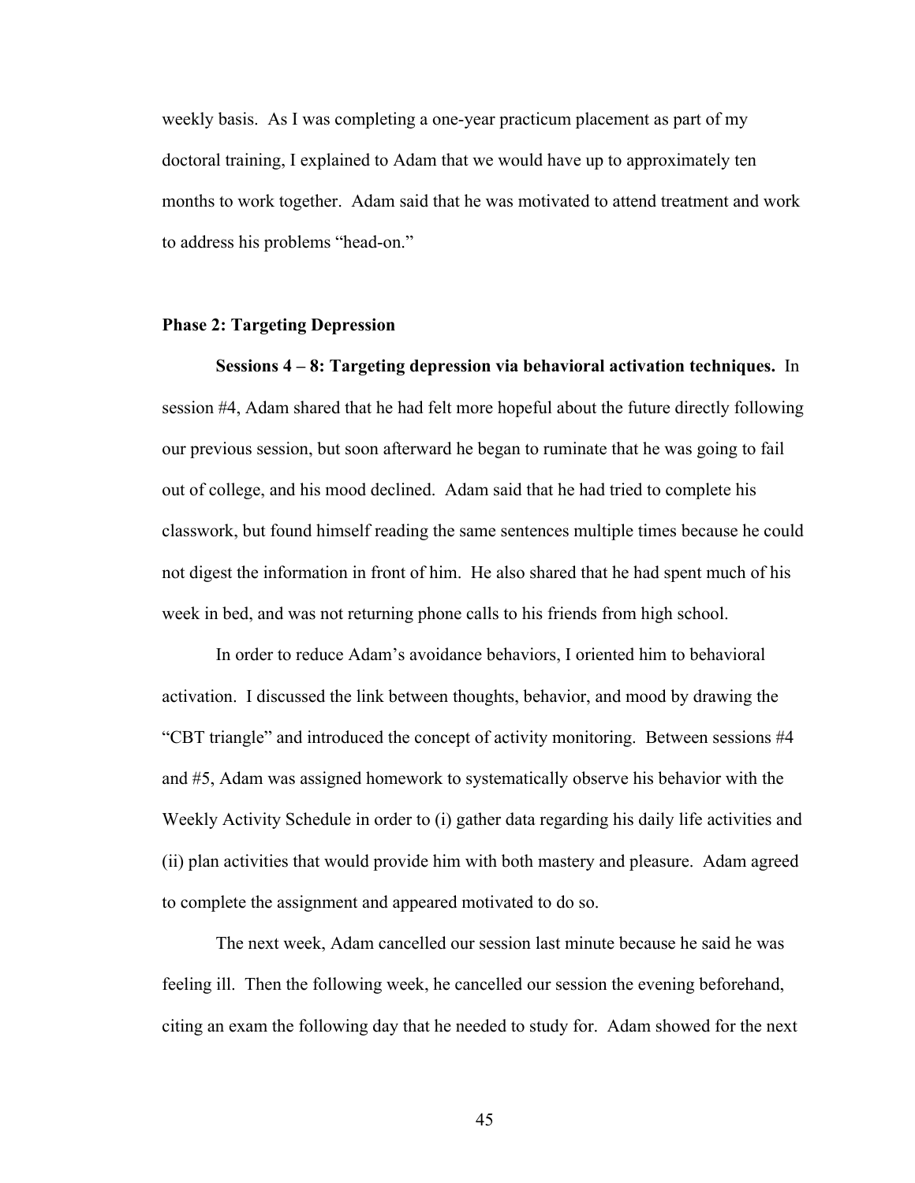weekly basis. As I was completing a one-year practicum placement as part of my doctoral training, I explained to Adam that we would have up to approximately ten months to work together. Adam said that he was motivated to attend treatment and work to address his problems "head-on."

### Phase 2: Targeting Depression

**Sessions 4 – 8: Targeting depression via behavioral activation techniques.** In session #4, Adam shared that he had felt more hopeful about the future directly following our previous session, but soon afterward he began to ruminate that he was going to fail out of college, and his mood declined. Adam said that he had tried to complete his classwork, but found himself reading the same sentences multiple times because he could not digest the information in front of him. He also shared that he had spent much of his week in bed, and was not returning phone calls to his friends from high school.

In order to reduce Adam's avoidance behaviors, I oriented him to behavioral activation. I discussed the link between thoughts, behavior, and mood by drawing the "CBT triangle" and introduced the concept of activity monitoring. Between sessions #4 and #5, Adam was assigned homework to systematically observe his behavior with the Weekly Activity Schedule in order to (i) gather data regarding his daily life activities and (ii) plan activities that would provide him with both mastery and pleasure. Adam agreed to complete the assignment and appeared motivated to do so.

The next week, Adam cancelled our session last minute because he said he was feeling ill. Then the following week, he cancelled our session the evening beforehand, citing an exam the following day that he needed to study for. Adam showed for the next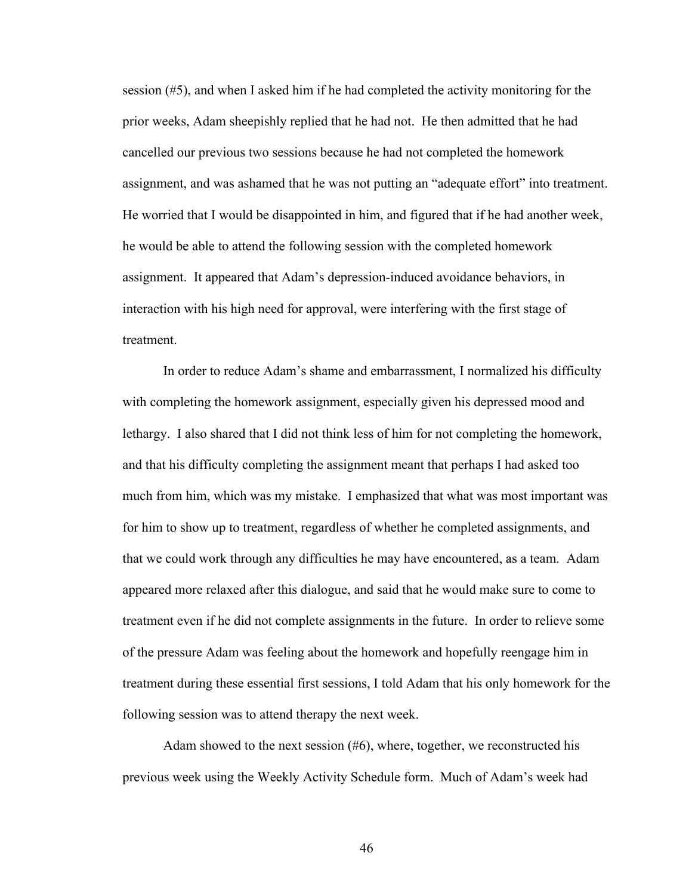session (#5), and when I asked him if he had completed the activity monitoring for the prior weeks, Adam sheepishly replied that he had not. He then admitted that he had cancelled our previous two sessions because he had not completed the homework assignment, and was ashamed that he was not putting an "adequate effort" into treatment. He worried that I would be disappointed in him, and figured that if he had another week, he would be able to attend the following session with the completed homework assignment. It appeared that Adam's depression-induced avoidance behaviors, in interaction with his high need for approval, were interfering with the first stage of treatment.

In order to reduce Adam's shame and embarrassment, I normalized his difficulty with completing the homework assignment, especially given his depressed mood and lethargy. I also shared that I did not think less of him for not completing the homework, and that his difficulty completing the assignment meant that perhaps I had asked too much from him, which was my mistake. I emphasized that what was most important was for him to show up to treatment, regardless of whether he completed assignments, and that we could work through any difficulties he may have encountered, as a team. Adam appeared more relaxed after this dialogue, and said that he would make sure to come to treatment even if he did not complete assignments in the future. In order to relieve some of the pressure Adam was feeling about the homework and hopefully reengage him in treatment during these essential first sessions, I told Adam that his only homework for the following session was to attend therapy the next week.

Adam showed to the next session (#6), where, together, we reconstructed his previous week using the Weekly Activity Schedule form. Much of Adam's week had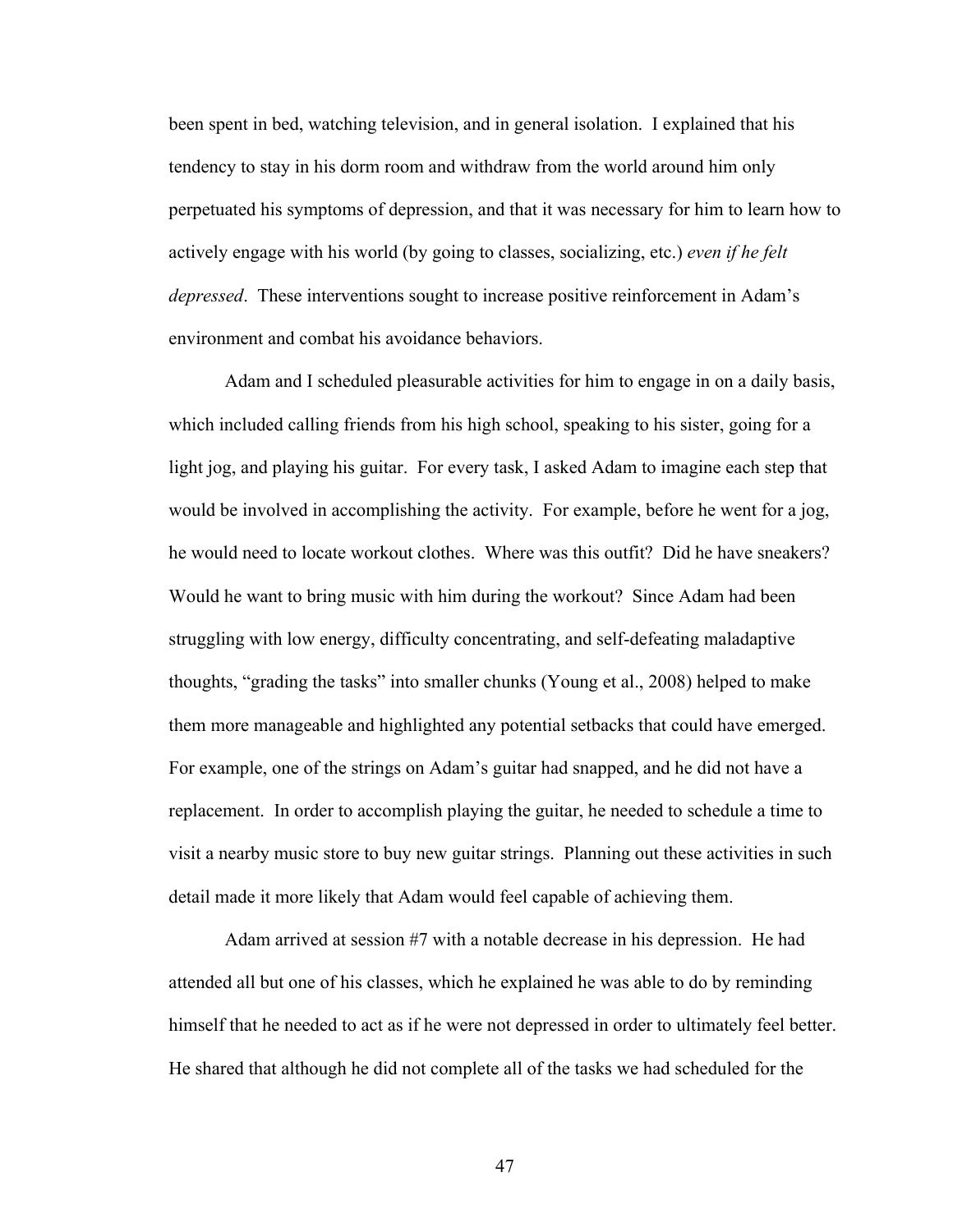been spent in bed, watching television, and in general isolation. I explained that his tendency to stay in his dorm room and withdraw from the world around him only perpetuated his symptoms of depression, and that it was necessary for him to learn how to actively engage with his world (by going to classes, socializing, etc.) *even if he felt depressed*. These interventions sought to increase positive reinforcement in Adam's environment and combat his avoidance behaviors.

Adam and I scheduled pleasurable activities for him to engage in on a daily basis, which included calling friends from his high school, speaking to his sister, going for a light jog, and playing his guitar. For every task, I asked Adam to imagine each step that would be involved in accomplishing the activity. For example, before he went for a jog, he would need to locate workout clothes. Where was this outfit? Did he have sneakers? Would he want to bring music with him during the workout? Since Adam had been struggling with low energy, difficulty concentrating, and self-defeating maladaptive thoughts, "grading the tasks" into smaller chunks (Young et al., 2008) helped to make them more manageable and highlighted any potential setbacks that could have emerged. For example, one of the strings on Adam's guitar had snapped, and he did not have a replacement. In order to accomplish playing the guitar, he needed to schedule a time to visit a nearby music store to buy new guitar strings. Planning out these activities in such detail made it more likely that Adam would feel capable of achieving them.

Adam arrived at session #7 with a notable decrease in his depression. He had attended all but one of his classes, which he explained he was able to do by reminding himself that he needed to act as if he were not depressed in order to ultimately feel better. He shared that although he did not complete all of the tasks we had scheduled for the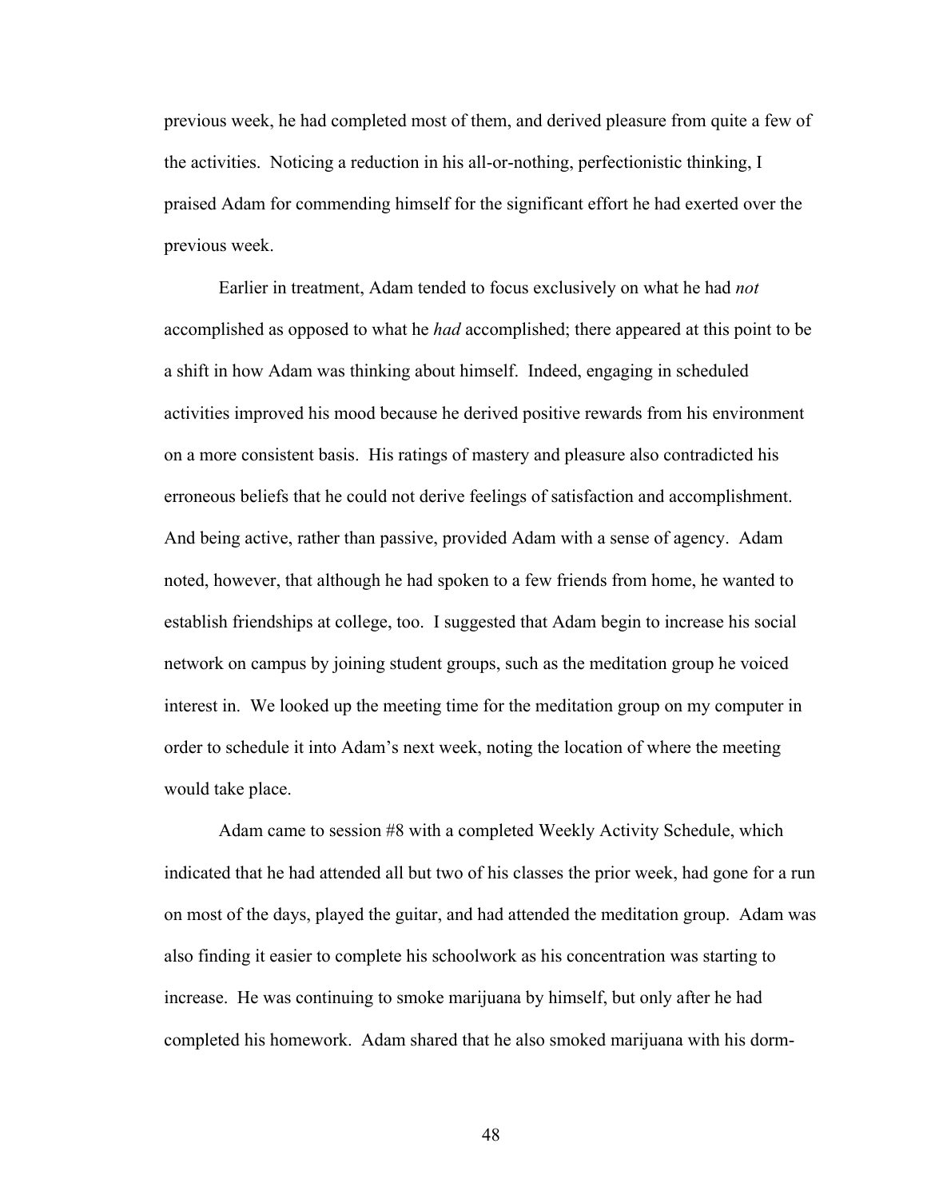previous week, he had completed most of them, and derived pleasure from quite a few of the activities. Noticing a reduction in his all-or-nothing, perfectionistic thinking, I praised Adam for commending himself for the significant effort he had exerted over the previous week.

Earlier in treatment, Adam tended to focus exclusively on what he had *not* accomplished as opposed to what he *had* accomplished; there appeared at this point to be a shift in how Adam was thinking about himself. Indeed, engaging in scheduled activities improved his mood because he derived positive rewards from his environment on a more consistent basis. His ratings of mastery and pleasure also contradicted his erroneous beliefs that he could not derive feelings of satisfaction and accomplishment. And being active, rather than passive, provided Adam with a sense of agency. Adam noted, however, that although he had spoken to a few friends from home, he wanted to establish friendships at college, too. I suggested that Adam begin to increase his social network on campus by joining student groups, such as the meditation group he voiced interest in. We looked up the meeting time for the meditation group on my computer in order to schedule it into Adam's next week, noting the location of where the meeting would take place.

Adam came to session #8 with a completed Weekly Activity Schedule, which indicated that he had attended all but two of his classes the prior week, had gone for a run on most of the days, played the guitar, and had attended the meditation group. Adam was also finding it easier to complete his schoolwork as his concentration was starting to increase. He was continuing to smoke marijuana by himself, but only after he had completed his homework. Adam shared that he also smoked marijuana with his dorm-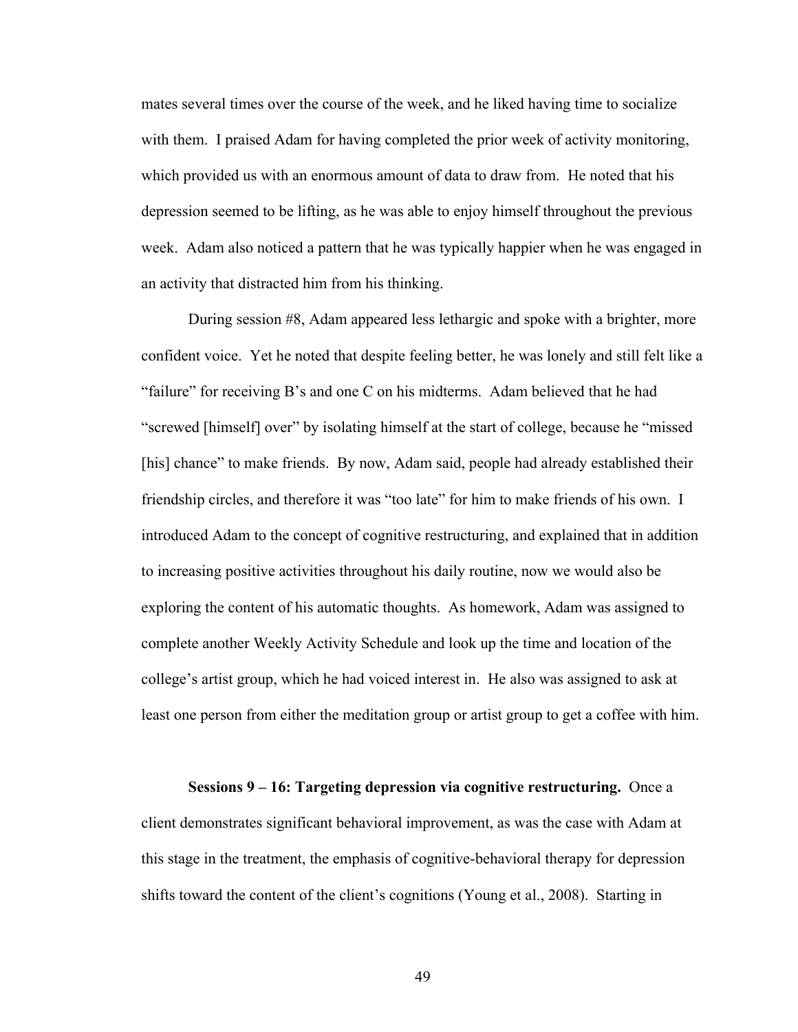mates several times over the course of the week, and he liked having time to socialize with them. I praised Adam for having completed the prior week of activity monitoring, which provided us with an enormous amount of data to draw from. He noted that his depression seemed to be lifting, as he was able to enjoy himself throughout the previous week. Adam also noticed a pattern that he was typically happier when he was engaged in an activity that distracted him from his thinking.

During session #8, Adam appeared less lethargic and spoke with a brighter, more confident voice. Yet he noted that despite feeling better, he was lonely and still felt like a "failure" for receiving B's and one C on his midterms. Adam believed that he had "screwed [himself] over" by isolating himself at the start of college, because he "missed [his] chance" to make friends. By now, Adam said, people had already established their friendship circles, and therefore it was "too late" for him to make friends of his own. I introduced Adam to the concept of cognitive restructuring, and explained that in addition to increasing positive activities throughout his daily routine, now we would also be exploring the content of his automatic thoughts. As homework, Adam was assigned to complete another Weekly Activity Schedule and look up the time and location of the college's artist group, which he had voiced interest in. He also was assigned to ask at least one person from either the meditation group or artist group to get a coffee with him.

**Sessions 9 – 16: Targeting depression via cognitive restructuring.** Once a client demonstrates significant behavioral improvement, as was the case with Adam at this stage in the treatment, the emphasis of cognitive-behavioral therapy for depression shifts toward the content of the client's cognitions (Young et al., 2008). Starting in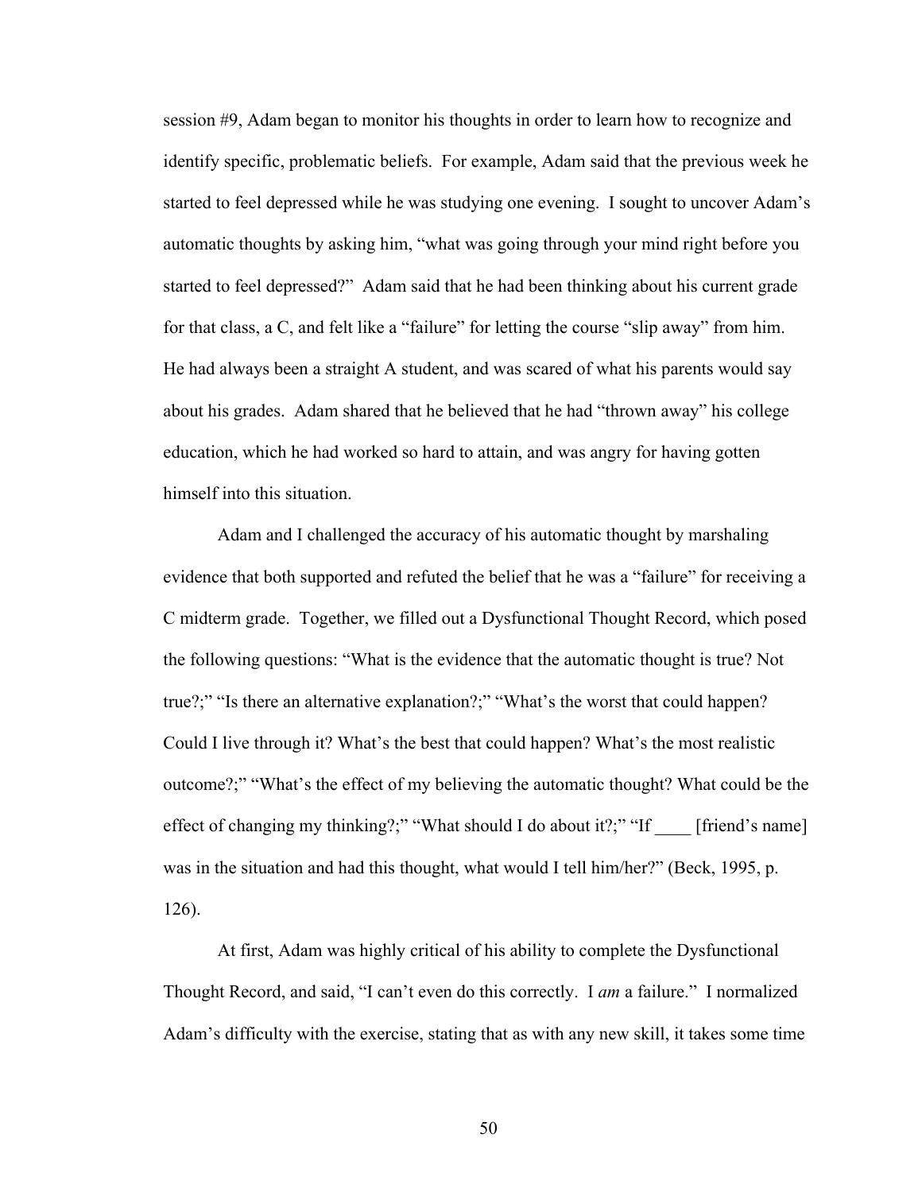session #9, Adam began to monitor his thoughts in order to learn how to recognize and identify specific, problematic beliefs. For example, Adam said that the previous week he started to feel depressed while he was studying one evening. I sought to uncover Adam's automatic thoughts by asking him, "what was going through your mind right before you started to feel depressed?" Adam said that he had been thinking about his current grade for that class, a C, and felt like a "failure" for letting the course "slip away" from him. He had always been a straight A student, and was scared of what his parents would say about his grades. Adam shared that he believed that he had "thrown away" his college education, which he had worked so hard to attain, and was angry for having gotten himself into this situation.

Adam and I challenged the accuracy of his automatic thought by marshaling evidence that both supported and refuted the belief that he was a "failure" for receiving a C midterm grade. Together, we filled out a Dysfunctional Thought Record, which posed the following questions: "What is the evidence that the automatic thought is true? Not true?;" "Is there an alternative explanation?;" "What's the worst that could happen? Could I live through it? What's the best that could happen? What's the most realistic outcome?;" "What's the effect of my believing the automatic thought? What could be the effect of changing my thinking?;" "What should I do about it?;" "If ____ [friend's name] was in the situation and had this thought, what would I tell him/her?" (Beck, 1995, p. 126).

At first, Adam was highly critical of his ability to complete the Dysfunctional Thought Record, and said, "I can't even do this correctly. I *am* a failure." I normalized Adam's difficulty with the exercise, stating that as with any new skill, it takes some time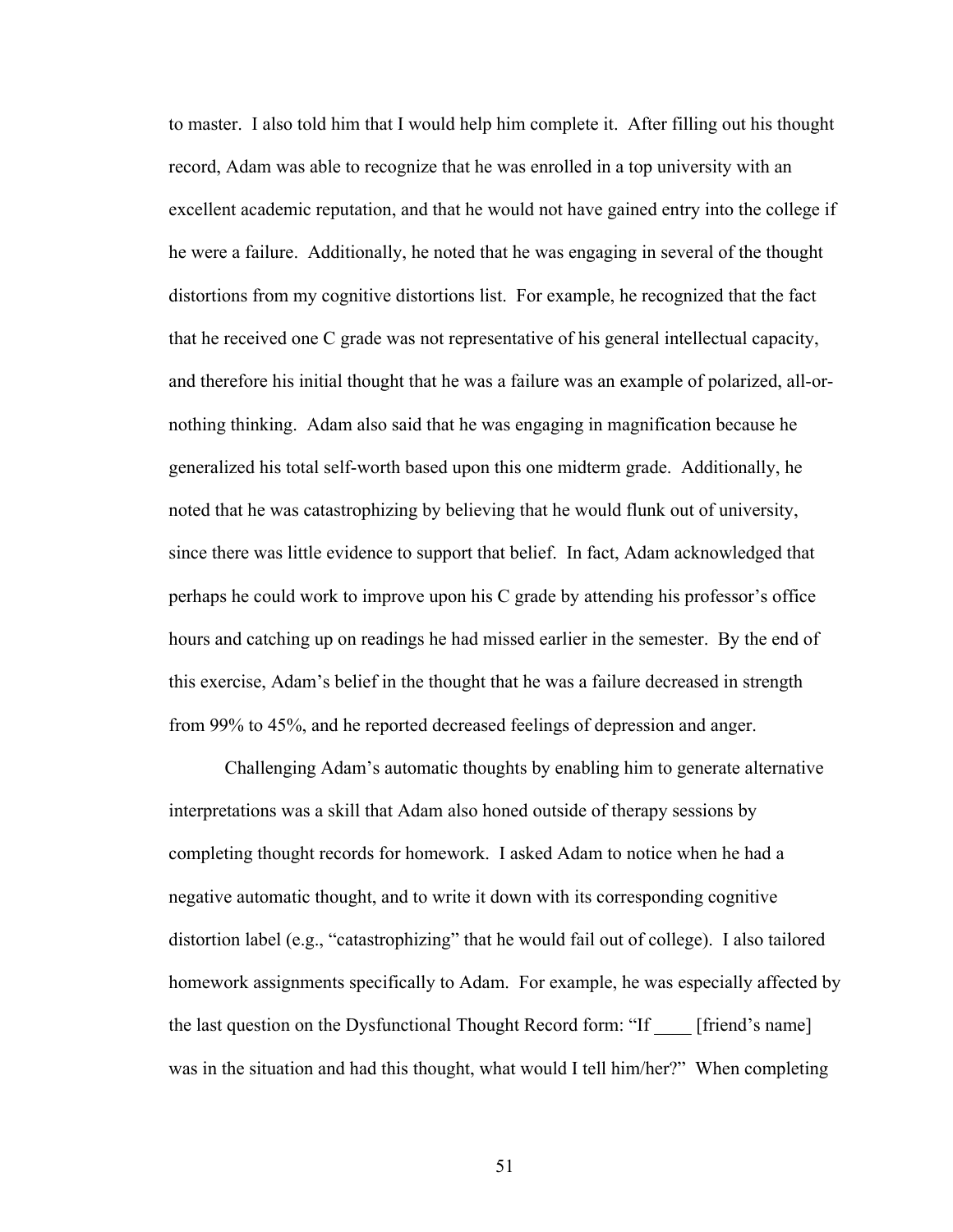to master. I also told him that I would help him complete it. After filling out his thought record, Adam was able to recognize that he was enrolled in a top university with an excellent academic reputation, and that he would not have gained entry into the college if he were a failure. Additionally, he noted that he was engaging in several of the thought distortions from my cognitive distortions list. For example, he recognized that the fact that he received one C grade was not representative of his general intellectual capacity, and therefore his initial thought that he was a failure was an example of polarized, all-or-nothing thinking. Adam also said that he was engaging in magnification because he generalized his total self-worth based upon this one midterm grade. Additionally, he noted that he was catastrophizing by believing that he would flunk out of university, since there was little evidence to support that belief. In fact, Adam acknowledged that perhaps he could work to improve upon his C grade by attending his professor's office hours and catching up on readings he had missed earlier in the semester. By the end of this exercise, Adam's belief in the thought that he was a failure decreased in strength from 99% to 45%, and he reported decreased feelings of depression and anger.

Challenging Adam's automatic thoughts by enabling him to generate alternative interpretations was a skill that Adam also honed outside of therapy sessions by completing thought records for homework. I asked Adam to notice when he had a negative automatic thought, and to write it down with its corresponding cognitive distortion label (e.g., "catastrophizing" that he would fail out of college). I also tailored homework assignments specifically to Adam. For example, he was especially affected by the last question on the Dysfunctional Thought Record form: "If ____ [friend's name] was in the situation and had this thought, what would I tell him/her?" When completing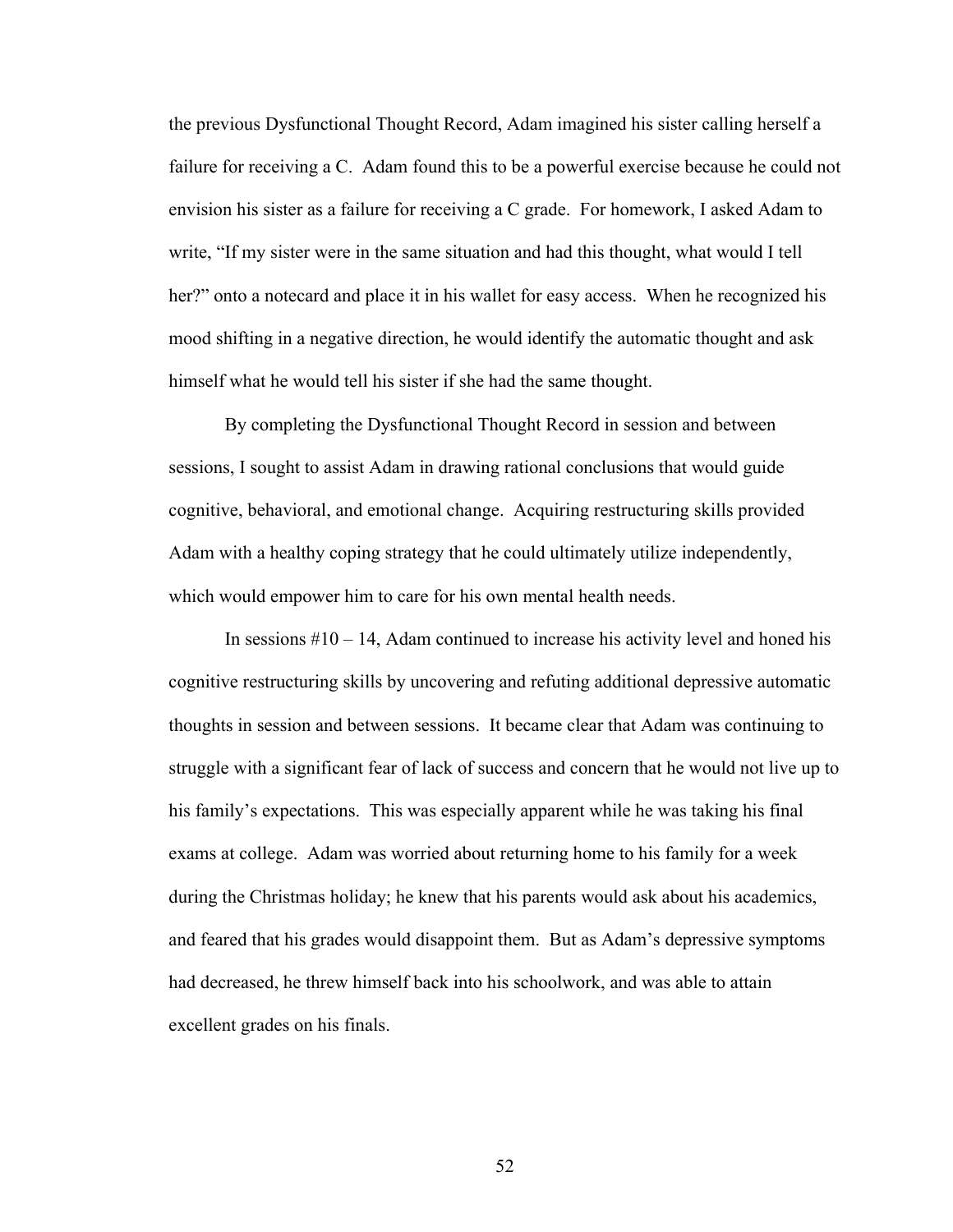the previous Dysfunctional Thought Record, Adam imagined his sister calling herself a failure for receiving a C. Adam found this to be a powerful exercise because he could not envision his sister as a failure for receiving a C grade. For homework, I asked Adam to write, "If my sister were in the same situation and had this thought, what would I tell her?" onto a notecard and place it in his wallet for easy access. When he recognized his mood shifting in a negative direction, he would identify the automatic thought and ask himself what he would tell his sister if she had the same thought.

By completing the Dysfunctional Thought Record in session and between sessions, I sought to assist Adam in drawing rational conclusions that would guide cognitive, behavioral, and emotional change. Acquiring restructuring skills provided Adam with a healthy coping strategy that he could ultimately utilize independently, which would empower him to care for his own mental health needs.

In sessions #10 – 14, Adam continued to increase his activity level and honed his cognitive restructuring skills by uncovering and refuting additional depressive automatic thoughts in session and between sessions. It became clear that Adam was continuing to struggle with a significant fear of lack of success and concern that he would not live up to his family's expectations. This was especially apparent while he was taking his final exams at college. Adam was worried about returning home to his family for a week during the Christmas holiday; he knew that his parents would ask about his academics, and feared that his grades would disappoint them. But as Adam's depressive symptoms had decreased, he threw himself back into his schoolwork, and was able to attain excellent grades on his finals.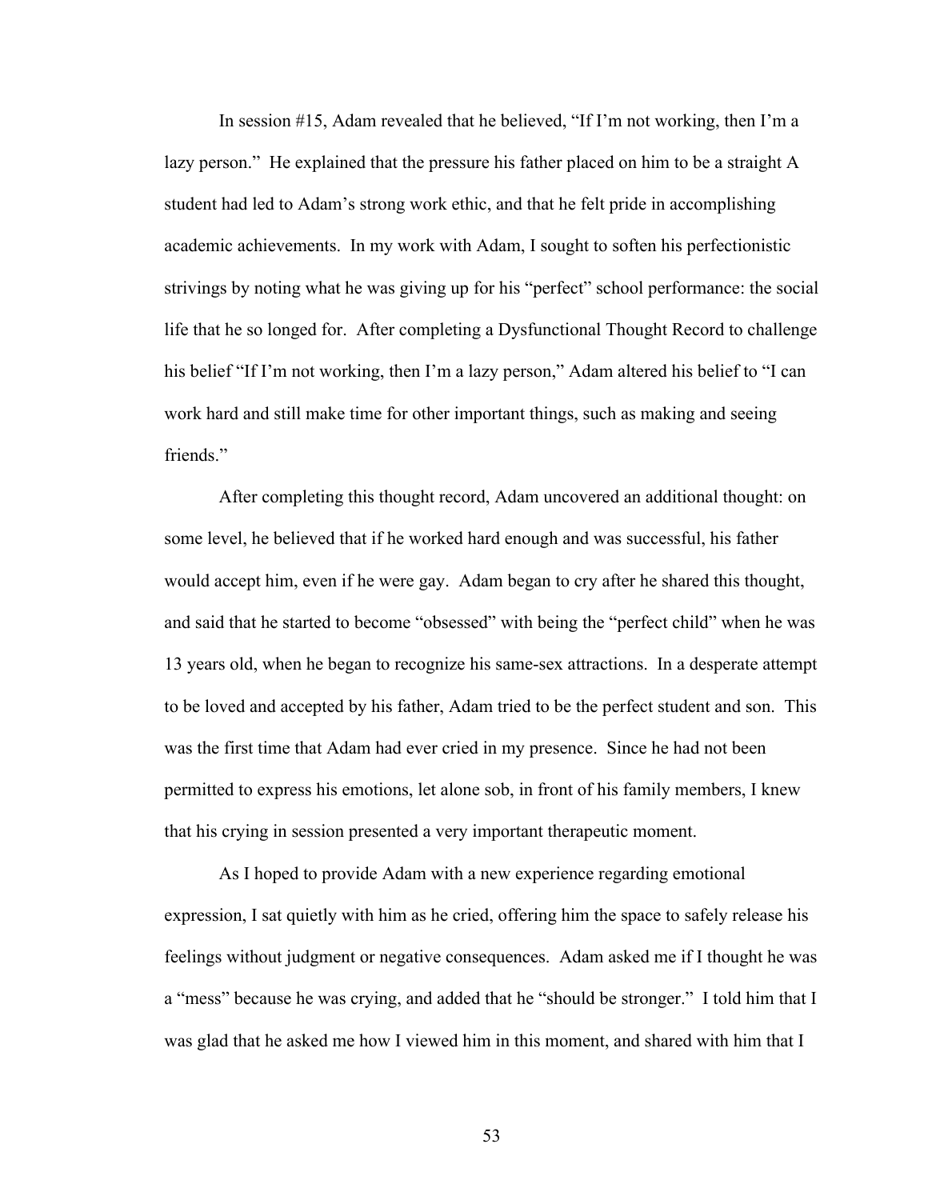In session #15, Adam revealed that he believed, "If I'm not working, then I'm a lazy person." He explained that the pressure his father placed on him to be a straight A student had led to Adam's strong work ethic, and that he felt pride in accomplishing academic achievements. In my work with Adam, I sought to soften his perfectionistic strivings by noting what he was giving up for his "perfect" school performance: the social life that he so longed for. After completing a Dysfunctional Thought Record to challenge his belief "If I'm not working, then I'm a lazy person," Adam altered his belief to "I can work hard and still make time for other important things, such as making and seeing friends."

After completing this thought record, Adam uncovered an additional thought: on some level, he believed that if he worked hard enough and was successful, his father would accept him, even if he were gay. Adam began to cry after he shared this thought, and said that he started to become "obsessed" with being the "perfect child" when he was 13 years old, when he began to recognize his same-sex attractions. In a desperate attempt to be loved and accepted by his father, Adam tried to be the perfect student and son. This was the first time that Adam had ever cried in my presence. Since he had not been permitted to express his emotions, let alone sob, in front of his family members, I knew that his crying in session presented a very important therapeutic moment.

As I hoped to provide Adam with a new experience regarding emotional expression, I sat quietly with him as he cried, offering him the space to safely release his feelings without judgment or negative consequences. Adam asked me if I thought he was a "mess" because he was crying, and added that he "should be stronger." I told him that I was glad that he asked me how I viewed him in this moment, and shared with him that I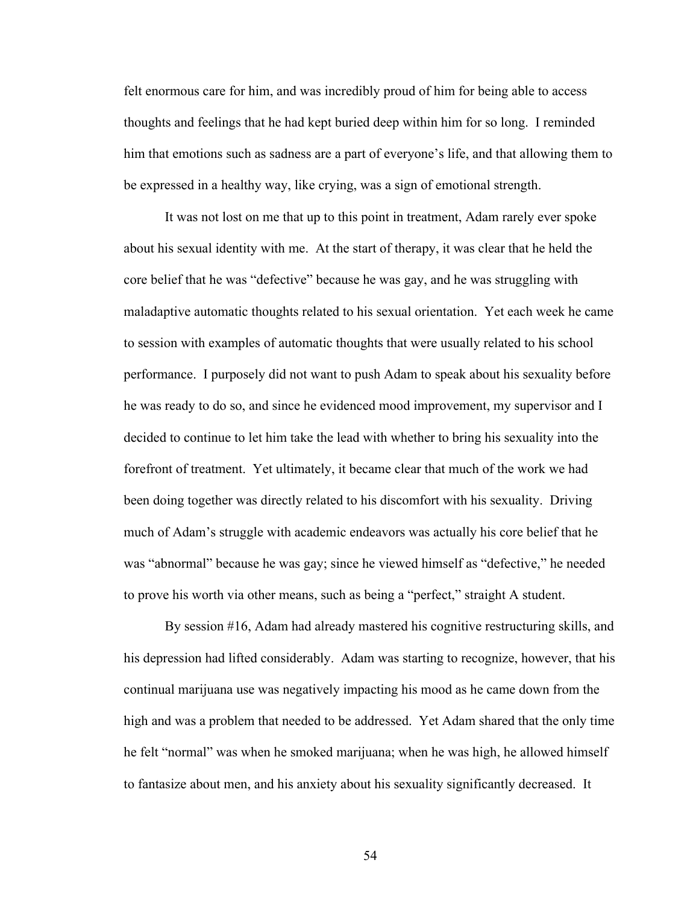felt enormous care for him, and was incredibly proud of him for being able to access thoughts and feelings that he had kept buried deep within him for so long. I reminded him that emotions such as sadness are a part of everyone's life, and that allowing them to be expressed in a healthy way, like crying, was a sign of emotional strength.

It was not lost on me that up to this point in treatment, Adam rarely ever spoke about his sexual identity with me. At the start of therapy, it was clear that he held the core belief that he was "defective" because he was gay, and he was struggling with maladaptive automatic thoughts related to his sexual orientation. Yet each week he came to session with examples of automatic thoughts that were usually related to his school performance. I purposely did not want to push Adam to speak about his sexuality before he was ready to do so, and since he evidenced mood improvement, my supervisor and I decided to continue to let him take the lead with whether to bring his sexuality into the forefront of treatment. Yet ultimately, it became clear that much of the work we had been doing together was directly related to his discomfort with his sexuality. Driving much of Adam's struggle with academic endeavors was actually his core belief that he was "abnormal" because he was gay; since he viewed himself as "defective," he needed to prove his worth via other means, such as being a "perfect," straight A student.

By session #16, Adam had already mastered his cognitive restructuring skills, and his depression had lifted considerably. Adam was starting to recognize, however, that his continual marijuana use was negatively impacting his mood as he came down from the high and was a problem that needed to be addressed. Yet Adam shared that the only time he felt "normal" was when he smoked marijuana; when he was high, he allowed himself to fantasize about men, and his anxiety about his sexuality significantly decreased. It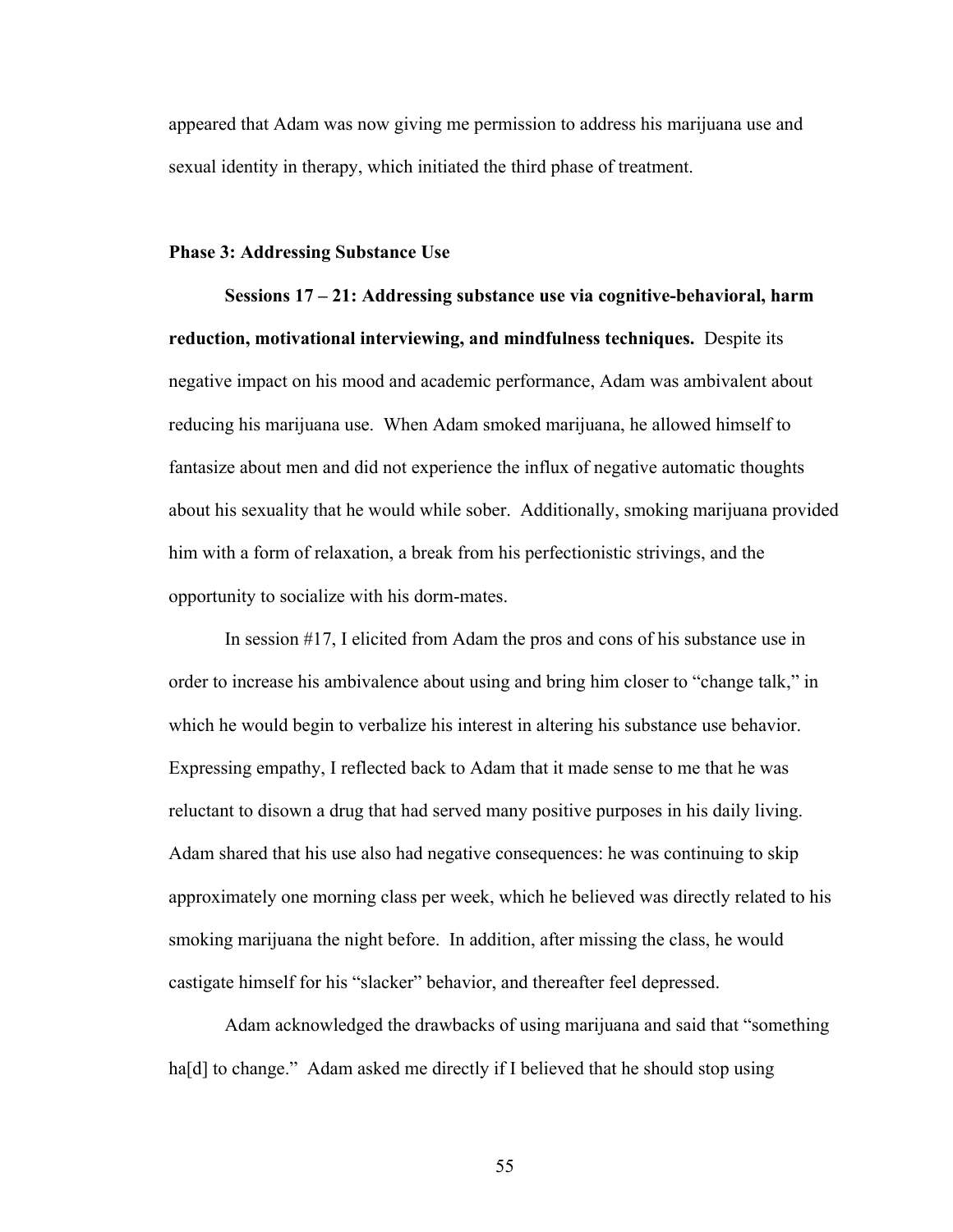appeared that Adam was now giving me permission to address his marijuana use and sexual identity in therapy, which initiated the third phase of treatment.

### Phase 3: Addressing Substance Use

**Sessions 17 – 21: Addressing substance use via cognitive-behavioral, harm reduction, motivational interviewing, and mindfulness techniques.** Despite its negative impact on his mood and academic performance, Adam was ambivalent about reducing his marijuana use. When Adam smoked marijuana, he allowed himself to fantasize about men and did not experience the influx of negative automatic thoughts about his sexuality that he would while sober. Additionally, smoking marijuana provided him with a form of relaxation, a break from his perfectionistic strivings, and the opportunity to socialize with his dorm-mates.

In session #17, I elicited from Adam the pros and cons of his substance use in order to increase his ambivalence about using and bring him closer to "change talk," in which he would begin to verbalize his interest in altering his substance use behavior. Expressing empathy, I reflected back to Adam that it made sense to me that he was reluctant to disown a drug that had served many positive purposes in his daily living. Adam shared that his use also had negative consequences: he was continuing to skip approximately one morning class per week, which he believed was directly related to his smoking marijuana the night before. In addition, after missing the class, he would castigate himself for his "slacker" behavior, and thereafter feel depressed.

Adam acknowledged the drawbacks of using marijuana and said that "something ha[d] to change." Adam asked me directly if I believed that he should stop using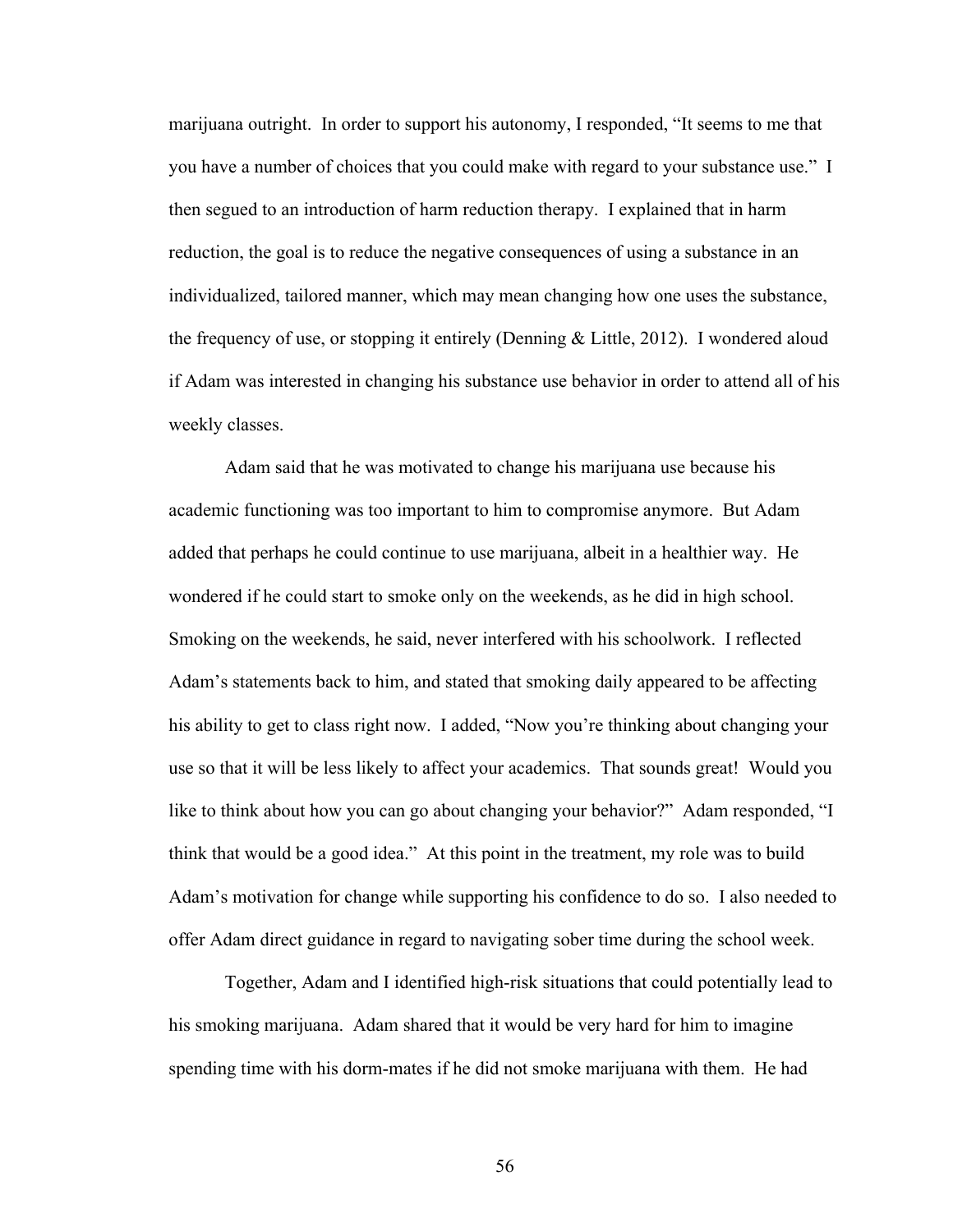marijuana outright. In order to support his autonomy, I responded, "It seems to me that you have a number of choices that you could make with regard to your substance use." I then segued to an introduction of harm reduction therapy. I explained that in harm reduction, the goal is to reduce the negative consequences of using a substance in an individualized, tailored manner, which may mean changing how one uses the substance, the frequency of use, or stopping it entirely (Denning & Little, 2012). I wondered aloud if Adam was interested in changing his substance use behavior in order to attend all of his weekly classes.

Adam said that he was motivated to change his marijuana use because his academic functioning was too important to him to compromise anymore. But Adam added that perhaps he could continue to use marijuana, albeit in a healthier way. He wondered if he could start to smoke only on the weekends, as he did in high school. Smoking on the weekends, he said, never interfered with his schoolwork. I reflected Adam's statements back to him, and stated that smoking daily appeared to be affecting his ability to get to class right now. I added, "Now you're thinking about changing your use so that it will be less likely to affect your academics. That sounds great! Would you like to think about how you can go about changing your behavior?" Adam responded, "I think that would be a good idea." At this point in the treatment, my role was to build Adam's motivation for change while supporting his confidence to do so. I also needed to offer Adam direct guidance in regard to navigating sober time during the school week.

Together, Adam and I identified high-risk situations that could potentially lead to his smoking marijuana. Adam shared that it would be very hard for him to imagine spending time with his dorm-mates if he did not smoke marijuana with them. He had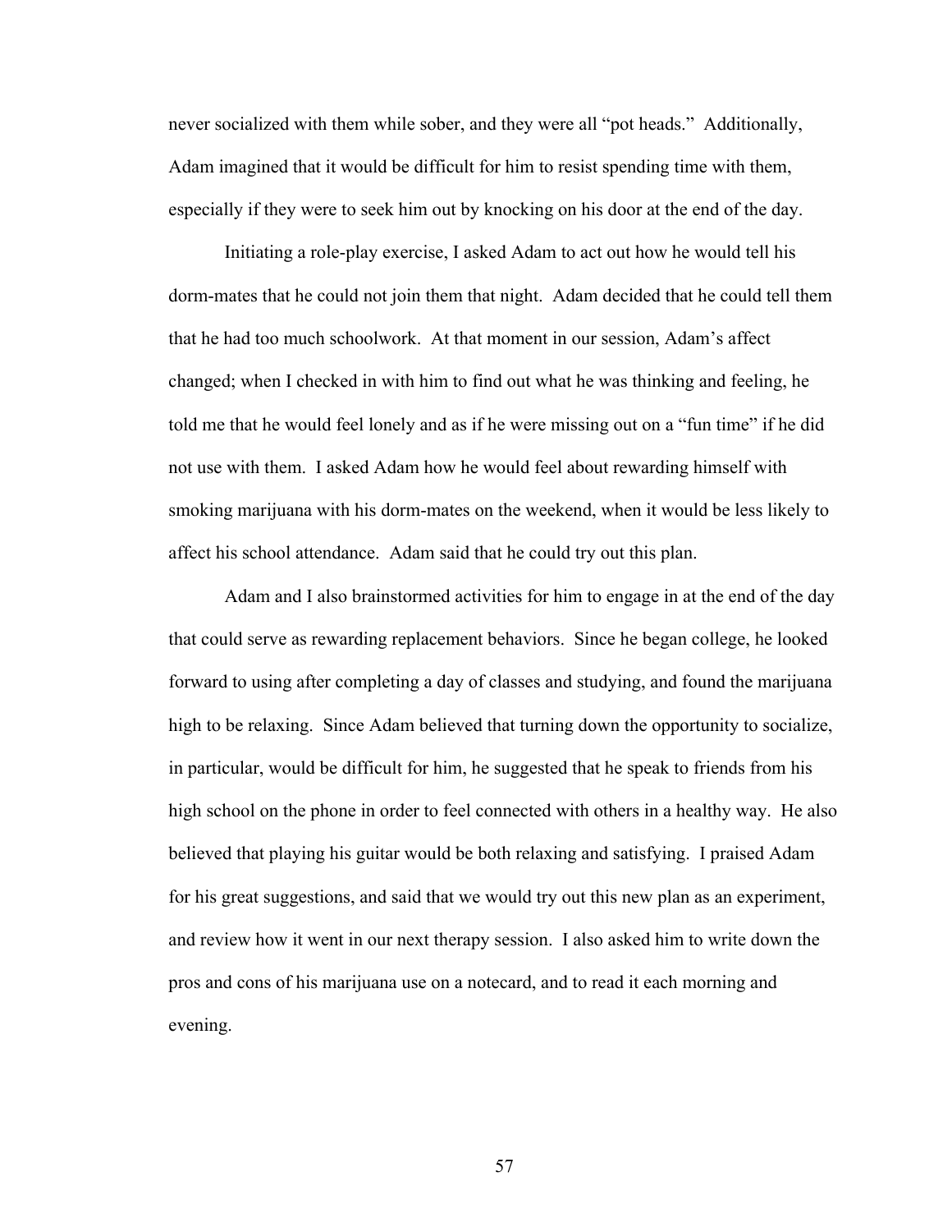never socialized with them while sober, and they were all "pot heads." Additionally, Adam imagined that it would be difficult for him to resist spending time with them, especially if they were to seek him out by knocking on his door at the end of the day.

Initiating a role-play exercise, I asked Adam to act out how he would tell his dorm-mates that he could not join them that night. Adam decided that he could tell them that he had too much schoolwork. At that moment in our session, Adam's affect changed; when I checked in with him to find out what he was thinking and feeling, he told me that he would feel lonely and as if he were missing out on a "fun time" if he did not use with them. I asked Adam how he would feel about rewarding himself with smoking marijuana with his dorm-mates on the weekend, when it would be less likely to affect his school attendance. Adam said that he could try out this plan.

Adam and I also brainstormed activities for him to engage in at the end of the day that could serve as rewarding replacement behaviors. Since he began college, he looked forward to using after completing a day of classes and studying, and found the marijuana high to be relaxing. Since Adam believed that turning down the opportunity to socialize, in particular, would be difficult for him, he suggested that he speak to friends from his high school on the phone in order to feel connected with others in a healthy way. He also believed that playing his guitar would be both relaxing and satisfying. I praised Adam for his great suggestions, and said that we would try out this new plan as an experiment, and review how it went in our next therapy session. I also asked him to write down the pros and cons of his marijuana use on a notecard, and to read it each morning and evening.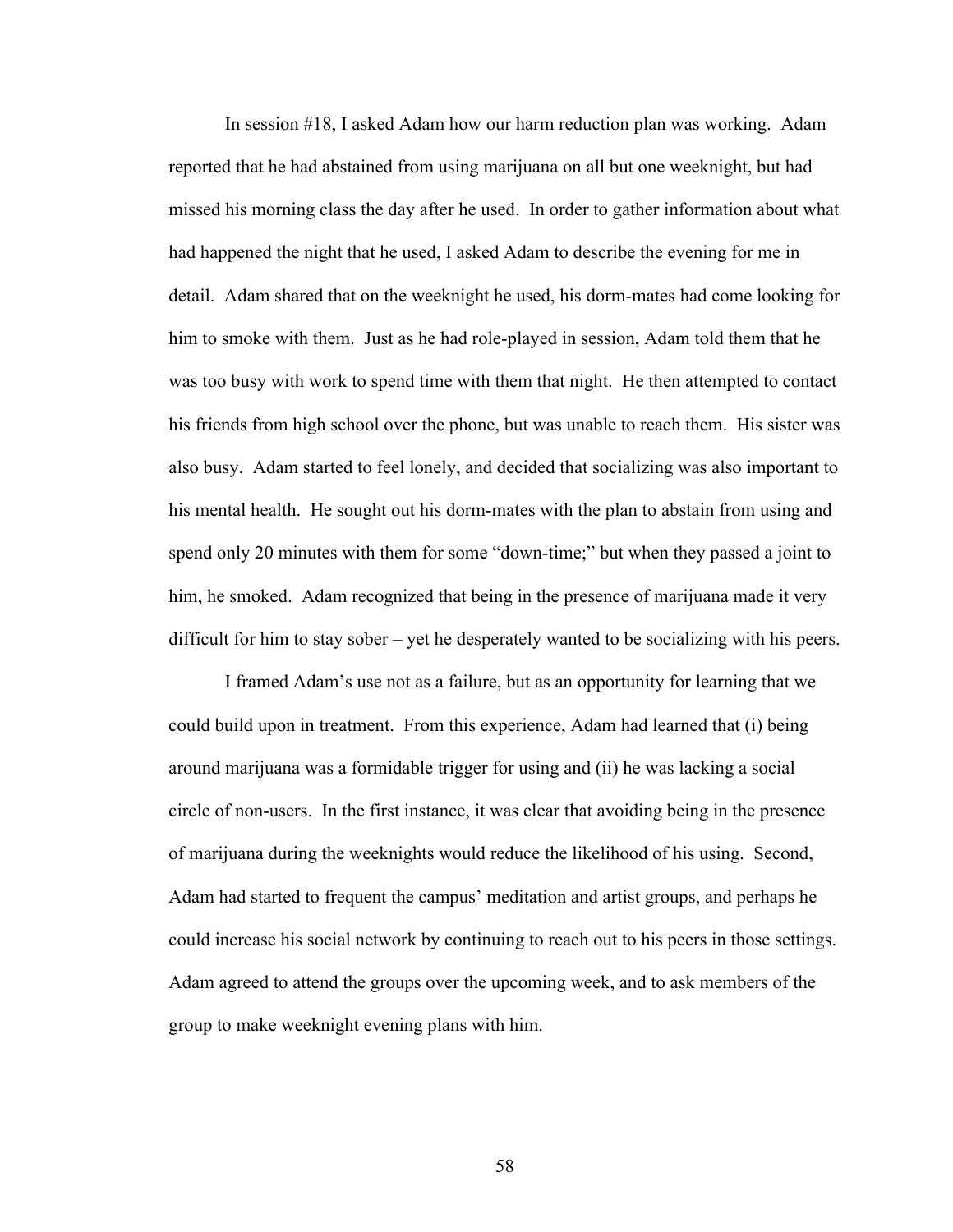In session #18, I asked Adam how our harm reduction plan was working. Adam reported that he had abstained from using marijuana on all but one weeknight, but had missed his morning class the day after he used. In order to gather information about what had happened the night that he used, I asked Adam to describe the evening for me in detail. Adam shared that on the weeknight he used, his dorm-mates had come looking for him to smoke with them. Just as he had role-played in session, Adam told them that he was too busy with work to spend time with them that night. He then attempted to contact his friends from high school over the phone, but was unable to reach them. His sister was also busy. Adam started to feel lonely, and decided that socializing was also important to his mental health. He sought out his dorm-mates with the plan to abstain from using and spend only 20 minutes with them for some "down-time;" but when they passed a joint to him, he smoked. Adam recognized that being in the presence of marijuana made it very difficult for him to stay sober – yet he desperately wanted to be socializing with his peers.

I framed Adam's use not as a failure, but as an opportunity for learning that we could build upon in treatment. From this experience, Adam had learned that (i) being around marijuana was a formidable trigger for using and (ii) he was lacking a social circle of non-users. In the first instance, it was clear that avoiding being in the presence of marijuana during the weeknights would reduce the likelihood of his using. Second, Adam had started to frequent the campus' meditation and artist groups, and perhaps he could increase his social network by continuing to reach out to his peers in those settings. Adam agreed to attend the groups over the upcoming week, and to ask members of the group to make weeknight evening plans with him.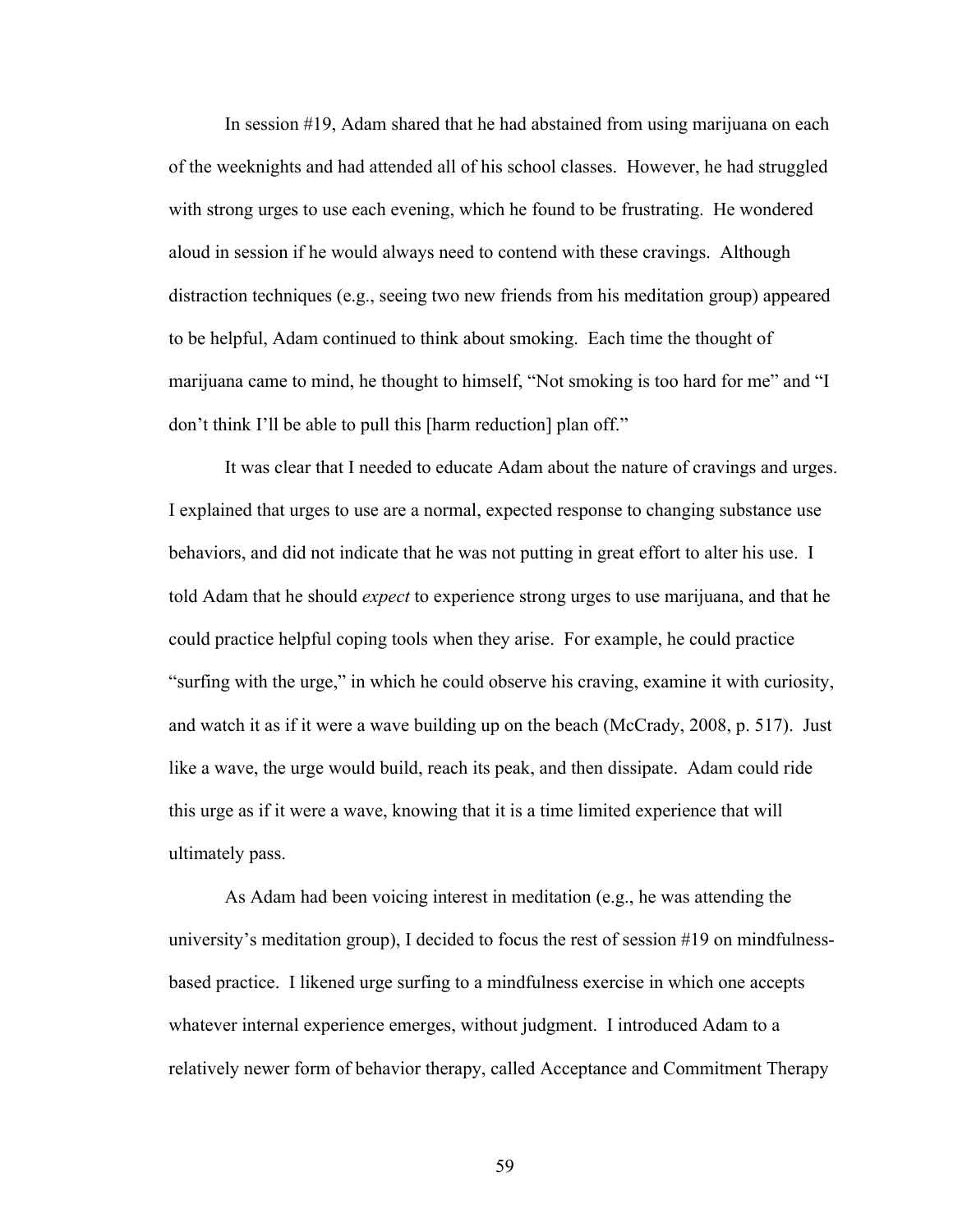In session #19, Adam shared that he had abstained from using marijuana on each of the weeknights and had attended all of his school classes. However, he had struggled with strong urges to use each evening, which he found to be frustrating. He wondered aloud in session if he would always need to contend with these cravings. Although distraction techniques (e.g., seeing two new friends from his meditation group) appeared to be helpful, Adam continued to think about smoking. Each time the thought of marijuana came to mind, he thought to himself, "Not smoking is too hard for me" and "I don't think I'll be able to pull this [harm reduction] plan off."

It was clear that I needed to educate Adam about the nature of cravings and urges. I explained that urges to use are a normal, expected response to changing substance use behaviors, and did not indicate that he was not putting in great effort to alter his use. I told Adam that he should *expect* to experience strong urges to use marijuana, and that he could practice helpful coping tools when they arise. For example, he could practice "surfing with the urge," in which he could observe his craving, examine it with curiosity, and watch it as if it were a wave building up on the beach (McCrady, 2008, p. 517). Just like a wave, the urge would build, reach its peak, and then dissipate. Adam could ride this urge as if it were a wave, knowing that it is a time limited experience that will ultimately pass.

As Adam had been voicing interest in meditation (e.g., he was attending the university's meditation group), I decided to focus the rest of session #19 on mindfulness-based practice. I likened urge surfing to a mindfulness exercise in which one accepts whatever internal experience emerges, without judgment. I introduced Adam to a relatively newer form of behavior therapy, called Acceptance and Commitment Therapy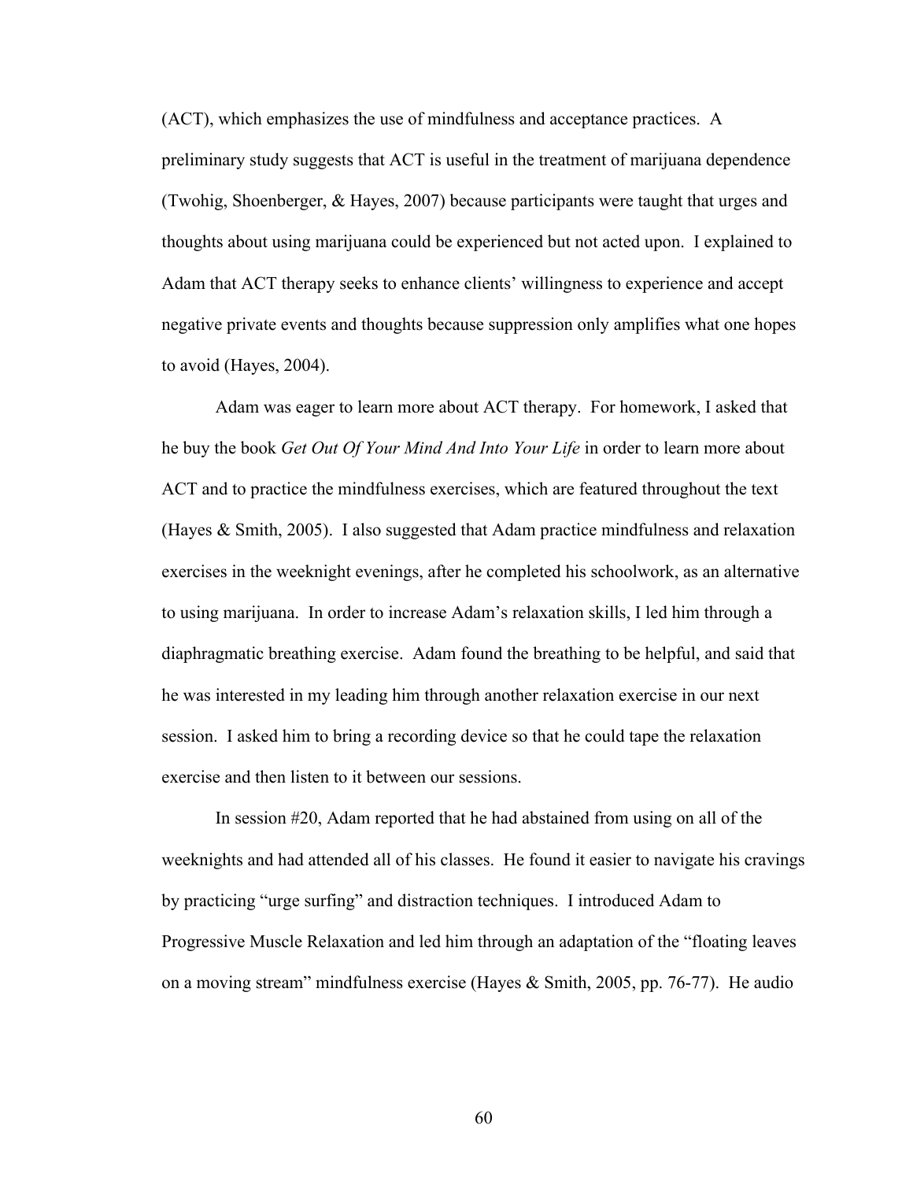(ACT), which emphasizes the use of mindfulness and acceptance practices. A preliminary study suggests that ACT is useful in the treatment of marijuana dependence (Twohig, Shoenberger, & Hayes, 2007) because participants were taught that urges and thoughts about using marijuana could be experienced but not acted upon. I explained to Adam that ACT therapy seeks to enhance clients' willingness to experience and accept negative private events and thoughts because suppression only amplifies what one hopes to avoid (Hayes, 2004).

Adam was eager to learn more about ACT therapy. For homework, I asked that he buy the book *Get Out Of Your Mind And Into Your Life* in order to learn more about ACT and to practice the mindfulness exercises, which are featured throughout the text (Hayes & Smith, 2005). I also suggested that Adam practice mindfulness and relaxation exercises in the weeknight evenings, after he completed his schoolwork, as an alternative to using marijuana. In order to increase Adam's relaxation skills, I led him through a diaphragmatic breathing exercise. Adam found the breathing to be helpful, and said that he was interested in my leading him through another relaxation exercise in our next session. I asked him to bring a recording device so that he could tape the relaxation exercise and then listen to it between our sessions.

In session #20, Adam reported that he had abstained from using on all of the weeknights and had attended all of his classes. He found it easier to navigate his cravings by practicing "urge surfing" and distraction techniques. I introduced Adam to Progressive Muscle Relaxation and led him through an adaptation of the "floating leaves on a moving stream" mindfulness exercise (Hayes & Smith, 2005, pp. 76-77). He audio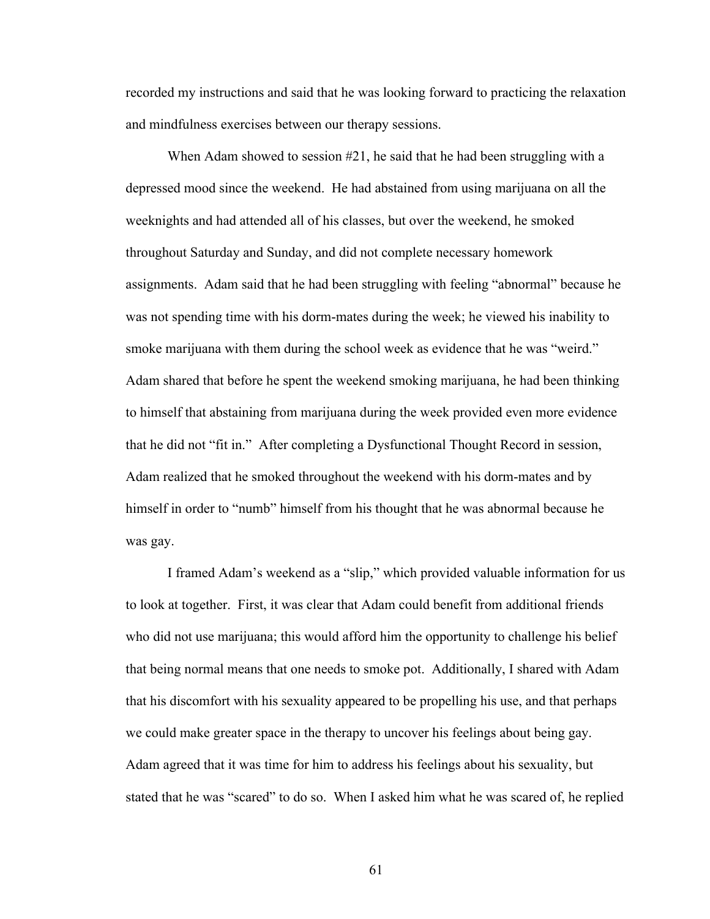recorded my instructions and said that he was looking forward to practicing the relaxation and mindfulness exercises between our therapy sessions.

When Adam showed to session #21, he said that he had been struggling with a depressed mood since the weekend. He had abstained from using marijuana on all the weeknights and had attended all of his classes, but over the weekend, he smoked throughout Saturday and Sunday, and did not complete necessary homework assignments. Adam said that he had been struggling with feeling "abnormal" because he was not spending time with his dorm-mates during the week; he viewed his inability to smoke marijuana with them during the school week as evidence that he was "weird." Adam shared that before he spent the weekend smoking marijuana, he had been thinking to himself that abstaining from marijuana during the week provided even more evidence that he did not "fit in." After completing a Dysfunctional Thought Record in session, Adam realized that he smoked throughout the weekend with his dorm-mates and by himself in order to "numb" himself from his thought that he was abnormal because he was gay.

I framed Adam's weekend as a "slip," which provided valuable information for us to look at together. First, it was clear that Adam could benefit from additional friends who did not use marijuana; this would afford him the opportunity to challenge his belief that being normal means that one needs to smoke pot. Additionally, I shared with Adam that his discomfort with his sexuality appeared to be propelling his use, and that perhaps we could make greater space in the therapy to uncover his feelings about being gay. Adam agreed that it was time for him to address his feelings about his sexuality, but stated that he was "scared" to do so. When I asked him what he was scared of, he replied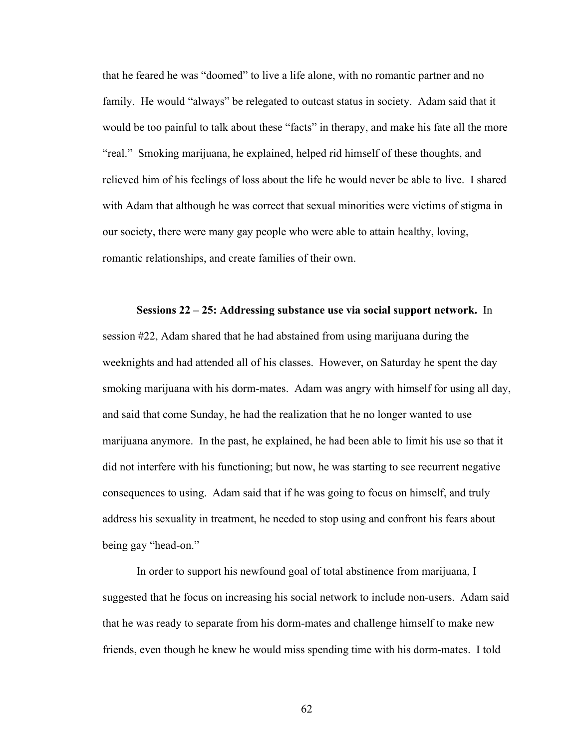that he feared he was "doomed" to live a life alone, with no romantic partner and no family. He would "always" be relegated to outcast status in society. Adam said that it would be too painful to talk about these "facts" in therapy, and make his fate all the more "real." Smoking marijuana, he explained, helped rid himself of these thoughts, and relieved him of his feelings of loss about the life he would never be able to live. I shared with Adam that although he was correct that sexual minorities were victims of stigma in our society, there were many gay people who were able to attain healthy, loving, romantic relationships, and create families of their own.

**Sessions 22 – 25: Addressing substance use via social support network.** In session #22, Adam shared that he had abstained from using marijuana during the weeknights and had attended all of his classes. However, on Saturday he spent the day smoking marijuana with his dorm-mates. Adam was angry with himself for using all day, and said that come Sunday, he had the realization that he no longer wanted to use marijuana anymore. In the past, he explained, he had been able to limit his use so that it did not interfere with his functioning; but now, he was starting to see recurrent negative consequences to using. Adam said that if he was going to focus on himself, and truly address his sexuality in treatment, he needed to stop using and confront his fears about being gay "head-on."

In order to support his newfound goal of total abstinence from marijuana, I suggested that he focus on increasing his social network to include non-users. Adam said that he was ready to separate from his dorm-mates and challenge himself to make new friends, even though he knew he would miss spending time with his dorm-mates. I told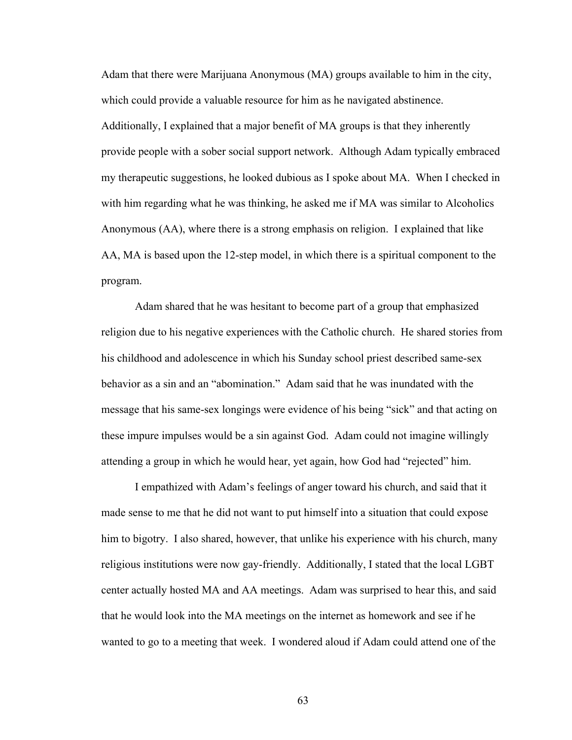Adam that there were Marijuana Anonymous (MA) groups available to him in the city, which could provide a valuable resource for him as he navigated abstinence. Additionally, I explained that a major benefit of MA groups is that they inherently provide people with a sober social support network. Although Adam typically embraced my therapeutic suggestions, he looked dubious as I spoke about MA. When I checked in with him regarding what he was thinking, he asked me if MA was similar to Alcoholics Anonymous (AA), where there is a strong emphasis on religion. I explained that like AA, MA is based upon the 12-step model, in which there is a spiritual component to the program.

Adam shared that he was hesitant to become part of a group that emphasized religion due to his negative experiences with the Catholic church. He shared stories from his childhood and adolescence in which his Sunday school priest described same-sex behavior as a sin and an "abomination." Adam said that he was inundated with the message that his same-sex longings were evidence of his being "sick" and that acting on these impure impulses would be a sin against God. Adam could not imagine willingly attending a group in which he would hear, yet again, how God had "rejected" him.

I empathized with Adam's feelings of anger toward his church, and said that it made sense to me that he did not want to put himself into a situation that could expose him to bigotry. I also shared, however, that unlike his experience with his church, many religious institutions were now gay-friendly. Additionally, I stated that the local LGBT center actually hosted MA and AA meetings. Adam was surprised to hear this, and said that he would look into the MA meetings on the internet as homework and see if he wanted to go to a meeting that week. I wondered aloud if Adam could attend one of the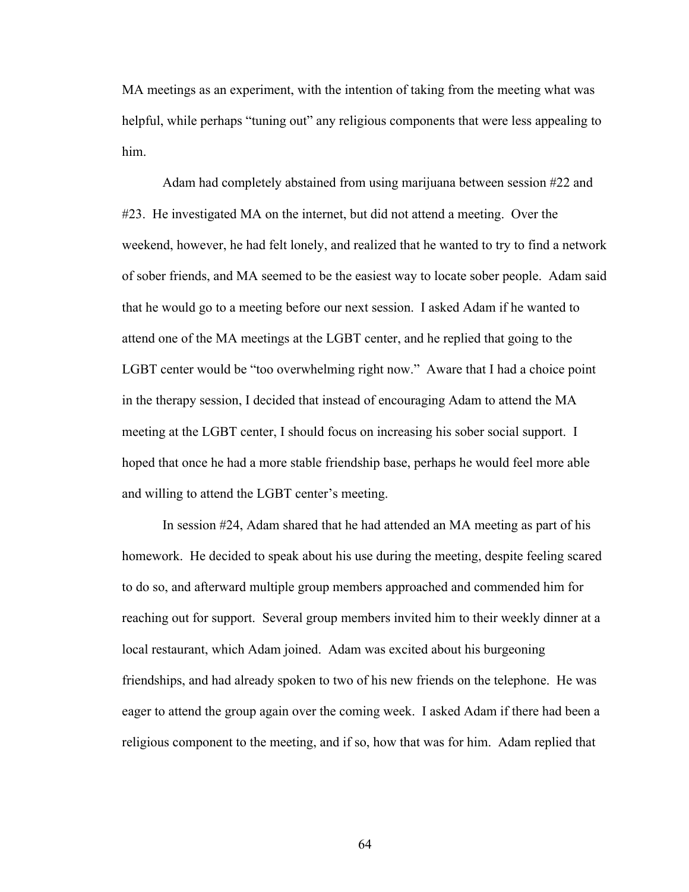MA meetings as an experiment, with the intention of taking from the meeting what was helpful, while perhaps "tuning out" any religious components that were less appealing to him.

Adam had completely abstained from using marijuana between session #22 and #23. He investigated MA on the internet, but did not attend a meeting. Over the weekend, however, he had felt lonely, and realized that he wanted to try to find a network of sober friends, and MA seemed to be the easiest way to locate sober people. Adam said that he would go to a meeting before our next session. I asked Adam if he wanted to attend one of the MA meetings at the LGBT center, and he replied that going to the LGBT center would be "too overwhelming right now." Aware that I had a choice point in the therapy session, I decided that instead of encouraging Adam to attend the MA meeting at the LGBT center, I should focus on increasing his sober social support. I hoped that once he had a more stable friendship base, perhaps he would feel more able and willing to attend the LGBT center's meeting.

In session #24, Adam shared that he had attended an MA meeting as part of his homework. He decided to speak about his use during the meeting, despite feeling scared to do so, and afterward multiple group members approached and commended him for reaching out for support. Several group members invited him to their weekly dinner at a local restaurant, which Adam joined. Adam was excited about his burgeoning friendships, and had already spoken to two of his new friends on the telephone. He was eager to attend the group again over the coming week. I asked Adam if there had been a religious component to the meeting, and if so, how that was for him. Adam replied that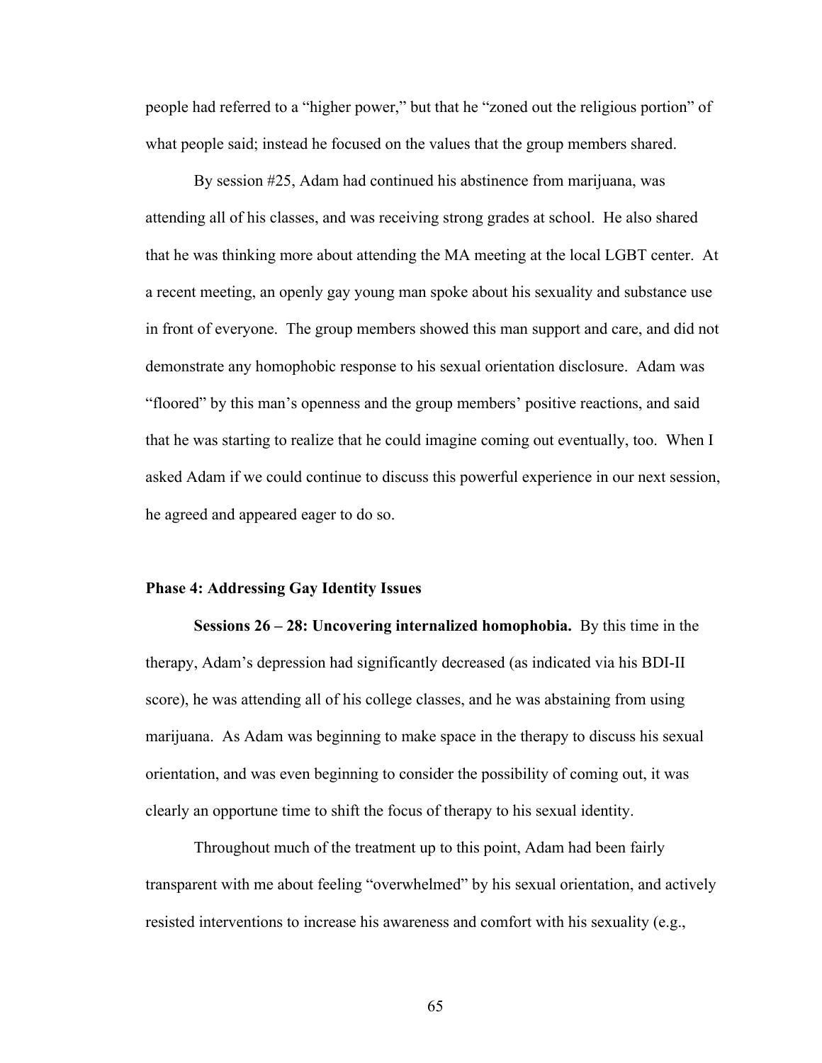people had referred to a "higher power," but that he "zoned out the religious portion" of what people said; instead he focused on the values that the group members shared.

By session #25, Adam had continued his abstinence from marijuana, was attending all of his classes, and was receiving strong grades at school. He also shared that he was thinking more about attending the MA meeting at the local LGBT center. At a recent meeting, an openly gay young man spoke about his sexuality and substance use in front of everyone. The group members showed this man support and care, and did not demonstrate any homophobic response to his sexual orientation disclosure. Adam was "floored" by this man's openness and the group members' positive reactions, and said that he was starting to realize that he could imagine coming out eventually, too. When I asked Adam if we could continue to discuss this powerful experience in our next session, he agreed and appeared eager to do so.

### Phase 4: Addressing Gay Identity Issues

**Sessions 26 – 28: Uncovering internalized homophobia.** By this time in the therapy, Adam's depression had significantly decreased (as indicated via his BDI-II score), he was attending all of his college classes, and he was abstaining from using marijuana. As Adam was beginning to make space in the therapy to discuss his sexual orientation, and was even beginning to consider the possibility of coming out, it was clearly an opportune time to shift the focus of therapy to his sexual identity.

Throughout much of the treatment up to this point, Adam had been fairly transparent with me about feeling "overwhelmed" by his sexual orientation, and actively resisted interventions to increase his awareness and comfort with his sexuality (e.g.,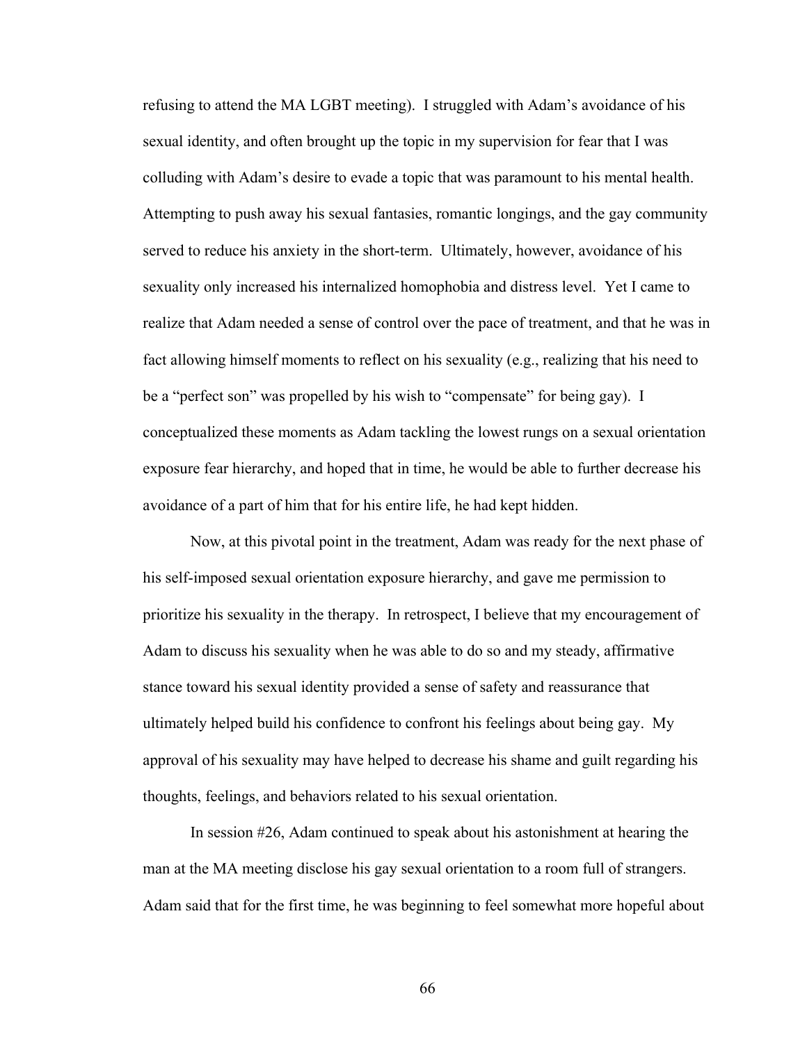refusing to attend the MA LGBT meeting). I struggled with Adam's avoidance of his sexual identity, and often brought up the topic in my supervision for fear that I was colluding with Adam's desire to evade a topic that was paramount to his mental health. Attempting to push away his sexual fantasies, romantic longings, and the gay community served to reduce his anxiety in the short-term. Ultimately, however, avoidance of his sexuality only increased his internalized homophobia and distress level. Yet I came to realize that Adam needed a sense of control over the pace of treatment, and that he was in fact allowing himself moments to reflect on his sexuality (e.g., realizing that his need to be a "perfect son" was propelled by his wish to "compensate" for being gay). I conceptualized these moments as Adam tackling the lowest rungs on a sexual orientation exposure fear hierarchy, and hoped that in time, he would be able to further decrease his avoidance of a part of him that for his entire life, he had kept hidden.

Now, at this pivotal point in the treatment, Adam was ready for the next phase of his self-imposed sexual orientation exposure hierarchy, and gave me permission to prioritize his sexuality in the therapy. In retrospect, I believe that my encouragement of Adam to discuss his sexuality when he was able to do so and my steady, affirmative stance toward his sexual identity provided a sense of safety and reassurance that ultimately helped build his confidence to confront his feelings about being gay. My approval of his sexuality may have helped to decrease his shame and guilt regarding his thoughts, feelings, and behaviors related to his sexual orientation.

In session #26, Adam continued to speak about his astonishment at hearing the man at the MA meeting disclose his gay sexual orientation to a room full of strangers. Adam said that for the first time, he was beginning to feel somewhat more hopeful about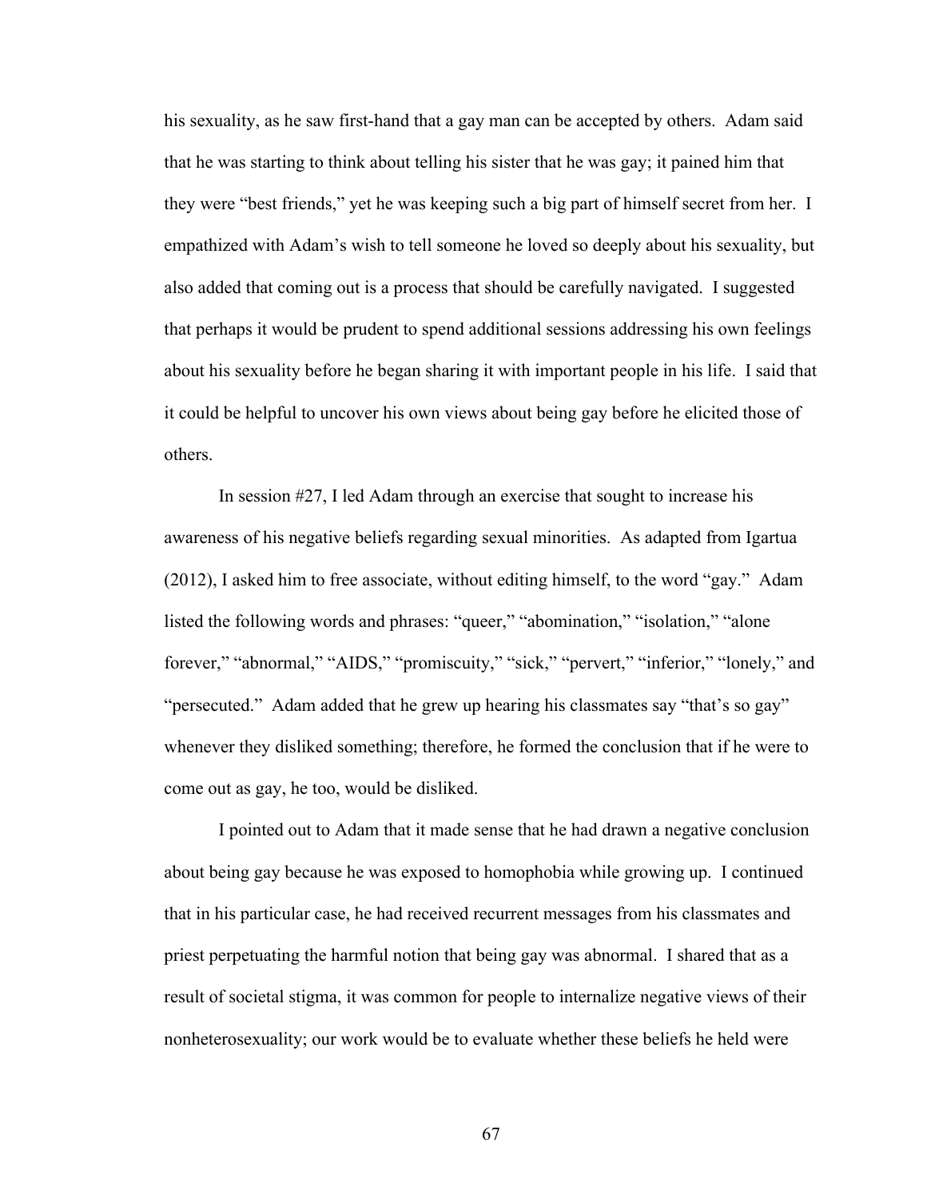his sexuality, as he saw first-hand that a gay man can be accepted by others. Adam said that he was starting to think about telling his sister that he was gay; it pained him that they were "best friends," yet he was keeping such a big part of himself secret from her. I empathized with Adam's wish to tell someone he loved so deeply about his sexuality, but also added that coming out is a process that should be carefully navigated. I suggested that perhaps it would be prudent to spend additional sessions addressing his own feelings about his sexuality before he began sharing it with important people in his life. I said that it could be helpful to uncover his own views about being gay before he elicited those of others.

In session #27, I led Adam through an exercise that sought to increase his awareness of his negative beliefs regarding sexual minorities. As adapted from Igartua (2012), I asked him to free associate, without editing himself, to the word "gay." Adam listed the following words and phrases: "queer," "abomination," "isolation," "alone forever," "abnormal," "AIDS," "promiscuity," "sick," "pervert," "inferior," "lonely," and "persecuted." Adam added that he grew up hearing his classmates say "that's so gay" whenever they disliked something; therefore, he formed the conclusion that if he were to come out as gay, he too, would be disliked.

I pointed out to Adam that it made sense that he had drawn a negative conclusion about being gay because he was exposed to homophobia while growing up. I continued that in his particular case, he had received recurrent messages from his classmates and priest perpetuating the harmful notion that being gay was abnormal. I shared that as a result of societal stigma, it was common for people to internalize negative views of their nonheterosexuality; our work would be to evaluate whether these beliefs he held were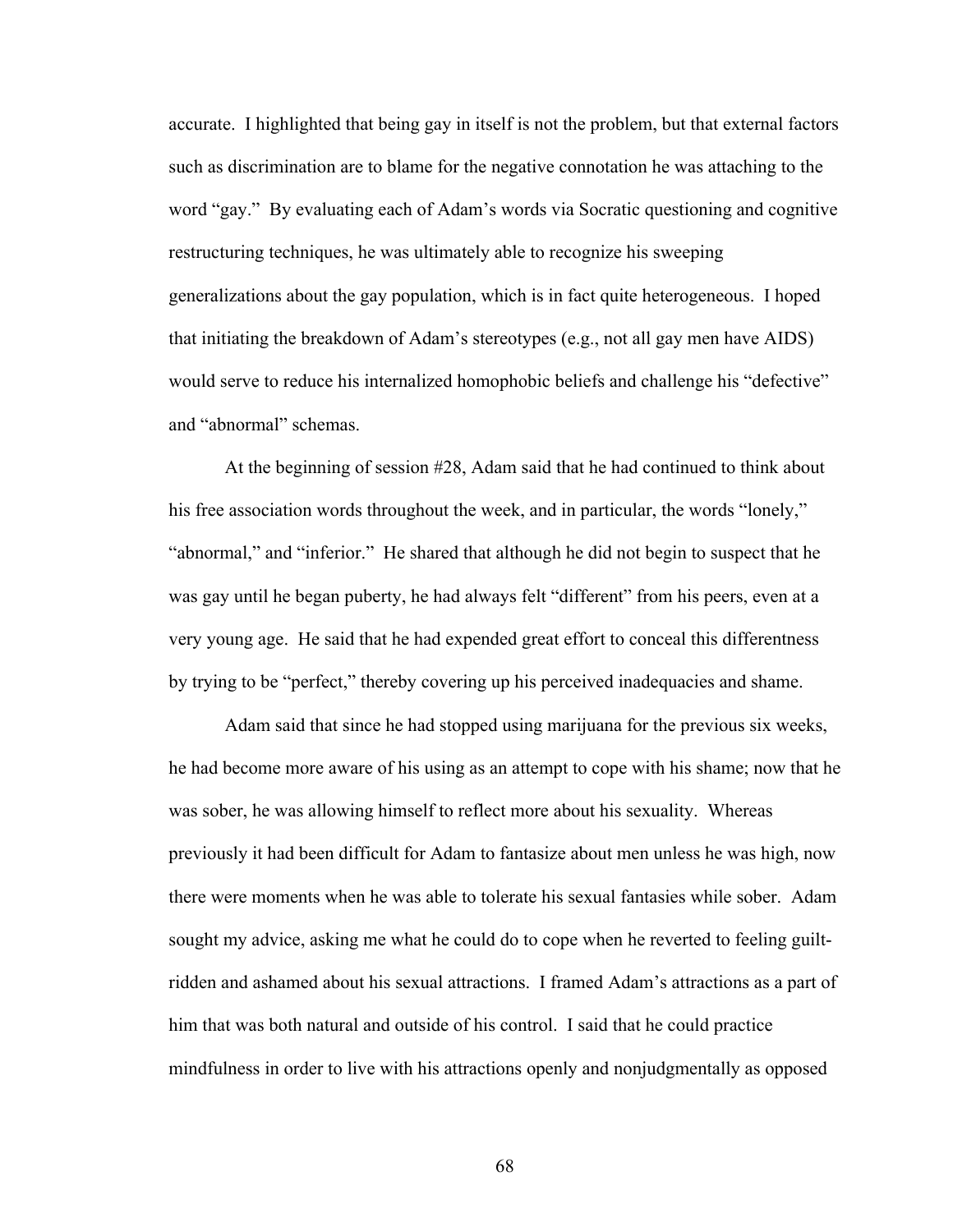accurate. I highlighted that being gay in itself is not the problem, but that external factors such as discrimination are to blame for the negative connotation he was attaching to the word "gay." By evaluating each of Adam's words via Socratic questioning and cognitive restructuring techniques, he was ultimately able to recognize his sweeping generalizations about the gay population, which is in fact quite heterogeneous. I hoped that initiating the breakdown of Adam's stereotypes (e.g., not all gay men have AIDS) would serve to reduce his internalized homophobic beliefs and challenge his "defective" and "abnormal" schemas.

At the beginning of session #28, Adam said that he had continued to think about his free association words throughout the week, and in particular, the words "lonely," "abnormal," and "inferior." He shared that although he did not begin to suspect that he was gay until he began puberty, he had always felt "different" from his peers, even at a very young age. He said that he had expended great effort to conceal this differentness by trying to be "perfect," thereby covering up his perceived inadequacies and shame.

Adam said that since he had stopped using marijuana for the previous six weeks, he had become more aware of his using as an attempt to cope with his shame; now that he was sober, he was allowing himself to reflect more about his sexuality. Whereas previously it had been difficult for Adam to fantasize about men unless he was high, now there were moments when he was able to tolerate his sexual fantasies while sober. Adam sought my advice, asking me what he could do to cope when he reverted to feeling guilt-ridden and ashamed about his sexual attractions. I framed Adam's attractions as a part of him that was both natural and outside of his control. I said that he could practice mindfulness in order to live with his attractions openly and nonjudgmentally as opposed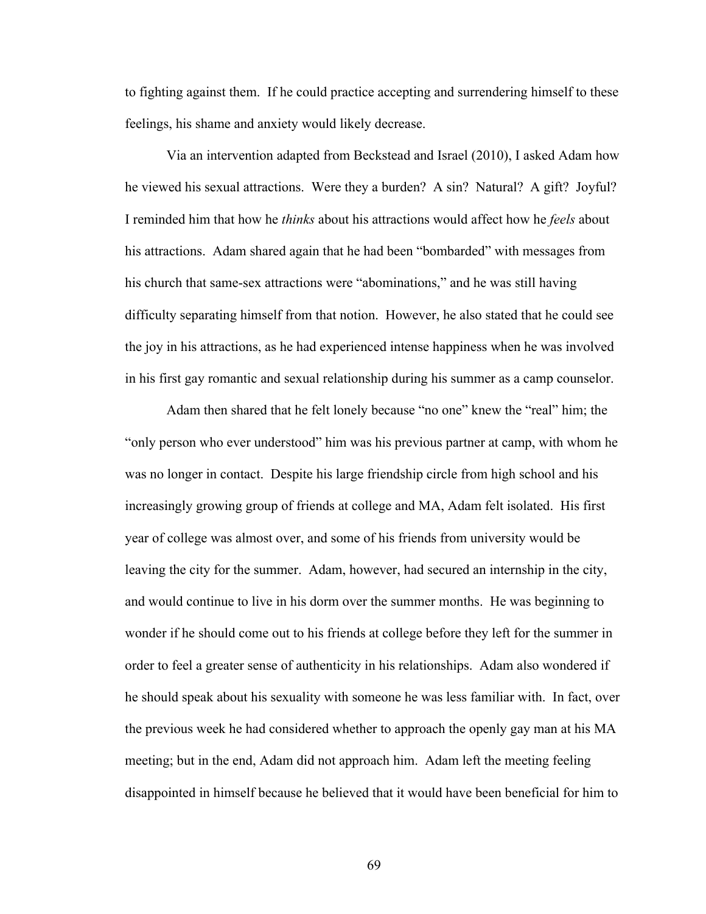to fighting against them. If he could practice accepting and surrendering himself to these feelings, his shame and anxiety would likely decrease.

Via an intervention adapted from Beckstead and Israel (2010), I asked Adam how he viewed his sexual attractions. Were they a burden? A sin? Natural? A gift? Joyful? I reminded him that how he *thinks* about his attractions would affect how he *feels* about his attractions. Adam shared again that he had been "bombarded" with messages from his church that same-sex attractions were "abominations," and he was still having difficulty separating himself from that notion. However, he also stated that he could see the joy in his attractions, as he had experienced intense happiness when he was involved in his first gay romantic and sexual relationship during his summer as a camp counselor.

Adam then shared that he felt lonely because "no one" knew the "real" him; the "only person who ever understood" him was his previous partner at camp, with whom he was no longer in contact. Despite his large friendship circle from high school and his increasingly growing group of friends at college and MA, Adam felt isolated. His first year of college was almost over, and some of his friends from university would be leaving the city for the summer. Adam, however, had secured an internship in the city, and would continue to live in his dorm over the summer months. He was beginning to wonder if he should come out to his friends at college before they left for the summer in order to feel a greater sense of authenticity in his relationships. Adam also wondered if he should speak about his sexuality with someone he was less familiar with. In fact, over the previous week he had considered whether to approach the openly gay man at his MA meeting; but in the end, Adam did not approach him. Adam left the meeting feeling disappointed in himself because he believed that it would have been beneficial for him to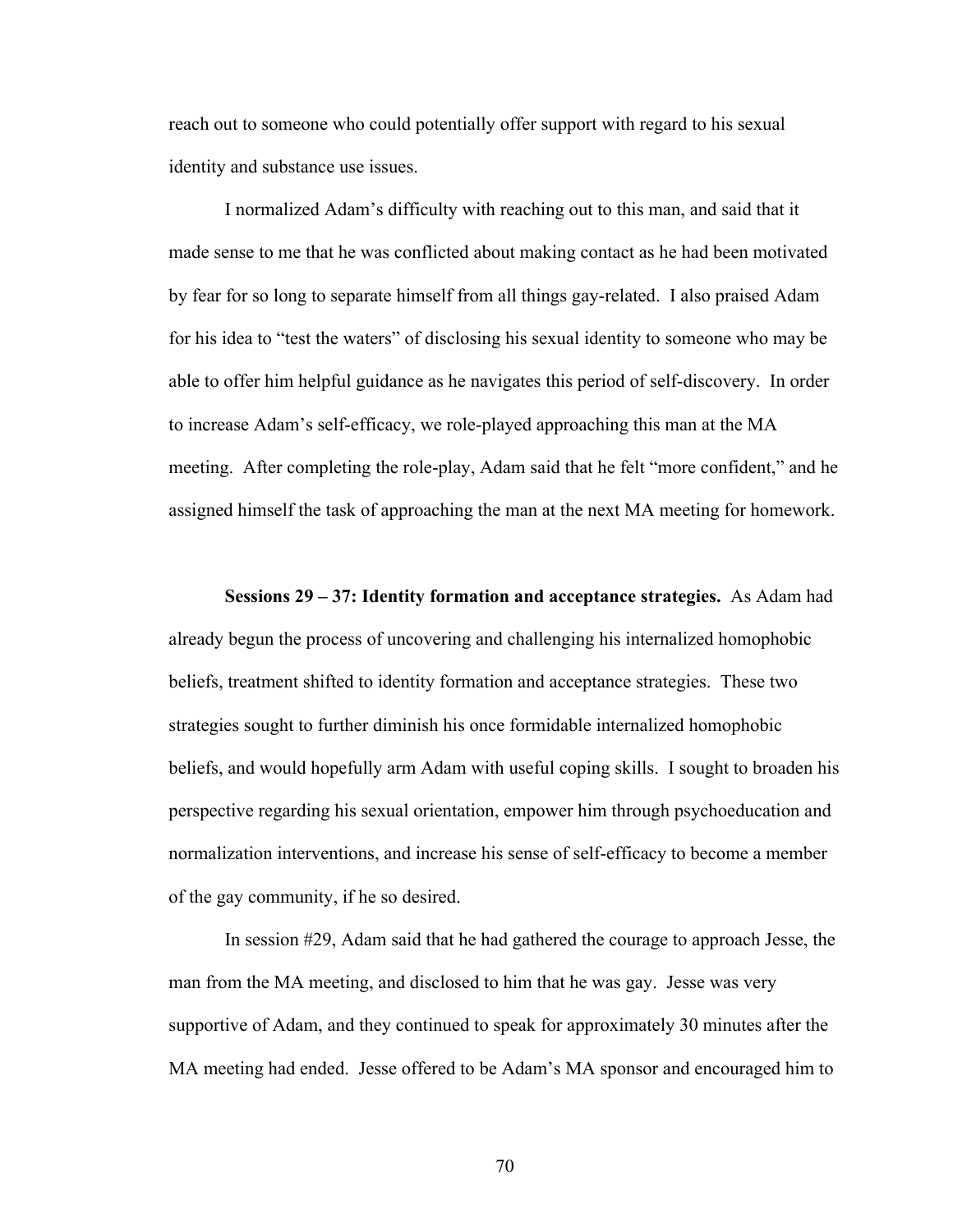reach out to someone who could potentially offer support with regard to his sexual identity and substance use issues.

I normalized Adam's difficulty with reaching out to this man, and said that it made sense to me that he was conflicted about making contact as he had been motivated by fear for so long to separate himself from all things gay-related. I also praised Adam for his idea to "test the waters" of disclosing his sexual identity to someone who may be able to offer him helpful guidance as he navigates this period of self-discovery. In order to increase Adam's self-efficacy, we role-played approaching this man at the MA meeting. After completing the role-play, Adam said that he felt "more confident," and he assigned himself the task of approaching the man at the next MA meeting for homework.

**Sessions 29 – 37: Identity formation and acceptance strategies.** As Adam had already begun the process of uncovering and challenging his internalized homophobic beliefs, treatment shifted to identity formation and acceptance strategies. These two strategies sought to further diminish his once formidable internalized homophobic beliefs, and would hopefully arm Adam with useful coping skills. I sought to broaden his perspective regarding his sexual orientation, empower him through psychoeducation and normalization interventions, and increase his sense of self-efficacy to become a member of the gay community, if he so desired.

In session #29, Adam said that he had gathered the courage to approach Jesse, the man from the MA meeting, and disclosed to him that he was gay. Jesse was very supportive of Adam, and they continued to speak for approximately 30 minutes after the MA meeting had ended. Jesse offered to be Adam's MA sponsor and encouraged him to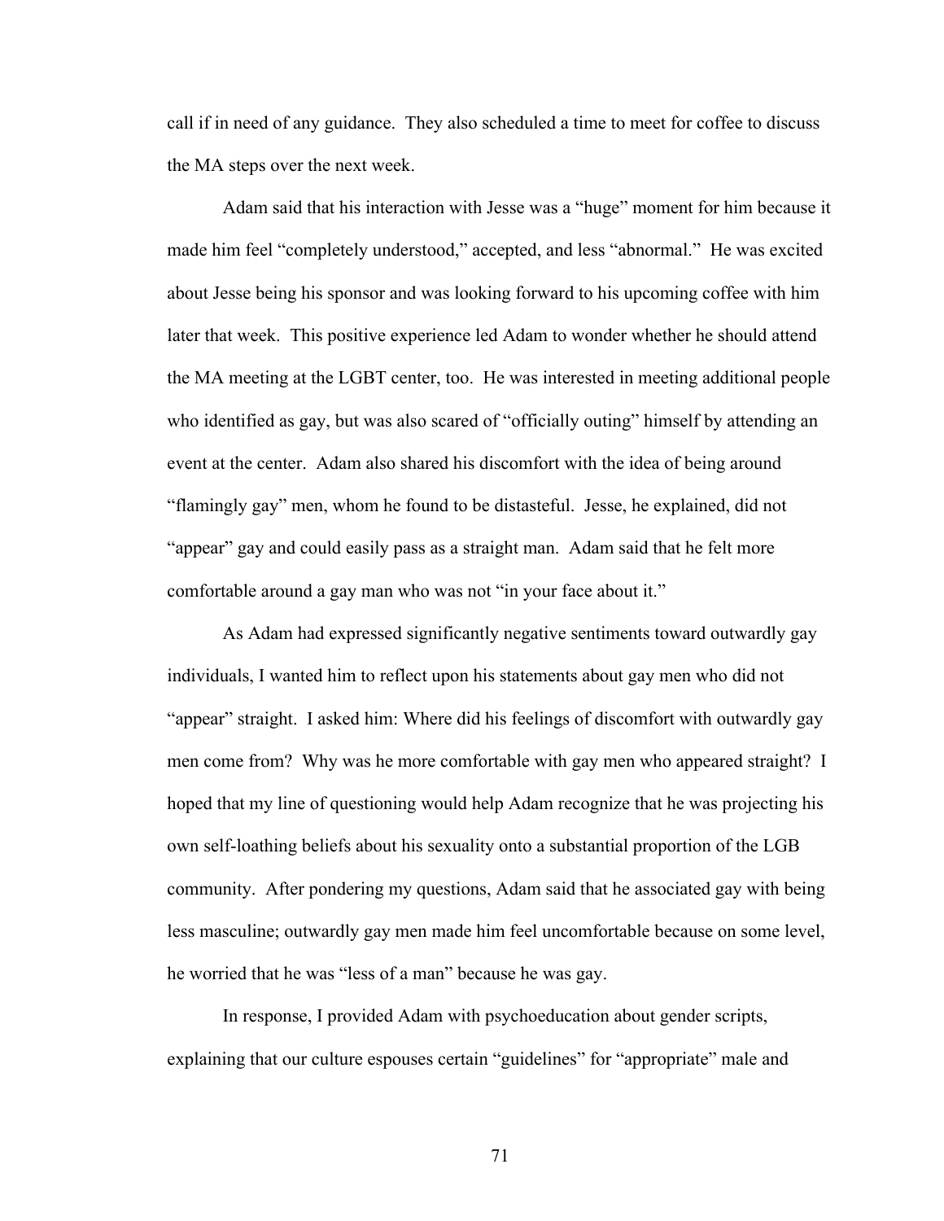call if in need of any guidance. They also scheduled a time to meet for coffee to discuss the MA steps over the next week.

Adam said that his interaction with Jesse was a "huge" moment for him because it made him feel "completely understood," accepted, and less "abnormal." He was excited about Jesse being his sponsor and was looking forward to his upcoming coffee with him later that week. This positive experience led Adam to wonder whether he should attend the MA meeting at the LGBT center, too. He was interested in meeting additional people who identified as gay, but was also scared of "officially outing" himself by attending an event at the center. Adam also shared his discomfort with the idea of being around "flamingly gay" men, whom he found to be distasteful. Jesse, he explained, did not "appear" gay and could easily pass as a straight man. Adam said that he felt more comfortable around a gay man who was not "in your face about it."

As Adam had expressed significantly negative sentiments toward outwardly gay individuals, I wanted him to reflect upon his statements about gay men who did not "appear" straight. I asked him: Where did his feelings of discomfort with outwardly gay men come from? Why was he more comfortable with gay men who appeared straight? I hoped that my line of questioning would help Adam recognize that he was projecting his own self-loathing beliefs about his sexuality onto a substantial proportion of the LGB community. After pondering my questions, Adam said that he associated gay with being less masculine; outwardly gay men made him feel uncomfortable because on some level, he worried that he was "less of a man" because he was gay.

In response, I provided Adam with psychoeducation about gender scripts, explaining that our culture espouses certain "guidelines" for "appropriate" male and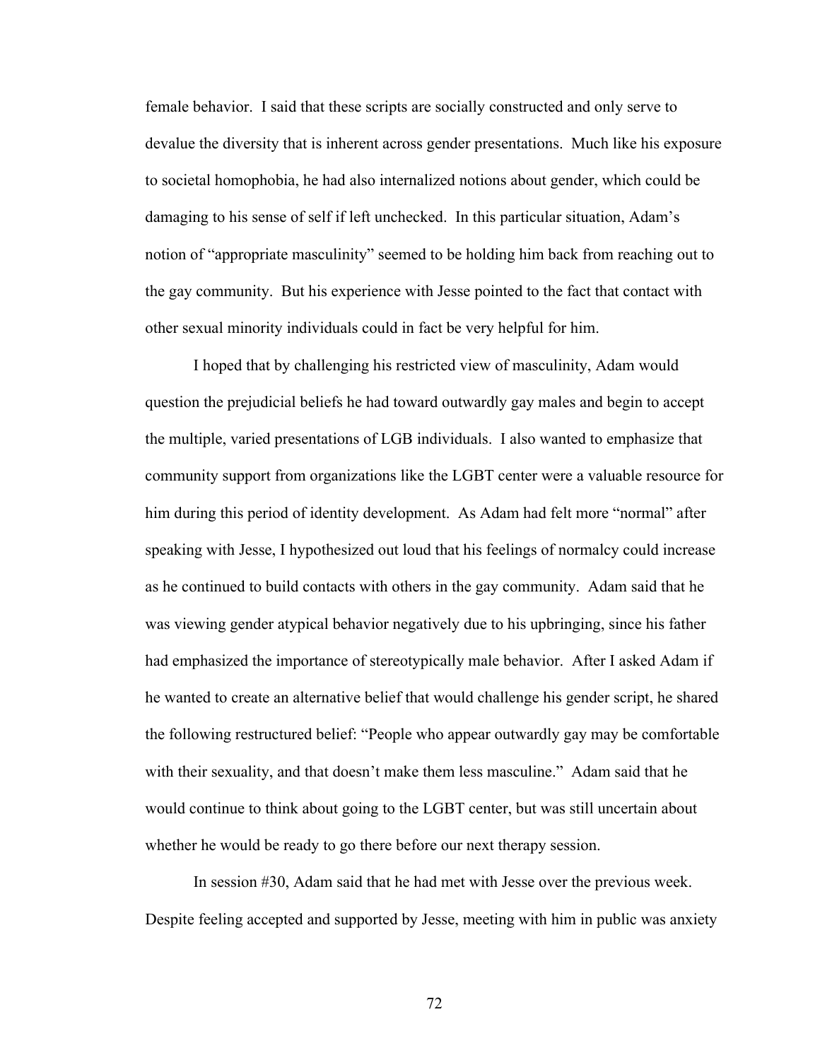female behavior. I said that these scripts are socially constructed and only serve to devalue the diversity that is inherent across gender presentations. Much like his exposure to societal homophobia, he had also internalized notions about gender, which could be damaging to his sense of self if left unchecked. In this particular situation, Adam's notion of "appropriate masculinity" seemed to be holding him back from reaching out to the gay community. But his experience with Jesse pointed to the fact that contact with other sexual minority individuals could in fact be very helpful for him.

I hoped that by challenging his restricted view of masculinity, Adam would question the prejudicial beliefs he had toward outwardly gay males and begin to accept the multiple, varied presentations of LGB individuals. I also wanted to emphasize that community support from organizations like the LGBT center were a valuable resource for him during this period of identity development. As Adam had felt more "normal" after speaking with Jesse, I hypothesized out loud that his feelings of normalcy could increase as he continued to build contacts with others in the gay community. Adam said that he was viewing gender atypical behavior negatively due to his upbringing, since his father had emphasized the importance of stereotypically male behavior. After I asked Adam if he wanted to create an alternative belief that would challenge his gender script, he shared the following restructured belief: "People who appear outwardly gay may be comfortable with their sexuality, and that doesn't make them less masculine." Adam said that he would continue to think about going to the LGBT center, but was still uncertain about whether he would be ready to go there before our next therapy session.

In session #30, Adam said that he had met with Jesse over the previous week. Despite feeling accepted and supported by Jesse, meeting with him in public was anxiety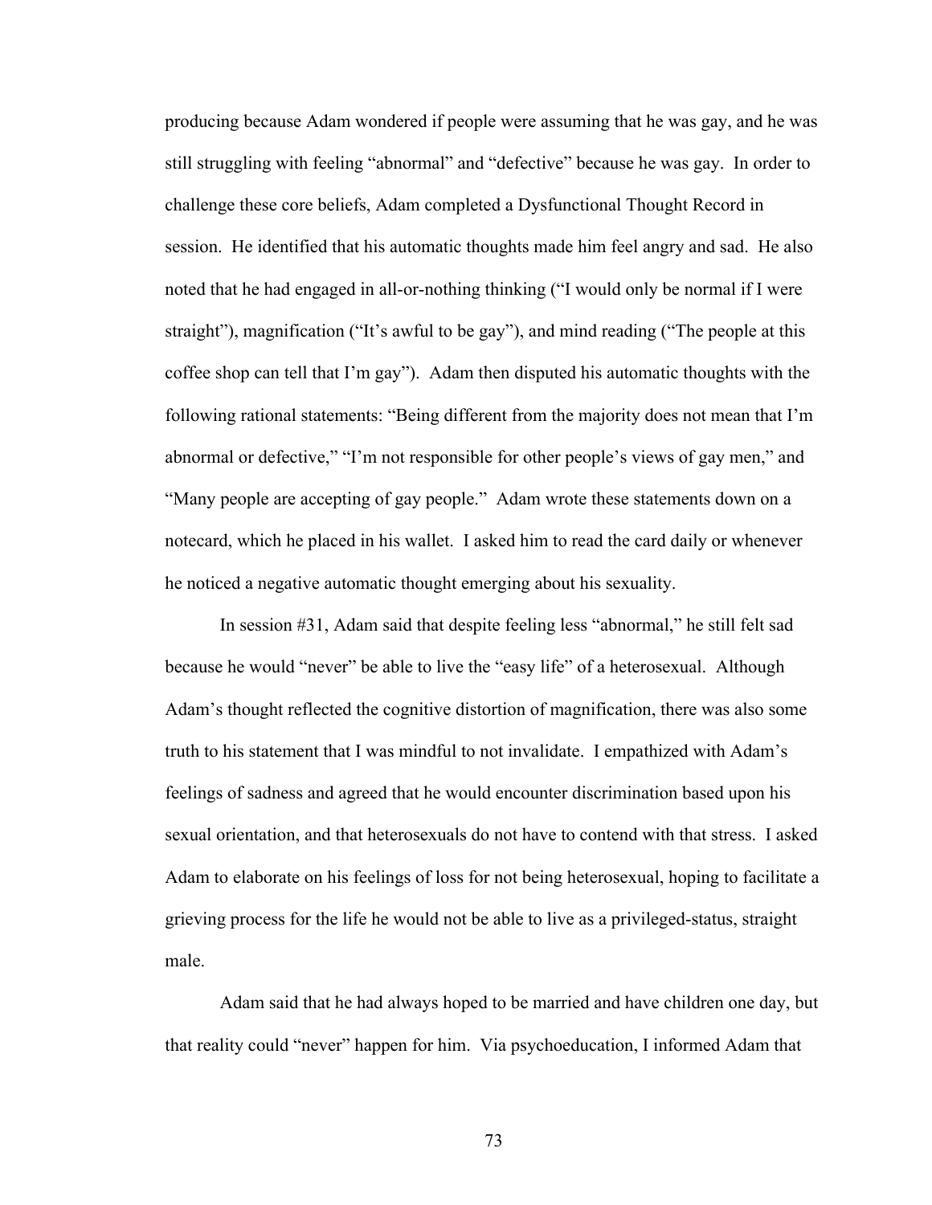producing because Adam wondered if people were assuming that he was gay, and he was still struggling with feeling "abnormal" and "defective" because he was gay. In order to challenge these core beliefs, Adam completed a Dysfunctional Thought Record in session. He identified that his automatic thoughts made him feel angry and sad. He also noted that he had engaged in all-or-nothing thinking ("I would only be normal if I were straight"), magnification ("It's awful to be gay"), and mind reading ("The people at this coffee shop can tell that I'm gay"). Adam then disputed his automatic thoughts with the following rational statements: "Being different from the majority does not mean that I'm abnormal or defective," "I'm not responsible for other people's views of gay men," and "Many people are accepting of gay people." Adam wrote these statements down on a notecard, which he placed in his wallet. I asked him to read the card daily or whenever he noticed a negative automatic thought emerging about his sexuality.

In session #31, Adam said that despite feeling less "abnormal," he still felt sad because he would "never" be able to live the "easy life" of a heterosexual. Although Adam's thought reflected the cognitive distortion of magnification, there was also some truth to his statement that I was mindful to not invalidate. I empathized with Adam's feelings of sadness and agreed that he would encounter discrimination based upon his sexual orientation, and that heterosexuals do not have to contend with that stress. I asked Adam to elaborate on his feelings of loss for not being heterosexual, hoping to facilitate a grieving process for the life he would not be able to live as a privileged-status, straight male.

Adam said that he had always hoped to be married and have children one day, but that reality could "never" happen for him. Via psychoeducation, I informed Adam that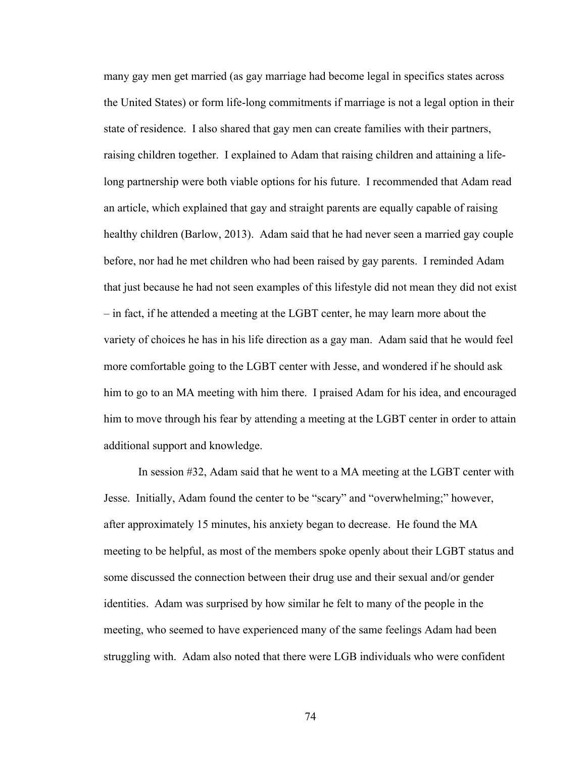many gay men get married (as gay marriage had become legal in specifics states across the United States) or form life-long commitments if marriage is not a legal option in their state of residence. I also shared that gay men can create families with their partners, raising children together. I explained to Adam that raising children and attaining a life-long partnership were both viable options for his future. I recommended that Adam read an article, which explained that gay and straight parents are equally capable of raising healthy children (Barlow, 2013). Adam said that he had never seen a married gay couple before, nor had he met children who had been raised by gay parents. I reminded Adam that just because he had not seen examples of this lifestyle did not mean they did not exist – in fact, if he attended a meeting at the LGBT center, he may learn more about the variety of choices he has in his life direction as a gay man. Adam said that he would feel more comfortable going to the LGBT center with Jesse, and wondered if he should ask him to go to an MA meeting with him there. I praised Adam for his idea, and encouraged him to move through his fear by attending a meeting at the LGBT center in order to attain additional support and knowledge.

In session #32, Adam said that he went to a MA meeting at the LGBT center with Jesse. Initially, Adam found the center to be "scary" and "overwhelming;" however, after approximately 15 minutes, his anxiety began to decrease. He found the MA meeting to be helpful, as most of the members spoke openly about their LGBT status and some discussed the connection between their drug use and their sexual and/or gender identities. Adam was surprised by how similar he felt to many of the people in the meeting, who seemed to have experienced many of the same feelings Adam had been struggling with. Adam also noted that there were LGB individuals who were confident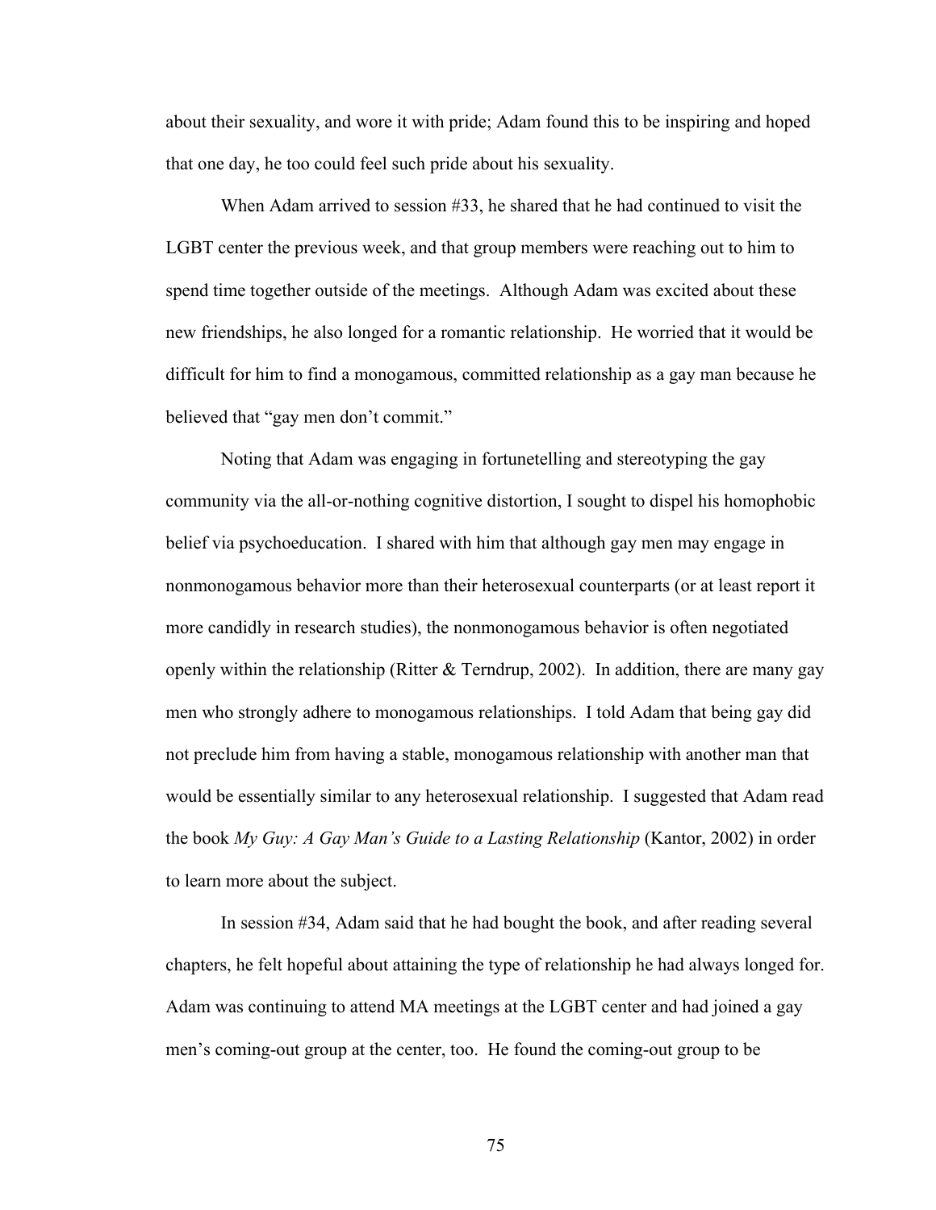about their sexuality, and wore it with pride; Adam found this to be inspiring and hoped that one day, he too could feel such pride about his sexuality.

When Adam arrived to session #33, he shared that he had continued to visit the LGBT center the previous week, and that group members were reaching out to him to spend time together outside of the meetings. Although Adam was excited about these new friendships, he also longed for a romantic relationship. He worried that it would be difficult for him to find a monogamous, committed relationship as a gay man because he believed that "gay men don't commit."

Noting that Adam was engaging in fortunetelling and stereotyping the gay community via the all-or-nothing cognitive distortion, I sought to dispel his homophobic belief via psychoeducation. I shared with him that although gay men may engage in nonmonogamous behavior more than their heterosexual counterparts (or at least report it more candidly in research studies), the nonmonogamous behavior is often negotiated openly within the relationship (Ritter & Terndrup, 2002). In addition, there are many gay men who strongly adhere to monogamous relationships. I told Adam that being gay did not preclude him from having a stable, monogamous relationship with another man that would be essentially similar to any heterosexual relationship. I suggested that Adam read the book *My Guy: A Gay Man's Guide to a Lasting Relationship* (Kantor, 2002) in order to learn more about the subject.

In session #34, Adam said that he had bought the book, and after reading several chapters, he felt hopeful about attaining the type of relationship he had always longed for. Adam was continuing to attend MA meetings at the LGBT center and had joined a gay men's coming-out group at the center, too. He found the coming-out group to be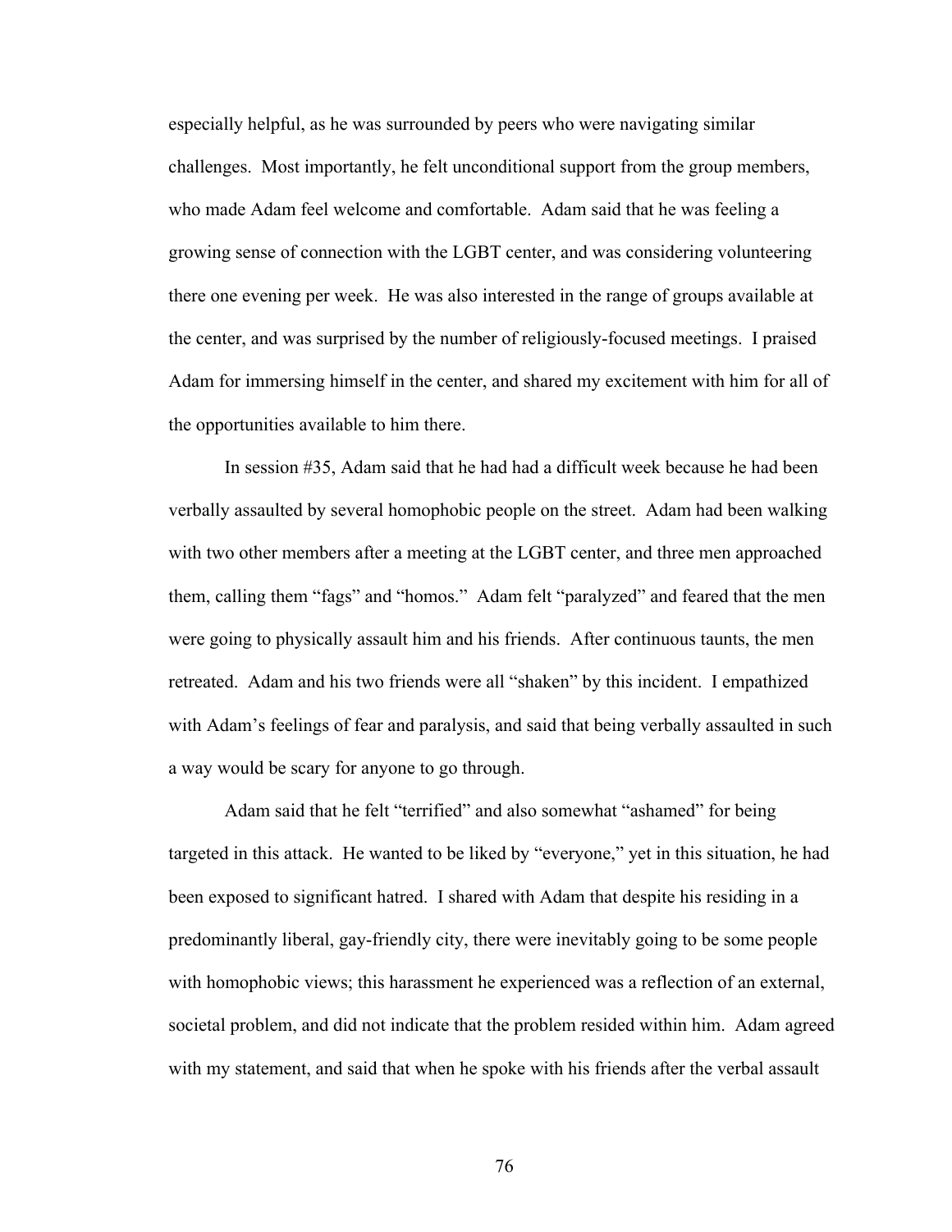especially helpful, as he was surrounded by peers who were navigating similar challenges. Most importantly, he felt unconditional support from the group members, who made Adam feel welcome and comfortable. Adam said that he was feeling a growing sense of connection with the LGBT center, and was considering volunteering there one evening per week. He was also interested in the range of groups available at the center, and was surprised by the number of religiously-focused meetings. I praised Adam for immersing himself in the center, and shared my excitement with him for all of the opportunities available to him there.

In session #35, Adam said that he had had a difficult week because he had been verbally assaulted by several homophobic people on the street. Adam had been walking with two other members after a meeting at the LGBT center, and three men approached them, calling them "fags" and "homos." Adam felt "paralyzed" and feared that the men were going to physically assault him and his friends. After continuous taunts, the men retreated. Adam and his two friends were all "shaken" by this incident. I empathized with Adam's feelings of fear and paralysis, and said that being verbally assaulted in such a way would be scary for anyone to go through.

Adam said that he felt "terrified" and also somewhat "ashamed" for being targeted in this attack. He wanted to be liked by "everyone," yet in this situation, he had been exposed to significant hatred. I shared with Adam that despite his residing in a predominantly liberal, gay-friendly city, there were inevitably going to be some people with homophobic views; this harassment he experienced was a reflection of an external, societal problem, and did not indicate that the problem resided within him. Adam agreed with my statement, and said that when he spoke with his friends after the verbal assault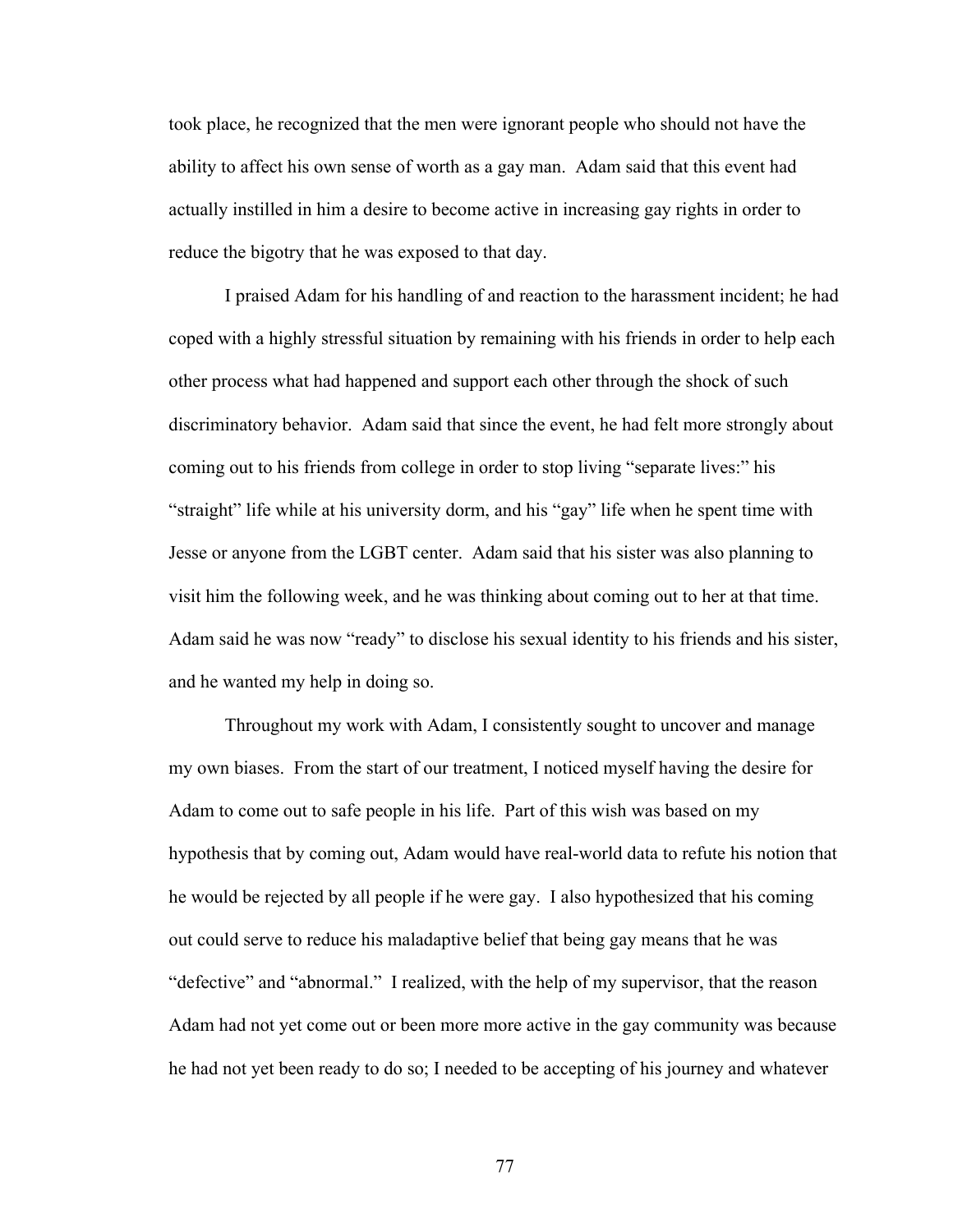took place, he recognized that the men were ignorant people who should not have the ability to affect his own sense of worth as a gay man. Adam said that this event had actually instilled in him a desire to become active in increasing gay rights in order to reduce the bigotry that he was exposed to that day.

I praised Adam for his handling of and reaction to the harassment incident; he had coped with a highly stressful situation by remaining with his friends in order to help each other process what had happened and support each other through the shock of such discriminatory behavior. Adam said that since the event, he had felt more strongly about coming out to his friends from college in order to stop living "separate lives:" his "straight" life while at his university dorm, and his "gay" life when he spent time with Jesse or anyone from the LGBT center. Adam said that his sister was also planning to visit him the following week, and he was thinking about coming out to her at that time. Adam said he was now "ready" to disclose his sexual identity to his friends and his sister, and he wanted my help in doing so.

Throughout my work with Adam, I consistently sought to uncover and manage my own biases. From the start of our treatment, I noticed myself having the desire for Adam to come out to safe people in his life. Part of this wish was based on my hypothesis that by coming out, Adam would have real-world data to refute his notion that he would be rejected by all people if he were gay. I also hypothesized that his coming out could serve to reduce his maladaptive belief that being gay means that he was "defective" and "abnormal." I realized, with the help of my supervisor, that the reason Adam had not yet come out or been more more active in the gay community was because he had not yet been ready to do so; I needed to be accepting of his journey and whatever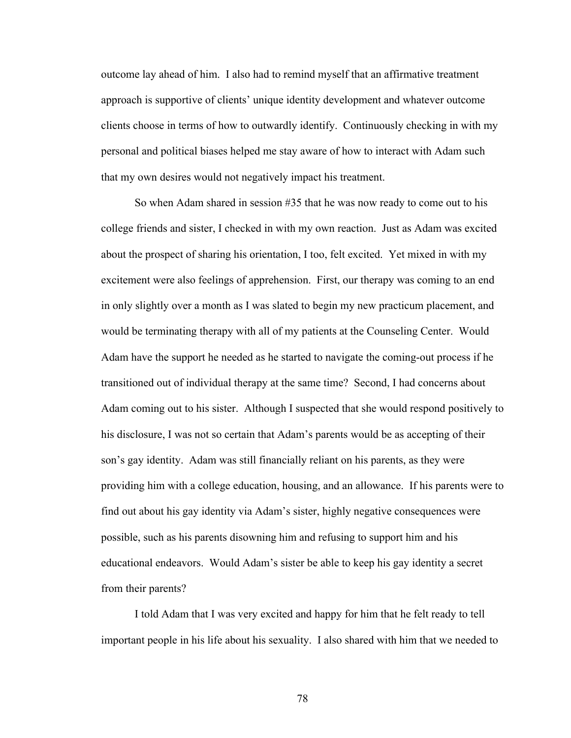outcome lay ahead of him. I also had to remind myself that an affirmative treatment approach is supportive of clients' unique identity development and whatever outcome clients choose in terms of how to outwardly identify. Continuously checking in with my personal and political biases helped me stay aware of how to interact with Adam such that my own desires would not negatively impact his treatment.

So when Adam shared in session #35 that he was now ready to come out to his college friends and sister, I checked in with my own reaction. Just as Adam was excited about the prospect of sharing his orientation, I too, felt excited. Yet mixed in with my excitement were also feelings of apprehension. First, our therapy was coming to an end in only slightly over a month as I was slated to begin my new practicum placement, and would be terminating therapy with all of my patients at the Counseling Center. Would Adam have the support he needed as he started to navigate the coming-out process if he transitioned out of individual therapy at the same time? Second, I had concerns about Adam coming out to his sister. Although I suspected that she would respond positively to his disclosure, I was not so certain that Adam's parents would be as accepting of their son's gay identity. Adam was still financially reliant on his parents, as they were providing him with a college education, housing, and an allowance. If his parents were to find out about his gay identity via Adam's sister, highly negative consequences were possible, such as his parents disowning him and refusing to support him and his educational endeavors. Would Adam's sister be able to keep his gay identity a secret from their parents?

I told Adam that I was very excited and happy for him that he felt ready to tell important people in his life about his sexuality. I also shared with him that we needed to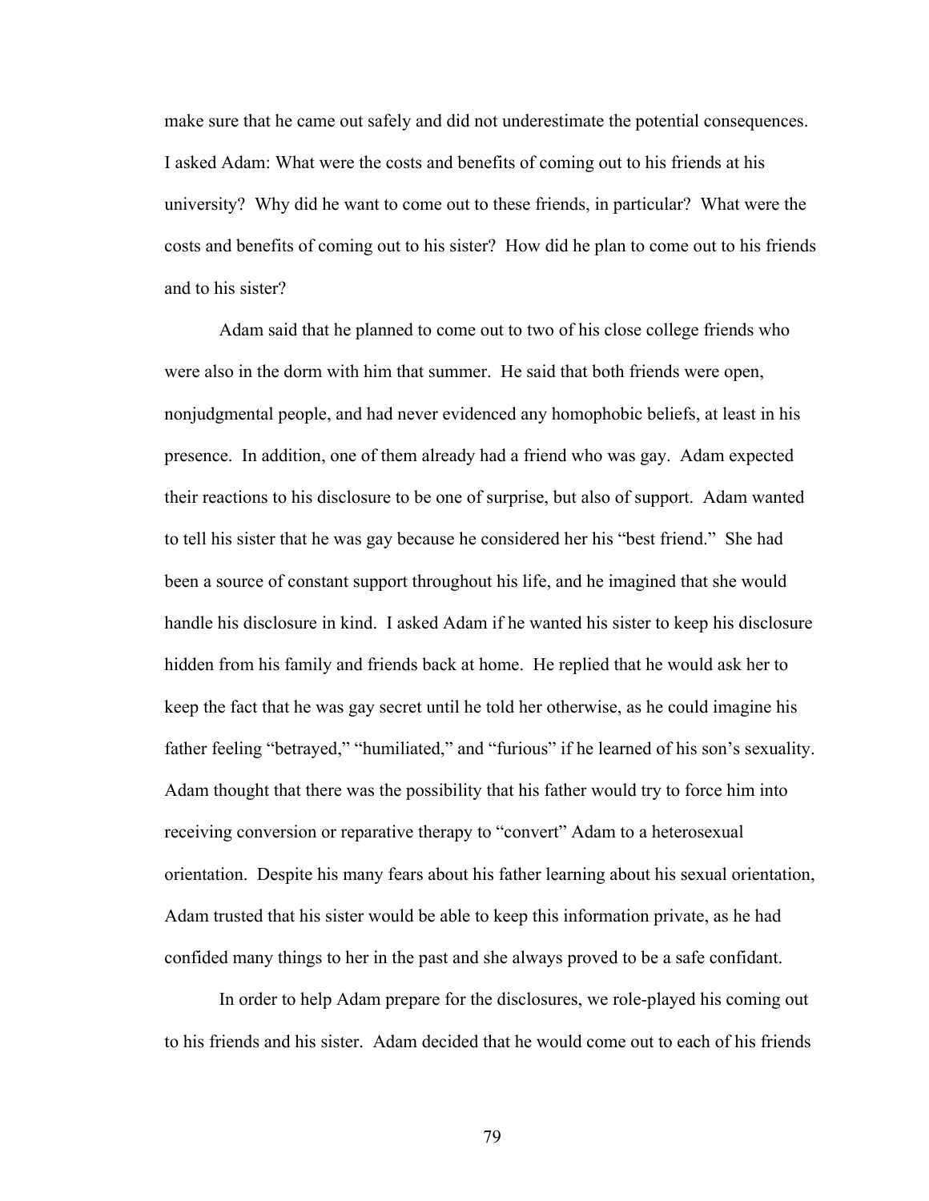make sure that he came out safely and did not underestimate the potential consequences. I asked Adam: What were the costs and benefits of coming out to his friends at his university? Why did he want to come out to these friends, in particular? What were the costs and benefits of coming out to his sister? How did he plan to come out to his friends and to his sister?

Adam said that he planned to come out to two of his close college friends who were also in the dorm with him that summer. He said that both friends were open, nonjudgmental people, and had never evidenced any homophobic beliefs, at least in his presence. In addition, one of them already had a friend who was gay. Adam expected their reactions to his disclosure to be one of surprise, but also of support. Adam wanted to tell his sister that he was gay because he considered her his "best friend." She had been a source of constant support throughout his life, and he imagined that she would handle his disclosure in kind. I asked Adam if he wanted his sister to keep his disclosure hidden from his family and friends back at home. He replied that he would ask her to keep the fact that he was gay secret until he told her otherwise, as he could imagine his father feeling "betrayed," "humiliated," and "furious" if he learned of his son's sexuality. Adam thought that there was the possibility that his father would try to force him into receiving conversion or reparative therapy to "convert" Adam to a heterosexual orientation. Despite his many fears about his father learning about his sexual orientation, Adam trusted that his sister would be able to keep this information private, as he had confided many things to her in the past and she always proved to be a safe confidant.

In order to help Adam prepare for the disclosures, we role-played his coming out to his friends and his sister. Adam decided that he would come out to each of his friends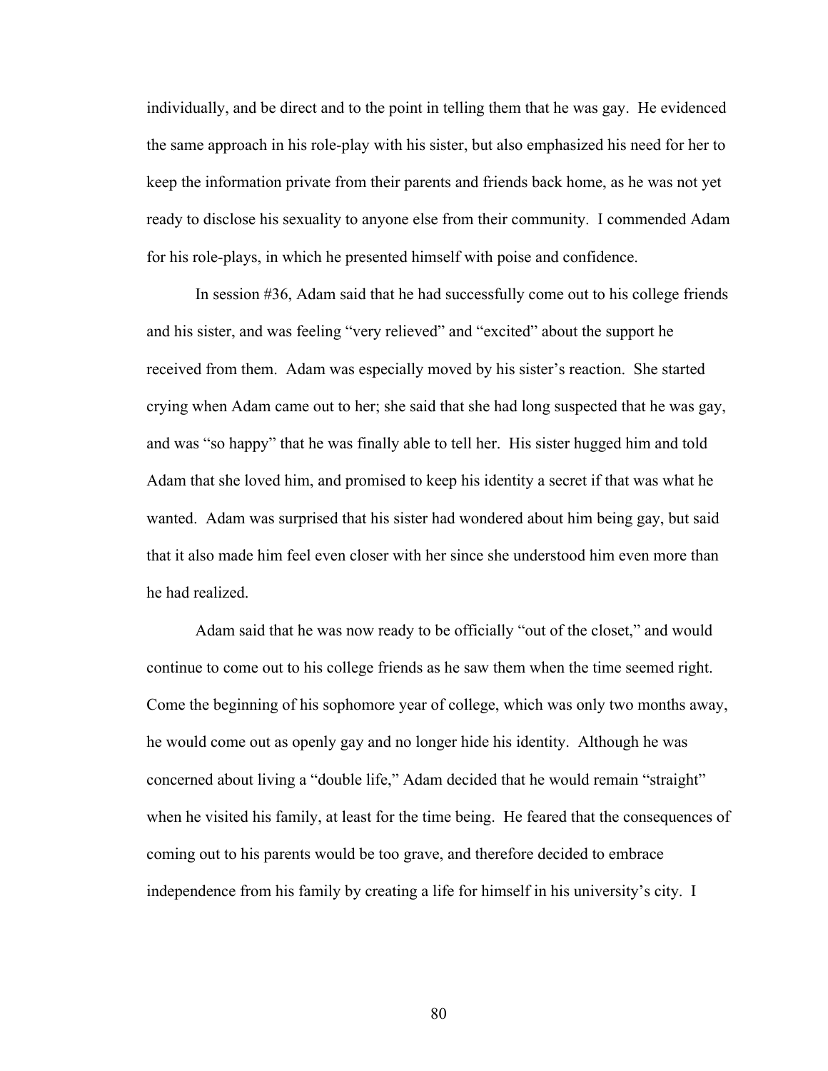individually, and be direct and to the point in telling them that he was gay. He evidenced the same approach in his role-play with his sister, but also emphasized his need for her to keep the information private from their parents and friends back home, as he was not yet ready to disclose his sexuality to anyone else from their community. I commended Adam for his role-plays, in which he presented himself with poise and confidence.

In session #36, Adam said that he had successfully come out to his college friends and his sister, and was feeling "very relieved" and "excited" about the support he received from them. Adam was especially moved by his sister's reaction. She started crying when Adam came out to her; she said that she had long suspected that he was gay, and was "so happy" that he was finally able to tell her. His sister hugged him and told Adam that she loved him, and promised to keep his identity a secret if that was what he wanted. Adam was surprised that his sister had wondered about him being gay, but said that it also made him feel even closer with her since she understood him even more than he had realized.

Adam said that he was now ready to be officially "out of the closet," and would continue to come out to his college friends as he saw them when the time seemed right. Come the beginning of his sophomore year of college, which was only two months away, he would come out as openly gay and no longer hide his identity. Although he was concerned about living a "double life," Adam decided that he would remain "straight" when he visited his family, at least for the time being. He feared that the consequences of coming out to his parents would be too grave, and therefore decided to embrace independence from his family by creating a life for himself in his university's city. I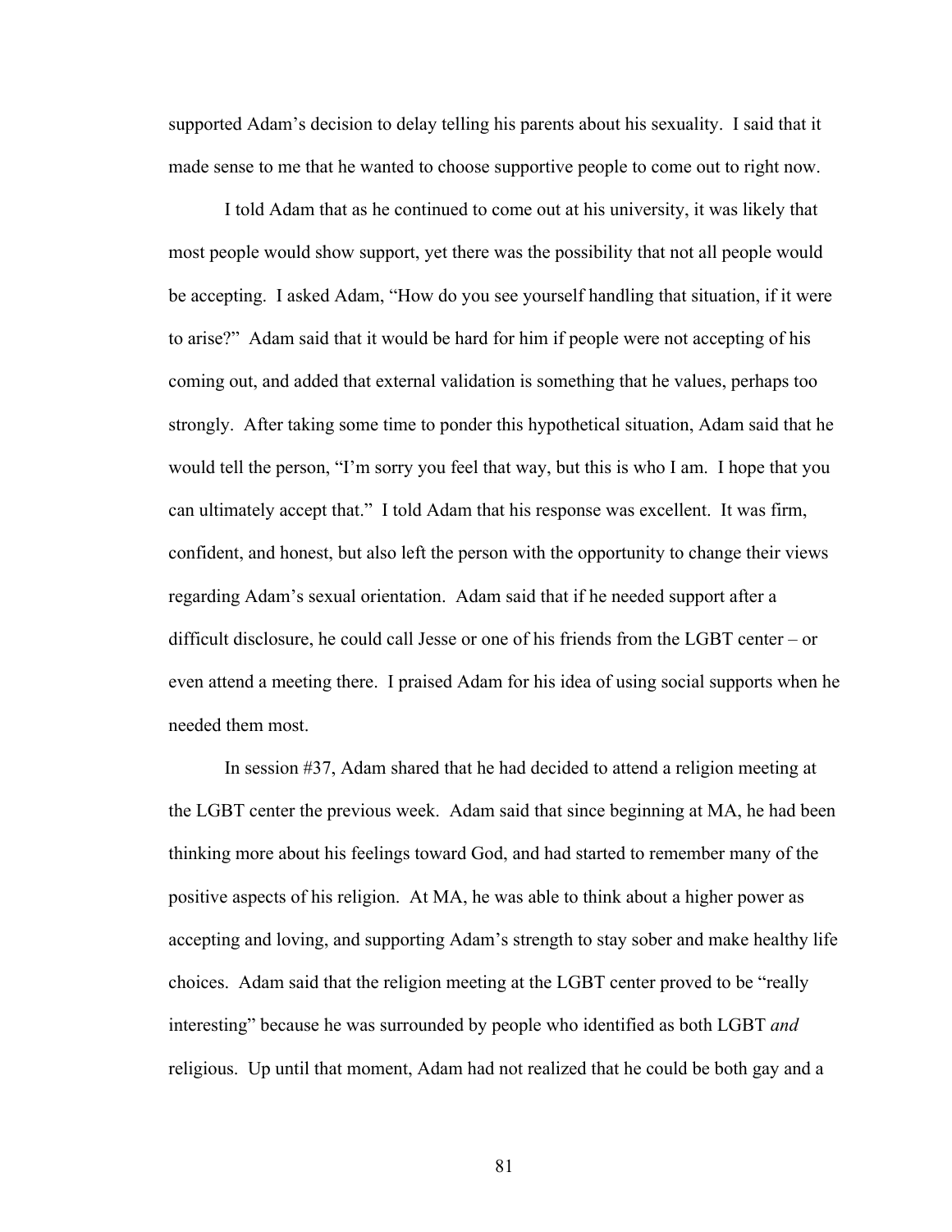supported Adam's decision to delay telling his parents about his sexuality. I said that it made sense to me that he wanted to choose supportive people to come out to right now.

I told Adam that as he continued to come out at his university, it was likely that most people would show support, yet there was the possibility that not all people would be accepting. I asked Adam, "How do you see yourself handling that situation, if it were to arise?" Adam said that it would be hard for him if people were not accepting of his coming out, and added that external validation is something that he values, perhaps too strongly. After taking some time to ponder this hypothetical situation, Adam said that he would tell the person, "I'm sorry you feel that way, but this is who I am. I hope that you can ultimately accept that." I told Adam that his response was excellent. It was firm, confident, and honest, but also left the person with the opportunity to change their views regarding Adam's sexual orientation. Adam said that if he needed support after a difficult disclosure, he could call Jesse or one of his friends from the LGBT center – or even attend a meeting there. I praised Adam for his idea of using social supports when he needed them most.

In session #37, Adam shared that he had decided to attend a religion meeting at the LGBT center the previous week. Adam said that since beginning at MA, he had been thinking more about his feelings toward God, and had started to remember many of the positive aspects of his religion. At MA, he was able to think about a higher power as accepting and loving, and supporting Adam's strength to stay sober and make healthy life choices. Adam said that the religion meeting at the LGBT center proved to be "really interesting" because he was surrounded by people who identified as both LGBT *and* religious. Up until that moment, Adam had not realized that he could be both gay and a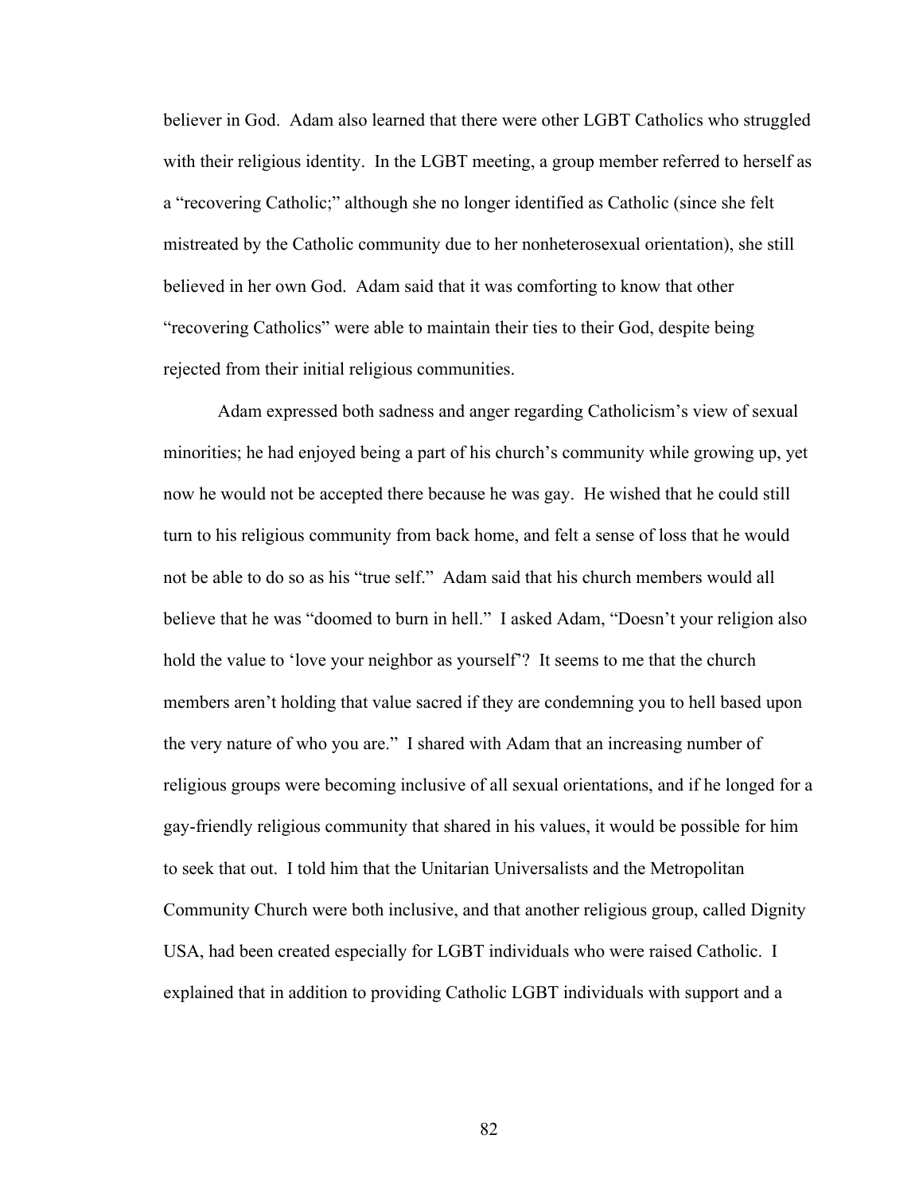believer in God. Adam also learned that there were other LGBT Catholics who struggled with their religious identity. In the LGBT meeting, a group member referred to herself as a "recovering Catholic;" although she no longer identified as Catholic (since she felt mistreated by the Catholic community due to her nonheterosexual orientation), she still believed in her own God. Adam said that it was comforting to know that other "recovering Catholics" were able to maintain their ties to their God, despite being rejected from their initial religious communities.

Adam expressed both sadness and anger regarding Catholicism's view of sexual minorities; he had enjoyed being a part of his church's community while growing up, yet now he would not be accepted there because he was gay. He wished that he could still turn to his religious community from back home, and felt a sense of loss that he would not be able to do so as his "true self." Adam said that his church members would all believe that he was "doomed to burn in hell." I asked Adam, "Doesn't your religion also hold the value to 'love your neighbor as yourself'? It seems to me that the church members aren't holding that value sacred if they are condemning you to hell based upon the very nature of who you are." I shared with Adam that an increasing number of religious groups were becoming inclusive of all sexual orientations, and if he longed for a gay-friendly religious community that shared in his values, it would be possible for him to seek that out. I told him that the Unitarian Universalists and the Metropolitan Community Church were both inclusive, and that another religious group, called Dignity USA, had been created especially for LGBT individuals who were raised Catholic. I explained that in addition to providing Catholic LGBT individuals with support and a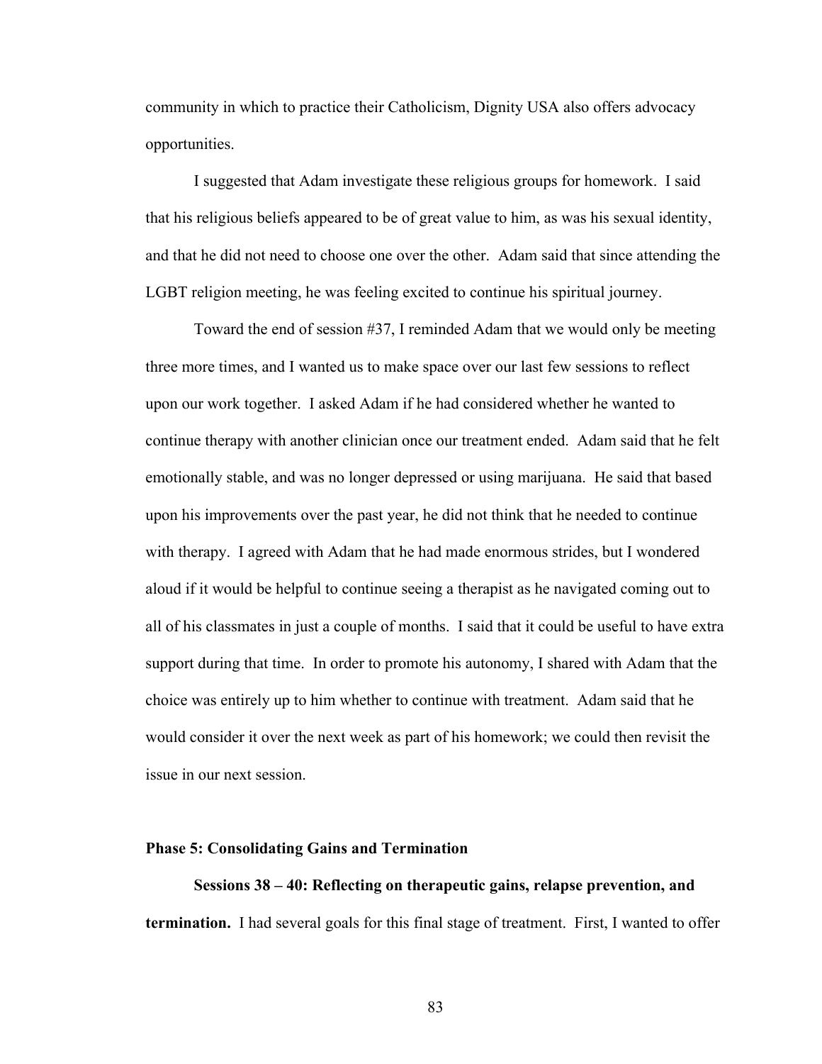community in which to practice their Catholicism, Dignity USA also offers advocacy opportunities.

I suggested that Adam investigate these religious groups for homework. I said that his religious beliefs appeared to be of great value to him, as was his sexual identity, and that he did not need to choose one over the other. Adam said that since attending the LGBT religion meeting, he was feeling excited to continue his spiritual journey.

Toward the end of session #37, I reminded Adam that we would only be meeting three more times, and I wanted us to make space over our last few sessions to reflect upon our work together. I asked Adam if he had considered whether he wanted to continue therapy with another clinician once our treatment ended. Adam said that he felt emotionally stable, and was no longer depressed or using marijuana. He said that based upon his improvements over the past year, he did not think that he needed to continue with therapy. I agreed with Adam that he had made enormous strides, but I wondered aloud if it would be helpful to continue seeing a therapist as he navigated coming out to all of his classmates in just a couple of months. I said that it could be useful to have extra support during that time. In order to promote his autonomy, I shared with Adam that the choice was entirely up to him whether to continue with treatment. Adam said that he would consider it over the next week as part of his homework; we could then revisit the issue in our next session.

### Phase 5: Consolidating Gains and Termination

**Sessions 38 – 40: Reflecting on therapeutic gains, relapse prevention, and termination.** I had several goals for this final stage of treatment. First, I wanted to offer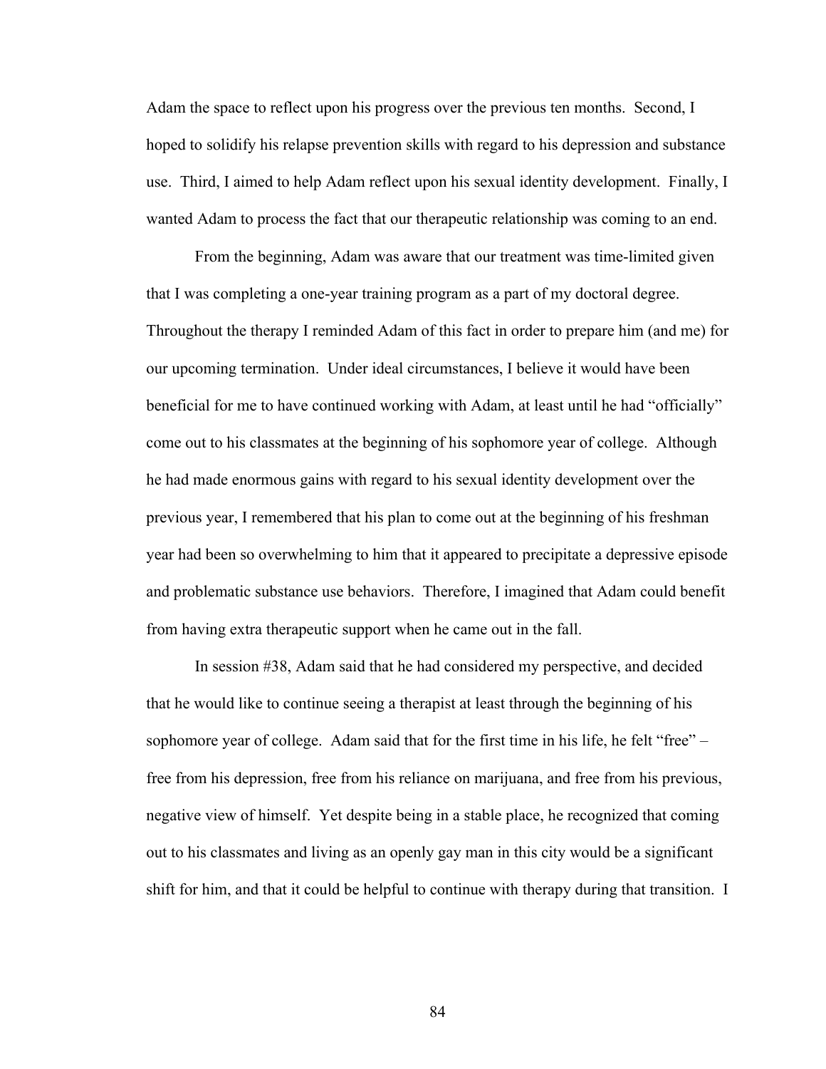Adam the space to reflect upon his progress over the previous ten months. Second, I hoped to solidify his relapse prevention skills with regard to his depression and substance use. Third, I aimed to help Adam reflect upon his sexual identity development. Finally, I wanted Adam to process the fact that our therapeutic relationship was coming to an end.

From the beginning, Adam was aware that our treatment was time-limited given that I was completing a one-year training program as a part of my doctoral degree. Throughout the therapy I reminded Adam of this fact in order to prepare him (and me) for our upcoming termination. Under ideal circumstances, I believe it would have been beneficial for me to have continued working with Adam, at least until he had "officially" come out to his classmates at the beginning of his sophomore year of college. Although he had made enormous gains with regard to his sexual identity development over the previous year, I remembered that his plan to come out at the beginning of his freshman year had been so overwhelming to him that it appeared to precipitate a depressive episode and problematic substance use behaviors. Therefore, I imagined that Adam could benefit from having extra therapeutic support when he came out in the fall.

In session #38, Adam said that he had considered my perspective, and decided that he would like to continue seeing a therapist at least through the beginning of his sophomore year of college. Adam said that for the first time in his life, he felt "free" – free from his depression, free from his reliance on marijuana, and free from his previous, negative view of himself. Yet despite being in a stable place, he recognized that coming out to his classmates and living as an openly gay man in this city would be a significant shift for him, and that it could be helpful to continue with therapy during that transition. I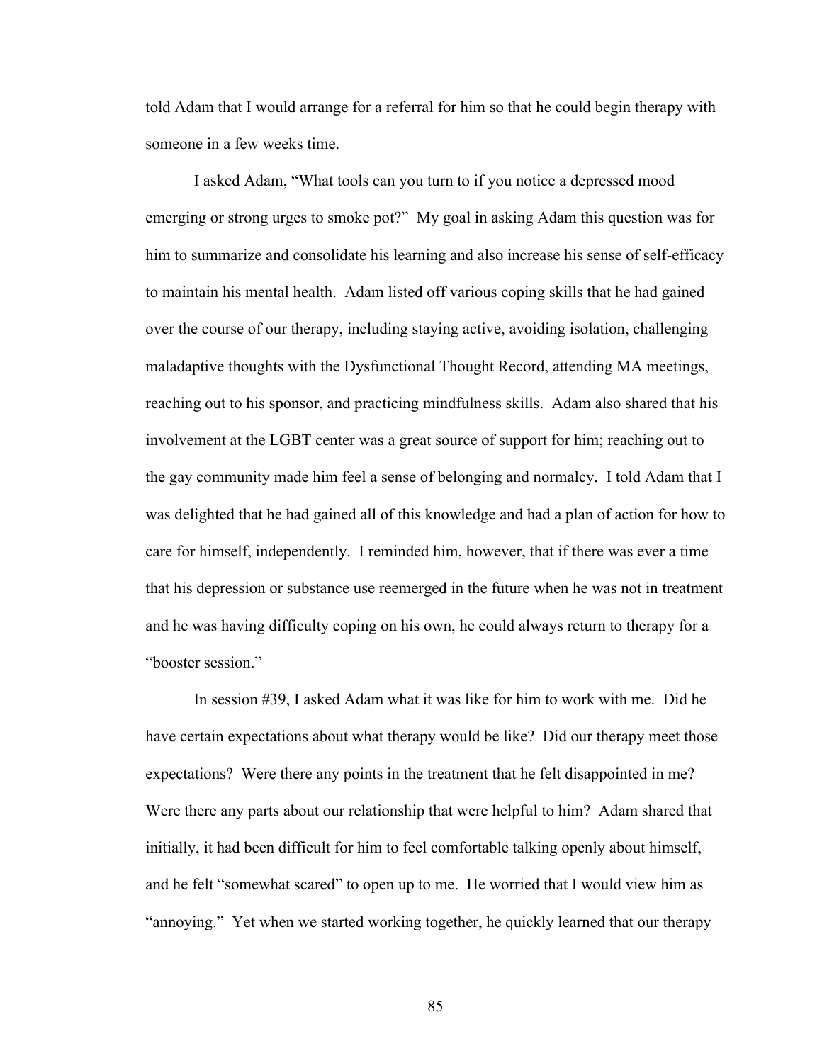told Adam that I would arrange for a referral for him so that he could begin therapy with someone in a few weeks time.

I asked Adam, "What tools can you turn to if you notice a depressed mood emerging or strong urges to smoke pot?" My goal in asking Adam this question was for him to summarize and consolidate his learning and also increase his sense of self-efficacy to maintain his mental health. Adam listed off various coping skills that he had gained over the course of our therapy, including staying active, avoiding isolation, challenging maladaptive thoughts with the Dysfunctional Thought Record, attending MA meetings, reaching out to his sponsor, and practicing mindfulness skills. Adam also shared that his involvement at the LGBT center was a great source of support for him; reaching out to the gay community made him feel a sense of belonging and normalcy. I told Adam that I was delighted that he had gained all of this knowledge and had a plan of action for how to care for himself, independently. I reminded him, however, that if there was ever a time that his depression or substance use reemerged in the future when he was not in treatment and he was having difficulty coping on his own, he could always return to therapy for a "booster session."

In session #39, I asked Adam what it was like for him to work with me. Did he have certain expectations about what therapy would be like? Did our therapy meet those expectations? Were there any points in the treatment that he felt disappointed in me? Were there any parts about our relationship that were helpful to him? Adam shared that initially, it had been difficult for him to feel comfortable talking openly about himself, and he felt "somewhat scared" to open up to me. He worried that I would view him as "annoying." Yet when we started working together, he quickly learned that our therapy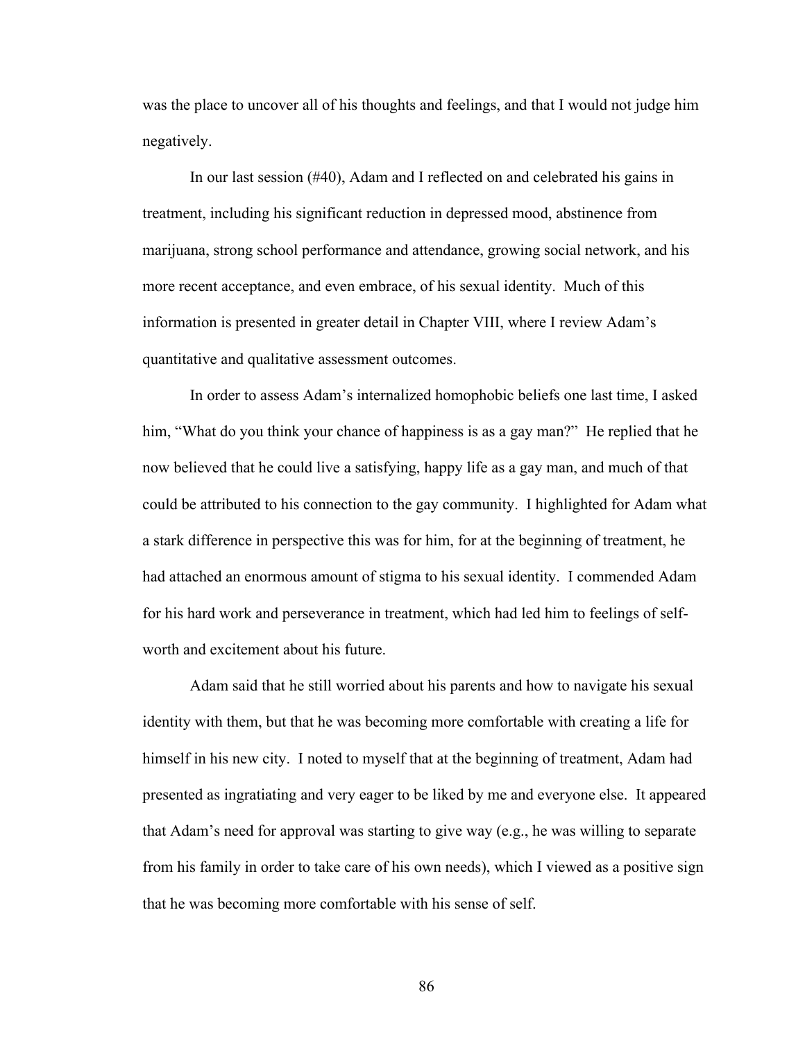was the place to uncover all of his thoughts and feelings, and that I would not judge him negatively.

In our last session (#40), Adam and I reflected on and celebrated his gains in treatment, including his significant reduction in depressed mood, abstinence from marijuana, strong school performance and attendance, growing social network, and his more recent acceptance, and even embrace, of his sexual identity. Much of this information is presented in greater detail in Chapter VIII, where I review Adam's quantitative and qualitative assessment outcomes.

In order to assess Adam's internalized homophobic beliefs one last time, I asked him, "What do you think your chance of happiness is as a gay man?" He replied that he now believed that he could live a satisfying, happy life as a gay man, and much of that could be attributed to his connection to the gay community. I highlighted for Adam what a stark difference in perspective this was for him, for at the beginning of treatment, he had attached an enormous amount of stigma to his sexual identity. I commended Adam for his hard work and perseverance in treatment, which had led him to feelings of self-worth and excitement about his future.

Adam said that he still worried about his parents and how to navigate his sexual identity with them, but that he was becoming more comfortable with creating a life for himself in his new city. I noted to myself that at the beginning of treatment, Adam had presented as ingratiating and very eager to be liked by me and everyone else. It appeared that Adam's need for approval was starting to give way (e.g., he was willing to separate from his family in order to take care of his own needs), which I viewed as a positive sign that he was becoming more comfortable with his sense of self.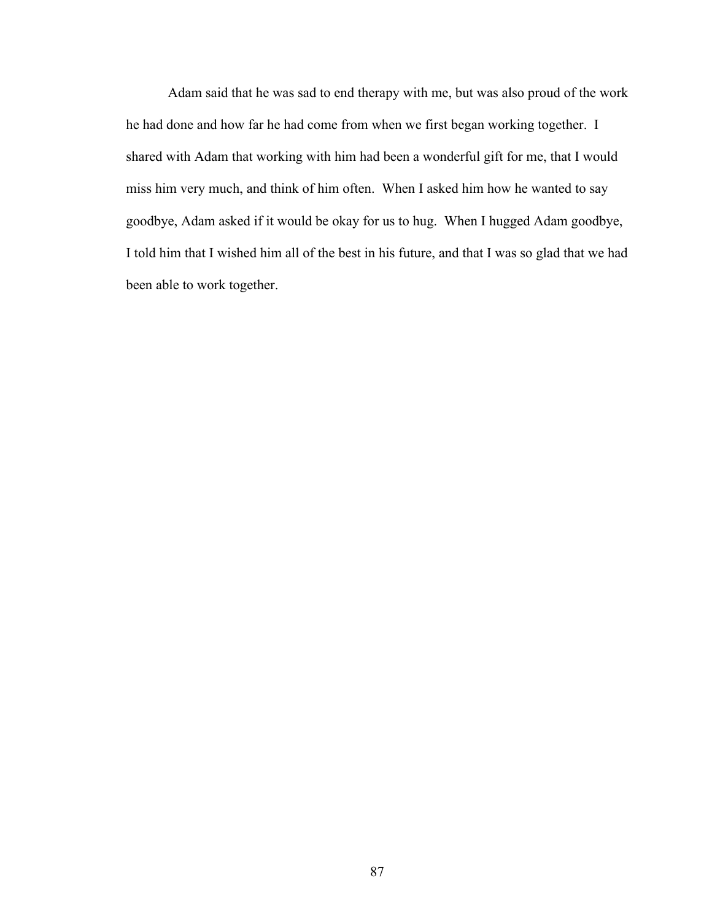Adam said that he was sad to end therapy with me, but was also proud of the work he had done and how far he had come from when we first began working together. I shared with Adam that working with him had been a wonderful gift for me, that I would miss him very much, and think of him often. When I asked him how he wanted to say goodbye, Adam asked if it would be okay for us to hug. When I hugged Adam goodbye, I told him that I wished him all of the best in his future, and that I was so glad that we had been able to work together.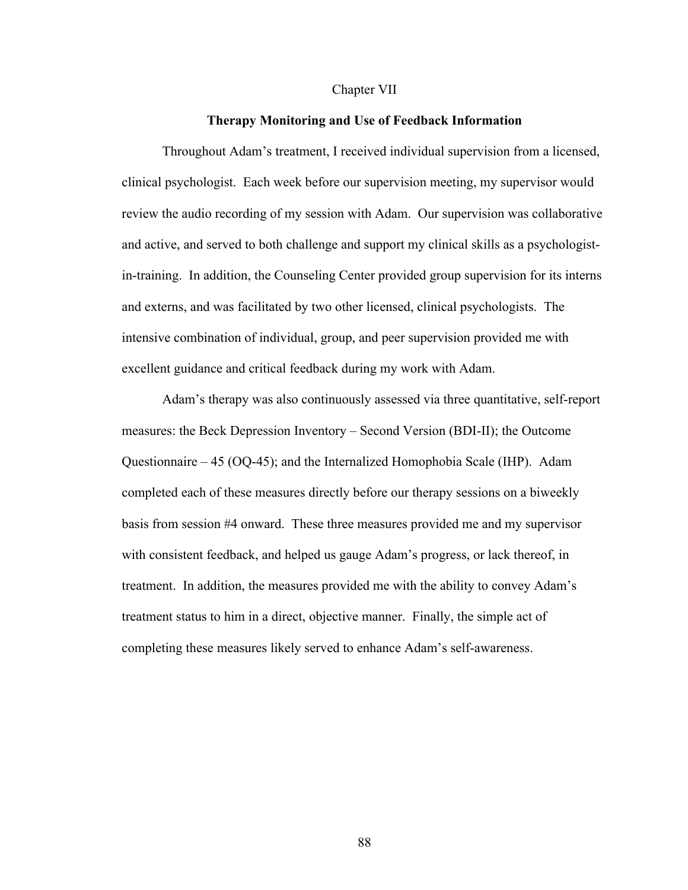# Chapter VII

## Therapy Monitoring and Use of Feedback Information

Throughout Adam's treatment, I received individual supervision from a licensed, clinical psychologist. Each week before our supervision meeting, my supervisor would review the audio recording of my session with Adam. Our supervision was collaborative and active, and served to both challenge and support my clinical skills as a psychologist-in-training. In addition, the Counseling Center provided group supervision for its interns and externs, and was facilitated by two other licensed, clinical psychologists. The intensive combination of individual, group, and peer supervision provided me with excellent guidance and critical feedback during my work with Adam.

Adam's therapy was also continuously assessed via three quantitative, self-report measures: the Beck Depression Inventory – Second Version (BDI-II); the Outcome Questionnaire – 45 (OQ-45); and the Internalized Homophobia Scale (IHP). Adam completed each of these measures directly before our therapy sessions on a biweekly basis from session #4 onward. These three measures provided me and my supervisor with consistent feedback, and helped us gauge Adam's progress, or lack thereof, in treatment. In addition, the measures provided me with the ability to convey Adam's treatment status to him in a direct, objective manner. Finally, the simple act of completing these measures likely served to enhance Adam's self-awareness.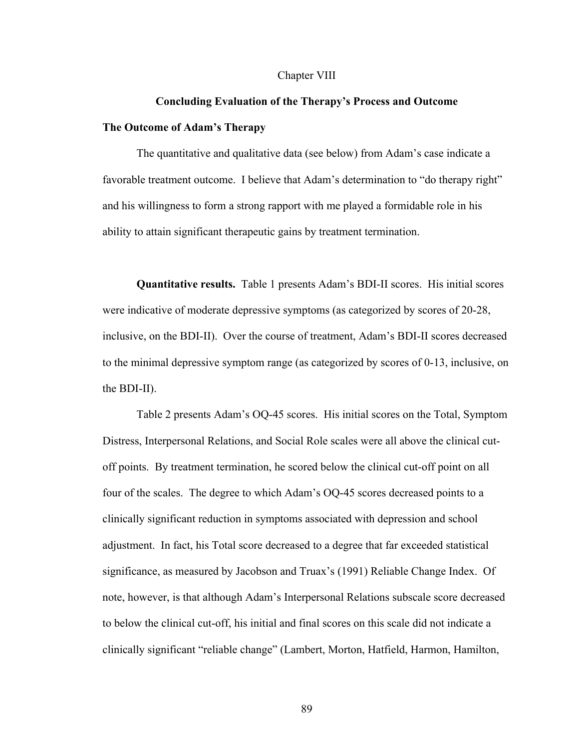Chapter VIII

# Concluding Evaluation of the Therapy's Process and Outcome

## The Outcome of Adam's Therapy

The quantitative and qualitative data (see below) from Adam's case indicate a favorable treatment outcome. I believe that Adam's determination to "do therapy right" and his willingness to form a strong rapport with me played a formidable role in his ability to attain significant therapeutic gains by treatment termination.

**Quantitative results.** Table 1 presents Adam's BDI-II scores. His initial scores were indicative of moderate depressive symptoms (as categorized by scores of 20-28, inclusive, on the BDI-II). Over the course of treatment, Adam's BDI-II scores decreased to the minimal depressive symptom range (as categorized by scores of 0-13, inclusive, on the BDI-II).

Table 2 presents Adam's OQ-45 scores. His initial scores on the Total, Symptom Distress, Interpersonal Relations, and Social Role scales were all above the clinical cut-off points. By treatment termination, he scored below the clinical cut-off point on all four of the scales. The degree to which Adam's OQ-45 scores decreased points to a clinically significant reduction in symptoms associated with depression and school adjustment. In fact, his Total score decreased to a degree that far exceeded statistical significance, as measured by Jacobson and Truax's (1991) Reliable Change Index. Of note, however, is that although Adam's Interpersonal Relations subscale score decreased to below the clinical cut-off, his initial and final scores on this scale did not indicate a clinically significant "reliable change" (Lambert, Morton, Hatfield, Harmon, Hamilton,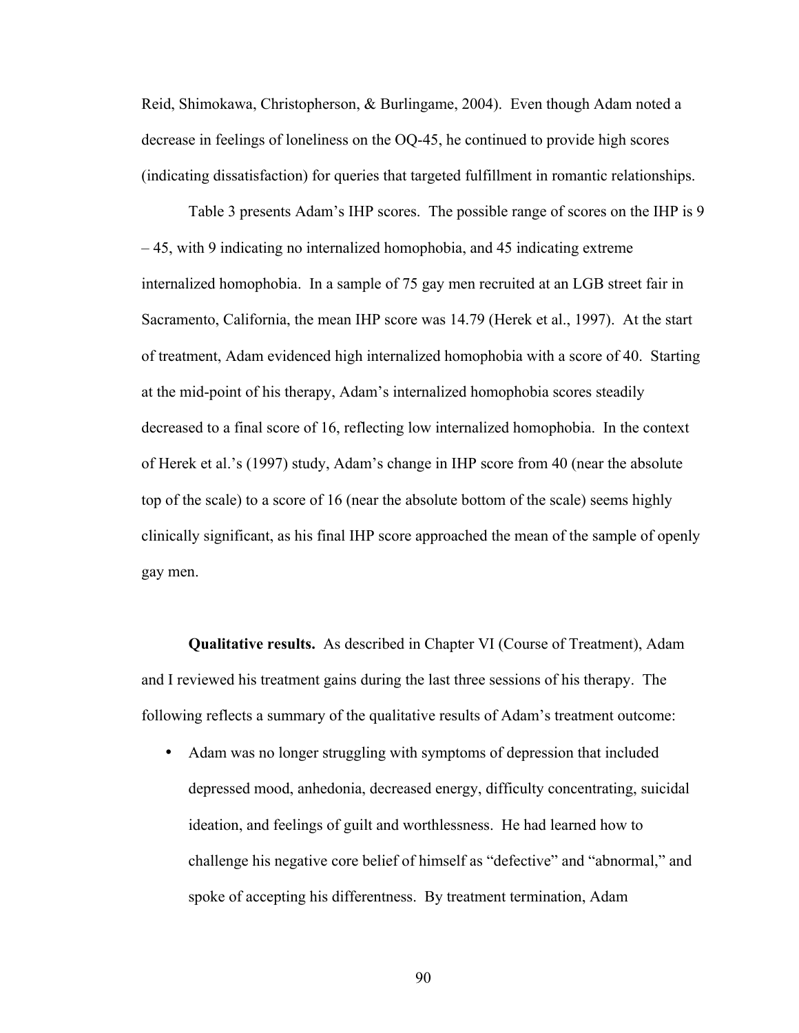Reid, Shimokawa, Christopherson, & Burlingame, 2004). Even though Adam noted a decrease in feelings of loneliness on the OQ-45, he continued to provide high scores (indicating dissatisfaction) for queries that targeted fulfillment in romantic relationships.

Table 3 presents Adam's IHP scores. The possible range of scores on the IHP is 9 – 45, with 9 indicating no internalized homophobia, and 45 indicating extreme internalized homophobia. In a sample of 75 gay men recruited at an LGB street fair in Sacramento, California, the mean IHP score was 14.79 (Herek et al., 1997). At the start of treatment, Adam evidenced high internalized homophobia with a score of 40. Starting at the mid-point of his therapy, Adam's internalized homophobia scores steadily decreased to a final score of 16, reflecting low internalized homophobia. In the context of Herek et al.'s (1997) study, Adam's change in IHP score from 40 (near the absolute top of the scale) to a score of 16 (near the absolute bottom of the scale) seems highly clinically significant, as his final IHP score approached the mean of the sample of openly gay men.

**Qualitative results.** As described in Chapter VI (Course of Treatment), Adam and I reviewed his treatment gains during the last three sessions of his therapy. The following reflects a summary of the qualitative results of Adam's treatment outcome:

- Adam was no longer struggling with symptoms of depression that included depressed mood, anhedonia, decreased energy, difficulty concentrating, suicidal ideation, and feelings of guilt and worthlessness. He had learned how to challenge his negative core belief of himself as "defective" and "abnormal," and spoke of accepting his differentness. By treatment termination, Adam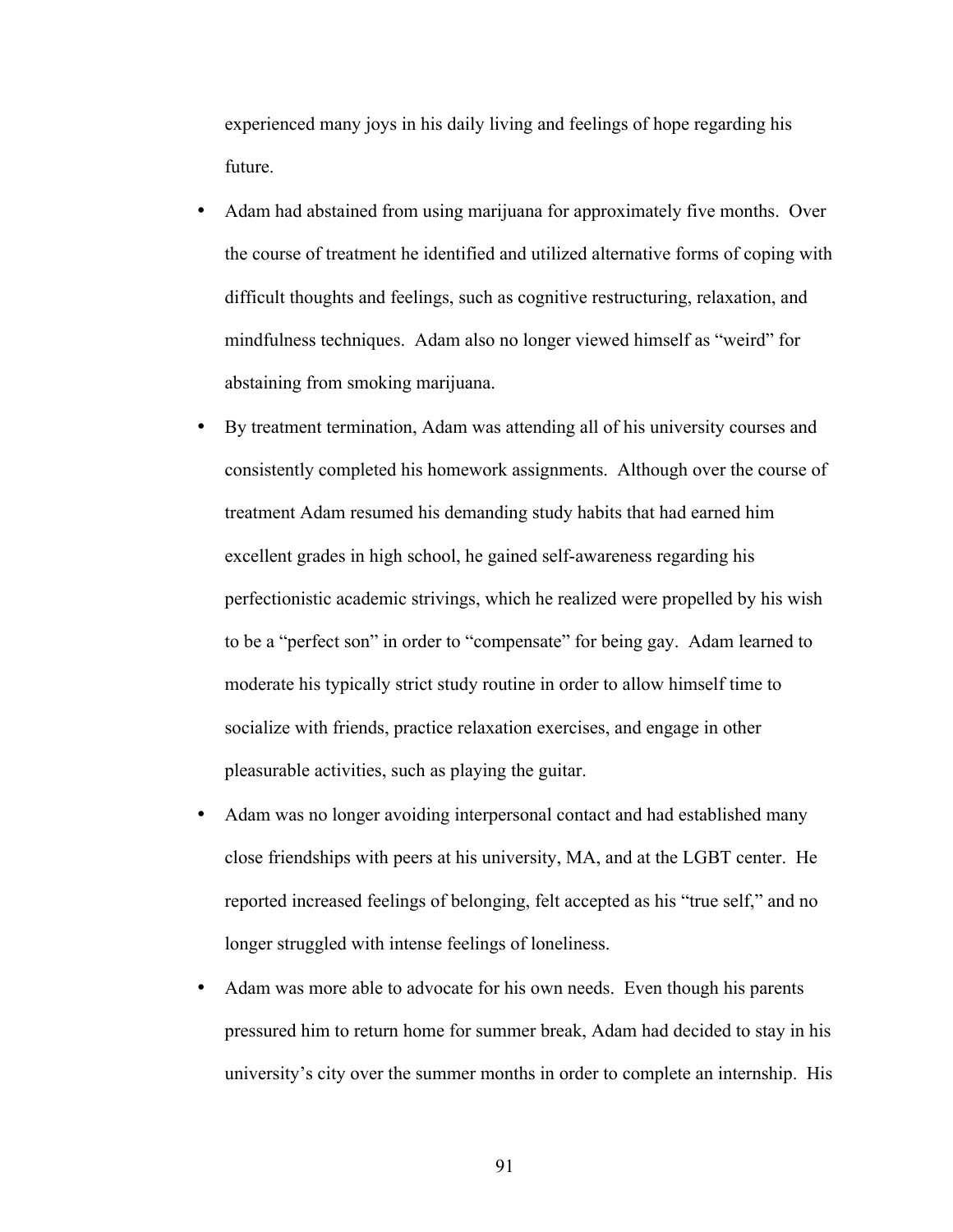experienced many joys in his daily living and feelings of hope regarding his future.

- Adam had abstained from using marijuana for approximately five months. Over the course of treatment he identified and utilized alternative forms of coping with difficult thoughts and feelings, such as cognitive restructuring, relaxation, and mindfulness techniques. Adam also no longer viewed himself as "weird" for abstaining from smoking marijuana.
- By treatment termination, Adam was attending all of his university courses and consistently completed his homework assignments. Although over the course of treatment Adam resumed his demanding study habits that had earned him excellent grades in high school, he gained self-awareness regarding his perfectionistic academic strivings, which he realized were propelled by his wish to be a "perfect son" in order to "compensate" for being gay. Adam learned to moderate his typically strict study routine in order to allow himself time to socialize with friends, practice relaxation exercises, and engage in other pleasurable activities, such as playing the guitar.
- Adam was no longer avoiding interpersonal contact and had established many close friendships with peers at his university, MA, and at the LGBT center. He reported increased feelings of belonging, felt accepted as his "true self," and no longer struggled with intense feelings of loneliness.
- Adam was more able to advocate for his own needs. Even though his parents pressured him to return home for summer break, Adam had decided to stay in his university's city over the summer months in order to complete an internship. His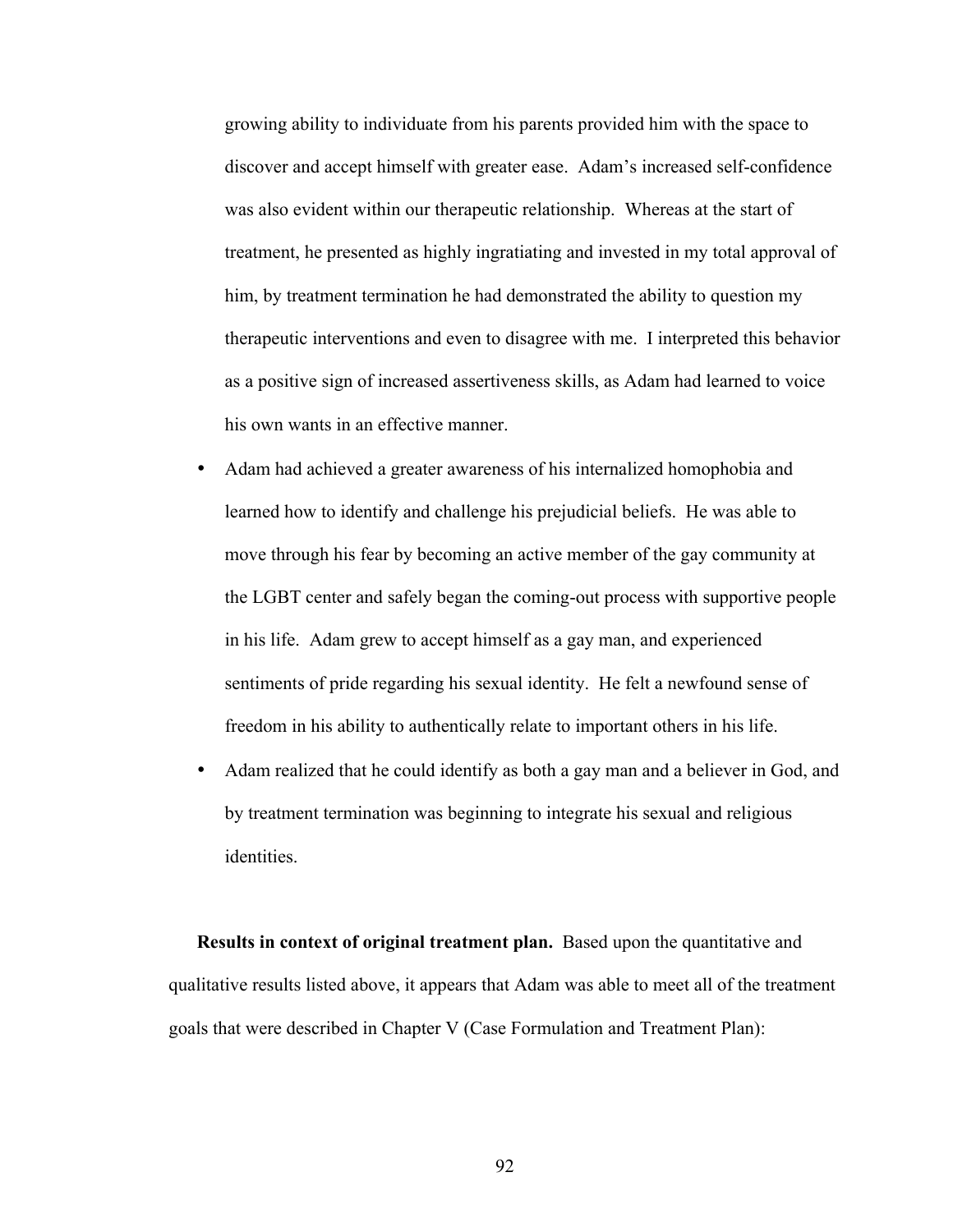growing ability to individuate from his parents provided him with the space to discover and accept himself with greater ease. Adam's increased self-confidence was also evident within our therapeutic relationship. Whereas at the start of treatment, he presented as highly ingratiating and invested in my total approval of him, by treatment termination he had demonstrated the ability to question my therapeutic interventions and even to disagree with me. I interpreted this behavior as a positive sign of increased assertiveness skills, as Adam had learned to voice his own wants in an effective manner.

- Adam had achieved a greater awareness of his internalized homophobia and learned how to identify and challenge his prejudicial beliefs. He was able to move through his fear by becoming an active member of the gay community at the LGBT center and safely began the coming-out process with supportive people in his life. Adam grew to accept himself as a gay man, and experienced sentiments of pride regarding his sexual identity. He felt a newfound sense of freedom in his ability to authentically relate to important others in his life.
- Adam realized that he could identify as both a gay man and a believer in God, and by treatment termination was beginning to integrate his sexual and religious identities.

**Results in context of original treatment plan.** Based upon the quantitative and qualitative results listed above, it appears that Adam was able to meet all of the treatment goals that were described in Chapter V (Case Formulation and Treatment Plan):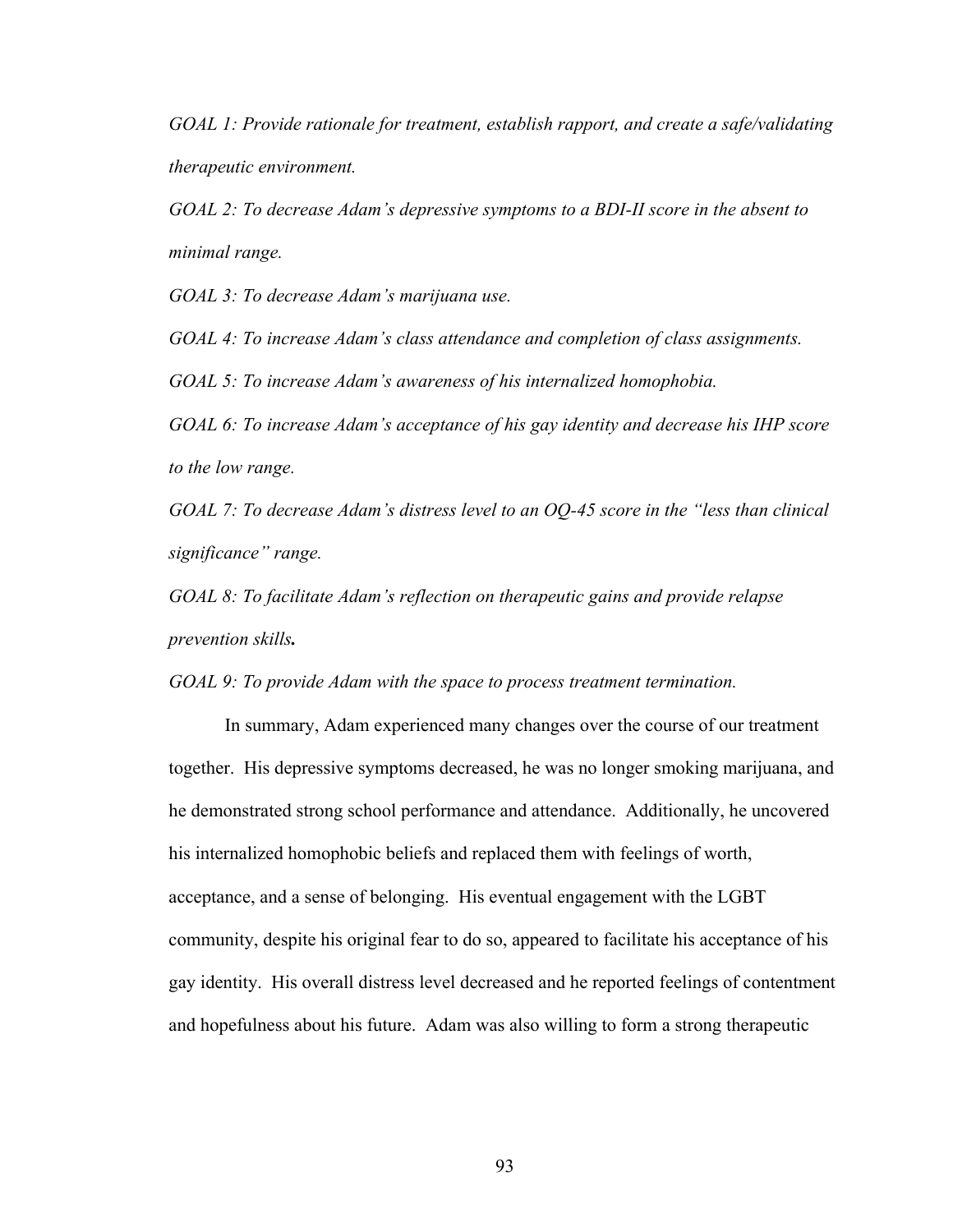*GOAL 1: Provide rationale for treatment, establish rapport, and create a safe/validating therapeutic environment.*

*GOAL 2: To decrease Adam's depressive symptoms to a BDI-II score in the absent to minimal range.*

*GOAL 3: To decrease Adam's marijuana use.*

*GOAL 4: To increase Adam's class attendance and completion of class assignments.*

*GOAL 5: To increase Adam's awareness of his internalized homophobia.*

*GOAL 6: To increase Adam's acceptance of his gay identity and decrease his IHP score to the low range.*

*GOAL 7: To decrease Adam's distress level to an OQ-45 score in the "less than clinical significance" range.*

*GOAL 8: To facilitate Adam's reflection on therapeutic gains and provide relapse prevention skills.*

*GOAL 9: To provide Adam with the space to process treatment termination.*

In summary, Adam experienced many changes over the course of our treatment together. His depressive symptoms decreased, he was no longer smoking marijuana, and he demonstrated strong school performance and attendance. Additionally, he uncovered his internalized homophobic beliefs and replaced them with feelings of worth, acceptance, and a sense of belonging. His eventual engagement with the LGBT community, despite his original fear to do so, appeared to facilitate his acceptance of his gay identity. His overall distress level decreased and he reported feelings of contentment and hopefulness about his future. Adam was also willing to form a strong therapeutic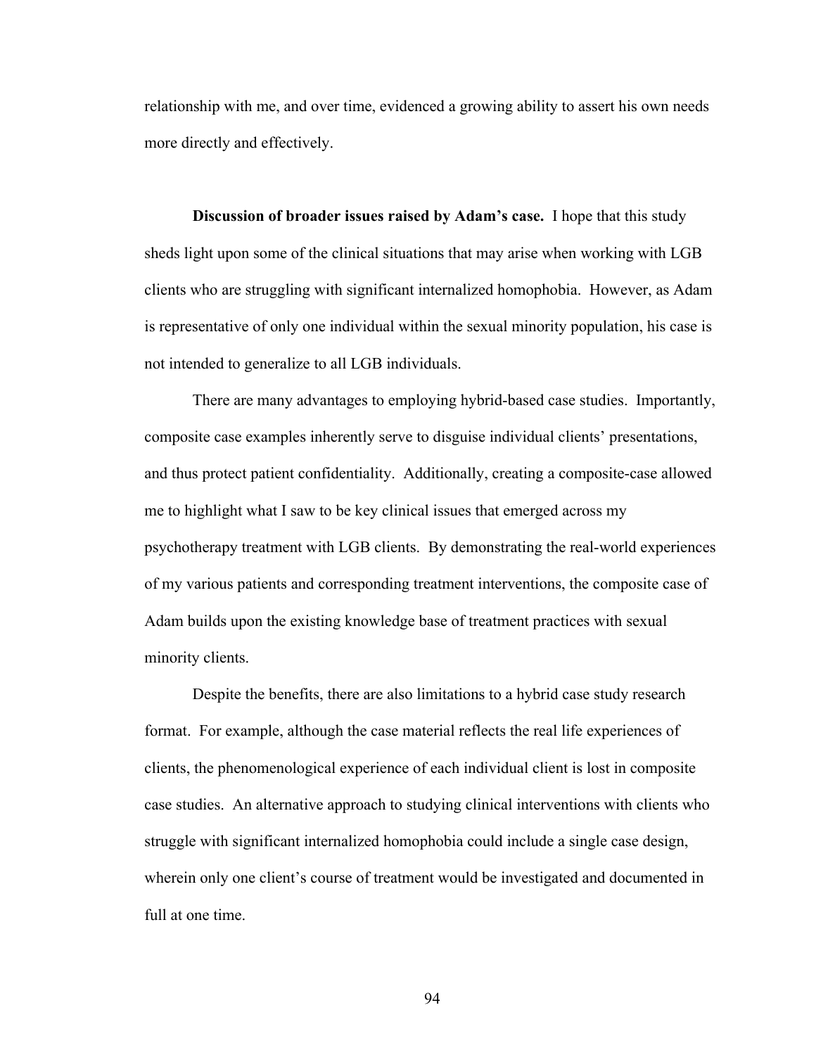relationship with me, and over time, evidenced a growing ability to assert his own needs more directly and effectively.

**Discussion of broader issues raised by Adam's case.** I hope that this study sheds light upon some of the clinical situations that may arise when working with LGB clients who are struggling with significant internalized homophobia. However, as Adam is representative of only one individual within the sexual minority population, his case is not intended to generalize to all LGB individuals.

There are many advantages to employing hybrid-based case studies. Importantly, composite case examples inherently serve to disguise individual clients' presentations, and thus protect patient confidentiality. Additionally, creating a composite-case allowed me to highlight what I saw to be key clinical issues that emerged across my psychotherapy treatment with LGB clients. By demonstrating the real-world experiences of my various patients and corresponding treatment interventions, the composite case of Adam builds upon the existing knowledge base of treatment practices with sexual minority clients.

Despite the benefits, there are also limitations to a hybrid case study research format. For example, although the case material reflects the real life experiences of clients, the phenomenological experience of each individual client is lost in composite case studies. An alternative approach to studying clinical interventions with clients who struggle with significant internalized homophobia could include a single case design, wherein only one client's course of treatment would be investigated and documented in full at one time.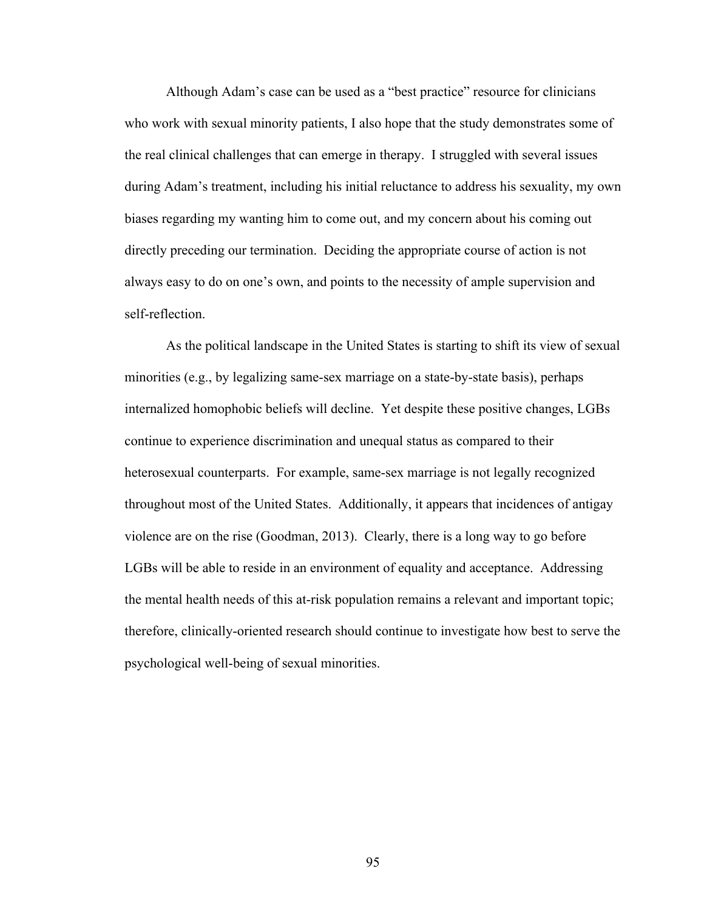Although Adam's case can be used as a "best practice" resource for clinicians who work with sexual minority patients, I also hope that the study demonstrates some of the real clinical challenges that can emerge in therapy. I struggled with several issues during Adam's treatment, including his initial reluctance to address his sexuality, my own biases regarding my wanting him to come out, and my concern about his coming out directly preceding our termination. Deciding the appropriate course of action is not always easy to do on one's own, and points to the necessity of ample supervision and self-reflection.

As the political landscape in the United States is starting to shift its view of sexual minorities (e.g., by legalizing same-sex marriage on a state-by-state basis), perhaps internalized homophobic beliefs will decline. Yet despite these positive changes, LGBs continue to experience discrimination and unequal status as compared to their heterosexual counterparts. For example, same-sex marriage is not legally recognized throughout most of the United States. Additionally, it appears that incidences of antigay violence are on the rise (Goodman, 2013). Clearly, there is a long way to go before LGBs will be able to reside in an environment of equality and acceptance. Addressing the mental health needs of this at-risk population remains a relevant and important topic; therefore, clinically-oriented research should continue to investigate how best to serve the psychological well-being of sexual minorities.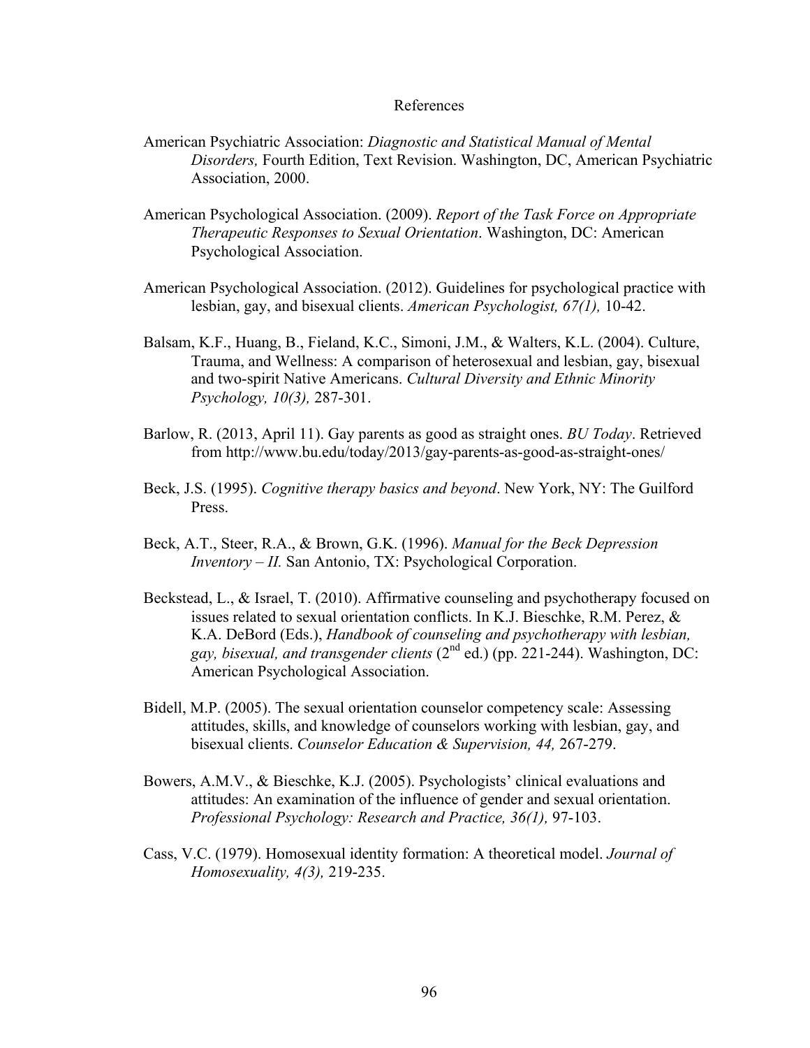# References

American Psychiatric Association: *Diagnostic and Statistical Manual of Mental Disorders,* Fourth Edition, Text Revision. Washington, DC, American Psychiatric Association, 2000.

American Psychological Association. (2009). *Report of the Task Force on Appropriate Therapeutic Responses to Sexual Orientation*. Washington, DC: American Psychological Association.

American Psychological Association. (2012). Guidelines for psychological practice with lesbian, gay, and bisexual clients. *American Psychologist, 67(1),* 10-42.

Balsam, K.F., Huang, B., Fieland, K.C., Simoni, J.M., & Walters, K.L. (2004). Culture, Trauma, and Wellness: A comparison of heterosexual and lesbian, gay, bisexual and two-spirit Native Americans. *Cultural Diversity and Ethnic Minority Psychology, 10(3),* 287-301.

Barlow, R. (2013, April 11). Gay parents as good as straight ones. *BU Today*. Retrieved from http://www.bu.edu/today/2013/gay-parents-as-good-as-straight-ones/

Beck, J.S. (1995). *Cognitive therapy basics and beyond*. New York, NY: The Guilford Press.

Beck, A.T., Steer, R.A., & Brown, G.K. (1996). *Manual for the Beck Depression Inventory – II.* San Antonio, TX: Psychological Corporation.

Beckstead, L., & Israel, T. (2010). Affirmative counseling and psychotherapy focused on issues related to sexual orientation conflicts. In K.J. Bieschke, R.M. Perez, & K.A. DeBord (Eds.), *Handbook of counseling and psychotherapy with lesbian, gay, bisexual, and transgender clients* (2nd ed.) (pp. 221-244). Washington, DC: American Psychological Association.

Bidell, M.P. (2005). The sexual orientation counselor competency scale: Assessing attitudes, skills, and knowledge of counselors working with lesbian, gay, and bisexual clients. *Counselor Education & Supervision, 44,* 267-279.

Bowers, A.M.V., & Bieschke, K.J. (2005). Psychologists' clinical evaluations and attitudes: An examination of the influence of gender and sexual orientation. *Professional Psychology: Research and Practice, 36(1),* 97-103.

Cass, V.C. (1979). Homosexual identity formation: A theoretical model. *Journal of Homosexuality, 4(3),* 219-235.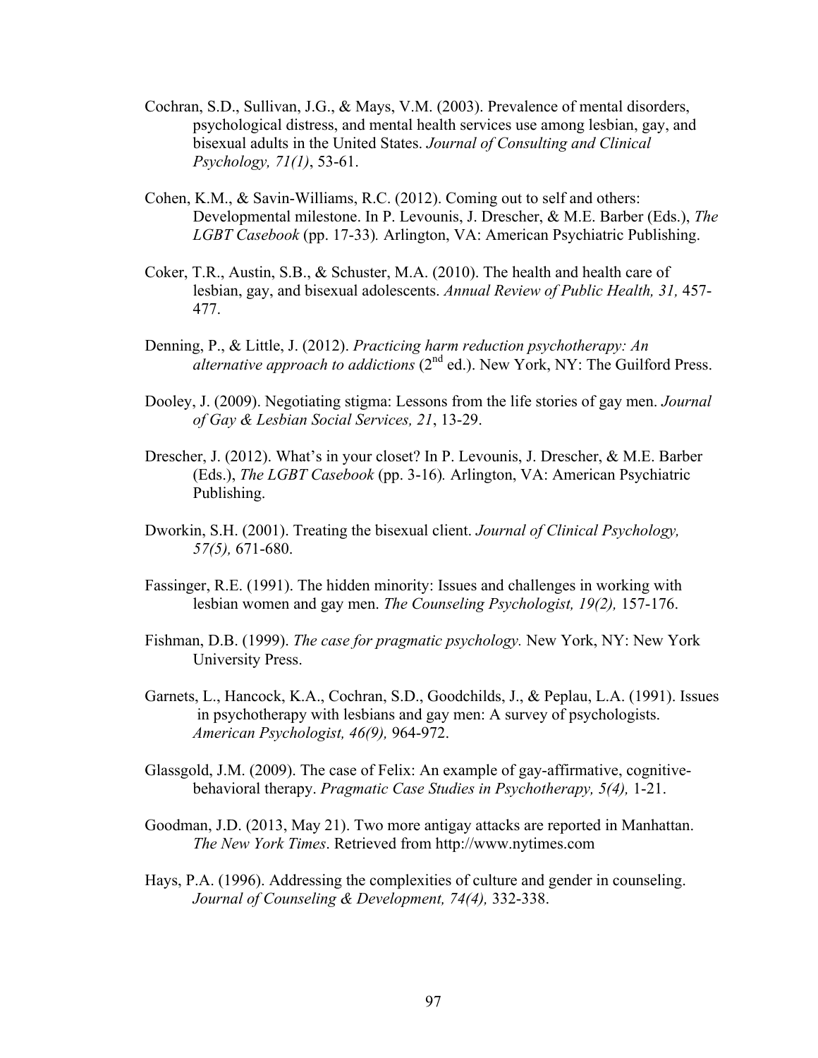Cochran, S.D., Sullivan, J.G., & Mays, V.M. (2003). Prevalence of mental disorders, psychological distress, and mental health services use among lesbian, gay, and bisexual adults in the United States. *Journal of Consulting and Clinical Psychology, 71(1)*, 53-61.

Cohen, K.M., & Savin-Williams, R.C. (2012). Coming out to self and others: Developmental milestone. In P. Levounis, J. Drescher, & M.E. Barber (Eds.), *The LGBT Casebook* (pp. 17-33)*.* Arlington, VA: American Psychiatric Publishing.

Coker, T.R., Austin, S.B., & Schuster, M.A. (2010). The health and health care of lesbian, gay, and bisexual adolescents. *Annual Review of Public Health, 31,* 457-477.

Denning, P., & Little, J. (2012). *Practicing harm reduction psychotherapy: An alternative approach to addictions* (2nd ed.). New York, NY: The Guilford Press.

Dooley, J. (2009). Negotiating stigma: Lessons from the life stories of gay men. *Journal of Gay & Lesbian Social Services, 21*, 13-29.

Drescher, J. (2012). What's in your closet? In P. Levounis, J. Drescher, & M.E. Barber (Eds.), *The LGBT Casebook* (pp. 3-16)*.* Arlington, VA: American Psychiatric Publishing.

Dworkin, S.H. (2001). Treating the bisexual client. *Journal of Clinical Psychology, 57(5),* 671-680.

Fassinger, R.E. (1991). The hidden minority: Issues and challenges in working with lesbian women and gay men. *The Counseling Psychologist, 19(2),* 157-176.

Fishman, D.B. (1999). *The case for pragmatic psychology.* New York, NY: New York University Press.

Garnets, L., Hancock, K.A., Cochran, S.D., Goodchilds, J., & Peplau, L.A. (1991). Issues in psychotherapy with lesbians and gay men: A survey of psychologists. *American Psychologist, 46(9),* 964-972.

Glassgold, J.M. (2009). The case of Felix: An example of gay-affirmative, cognitive-behavioral therapy. *Pragmatic Case Studies in Psychotherapy, 5(4),* 1-21.

Goodman, J.D. (2013, May 21). Two more antigay attacks are reported in Manhattan. *The New York Times*. Retrieved from http://www.nytimes.com

Hays, P.A. (1996). Addressing the complexities of culture and gender in counseling. *Journal of Counseling & Development, 74(4),* 332-338.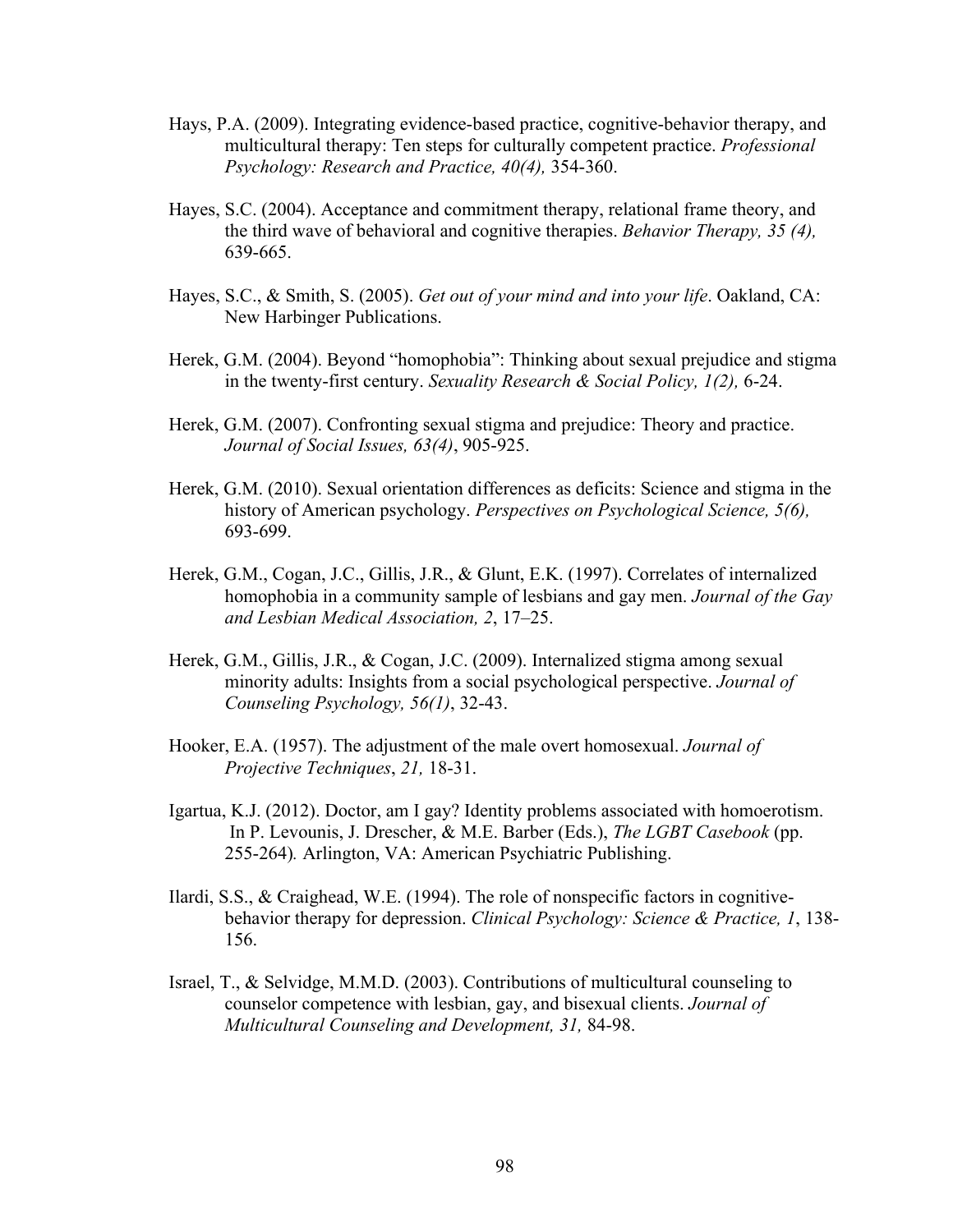Hays, P.A. (2009). Integrating evidence-based practice, cognitive-behavior therapy, and multicultural therapy: Ten steps for culturally competent practice. *Professional Psychology: Research and Practice, 40(4),* 354-360.

Hayes, S.C. (2004). Acceptance and commitment therapy, relational frame theory, and the third wave of behavioral and cognitive therapies. *Behavior Therapy, 35 (4),* 639-665.

Hayes, S.C., & Smith, S. (2005). *Get out of your mind and into your life*. Oakland, CA: New Harbinger Publications.

Herek, G.M. (2004). Beyond "homophobia": Thinking about sexual prejudice and stigma in the twenty-first century. *Sexuality Research & Social Policy, 1(2),* 6-24.

Herek, G.M. (2007). Confronting sexual stigma and prejudice: Theory and practice. *Journal of Social Issues, 63(4)*, 905-925.

Herek, G.M. (2010). Sexual orientation differences as deficits: Science and stigma in the history of American psychology. *Perspectives on Psychological Science, 5(6),* 693-699.

Herek, G.M., Cogan, J.C., Gillis, J.R., & Glunt, E.K. (1997). Correlates of internalized homophobia in a community sample of lesbians and gay men. *Journal of the Gay and Lesbian Medical Association, 2*, 17–25.

Herek, G.M., Gillis, J.R., & Cogan, J.C. (2009). Internalized stigma among sexual minority adults: Insights from a social psychological perspective. *Journal of Counseling Psychology, 56(1)*, 32-43.

Hooker, E.A. (1957). The adjustment of the male overt homosexual. *Journal of Projective Techniques*, *21,* 18-31.

Igartua, K.J. (2012). Doctor, am I gay? Identity problems associated with homoerotism. In P. Levounis, J. Drescher, & M.E. Barber (Eds.), *The LGBT Casebook* (pp. 255-264)*.* Arlington, VA: American Psychiatric Publishing.

Ilardi, S.S., & Craighead, W.E. (1994). The role of nonspecific factors in cognitive-behavior therapy for depression. *Clinical Psychology: Science & Practice, 1*, 138-156.

Israel, T., & Selvidge, M.M.D. (2003). Contributions of multicultural counseling to counselor competence with lesbian, gay, and bisexual clients. *Journal of Multicultural Counseling and Development, 31,* 84-98.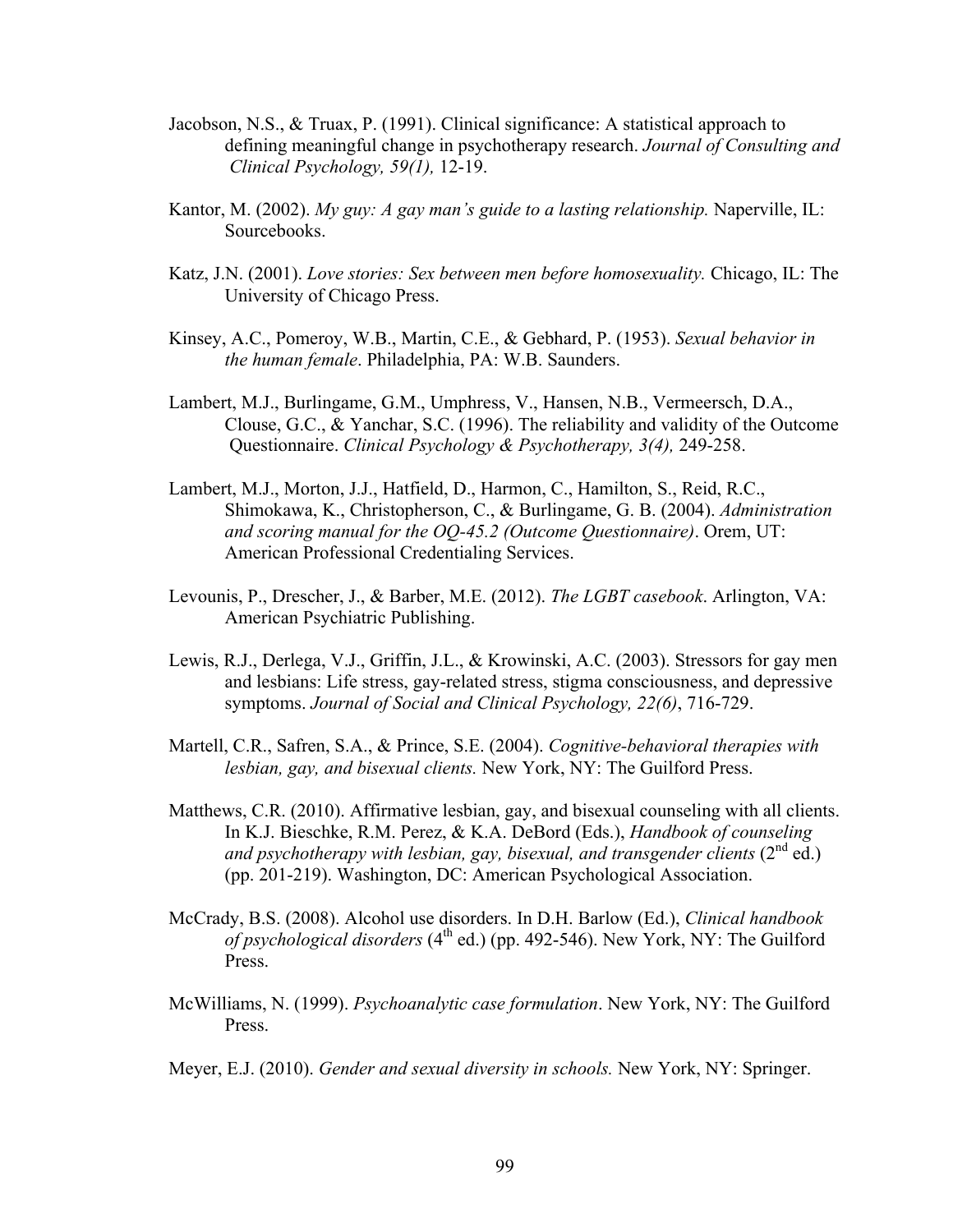Jacobson, N.S., & Truax, P. (1991). Clinical significance: A statistical approach to defining meaningful change in psychotherapy research. *Journal of Consulting and Clinical Psychology, 59(1),* 12-19.

Kantor, M. (2002). *My guy: A gay man's guide to a lasting relationship.* Naperville, IL: Sourcebooks.

Katz, J.N. (2001). *Love stories: Sex between men before homosexuality.* Chicago, IL: The University of Chicago Press.

Kinsey, A.C., Pomeroy, W.B., Martin, C.E., & Gebhard, P. (1953). *Sexual behavior in the human female*. Philadelphia, PA: W.B. Saunders.

Lambert, M.J., Burlingame, G.M., Umphress, V., Hansen, N.B., Vermeersch, D.A., Clouse, G.C., & Yanchar, S.C. (1996). The reliability and validity of the Outcome Questionnaire. *Clinical Psychology & Psychotherapy, 3(4),* 249-258.

Lambert, M.J., Morton, J.J., Hatfield, D., Harmon, C., Hamilton, S., Reid, R.C., Shimokawa, K., Christopherson, C., & Burlingame, G. B. (2004). *Administration and scoring manual for the OQ-45.2 (Outcome Questionnaire)*. Orem, UT: American Professional Credentialing Services.

Levounis, P., Drescher, J., & Barber, M.E. (2012). *The LGBT casebook*. Arlington, VA: American Psychiatric Publishing.

Lewis, R.J., Derlega, V.J., Griffin, J.L., & Krowinski, A.C. (2003). Stressors for gay men and lesbians: Life stress, gay-related stress, stigma consciousness, and depressive symptoms. *Journal of Social and Clinical Psychology, 22(6)*, 716-729.

Martell, C.R., Safren, S.A., & Prince, S.E. (2004). *Cognitive-behavioral therapies with lesbian, gay, and bisexual clients.* New York, NY: The Guilford Press.

Matthews, C.R. (2010). Affirmative lesbian, gay, and bisexual counseling with all clients. In K.J. Bieschke, R.M. Perez, & K.A. DeBord (Eds.), *Handbook of counseling and psychotherapy with lesbian, gay, bisexual, and transgender clients* (2nd ed.) (pp. 201-219). Washington, DC: American Psychological Association.

McCrady, B.S. (2008). Alcohol use disorders. In D.H. Barlow (Ed.), *Clinical handbook of psychological disorders* (4th ed.) (pp. 492-546). New York, NY: The Guilford Press.

McWilliams, N. (1999). *Psychoanalytic case formulation*. New York, NY: The Guilford Press.

Meyer, E.J. (2010). *Gender and sexual diversity in schools.* New York, NY: Springer.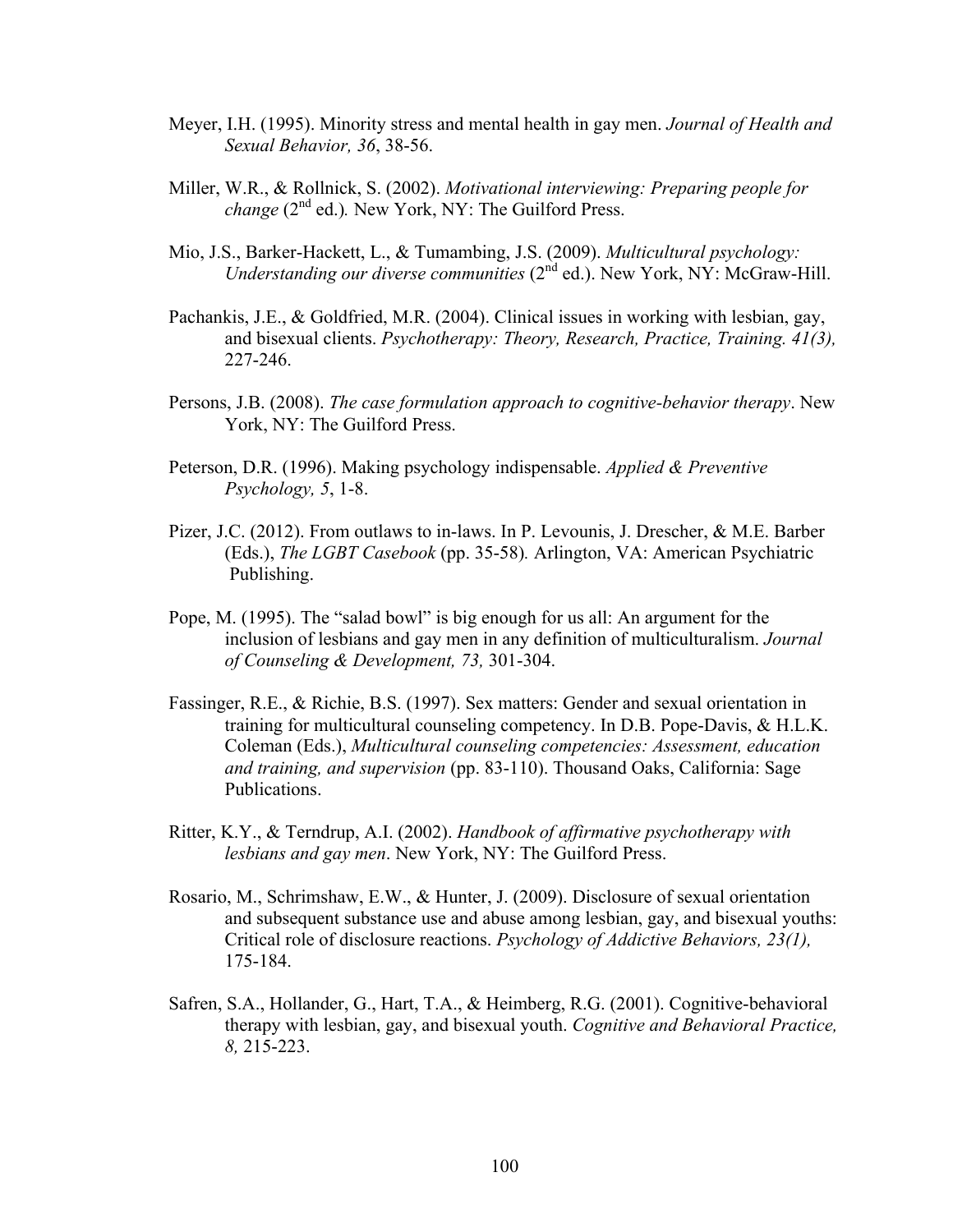Meyer, I.H. (1995). Minority stress and mental health in gay men. *Journal of Health and Sexual Behavior, 36*, 38-56.

Miller, W.R., & Rollnick, S. (2002). *Motivational interviewing: Preparing people for change* (2nd ed.)*.* New York, NY: The Guilford Press.

Mio, J.S., Barker-Hackett, L., & Tumambing, J.S. (2009). *Multicultural psychology: Understanding our diverse communities* (2nd ed.). New York, NY: McGraw-Hill.

Pachankis, J.E., & Goldfried, M.R. (2004). Clinical issues in working with lesbian, gay, and bisexual clients. *Psychotherapy: Theory, Research, Practice, Training. 41(3),* 227-246.

Persons, J.B. (2008). *The case formulation approach to cognitive-behavior therapy*. New York, NY: The Guilford Press.

Peterson, D.R. (1996). Making psychology indispensable. *Applied & Preventive Psychology, 5*, 1-8.

Pizer, J.C. (2012). From outlaws to in-laws. In P. Levounis, J. Drescher, & M.E. Barber (Eds.), *The LGBT Casebook* (pp. 35-58)*.* Arlington, VA: American Psychiatric Publishing.

Pope, M. (1995). The "salad bowl" is big enough for us all: An argument for the inclusion of lesbians and gay men in any definition of multiculturalism. *Journal of Counseling & Development, 73,* 301-304.

Fassinger, R.E., & Richie, B.S. (1997). Sex matters: Gender and sexual orientation in training for multicultural counseling competency. In D.B. Pope-Davis, & H.L.K. Coleman (Eds.), *Multicultural counseling competencies: Assessment, education and training, and supervision* (pp. 83-110). Thousand Oaks, California: Sage Publications.

Ritter, K.Y., & Terndrup, A.I. (2002). *Handbook of affirmative psychotherapy with lesbians and gay men*. New York, NY: The Guilford Press.

Rosario, M., Schrimshaw, E.W., & Hunter, J. (2009). Disclosure of sexual orientation and subsequent substance use and abuse among lesbian, gay, and bisexual youths: Critical role of disclosure reactions. *Psychology of Addictive Behaviors, 23(1),* 175-184.

Safren, S.A., Hollander, G., Hart, T.A., & Heimberg, R.G. (2001). Cognitive-behavioral therapy with lesbian, gay, and bisexual youth. *Cognitive and Behavioral Practice, 8,* 215-223.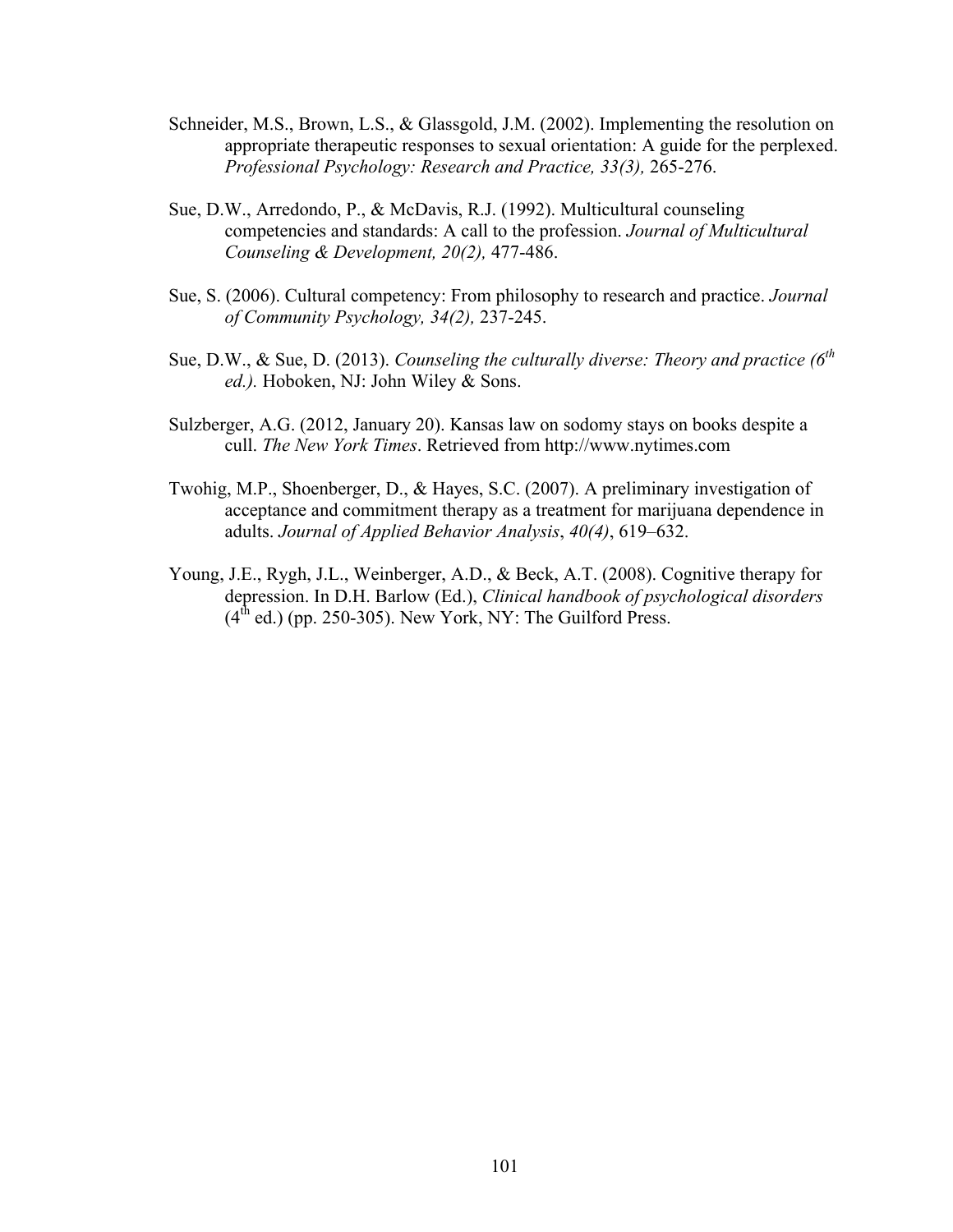Schneider, M.S., Brown, L.S., & Glassgold, J.M. (2002). Implementing the resolution on appropriate therapeutic responses to sexual orientation: A guide for the perplexed. *Professional Psychology: Research and Practice, 33(3),* 265-276.

Sue, D.W., Arredondo, P., & McDavis, R.J. (1992). Multicultural counseling competencies and standards: A call to the profession. *Journal of Multicultural Counseling & Development, 20(2),* 477-486.

Sue, S. (2006). Cultural competency: From philosophy to research and practice. *Journal of Community Psychology, 34(2),* 237-245.

Sue, D.W., & Sue, D. (2013). *Counseling the culturally diverse: Theory and practice (6th ed.).* Hoboken, NJ: John Wiley & Sons.

Sulzberger, A.G. (2012, January 20). Kansas law on sodomy stays on books despite a cull. *The New York Times*. Retrieved from http://www.nytimes.com

Twohig, M.P., Shoenberger, D., & Hayes, S.C. (2007). A preliminary investigation of acceptance and commitment therapy as a treatment for marijuana dependence in adults. *Journal of Applied Behavior Analysis*, *40(4)*, 619–632.

Young, J.E., Rygh, J.L., Weinberger, A.D., & Beck, A.T. (2008). Cognitive therapy for depression. In D.H. Barlow (Ed.), *Clinical handbook of psychological disorders* (4th ed.) (pp. 250-305). New York, NY: The Guilford Press.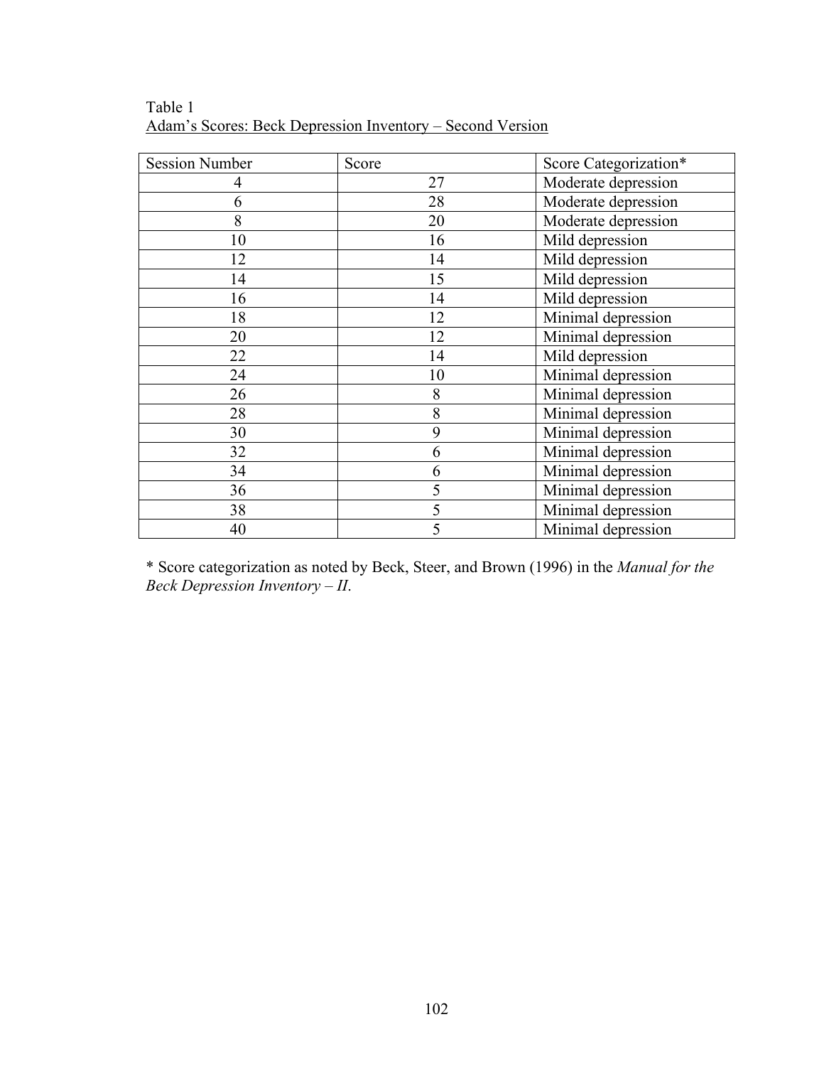Table 1
Adam's Scores: Beck Depression Inventory – Second Version

| Session Number | Score | Score Categorization* |
|---|---|---|
| 4 | 27 | Moderate depression |
| 6 | 28 | Moderate depression |
| 8 | 20 | Moderate depression |
| 10 | 16 | Mild depression |
| 12 | 14 | Mild depression |
| 14 | 15 | Mild depression |
| 16 | 14 | Mild depression |
| 18 | 12 | Minimal depression |
| 20 | 12 | Minimal depression |
| 22 | 14 | Mild depression |
| 24 | 10 | Minimal depression |
| 26 | 8 | Minimal depression |
| 28 | 8 | Minimal depression |
| 30 | 9 | Minimal depression |
| 32 | 6 | Minimal depression |
| 34 | 6 | Minimal depression |
| 36 | 5 | Minimal depression |
| 38 | 5 | Minimal depression |
| 40 | 5 | Minimal depression |

* Score categorization as noted by Beck, Steer, and Brown (1996) in the *Manual for the Beck Depression Inventory – II*.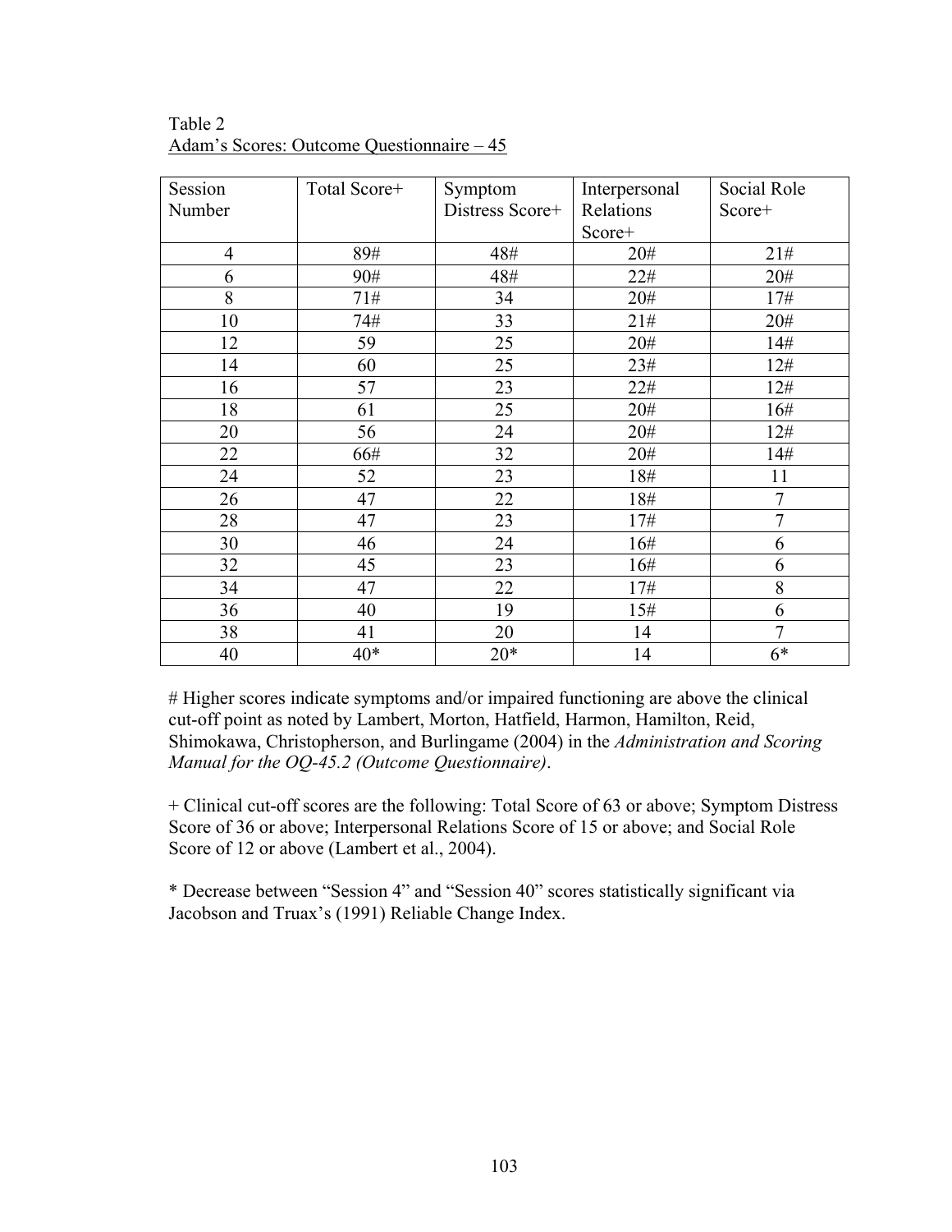Table 2

Adam's Scores: Outcome Questionnaire – 45

| Session Number | Total Score+ | Symptom Distress Score+ | Interpersonal Relations Score+ | Social Role Score+ |
|---|---|---|---|---|
| 4 | 89# | 48# | 20# | 21# |
| 6 | 90# | 48# | 22# | 20# |
| 8 | 71# | 34 | 20# | 17# |
| 10 | 74# | 33 | 21# | 20# |
| 12 | 59 | 25 | 20# | 14# |
| 14 | 60 | 25 | 23# | 12# |
| 16 | 57 | 23 | 22# | 12# |
| 18 | 61 | 25 | 20# | 16# |
| 20 | 56 | 24 | 20# | 12# |
| 22 | 66# | 32 | 20# | 14# |
| 24 | 52 | 23 | 18# | 11 |
| 26 | 47 | 22 | 18# | 7 |
| 28 | 47 | 23 | 17# | 7 |
| 30 | 46 | 24 | 16# | 6 |
| 32 | 45 | 23 | 16# | 6 |
| 34 | 47 | 22 | 17# | 8 |
| 36 | 40 | 19 | 15# | 6 |
| 38 | 41 | 20 | 14 | 7 |
| 40 | 40* | 20* | 14 | 6* |

# Higher scores indicate symptoms and/or impaired functioning are above the clinical cut-off point as noted by Lambert, Morton, Hatfield, Harmon, Hamilton, Reid, Shimokawa, Christopherson, and Burlingame (2004) in the *Administration and Scoring Manual for the OQ-45.2 (Outcome Questionnaire)*.

+ Clinical cut-off scores are the following: Total Score of 63 or above; Symptom Distress Score of 36 or above; Interpersonal Relations Score of 15 or above; and Social Role Score of 12 or above (Lambert et al., 2004).

* Decrease between "Session 4" and "Session 40" scores statistically significant via Jacobson and Truax's (1991) Reliable Change Index.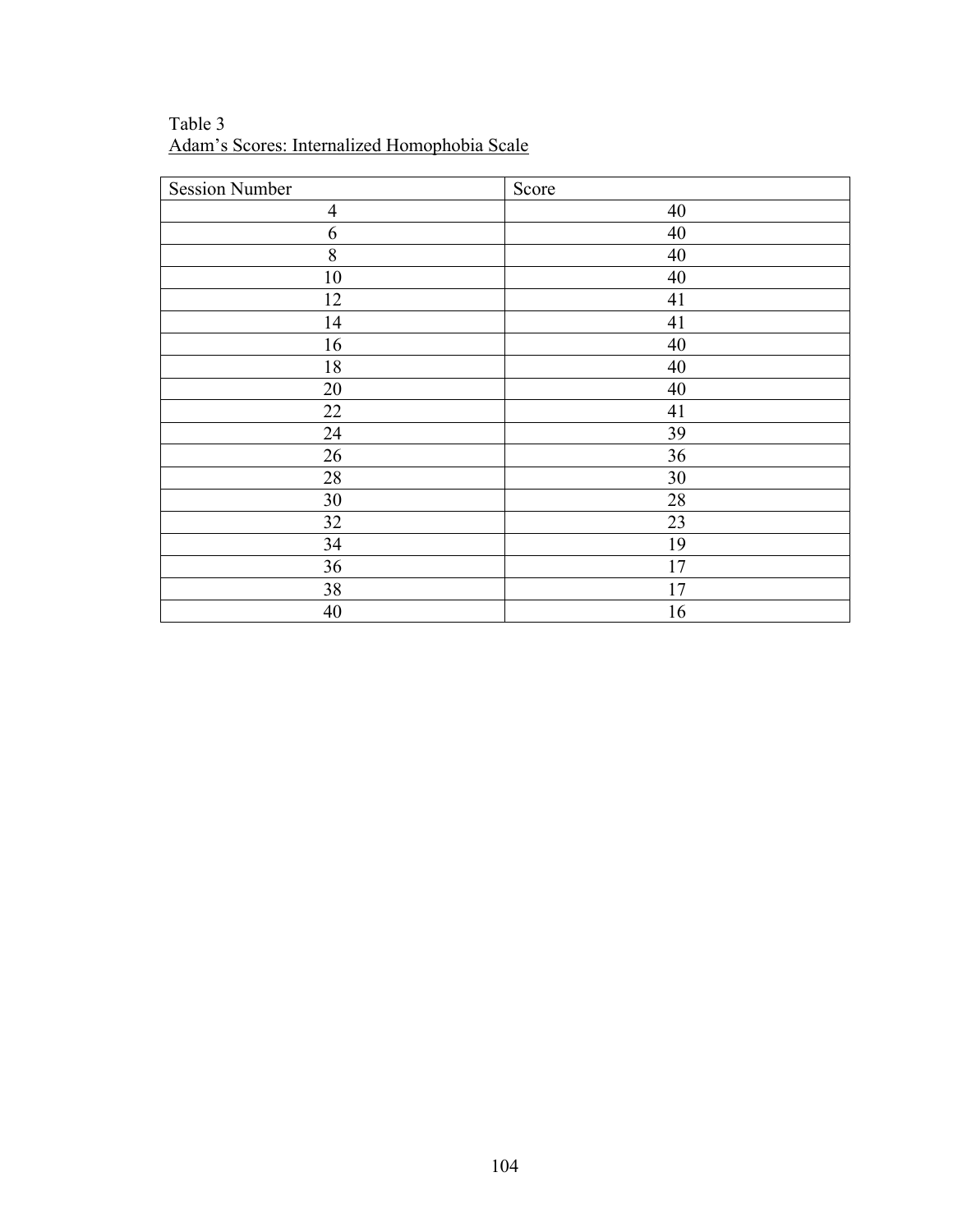Table 3
Adam's Scores: Internalized Homophobia Scale

| Session Number | Score |
|---|---|
| 4 | 40 |
| 6 | 40 |
| 8 | 40 |
| 10 | 40 |
| 12 | 41 |
| 14 | 41 |
| 16 | 40 |
| 18 | 40 |
| 20 | 40 |
| 22 | 41 |
| 24 | 39 |
| 26 | 36 |
| 28 | 30 |
| 30 | 28 |
| 32 | 23 |
| 34 | 19 |
| 36 | 17 |
| 38 | 17 |
| 40 | 16 |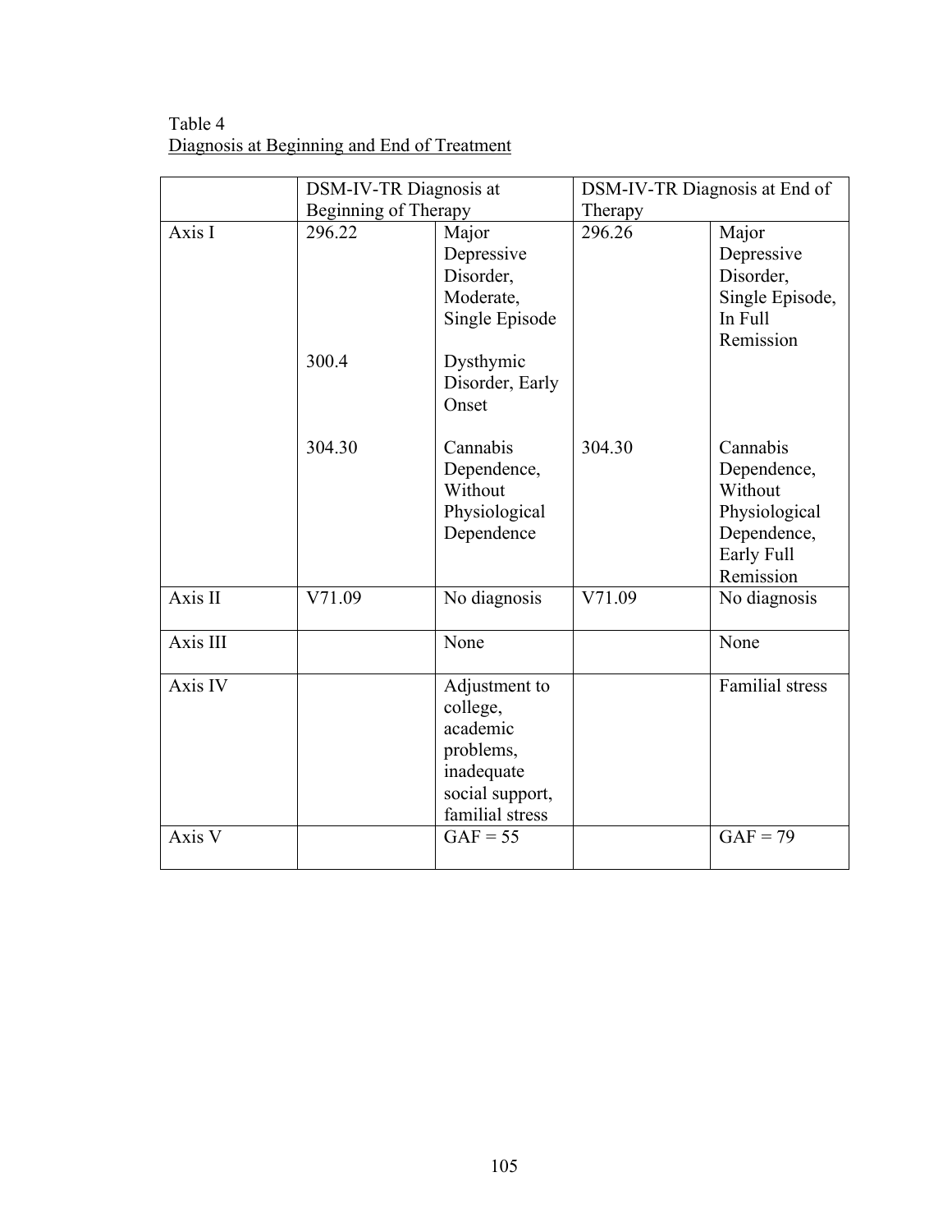Table 4
Diagnosis at Beginning and End of Treatment

| | DSM-IV-TR Diagnosis at Beginning of Therapy | | DSM-IV-TR Diagnosis at End of Therapy | |
|---|---|---|---|---|
| Axis I | 296.22 | Major Depressive Disorder, Moderate, Single Episode | 296.26 | Major Depressive Disorder, Single Episode, In Full Remission |
| | 300.4 | Dysthymic Disorder, Early Onset | | |
| | 304.30 | Cannabis Dependence, Without Physiological Dependence | 304.30 | Cannabis Dependence, Without Physiological Dependence, Early Full Remission |
| Axis II | V71.09 | No diagnosis | V71.09 | No diagnosis |
| Axis III | | None | | None |
| Axis IV | | Adjustment to college, academic problems, inadequate social support, familial stress | | Familial stress |
| Axis V | | GAF = 55 | | GAF = 79 |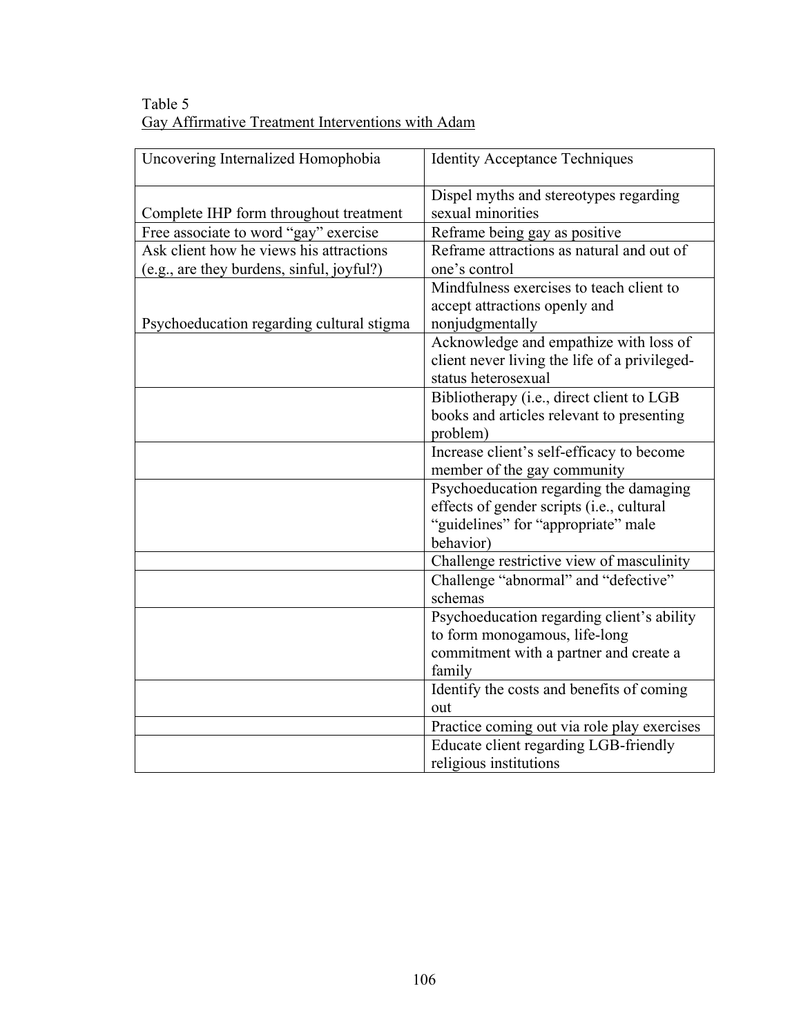Table 5
Gay Affirmative Treatment Interventions with Adam

| Uncovering Internalized Homophobia | Identity Acceptance Techniques |
|---|---|
| Complete IHP form throughout treatment | Dispel myths and stereotypes regarding sexual minorities |
| Free associate to word "gay" exercise | Reframe being gay as positive |
| Ask client how he views his attractions (e.g., are they burdens, sinful, joyful?) | Reframe attractions as natural and out of one's control |
| Psychoeducation regarding cultural stigma | Mindfulness exercises to teach client to accept attractions openly and nonjudgmentally |
| | Acknowledge and empathize with loss of client never living the life of a privileged-status heterosexual |
| | Bibliotherapy (i.e., direct client to LGB books and articles relevant to presenting problem) |
| | Increase client's self-efficacy to become member of the gay community |
| | Psychoeducation regarding the damaging effects of gender scripts (i.e., cultural "guidelines" for "appropriate" male behavior) |
| | Challenge restrictive view of masculinity |
| | Challenge "abnormal" and "defective" schemas |
| | Psychoeducation regarding client's ability to form monogamous, life-long commitment with a partner and create a family |
| | Identify the costs and benefits of coming out |
| | Practice coming out via role play exercises |
| | Educate client regarding LGB-friendly religious institutions |